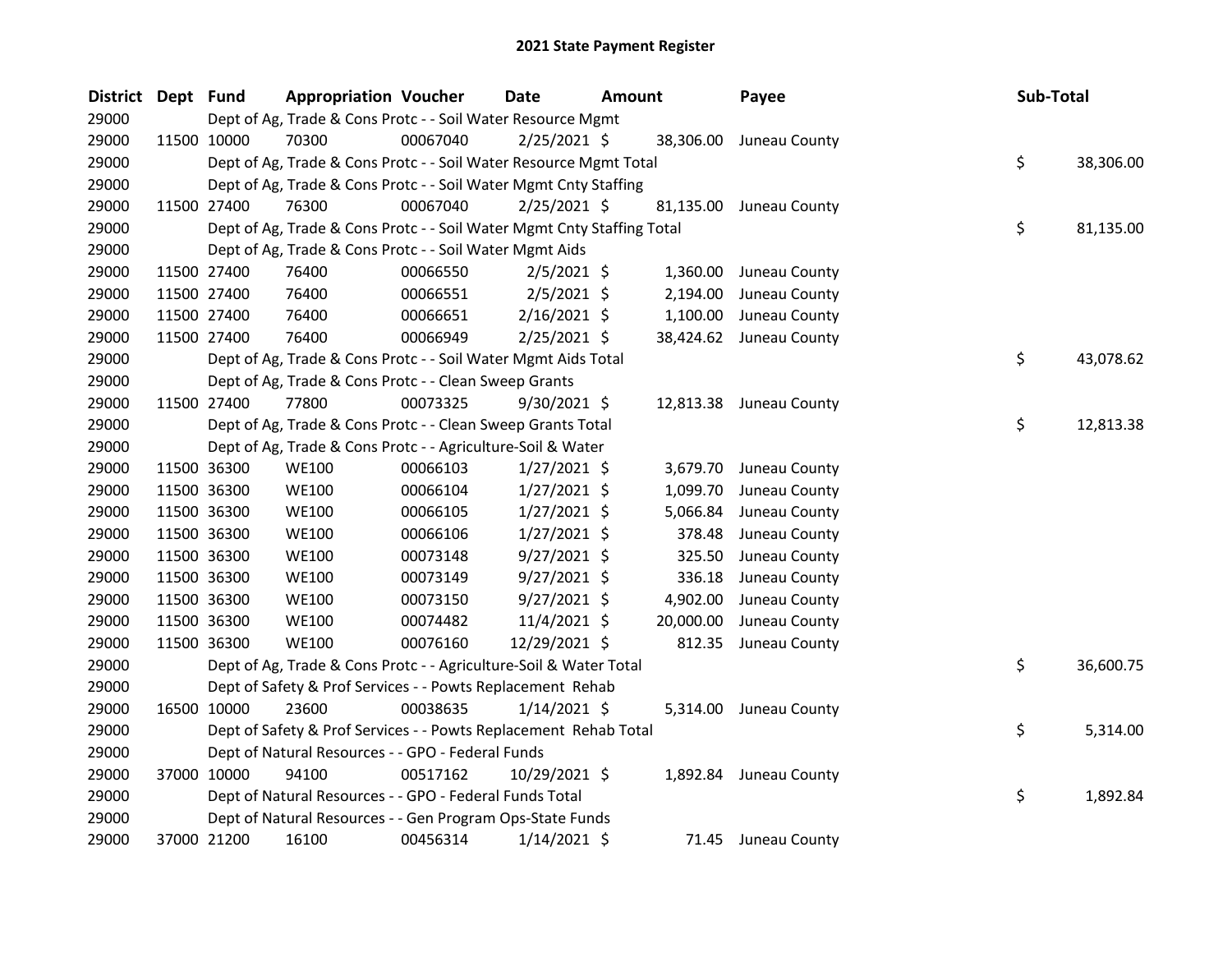# 2021 State Payment Register

| District | Dept | Fund | Appropriation | Voucher | Date | Amount | Payee | Sub-Total |
|---|---|---|---|---|---|---|---|---|
| 29000 | | Dept of Ag, Trade & Cons Protc - - Soil Water Resource Mgmt | | | | | | |
| 29000 | 11500 | 10000 | 70300 | 00067040 | 2/25/2021 | $ 38,306.00 | Juneau County | |
| 29000 | | Dept of Ag, Trade & Cons Protc - - Soil Water Resource Mgmt Total | | | | | | $ 38,306.00 |
| 29000 | | Dept of Ag, Trade & Cons Protc - - Soil Water Mgmt Cnty Staffing | | | | | | |
| 29000 | 11500 | 27400 | 76300 | 00067040 | 2/25/2021 | $ 81,135.00 | Juneau County | |
| 29000 | | Dept of Ag, Trade & Cons Protc - - Soil Water Mgmt Cnty Staffing Total | | | | | | $ 81,135.00 |
| 29000 | | Dept of Ag, Trade & Cons Protc - - Soil Water Mgmt Aids | | | | | | |
| 29000 | 11500 | 27400 | 76400 | 00066550 | 2/5/2021 | $ 1,360.00 | Juneau County | |
| 29000 | 11500 | 27400 | 76400 | 00066551 | 2/5/2021 | $ 2,194.00 | Juneau County | |
| 29000 | 11500 | 27400 | 76400 | 00066651 | 2/16/2021 | $ 1,100.00 | Juneau County | |
| 29000 | 11500 | 27400 | 76400 | 00066949 | 2/25/2021 | $ 38,424.62 | Juneau County | |
| 29000 | | Dept of Ag, Trade & Cons Protc - - Soil Water Mgmt Aids Total | | | | | | $ 43,078.62 |
| 29000 | | Dept of Ag, Trade & Cons Protc - - Clean Sweep Grants | | | | | | |
| 29000 | 11500 | 27400 | 77800 | 00073325 | 9/30/2021 | $ 12,813.38 | Juneau County | |
| 29000 | | Dept of Ag, Trade & Cons Protc - - Clean Sweep Grants Total | | | | | | $ 12,813.38 |
| 29000 | | Dept of Ag, Trade & Cons Protc - - Agriculture-Soil & Water | | | | | | |
| 29000 | 11500 | 36300 | WE100 | 00066103 | 1/27/2021 | $ 3,679.70 | Juneau County | |
| 29000 | 11500 | 36300 | WE100 | 00066104 | 1/27/2021 | $ 1,099.70 | Juneau County | |
| 29000 | 11500 | 36300 | WE100 | 00066105 | 1/27/2021 | $ 5,066.84 | Juneau County | |
| 29000 | 11500 | 36300 | WE100 | 00066106 | 1/27/2021 | $ 378.48 | Juneau County | |
| 29000 | 11500 | 36300 | WE100 | 00073148 | 9/27/2021 | $ 325.50 | Juneau County | |
| 29000 | 11500 | 36300 | WE100 | 00073149 | 9/27/2021 | $ 336.18 | Juneau County | |
| 29000 | 11500 | 36300 | WE100 | 00073150 | 9/27/2021 | $ 4,902.00 | Juneau County | |
| 29000 | 11500 | 36300 | WE100 | 00074482 | 11/4/2021 | $ 20,000.00 | Juneau County | |
| 29000 | 11500 | 36300 | WE100 | 00076160 | 12/29/2021 | $ 812.35 | Juneau County | |
| 29000 | | Dept of Ag, Trade & Cons Protc - - Agriculture-Soil & Water Total | | | | | | $ 36,600.75 |
| 29000 | | Dept of Safety & Prof Services - - Powts Replacement Rehab | | | | | | |
| 29000 | 16500 | 10000 | 23600 | 00038635 | 1/14/2021 | $ 5,314.00 | Juneau County | |
| 29000 | | Dept of Safety & Prof Services - - Powts Replacement Rehab Total | | | | | | $ 5,314.00 |
| 29000 | | Dept of Natural Resources - - GPO - Federal Funds | | | | | | |
| 29000 | 37000 | 10000 | 94100 | 00517162 | 10/29/2021 | $ 1,892.84 | Juneau County | |
| 29000 | | Dept of Natural Resources - - GPO - Federal Funds Total | | | | | | $ 1,892.84 |
| 29000 | | Dept of Natural Resources - - Gen Program Ops-State Funds | | | | | | |
| 29000 | 37000 | 21200 | 16100 | 00456314 | 1/14/2021 | $ 71.45 | Juneau County | |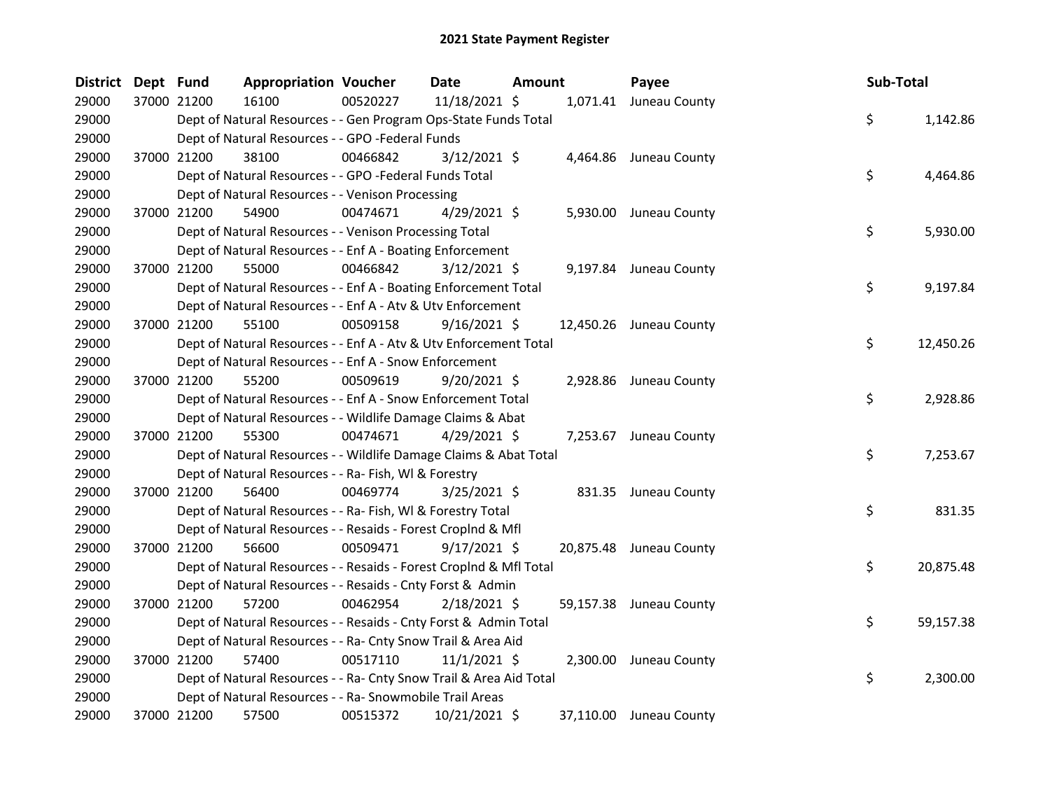# 2021 State Payment Register

| District | Dept | Fund | Appropriation | Voucher | Date | Amount | Payee | Sub-Total |
|---|---|---|---|---|---|---|---|---|
| 29000 | 37000 | 21200 | 16100 | 00520227 | 11/18/2021 | $ 1,071.41 | Juneau County | |
| 29000 | | | Dept of Natural Resources - - Gen Program Ops-State Funds Total | | | | | $ 1,142.86 |
| 29000 | | | Dept of Natural Resources - - GPO -Federal Funds | | | | | |
| 29000 | 37000 | 21200 | 38100 | 00466842 | 3/12/2021 | $ 4,464.86 | Juneau County | |
| 29000 | | | Dept of Natural Resources - - GPO -Federal Funds Total | | | | | $ 4,464.86 |
| 29000 | | | Dept of Natural Resources - - Venison Processing | | | | | |
| 29000 | 37000 | 21200 | 54900 | 00474671 | 4/29/2021 | $ 5,930.00 | Juneau County | |
| 29000 | | | Dept of Natural Resources - - Venison Processing Total | | | | | $ 5,930.00 |
| 29000 | | | Dept of Natural Resources - - Enf A - Boating Enforcement | | | | | |
| 29000 | 37000 | 21200 | 55000 | 00466842 | 3/12/2021 | $ 9,197.84 | Juneau County | |
| 29000 | | | Dept of Natural Resources - - Enf A - Boating Enforcement Total | | | | | $ 9,197.84 |
| 29000 | | | Dept of Natural Resources - - Enf A - Atv & Utv Enforcement | | | | | |
| 29000 | 37000 | 21200 | 55100 | 00509158 | 9/16/2021 | $ 12,450.26 | Juneau County | |
| 29000 | | | Dept of Natural Resources - - Enf A - Atv & Utv Enforcement Total | | | | | $ 12,450.26 |
| 29000 | | | Dept of Natural Resources - - Enf A - Snow Enforcement | | | | | |
| 29000 | 37000 | 21200 | 55200 | 00509619 | 9/20/2021 | $ 2,928.86 | Juneau County | |
| 29000 | | | Dept of Natural Resources - - Enf A - Snow Enforcement Total | | | | | $ 2,928.86 |
| 29000 | | | Dept of Natural Resources - - Wildlife Damage Claims & Abat | | | | | |
| 29000 | 37000 | 21200 | 55300 | 00474671 | 4/29/2021 | $ 7,253.67 | Juneau County | |
| 29000 | | | Dept of Natural Resources - - Wildlife Damage Claims & Abat Total | | | | | $ 7,253.67 |
| 29000 | | | Dept of Natural Resources - - Ra- Fish, Wl & Forestry | | | | | |
| 29000 | 37000 | 21200 | 56400 | 00469774 | 3/25/2021 | $ 831.35 | Juneau County | |
| 29000 | | | Dept of Natural Resources - - Ra- Fish, Wl & Forestry Total | | | | | $ 831.35 |
| 29000 | | | Dept of Natural Resources - - Resaids - Forest Croplnd & Mfl | | | | | |
| 29000 | 37000 | 21200 | 56600 | 00509471 | 9/17/2021 | $ 20,875.48 | Juneau County | |
| 29000 | | | Dept of Natural Resources - - Resaids - Forest Croplnd & Mfl Total | | | | | $ 20,875.48 |
| 29000 | | | Dept of Natural Resources - - Resaids - Cnty Forst & Admin | | | | | |
| 29000 | 37000 | 21200 | 57200 | 00462954 | 2/18/2021 | $ 59,157.38 | Juneau County | |
| 29000 | | | Dept of Natural Resources - - Resaids - Cnty Forst & Admin Total | | | | | $ 59,157.38 |
| 29000 | | | Dept of Natural Resources - - Ra- Cnty Snow Trail & Area Aid | | | | | |
| 29000 | 37000 | 21200 | 57400 | 00517110 | 11/1/2021 | $ 2,300.00 | Juneau County | |
| 29000 | | | Dept of Natural Resources - - Ra- Cnty Snow Trail & Area Aid Total | | | | | $ 2,300.00 |
| 29000 | | | Dept of Natural Resources - - Ra- Snowmobile Trail Areas | | | | | |
| 29000 | 37000 | 21200 | 57500 | 00515372 | 10/21/2021 | $ 37,110.00 | Juneau County | |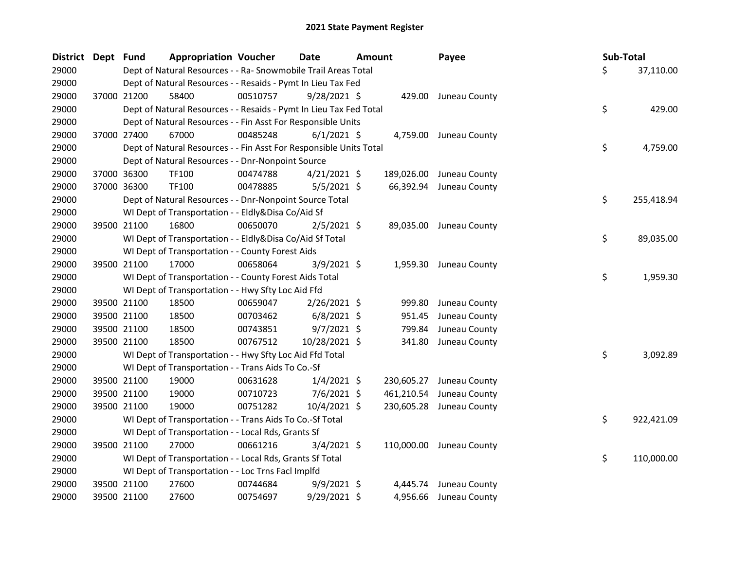# 2021 State Payment Register

| District | Dept | Fund | Appropriation | Voucher | Date | Amount | Payee | Sub-Total |
|---|---|---|---|---|---|---|---|---|
| 29000 | | | Dept of Natural Resources - - Ra- Snowmobile Trail Areas Total | | | | | $ 37,110.00 |
| 29000 | | | Dept of Natural Resources - - Resaids - Pymt In Lieu Tax Fed | | | | | |
| 29000 | 37000 | 21200 | 58400 | 00510757 | 9/28/2021 | $ 429.00 | Juneau County | |
| 29000 | | | Dept of Natural Resources - - Resaids - Pymt In Lieu Tax Fed Total | | | | | $ 429.00 |
| 29000 | | | Dept of Natural Resources - - Fin Asst For Responsible Units | | | | | |
| 29000 | 37000 | 27400 | 67000 | 00485248 | 6/1/2021 | $ 4,759.00 | Juneau County | |
| 29000 | | | Dept of Natural Resources - - Fin Asst For Responsible Units Total | | | | | $ 4,759.00 |
| 29000 | | | Dept of Natural Resources - - Dnr-Nonpoint Source | | | | | |
| 29000 | 37000 | 36300 | TF100 | 00474788 | 4/21/2021 | $ 189,026.00 | Juneau County | |
| 29000 | 37000 | 36300 | TF100 | 00478885 | 5/5/2021 | $ 66,392.94 | Juneau County | |
| 29000 | | | Dept of Natural Resources - - Dnr-Nonpoint Source Total | | | | | $ 255,418.94 |
| 29000 | | | WI Dept of Transportation - - Eldly&Disa Co/Aid Sf | | | | | |
| 29000 | 39500 | 21100 | 16800 | 00650070 | 2/5/2021 | $ 89,035.00 | Juneau County | |
| 29000 | | | WI Dept of Transportation - - Eldly&Disa Co/Aid Sf Total | | | | | $ 89,035.00 |
| 29000 | | | WI Dept of Transportation - - County Forest Aids | | | | | |
| 29000 | 39500 | 21100 | 17000 | 00658064 | 3/9/2021 | $ 1,959.30 | Juneau County | |
| 29000 | | | WI Dept of Transportation - - County Forest Aids Total | | | | | $ 1,959.30 |
| 29000 | | | WI Dept of Transportation - - Hwy Sfty Loc Aid Ffd | | | | | |
| 29000 | 39500 | 21100 | 18500 | 00659047 | 2/26/2021 | $ 999.80 | Juneau County | |
| 29000 | 39500 | 21100 | 18500 | 00703462 | 6/8/2021 | $ 951.45 | Juneau County | |
| 29000 | 39500 | 21100 | 18500 | 00743851 | 9/7/2021 | $ 799.84 | Juneau County | |
| 29000 | 39500 | 21100 | 18500 | 00767512 | 10/28/2021 | $ 341.80 | Juneau County | |
| 29000 | | | WI Dept of Transportation - - Hwy Sfty Loc Aid Ffd Total | | | | | $ 3,092.89 |
| 29000 | | | WI Dept of Transportation - - Trans Aids To Co.-Sf | | | | | |
| 29000 | 39500 | 21100 | 19000 | 00631628 | 1/4/2021 | $ 230,605.27 | Juneau County | |
| 29000 | 39500 | 21100 | 19000 | 00710723 | 7/6/2021 | $ 461,210.54 | Juneau County | |
| 29000 | 39500 | 21100 | 19000 | 00751282 | 10/4/2021 | $ 230,605.28 | Juneau County | |
| 29000 | | | WI Dept of Transportation - - Trans Aids To Co.-Sf Total | | | | | $ 922,421.09 |
| 29000 | | | WI Dept of Transportation - - Local Rds, Grants Sf | | | | | |
| 29000 | 39500 | 21100 | 27000 | 00661216 | 3/4/2021 | $ 110,000.00 | Juneau County | |
| 29000 | | | WI Dept of Transportation - - Local Rds, Grants Sf Total | | | | | $ 110,000.00 |
| 29000 | | | WI Dept of Transportation - - Loc Trns Facl Implfd | | | | | |
| 29000 | 39500 | 21100 | 27600 | 00744684 | 9/9/2021 | $ 4,445.74 | Juneau County | |
| 29000 | 39500 | 21100 | 27600 | 00754697 | 9/29/2021 | $ 4,956.66 | Juneau County | |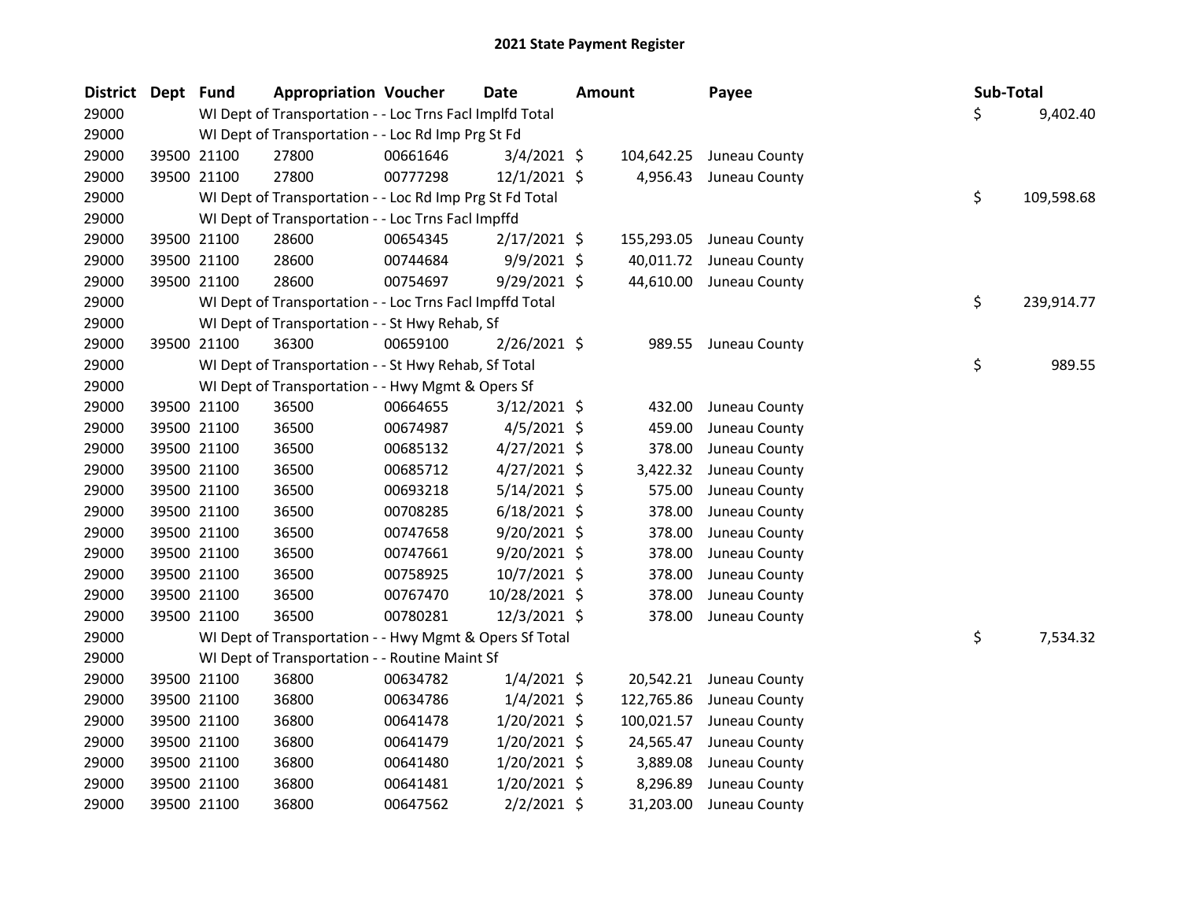## 2021 State Payment Register

| District | Dept | Fund | Appropriation | Voucher | Date | Amount | Payee | Sub-Total |
|---|---|---|---|---|---|---|---|---|
| 29000 | | WI Dept of Transportation - - Loc Trns Facl Implfd Total | | | | | | $ 9,402.40 |
| 29000 | | WI Dept of Transportation - - Loc Rd Imp Prg St Fd | | | | | | |
| 29000 | 39500 | 21100 | 27800 | 00661646 | 3/4/2021 | $ 104,642.25 | Juneau County | |
| 29000 | 39500 | 21100 | 27800 | 00777298 | 12/1/2021 | $ 4,956.43 | Juneau County | |
| 29000 | | WI Dept of Transportation - - Loc Rd Imp Prg St Fd Total | | | | | | $ 109,598.68 |
| 29000 | | WI Dept of Transportation - - Loc Trns Facl Impffd | | | | | | |
| 29000 | 39500 | 21100 | 28600 | 00654345 | 2/17/2021 | $ 155,293.05 | Juneau County | |
| 29000 | 39500 | 21100 | 28600 | 00744684 | 9/9/2021 | $ 40,011.72 | Juneau County | |
| 29000 | 39500 | 21100 | 28600 | 00754697 | 9/29/2021 | $ 44,610.00 | Juneau County | |
| 29000 | | WI Dept of Transportation - - Loc Trns Facl Impffd Total | | | | | | $ 239,914.77 |
| 29000 | | WI Dept of Transportation - - St Hwy Rehab, Sf | | | | | | |
| 29000 | 39500 | 21100 | 36300 | 00659100 | 2/26/2021 | $ 989.55 | Juneau County | |
| 29000 | | WI Dept of Transportation - - St Hwy Rehab, Sf Total | | | | | | $ 989.55 |
| 29000 | | WI Dept of Transportation - - Hwy Mgmt & Opers Sf | | | | | | |
| 29000 | 39500 | 21100 | 36500 | 00664655 | 3/12/2021 | $ 432.00 | Juneau County | |
| 29000 | 39500 | 21100 | 36500 | 00674987 | 4/5/2021 | $ 459.00 | Juneau County | |
| 29000 | 39500 | 21100 | 36500 | 00685132 | 4/27/2021 | $ 378.00 | Juneau County | |
| 29000 | 39500 | 21100 | 36500 | 00685712 | 4/27/2021 | $ 3,422.32 | Juneau County | |
| 29000 | 39500 | 21100 | 36500 | 00693218 | 5/14/2021 | $ 575.00 | Juneau County | |
| 29000 | 39500 | 21100 | 36500 | 00708285 | 6/18/2021 | $ 378.00 | Juneau County | |
| 29000 | 39500 | 21100 | 36500 | 00747658 | 9/20/2021 | $ 378.00 | Juneau County | |
| 29000 | 39500 | 21100 | 36500 | 00747661 | 9/20/2021 | $ 378.00 | Juneau County | |
| 29000 | 39500 | 21100 | 36500 | 00758925 | 10/7/2021 | $ 378.00 | Juneau County | |
| 29000 | 39500 | 21100 | 36500 | 00767470 | 10/28/2021 | $ 378.00 | Juneau County | |
| 29000 | 39500 | 21100 | 36500 | 00780281 | 12/3/2021 | $ 378.00 | Juneau County | |
| 29000 | | WI Dept of Transportation - - Hwy Mgmt & Opers Sf Total | | | | | | $ 7,534.32 |
| 29000 | | WI Dept of Transportation - - Routine Maint Sf | | | | | | |
| 29000 | 39500 | 21100 | 36800 | 00634782 | 1/4/2021 | $ 20,542.21 | Juneau County | |
| 29000 | 39500 | 21100 | 36800 | 00634786 | 1/4/2021 | $ 122,765.86 | Juneau County | |
| 29000 | 39500 | 21100 | 36800 | 00641478 | 1/20/2021 | $ 100,021.57 | Juneau County | |
| 29000 | 39500 | 21100 | 36800 | 00641479 | 1/20/2021 | $ 24,565.47 | Juneau County | |
| 29000 | 39500 | 21100 | 36800 | 00641480 | 1/20/2021 | $ 3,889.08 | Juneau County | |
| 29000 | 39500 | 21100 | 36800 | 00641481 | 1/20/2021 | $ 8,296.89 | Juneau County | |
| 29000 | 39500 | 21100 | 36800 | 00647562 | 2/2/2021 | $ 31,203.00 | Juneau County | |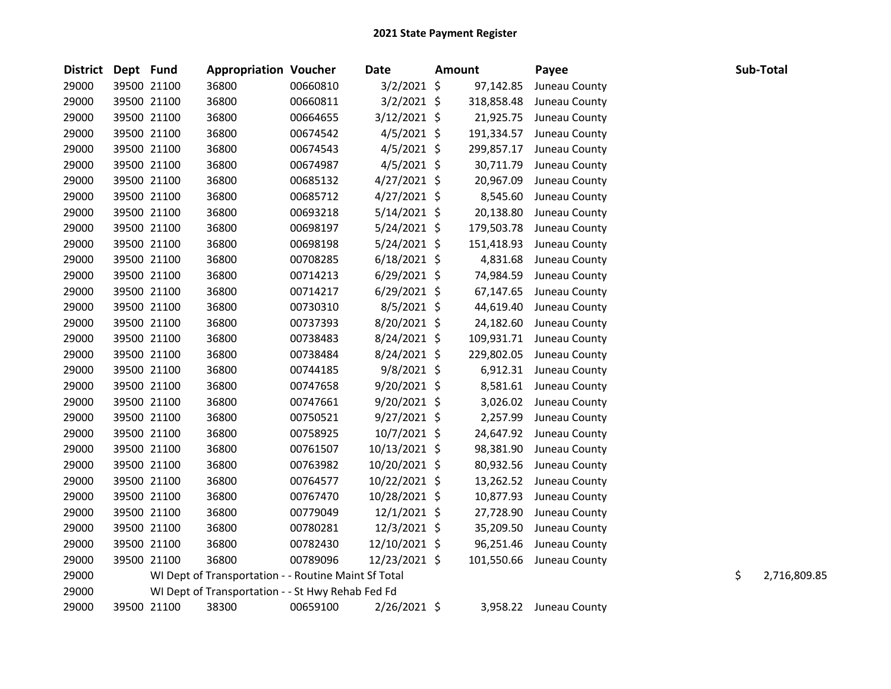# 2021 State Payment Register

| District | Dept | Fund | Appropriation | Voucher | Date | Amount | Payee | Sub-Total |
|---|---|---|---|---|---|---|---|---|
| 29000 | 39500 | 21100 | 36800 | 00660810 | 3/2/2021 | $ 97,142.85 | Juneau County | |
| 29000 | 39500 | 21100 | 36800 | 00660811 | 3/2/2021 | $ 318,858.48 | Juneau County | |
| 29000 | 39500 | 21100 | 36800 | 00664655 | 3/12/2021 | $ 21,925.75 | Juneau County | |
| 29000 | 39500 | 21100 | 36800 | 00674542 | 4/5/2021 | $ 191,334.57 | Juneau County | |
| 29000 | 39500 | 21100 | 36800 | 00674543 | 4/5/2021 | $ 299,857.17 | Juneau County | |
| 29000 | 39500 | 21100 | 36800 | 00674987 | 4/5/2021 | $ 30,711.79 | Juneau County | |
| 29000 | 39500 | 21100 | 36800 | 00685132 | 4/27/2021 | $ 20,967.09 | Juneau County | |
| 29000 | 39500 | 21100 | 36800 | 00685712 | 4/27/2021 | $ 8,545.60 | Juneau County | |
| 29000 | 39500 | 21100 | 36800 | 00693218 | 5/14/2021 | $ 20,138.80 | Juneau County | |
| 29000 | 39500 | 21100 | 36800 | 00698197 | 5/24/2021 | $ 179,503.78 | Juneau County | |
| 29000 | 39500 | 21100 | 36800 | 00698198 | 5/24/2021 | $ 151,418.93 | Juneau County | |
| 29000 | 39500 | 21100 | 36800 | 00708285 | 6/18/2021 | $ 4,831.68 | Juneau County | |
| 29000 | 39500 | 21100 | 36800 | 00714213 | 6/29/2021 | $ 74,984.59 | Juneau County | |
| 29000 | 39500 | 21100 | 36800 | 00714217 | 6/29/2021 | $ 67,147.65 | Juneau County | |
| 29000 | 39500 | 21100 | 36800 | 00730310 | 8/5/2021 | $ 44,619.40 | Juneau County | |
| 29000 | 39500 | 21100 | 36800 | 00737393 | 8/20/2021 | $ 24,182.60 | Juneau County | |
| 29000 | 39500 | 21100 | 36800 | 00738483 | 8/24/2021 | $ 109,931.71 | Juneau County | |
| 29000 | 39500 | 21100 | 36800 | 00738484 | 8/24/2021 | $ 229,802.05 | Juneau County | |
| 29000 | 39500 | 21100 | 36800 | 00744185 | 9/8/2021 | $ 6,912.31 | Juneau County | |
| 29000 | 39500 | 21100 | 36800 | 00747658 | 9/20/2021 | $ 8,581.61 | Juneau County | |
| 29000 | 39500 | 21100 | 36800 | 00747661 | 9/20/2021 | $ 3,026.02 | Juneau County | |
| 29000 | 39500 | 21100 | 36800 | 00750521 | 9/27/2021 | $ 2,257.99 | Juneau County | |
| 29000 | 39500 | 21100 | 36800 | 00758925 | 10/7/2021 | $ 24,647.92 | Juneau County | |
| 29000 | 39500 | 21100 | 36800 | 00761507 | 10/13/2021 | $ 98,381.90 | Juneau County | |
| 29000 | 39500 | 21100 | 36800 | 00763982 | 10/20/2021 | $ 80,932.56 | Juneau County | |
| 29000 | 39500 | 21100 | 36800 | 00764577 | 10/22/2021 | $ 13,262.52 | Juneau County | |
| 29000 | 39500 | 21100 | 36800 | 00767470 | 10/28/2021 | $ 10,877.93 | Juneau County | |
| 29000 | 39500 | 21100 | 36800 | 00779049 | 12/1/2021 | $ 27,728.90 | Juneau County | |
| 29000 | 39500 | 21100 | 36800 | 00780281 | 12/3/2021 | $ 35,209.50 | Juneau County | |
| 29000 | 39500 | 21100 | 36800 | 00782430 | 12/10/2021 | $ 96,251.46 | Juneau County | |
| 29000 | 39500 | 21100 | 36800 | 00789096 | 12/23/2021 | $ 101,550.66 | Juneau County | |
| 29000 | | WI Dept of Transportation - - Routine Maint Sf Total | | | | | | $ 2,716,809.85 |
| 29000 | | WI Dept of Transportation - - St Hwy Rehab Fed Fd | | | | | | |
| 29000 | 39500 | 21100 | 38300 | 00659100 | 2/26/2021 | $ 3,958.22 | Juneau County | |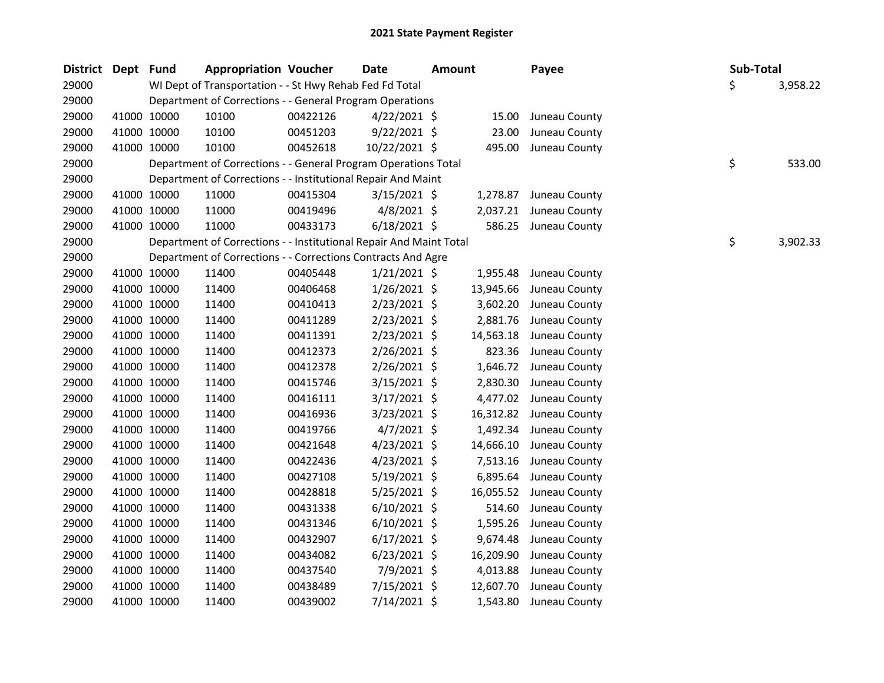# 2021 State Payment Register

| District | Dept | Fund | Appropriation | Voucher | Date | Amount | Payee | Sub-Total |
|---|---|---|---|---|---|---|---|---|
| 29000 | | WI Dept of Transportation - - St Hwy Rehab Fed Fd Total | | | | | | $ 3,958.22 |
| 29000 | | Department of Corrections - - General Program Operations | | | | | | |
| 29000 | 41000 | 10000 | 10100 | 00422126 | 4/22/2021 | $ 15.00 | Juneau County | |
| 29000 | 41000 | 10000 | 10100 | 00451203 | 9/22/2021 | $ 23.00 | Juneau County | |
| 29000 | 41000 | 10000 | 10100 | 00452618 | 10/22/2021 | $ 495.00 | Juneau County | |
| 29000 | | Department of Corrections - - General Program Operations Total | | | | | | $ 533.00 |
| 29000 | | Department of Corrections - - Institutional Repair And Maint | | | | | | |
| 29000 | 41000 | 10000 | 11000 | 00415304 | 3/15/2021 | $ 1,278.87 | Juneau County | |
| 29000 | 41000 | 10000 | 11000 | 00419496 | 4/8/2021 | $ 2,037.21 | Juneau County | |
| 29000 | 41000 | 10000 | 11000 | 00433173 | 6/18/2021 | $ 586.25 | Juneau County | |
| 29000 | | Department of Corrections - - Institutional Repair And Maint Total | | | | | | $ 3,902.33 |
| 29000 | | Department of Corrections - - Corrections Contracts And Agre | | | | | | |
| 29000 | 41000 | 10000 | 11400 | 00405448 | 1/21/2021 | $ 1,955.48 | Juneau County | |
| 29000 | 41000 | 10000 | 11400 | 00406468 | 1/26/2021 | $ 13,945.66 | Juneau County | |
| 29000 | 41000 | 10000 | 11400 | 00410413 | 2/23/2021 | $ 3,602.20 | Juneau County | |
| 29000 | 41000 | 10000 | 11400 | 00411289 | 2/23/2021 | $ 2,881.76 | Juneau County | |
| 29000 | 41000 | 10000 | 11400 | 00411391 | 2/23/2021 | $ 14,563.18 | Juneau County | |
| 29000 | 41000 | 10000 | 11400 | 00412373 | 2/26/2021 | $ 823.36 | Juneau County | |
| 29000 | 41000 | 10000 | 11400 | 00412378 | 2/26/2021 | $ 1,646.72 | Juneau County | |
| 29000 | 41000 | 10000 | 11400 | 00415746 | 3/15/2021 | $ 2,830.30 | Juneau County | |
| 29000 | 41000 | 10000 | 11400 | 00416111 | 3/17/2021 | $ 4,477.02 | Juneau County | |
| 29000 | 41000 | 10000 | 11400 | 00416936 | 3/23/2021 | $ 16,312.82 | Juneau County | |
| 29000 | 41000 | 10000 | 11400 | 00419766 | 4/7/2021 | $ 1,492.34 | Juneau County | |
| 29000 | 41000 | 10000 | 11400 | 00421648 | 4/23/2021 | $ 14,666.10 | Juneau County | |
| 29000 | 41000 | 10000 | 11400 | 00422436 | 4/23/2021 | $ 7,513.16 | Juneau County | |
| 29000 | 41000 | 10000 | 11400 | 00427108 | 5/19/2021 | $ 6,895.64 | Juneau County | |
| 29000 | 41000 | 10000 | 11400 | 00428818 | 5/25/2021 | $ 16,055.52 | Juneau County | |
| 29000 | 41000 | 10000 | 11400 | 00431338 | 6/10/2021 | $ 514.60 | Juneau County | |
| 29000 | 41000 | 10000 | 11400 | 00431346 | 6/10/2021 | $ 1,595.26 | Juneau County | |
| 29000 | 41000 | 10000 | 11400 | 00432907 | 6/17/2021 | $ 9,674.48 | Juneau County | |
| 29000 | 41000 | 10000 | 11400 | 00434082 | 6/23/2021 | $ 16,209.90 | Juneau County | |
| 29000 | 41000 | 10000 | 11400 | 00437540 | 7/9/2021 | $ 4,013.88 | Juneau County | |
| 29000 | 41000 | 10000 | 11400 | 00438489 | 7/15/2021 | $ 12,607.70 | Juneau County | |
| 29000 | 41000 | 10000 | 11400 | 00439002 | 7/14/2021 | $ 1,543.80 | Juneau County | |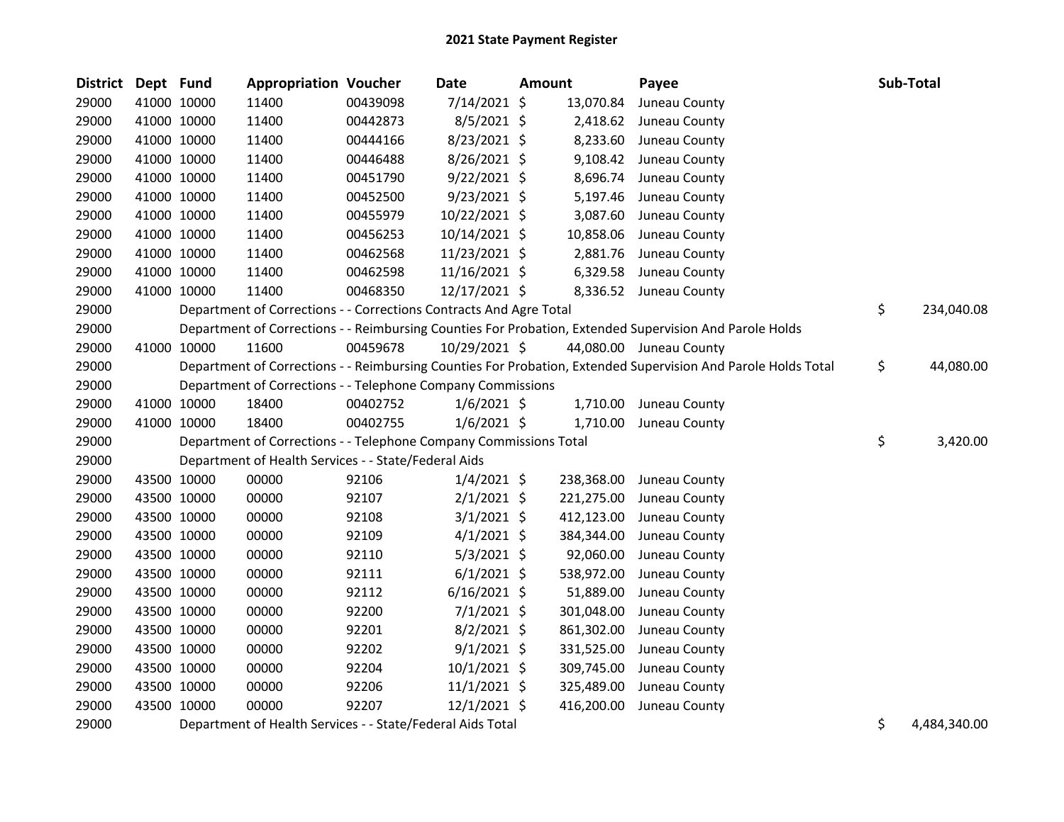## 2021 State Payment Register

| District | Dept | Fund | Appropriation | Voucher | Date | Amount | Payee | Sub-Total |
|---|---|---|---|---|---|---|---|---|
| 29000 | 41000 | 10000 | 11400 | 00439098 | 7/14/2021 | $ 13,070.84 | Juneau County | |
| 29000 | 41000 | 10000 | 11400 | 00442873 | 8/5/2021 | $ 2,418.62 | Juneau County | |
| 29000 | 41000 | 10000 | 11400 | 00444166 | 8/23/2021 | $ 8,233.60 | Juneau County | |
| 29000 | 41000 | 10000 | 11400 | 00446488 | 8/26/2021 | $ 9,108.42 | Juneau County | |
| 29000 | 41000 | 10000 | 11400 | 00451790 | 9/22/2021 | $ 8,696.74 | Juneau County | |
| 29000 | 41000 | 10000 | 11400 | 00452500 | 9/23/2021 | $ 5,197.46 | Juneau County | |
| 29000 | 41000 | 10000 | 11400 | 00455979 | 10/22/2021 | $ 3,087.60 | Juneau County | |
| 29000 | 41000 | 10000 | 11400 | 00456253 | 10/14/2021 | $ 10,858.06 | Juneau County | |
| 29000 | 41000 | 10000 | 11400 | 00462568 | 11/23/2021 | $ 2,881.76 | Juneau County | |
| 29000 | 41000 | 10000 | 11400 | 00462598 | 11/16/2021 | $ 6,329.58 | Juneau County | |
| 29000 | 41000 | 10000 | 11400 | 00468350 | 12/17/2021 | $ 8,336.52 | Juneau County | |
| 29000 | | | Department of Corrections - - Corrections Contracts And Agre Total | | | | | $ 234,040.08 |
| 29000 | | | Department of Corrections - - Reimbursing Counties For Probation, Extended Supervision And Parole Holds | | | | | |
| 29000 | 41000 | 10000 | 11600 | 00459678 | 10/29/2021 | $ 44,080.00 | Juneau County | |
| 29000 | | | Department of Corrections - - Reimbursing Counties For Probation, Extended Supervision And Parole Holds Total | | | | | $ 44,080.00 |
| 29000 | | | Department of Corrections - - Telephone Company Commissions | | | | | |
| 29000 | 41000 | 10000 | 18400 | 00402752 | 1/6/2021 | $ 1,710.00 | Juneau County | |
| 29000 | 41000 | 10000 | 18400 | 00402755 | 1/6/2021 | $ 1,710.00 | Juneau County | |
| 29000 | | | Department of Corrections - - Telephone Company Commissions Total | | | | | $ 3,420.00 |
| 29000 | | | Department of Health Services - - State/Federal Aids | | | | | |
| 29000 | 43500 | 10000 | 00000 | 92106 | 1/4/2021 | $ 238,368.00 | Juneau County | |
| 29000 | 43500 | 10000 | 00000 | 92107 | 2/1/2021 | $ 221,275.00 | Juneau County | |
| 29000 | 43500 | 10000 | 00000 | 92108 | 3/1/2021 | $ 412,123.00 | Juneau County | |
| 29000 | 43500 | 10000 | 00000 | 92109 | 4/1/2021 | $ 384,344.00 | Juneau County | |
| 29000 | 43500 | 10000 | 00000 | 92110 | 5/3/2021 | $ 92,060.00 | Juneau County | |
| 29000 | 43500 | 10000 | 00000 | 92111 | 6/1/2021 | $ 538,972.00 | Juneau County | |
| 29000 | 43500 | 10000 | 00000 | 92112 | 6/16/2021 | $ 51,889.00 | Juneau County | |
| 29000 | 43500 | 10000 | 00000 | 92200 | 7/1/2021 | $ 301,048.00 | Juneau County | |
| 29000 | 43500 | 10000 | 00000 | 92201 | 8/2/2021 | $ 861,302.00 | Juneau County | |
| 29000 | 43500 | 10000 | 00000 | 92202 | 9/1/2021 | $ 331,525.00 | Juneau County | |
| 29000 | 43500 | 10000 | 00000 | 92204 | 10/1/2021 | $ 309,745.00 | Juneau County | |
| 29000 | 43500 | 10000 | 00000 | 92206 | 11/1/2021 | $ 325,489.00 | Juneau County | |
| 29000 | 43500 | 10000 | 00000 | 92207 | 12/1/2021 | $ 416,200.00 | Juneau County | |
| 29000 | | | Department of Health Services - - State/Federal Aids Total | | | | | $ 4,484,340.00 |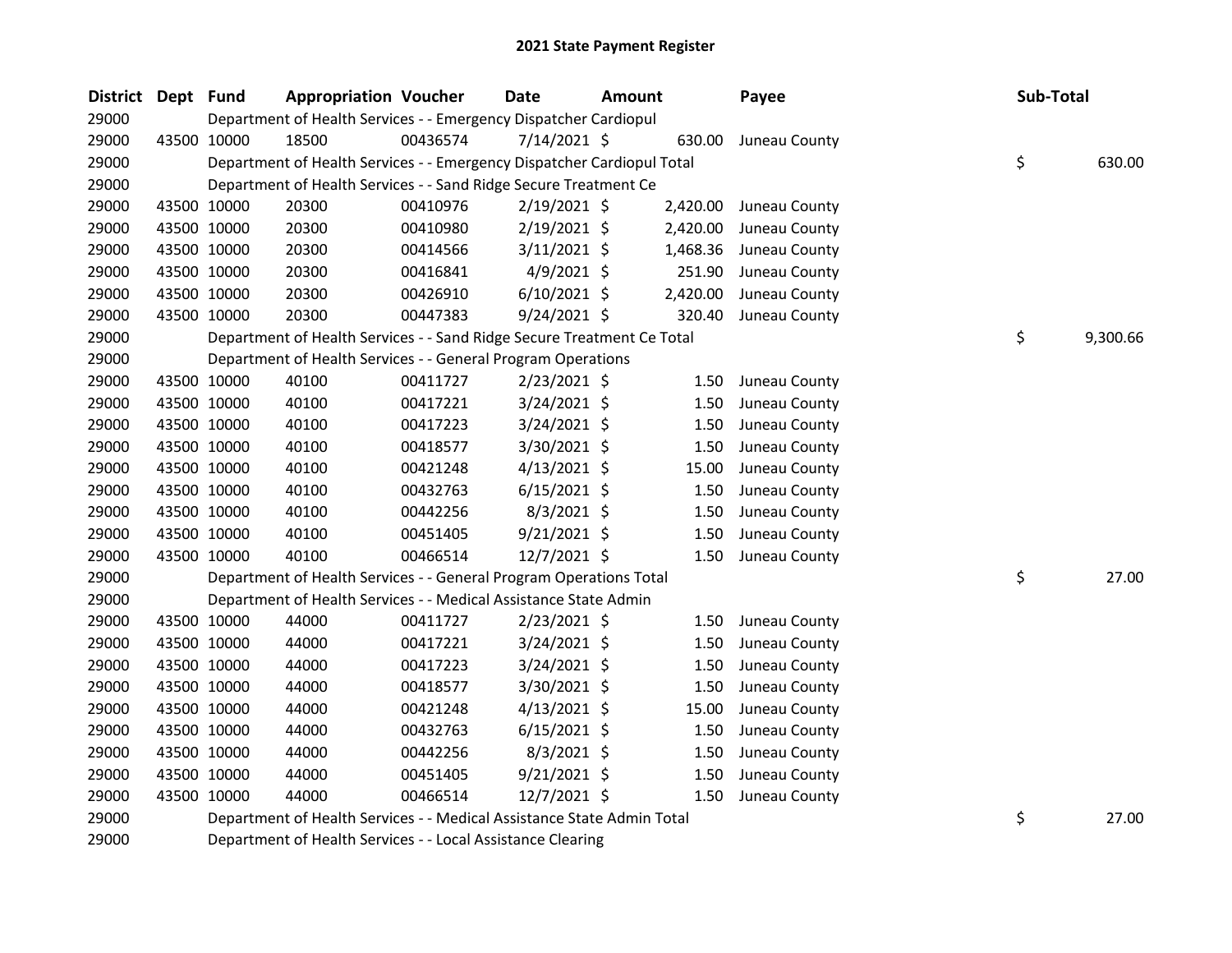# 2021 State Payment Register

| District | Dept | Fund | Appropriation | Voucher | Date | Amount | Payee | Sub-Total |
|---|---|---|---|---|---|---|---|---|
| 29000 | | Department of Health Services - - Emergency Dispatcher Cardiopul | | | | | | |
| 29000 | 43500 | 10000 | 18500 | 00436574 | 7/14/2021 | $ 630.00 | Juneau County | |
| 29000 | | Department of Health Services - - Emergency Dispatcher Cardiopul Total | | | | | | $ 630.00 |
| 29000 | | Department of Health Services - - Sand Ridge Secure Treatment Ce | | | | | | |
| 29000 | 43500 | 10000 | 20300 | 00410976 | 2/19/2021 | $ 2,420.00 | Juneau County | |
| 29000 | 43500 | 10000 | 20300 | 00410980 | 2/19/2021 | $ 2,420.00 | Juneau County | |
| 29000 | 43500 | 10000 | 20300 | 00414566 | 3/11/2021 | $ 1,468.36 | Juneau County | |
| 29000 | 43500 | 10000 | 20300 | 00416841 | 4/9/2021 | $ 251.90 | Juneau County | |
| 29000 | 43500 | 10000 | 20300 | 00426910 | 6/10/2021 | $ 2,420.00 | Juneau County | |
| 29000 | 43500 | 10000 | 20300 | 00447383 | 9/24/2021 | $ 320.40 | Juneau County | |
| 29000 | | Department of Health Services - - Sand Ridge Secure Treatment Ce Total | | | | | | $ 9,300.66 |
| 29000 | | Department of Health Services - - General Program Operations | | | | | | |
| 29000 | 43500 | 10000 | 40100 | 00411727 | 2/23/2021 | $ 1.50 | Juneau County | |
| 29000 | 43500 | 10000 | 40100 | 00417221 | 3/24/2021 | $ 1.50 | Juneau County | |
| 29000 | 43500 | 10000 | 40100 | 00417223 | 3/24/2021 | $ 1.50 | Juneau County | |
| 29000 | 43500 | 10000 | 40100 | 00418577 | 3/30/2021 | $ 1.50 | Juneau County | |
| 29000 | 43500 | 10000 | 40100 | 00421248 | 4/13/2021 | $ 15.00 | Juneau County | |
| 29000 | 43500 | 10000 | 40100 | 00432763 | 6/15/2021 | $ 1.50 | Juneau County | |
| 29000 | 43500 | 10000 | 40100 | 00442256 | 8/3/2021 | $ 1.50 | Juneau County | |
| 29000 | 43500 | 10000 | 40100 | 00451405 | 9/21/2021 | $ 1.50 | Juneau County | |
| 29000 | 43500 | 10000 | 40100 | 00466514 | 12/7/2021 | $ 1.50 | Juneau County | |
| 29000 | | Department of Health Services - - General Program Operations Total | | | | | | $ 27.00 |
| 29000 | | Department of Health Services - - Medical Assistance State Admin | | | | | | |
| 29000 | 43500 | 10000 | 44000 | 00411727 | 2/23/2021 | $ 1.50 | Juneau County | |
| 29000 | 43500 | 10000 | 44000 | 00417221 | 3/24/2021 | $ 1.50 | Juneau County | |
| 29000 | 43500 | 10000 | 44000 | 00417223 | 3/24/2021 | $ 1.50 | Juneau County | |
| 29000 | 43500 | 10000 | 44000 | 00418577 | 3/30/2021 | $ 1.50 | Juneau County | |
| 29000 | 43500 | 10000 | 44000 | 00421248 | 4/13/2021 | $ 15.00 | Juneau County | |
| 29000 | 43500 | 10000 | 44000 | 00432763 | 6/15/2021 | $ 1.50 | Juneau County | |
| 29000 | 43500 | 10000 | 44000 | 00442256 | 8/3/2021 | $ 1.50 | Juneau County | |
| 29000 | 43500 | 10000 | 44000 | 00451405 | 9/21/2021 | $ 1.50 | Juneau County | |
| 29000 | 43500 | 10000 | 44000 | 00466514 | 12/7/2021 | $ 1.50 | Juneau County | |
| 29000 | | Department of Health Services - - Medical Assistance State Admin Total | | | | | | $ 27.00 |
| 29000 | | Department of Health Services - - Local Assistance Clearing | | | | | | |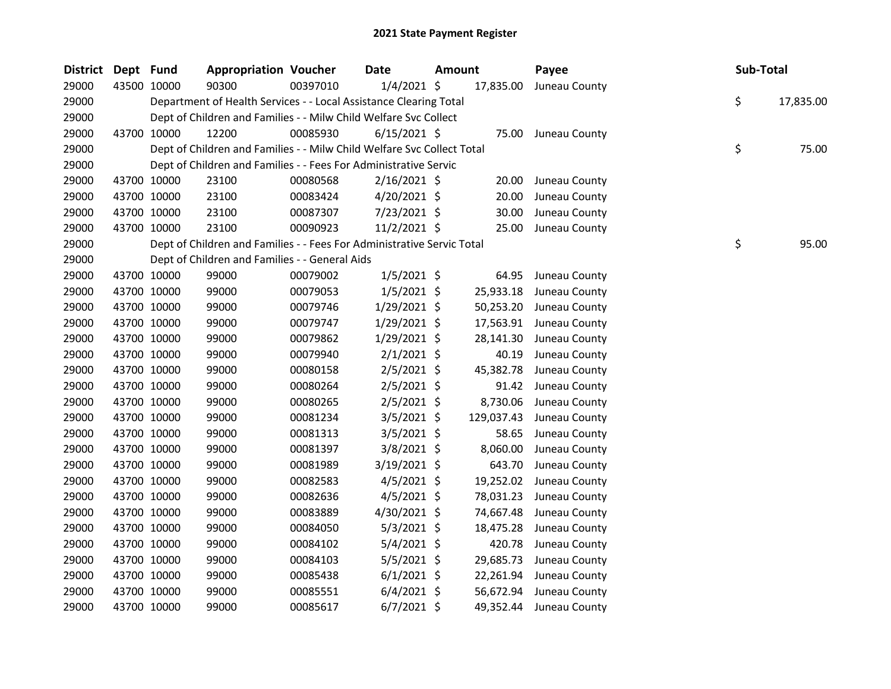# 2021 State Payment Register

| District | Dept | Fund | Appropriation | Voucher | Date | Amount | Payee | Sub-Total |
|---|---|---|---|---|---|---|---|---|
| 29000 | 43500 | 10000 | 90300 | 00397010 | 1/4/2021 | $ 17,835.00 | Juneau County | |
| 29000 | | Department of Health Services - - Local Assistance Clearing Total | | | | | | $ 17,835.00 |
| 29000 | | Dept of Children and Families - - Milw Child Welfare Svc Collect | | | | | | |
| 29000 | 43700 | 10000 | 12200 | 00085930 | 6/15/2021 | $ 75.00 | Juneau County | |
| 29000 | | Dept of Children and Families - - Milw Child Welfare Svc Collect Total | | | | | | $ 75.00 |
| 29000 | | Dept of Children and Families - - Fees For Administrative Servic | | | | | | |
| 29000 | 43700 | 10000 | 23100 | 00080568 | 2/16/2021 | $ 20.00 | Juneau County | |
| 29000 | 43700 | 10000 | 23100 | 00083424 | 4/20/2021 | $ 20.00 | Juneau County | |
| 29000 | 43700 | 10000 | 23100 | 00087307 | 7/23/2021 | $ 30.00 | Juneau County | |
| 29000 | 43700 | 10000 | 23100 | 00090923 | 11/2/2021 | $ 25.00 | Juneau County | |
| 29000 | | Dept of Children and Families - - Fees For Administrative Servic Total | | | | | | $ 95.00 |
| 29000 | | Dept of Children and Families - - General Aids | | | | | | |
| 29000 | 43700 | 10000 | 99000 | 00079002 | 1/5/2021 | $ 64.95 | Juneau County | |
| 29000 | 43700 | 10000 | 99000 | 00079053 | 1/5/2021 | $ 25,933.18 | Juneau County | |
| 29000 | 43700 | 10000 | 99000 | 00079746 | 1/29/2021 | $ 50,253.20 | Juneau County | |
| 29000 | 43700 | 10000 | 99000 | 00079747 | 1/29/2021 | $ 17,563.91 | Juneau County | |
| 29000 | 43700 | 10000 | 99000 | 00079862 | 1/29/2021 | $ 28,141.30 | Juneau County | |
| 29000 | 43700 | 10000 | 99000 | 00079940 | 2/1/2021 | $ 40.19 | Juneau County | |
| 29000 | 43700 | 10000 | 99000 | 00080158 | 2/5/2021 | $ 45,382.78 | Juneau County | |
| 29000 | 43700 | 10000 | 99000 | 00080264 | 2/5/2021 | $ 91.42 | Juneau County | |
| 29000 | 43700 | 10000 | 99000 | 00080265 | 2/5/2021 | $ 8,730.06 | Juneau County | |
| 29000 | 43700 | 10000 | 99000 | 00081234 | 3/5/2021 | $ 129,037.43 | Juneau County | |
| 29000 | 43700 | 10000 | 99000 | 00081313 | 3/5/2021 | $ 58.65 | Juneau County | |
| 29000 | 43700 | 10000 | 99000 | 00081397 | 3/8/2021 | $ 8,060.00 | Juneau County | |
| 29000 | 43700 | 10000 | 99000 | 00081989 | 3/19/2021 | $ 643.70 | Juneau County | |
| 29000 | 43700 | 10000 | 99000 | 00082583 | 4/5/2021 | $ 19,252.02 | Juneau County | |
| 29000 | 43700 | 10000 | 99000 | 00082636 | 4/5/2021 | $ 78,031.23 | Juneau County | |
| 29000 | 43700 | 10000 | 99000 | 00083889 | 4/30/2021 | $ 74,667.48 | Juneau County | |
| 29000 | 43700 | 10000 | 99000 | 00084050 | 5/3/2021 | $ 18,475.28 | Juneau County | |
| 29000 | 43700 | 10000 | 99000 | 00084102 | 5/4/2021 | $ 420.78 | Juneau County | |
| 29000 | 43700 | 10000 | 99000 | 00084103 | 5/5/2021 | $ 29,685.73 | Juneau County | |
| 29000 | 43700 | 10000 | 99000 | 00085438 | 6/1/2021 | $ 22,261.94 | Juneau County | |
| 29000 | 43700 | 10000 | 99000 | 00085551 | 6/4/2021 | $ 56,672.94 | Juneau County | |
| 29000 | 43700 | 10000 | 99000 | 00085617 | 6/7/2021 | $ 49,352.44 | Juneau County | |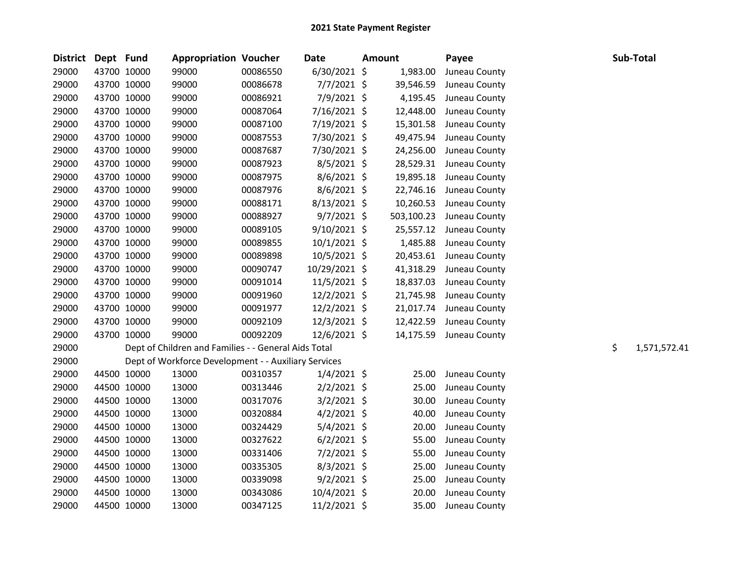## 2021 State Payment Register

| District | Dept | Fund | Appropriation | Voucher | Date | Amount | Payee | Sub-Total |
|---|---|---|---|---|---|---|---|---|
| 29000 | 43700 | 10000 | 99000 | 00086550 | 6/30/2021 | $ 1,983.00 | Juneau County | |
| 29000 | 43700 | 10000 | 99000 | 00086678 | 7/7/2021 | $ 39,546.59 | Juneau County | |
| 29000 | 43700 | 10000 | 99000 | 00086921 | 7/9/2021 | $ 4,195.45 | Juneau County | |
| 29000 | 43700 | 10000 | 99000 | 00087064 | 7/16/2021 | $ 12,448.00 | Juneau County | |
| 29000 | 43700 | 10000 | 99000 | 00087100 | 7/19/2021 | $ 15,301.58 | Juneau County | |
| 29000 | 43700 | 10000 | 99000 | 00087553 | 7/30/2021 | $ 49,475.94 | Juneau County | |
| 29000 | 43700 | 10000 | 99000 | 00087687 | 7/30/2021 | $ 24,256.00 | Juneau County | |
| 29000 | 43700 | 10000 | 99000 | 00087923 | 8/5/2021 | $ 28,529.31 | Juneau County | |
| 29000 | 43700 | 10000 | 99000 | 00087975 | 8/6/2021 | $ 19,895.18 | Juneau County | |
| 29000 | 43700 | 10000 | 99000 | 00087976 | 8/6/2021 | $ 22,746.16 | Juneau County | |
| 29000 | 43700 | 10000 | 99000 | 00088171 | 8/13/2021 | $ 10,260.53 | Juneau County | |
| 29000 | 43700 | 10000 | 99000 | 00088927 | 9/7/2021 | $ 503,100.23 | Juneau County | |
| 29000 | 43700 | 10000 | 99000 | 00089105 | 9/10/2021 | $ 25,557.12 | Juneau County | |
| 29000 | 43700 | 10000 | 99000 | 00089855 | 10/1/2021 | $ 1,485.88 | Juneau County | |
| 29000 | 43700 | 10000 | 99000 | 00089898 | 10/5/2021 | $ 20,453.61 | Juneau County | |
| 29000 | 43700 | 10000 | 99000 | 00090747 | 10/29/2021 | $ 41,318.29 | Juneau County | |
| 29000 | 43700 | 10000 | 99000 | 00091014 | 11/5/2021 | $ 18,837.03 | Juneau County | |
| 29000 | 43700 | 10000 | 99000 | 00091960 | 12/2/2021 | $ 21,745.98 | Juneau County | |
| 29000 | 43700 | 10000 | 99000 | 00091977 | 12/2/2021 | $ 21,017.74 | Juneau County | |
| 29000 | 43700 | 10000 | 99000 | 00092109 | 12/3/2021 | $ 12,422.59 | Juneau County | |
| 29000 | 43700 | 10000 | 99000 | 00092209 | 12/6/2021 | $ 14,175.59 | Juneau County | |
| 29000 | | Dept of Children and Families - - General Aids Total | | | | | | $ 1,571,572.41 |
| 29000 | | Dept of Workforce Development - - Auxiliary Services | | | | | | |
| 29000 | 44500 | 10000 | 13000 | 00310357 | 1/4/2021 | $ 25.00 | Juneau County | |
| 29000 | 44500 | 10000 | 13000 | 00313446 | 2/2/2021 | $ 25.00 | Juneau County | |
| 29000 | 44500 | 10000 | 13000 | 00317076 | 3/2/2021 | $ 30.00 | Juneau County | |
| 29000 | 44500 | 10000 | 13000 | 00320884 | 4/2/2021 | $ 40.00 | Juneau County | |
| 29000 | 44500 | 10000 | 13000 | 00324429 | 5/4/2021 | $ 20.00 | Juneau County | |
| 29000 | 44500 | 10000 | 13000 | 00327622 | 6/2/2021 | $ 55.00 | Juneau County | |
| 29000 | 44500 | 10000 | 13000 | 00331406 | 7/2/2021 | $ 55.00 | Juneau County | |
| 29000 | 44500 | 10000 | 13000 | 00335305 | 8/3/2021 | $ 25.00 | Juneau County | |
| 29000 | 44500 | 10000 | 13000 | 00339098 | 9/2/2021 | $ 25.00 | Juneau County | |
| 29000 | 44500 | 10000 | 13000 | 00343086 | 10/4/2021 | $ 20.00 | Juneau County | |
| 29000 | 44500 | 10000 | 13000 | 00347125 | 11/2/2021 | $ 35.00 | Juneau County | |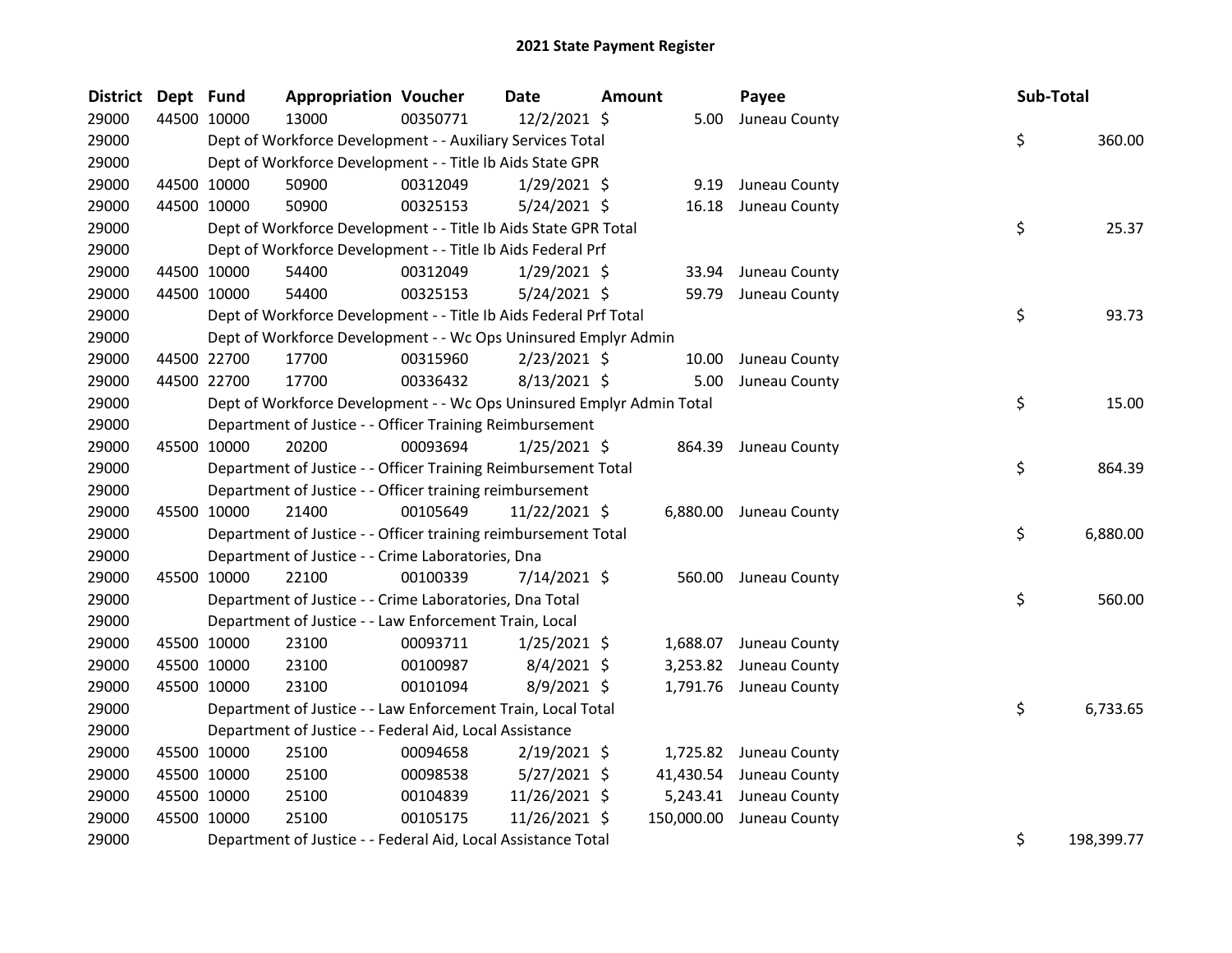# 2021 State Payment Register

| District | Dept | Fund | Appropriation | Voucher | Date | Amount | Payee | Sub-Total |
|---|---|---|---|---|---|---|---|---|
| 29000 | 44500 | 10000 | 13000 | 00350771 | 12/2/2021 | $ 5.00 | Juneau County | |
| 29000 | | | Dept of Workforce Development - - Auxiliary Services Total | | | | | $ 360.00 |
| 29000 | | | Dept of Workforce Development - - Title Ib Aids State GPR | | | | | |
| 29000 | 44500 | 10000 | 50900 | 00312049 | 1/29/2021 | $ 9.19 | Juneau County | |
| 29000 | 44500 | 10000 | 50900 | 00325153 | 5/24/2021 | $ 16.18 | Juneau County | |
| 29000 | | | Dept of Workforce Development - - Title Ib Aids State GPR Total | | | | | $ 25.37 |
| 29000 | | | Dept of Workforce Development - - Title Ib Aids Federal Prf | | | | | |
| 29000 | 44500 | 10000 | 54400 | 00312049 | 1/29/2021 | $ 33.94 | Juneau County | |
| 29000 | 44500 | 10000 | 54400 | 00325153 | 5/24/2021 | $ 59.79 | Juneau County | |
| 29000 | | | Dept of Workforce Development - - Title Ib Aids Federal Prf Total | | | | | $ 93.73 |
| 29000 | | | Dept of Workforce Development - - Wc Ops Uninsured Emplyr Admin | | | | | |
| 29000 | 44500 | 22700 | 17700 | 00315960 | 2/23/2021 | $ 10.00 | Juneau County | |
| 29000 | 44500 | 22700 | 17700 | 00336432 | 8/13/2021 | $ 5.00 | Juneau County | |
| 29000 | | | Dept of Workforce Development - - Wc Ops Uninsured Emplyr Admin Total | | | | | $ 15.00 |
| 29000 | | | Department of Justice - - Officer Training Reimbursement | | | | | |
| 29000 | 45500 | 10000 | 20200 | 00093694 | 1/25/2021 | $ 864.39 | Juneau County | |
| 29000 | | | Department of Justice - - Officer Training Reimbursement Total | | | | | $ 864.39 |
| 29000 | | | Department of Justice - - Officer training reimbursement | | | | | |
| 29000 | 45500 | 10000 | 21400 | 00105649 | 11/22/2021 | $ 6,880.00 | Juneau County | |
| 29000 | | | Department of Justice - - Officer training reimbursement Total | | | | | $ 6,880.00 |
| 29000 | | | Department of Justice - - Crime Laboratories, Dna | | | | | |
| 29000 | 45500 | 10000 | 22100 | 00100339 | 7/14/2021 | $ 560.00 | Juneau County | |
| 29000 | | | Department of Justice - - Crime Laboratories, Dna Total | | | | | $ 560.00 |
| 29000 | | | Department of Justice - - Law Enforcement Train, Local | | | | | |
| 29000 | 45500 | 10000 | 23100 | 00093711 | 1/25/2021 | $ 1,688.07 | Juneau County | |
| 29000 | 45500 | 10000 | 23100 | 00100987 | 8/4/2021 | $ 3,253.82 | Juneau County | |
| 29000 | 45500 | 10000 | 23100 | 00101094 | 8/9/2021 | $ 1,791.76 | Juneau County | |
| 29000 | | | Department of Justice - - Law Enforcement Train, Local Total | | | | | $ 6,733.65 |
| 29000 | | | Department of Justice - - Federal Aid, Local Assistance | | | | | |
| 29000 | 45500 | 10000 | 25100 | 00094658 | 2/19/2021 | $ 1,725.82 | Juneau County | |
| 29000 | 45500 | 10000 | 25100 | 00098538 | 5/27/2021 | $ 41,430.54 | Juneau County | |
| 29000 | 45500 | 10000 | 25100 | 00104839 | 11/26/2021 | $ 5,243.41 | Juneau County | |
| 29000 | 45500 | 10000 | 25100 | 00105175 | 11/26/2021 | $ 150,000.00 | Juneau County | |
| 29000 | | | Department of Justice - - Federal Aid, Local Assistance Total | | | | | $ 198,399.77 |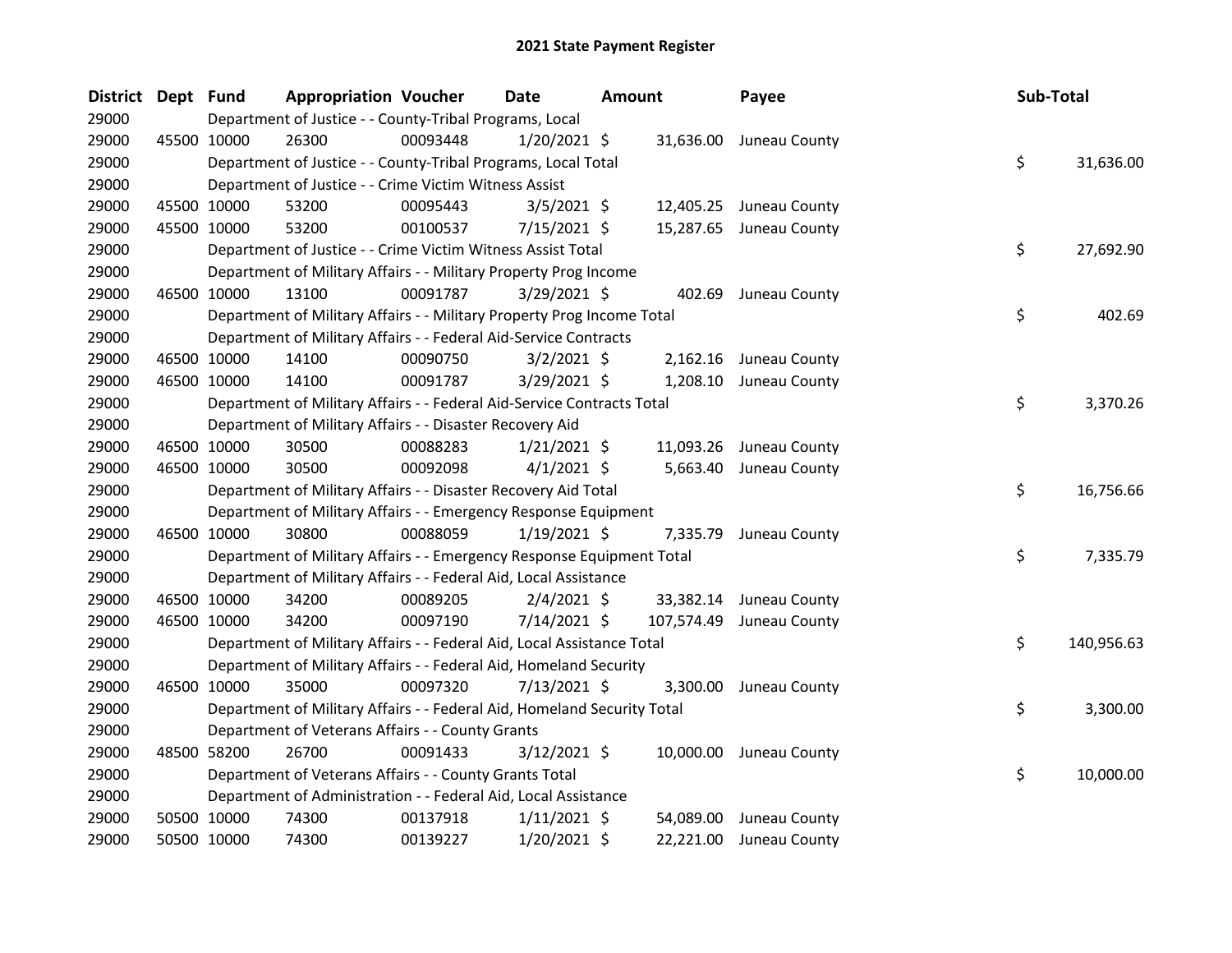# 2021 State Payment Register

| District | Dept | Fund | Appropriation | Voucher | Date | Amount | Payee | Sub-Total |
|---|---|---|---|---|---|---|---|---|
| 29000 | | Department of Justice - - County-Tribal Programs, Local | | | | | | |
| 29000 | 45500 | 10000 | 26300 | 00093448 | 1/20/2021 | $ 31,636.00 | Juneau County | |
| 29000 | | Department of Justice - - County-Tribal Programs, Local Total | | | | | | $ 31,636.00 |
| 29000 | | Department of Justice - - Crime Victim Witness Assist | | | | | | |
| 29000 | 45500 | 10000 | 53200 | 00095443 | 3/5/2021 | $ 12,405.25 | Juneau County | |
| 29000 | 45500 | 10000 | 53200 | 00100537 | 7/15/2021 | $ 15,287.65 | Juneau County | |
| 29000 | | Department of Justice - - Crime Victim Witness Assist Total | | | | | | $ 27,692.90 |
| 29000 | | Department of Military Affairs - - Military Property Prog Income | | | | | | |
| 29000 | 46500 | 10000 | 13100 | 00091787 | 3/29/2021 | $ 402.69 | Juneau County | |
| 29000 | | Department of Military Affairs - - Military Property Prog Income Total | | | | | | $ 402.69 |
| 29000 | | Department of Military Affairs - - Federal Aid-Service Contracts | | | | | | |
| 29000 | 46500 | 10000 | 14100 | 00090750 | 3/2/2021 | $ 2,162.16 | Juneau County | |
| 29000 | 46500 | 10000 | 14100 | 00091787 | 3/29/2021 | $ 1,208.10 | Juneau County | |
| 29000 | | Department of Military Affairs - - Federal Aid-Service Contracts Total | | | | | | $ 3,370.26 |
| 29000 | | Department of Military Affairs - - Disaster Recovery Aid | | | | | | |
| 29000 | 46500 | 10000 | 30500 | 00088283 | 1/21/2021 | $ 11,093.26 | Juneau County | |
| 29000 | 46500 | 10000 | 30500 | 00092098 | 4/1/2021 | $ 5,663.40 | Juneau County | |
| 29000 | | Department of Military Affairs - - Disaster Recovery Aid Total | | | | | | $ 16,756.66 |
| 29000 | | Department of Military Affairs - - Emergency Response Equipment | | | | | | |
| 29000 | 46500 | 10000 | 30800 | 00088059 | 1/19/2021 | $ 7,335.79 | Juneau County | |
| 29000 | | Department of Military Affairs - - Emergency Response Equipment Total | | | | | | $ 7,335.79 |
| 29000 | | Department of Military Affairs - - Federal Aid, Local Assistance | | | | | | |
| 29000 | 46500 | 10000 | 34200 | 00089205 | 2/4/2021 | $ 33,382.14 | Juneau County | |
| 29000 | 46500 | 10000 | 34200 | 00097190 | 7/14/2021 | $ 107,574.49 | Juneau County | |
| 29000 | | Department of Military Affairs - - Federal Aid, Local Assistance Total | | | | | | $ 140,956.63 |
| 29000 | | Department of Military Affairs - - Federal Aid, Homeland Security | | | | | | |
| 29000 | 46500 | 10000 | 35000 | 00097320 | 7/13/2021 | $ 3,300.00 | Juneau County | |
| 29000 | | Department of Military Affairs - - Federal Aid, Homeland Security Total | | | | | | $ 3,300.00 |
| 29000 | | Department of Veterans Affairs - - County Grants | | | | | | |
| 29000 | 48500 | 58200 | 26700 | 00091433 | 3/12/2021 | $ 10,000.00 | Juneau County | |
| 29000 | | Department of Veterans Affairs - - County Grants Total | | | | | | $ 10,000.00 |
| 29000 | | Department of Administration - - Federal Aid, Local Assistance | | | | | | |
| 29000 | 50500 | 10000 | 74300 | 00137918 | 1/11/2021 | $ 54,089.00 | Juneau County | |
| 29000 | 50500 | 10000 | 74300 | 00139227 | 1/20/2021 | $ 22,221.00 | Juneau County | |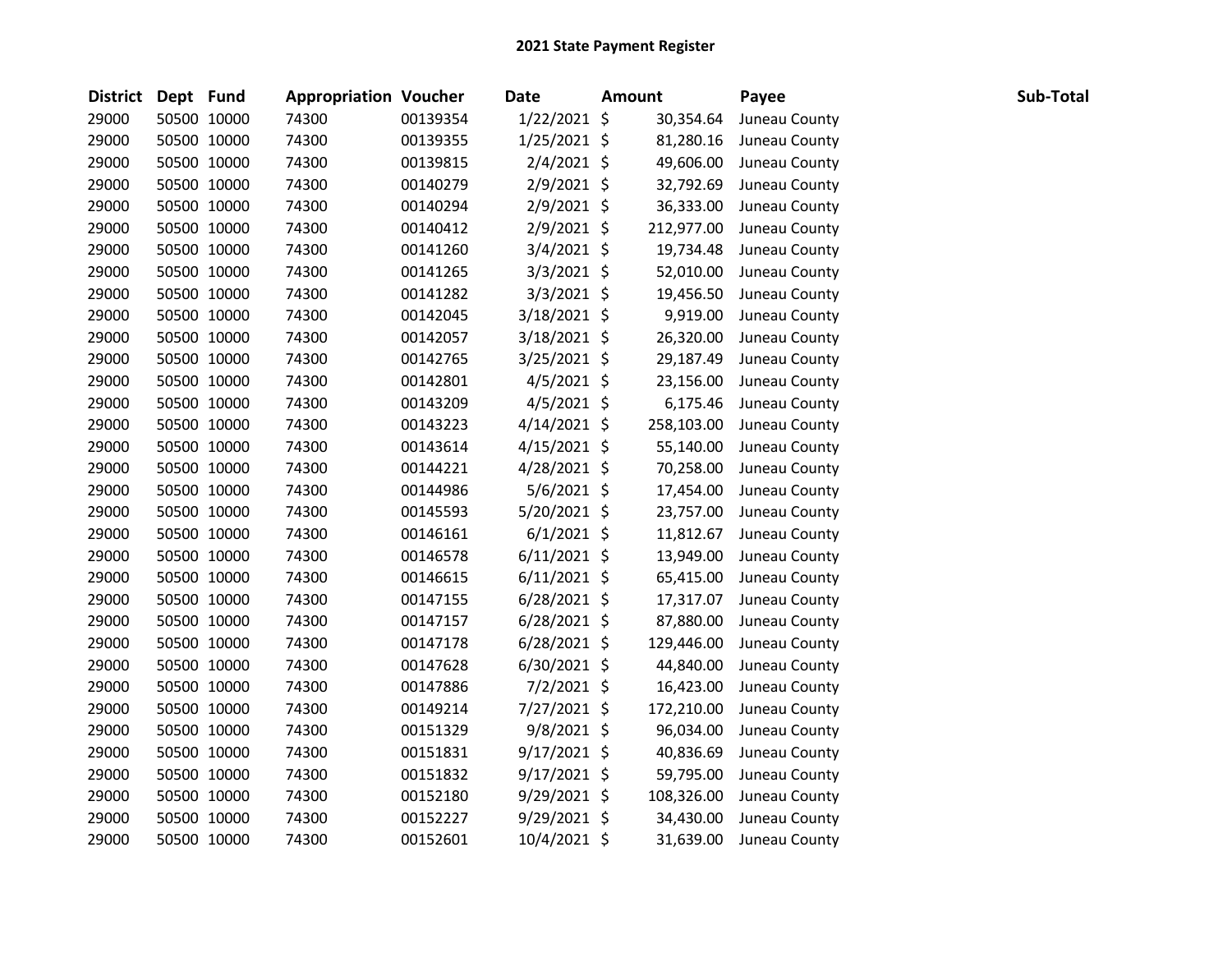**2021 State Payment Register**

| District | Dept | Fund | Appropriation | Voucher | Date | Amount | Payee | Sub-Total |
|---|---|---|---|---|---|---|---|---|
| 29000 | 50500 | 10000 | 74300 | 00139354 | 1/22/2021 | $ 30,354.64 | Juneau County | |
| 29000 | 50500 | 10000 | 74300 | 00139355 | 1/25/2021 | $ 81,280.16 | Juneau County | |
| 29000 | 50500 | 10000 | 74300 | 00139815 | 2/4/2021 | $ 49,606.00 | Juneau County | |
| 29000 | 50500 | 10000 | 74300 | 00140279 | 2/9/2021 | $ 32,792.69 | Juneau County | |
| 29000 | 50500 | 10000 | 74300 | 00140294 | 2/9/2021 | $ 36,333.00 | Juneau County | |
| 29000 | 50500 | 10000 | 74300 | 00140412 | 2/9/2021 | $ 212,977.00 | Juneau County | |
| 29000 | 50500 | 10000 | 74300 | 00141260 | 3/4/2021 | $ 19,734.48 | Juneau County | |
| 29000 | 50500 | 10000 | 74300 | 00141265 | 3/3/2021 | $ 52,010.00 | Juneau County | |
| 29000 | 50500 | 10000 | 74300 | 00141282 | 3/3/2021 | $ 19,456.50 | Juneau County | |
| 29000 | 50500 | 10000 | 74300 | 00142045 | 3/18/2021 | $ 9,919.00 | Juneau County | |
| 29000 | 50500 | 10000 | 74300 | 00142057 | 3/18/2021 | $ 26,320.00 | Juneau County | |
| 29000 | 50500 | 10000 | 74300 | 00142765 | 3/25/2021 | $ 29,187.49 | Juneau County | |
| 29000 | 50500 | 10000 | 74300 | 00142801 | 4/5/2021 | $ 23,156.00 | Juneau County | |
| 29000 | 50500 | 10000 | 74300 | 00143209 | 4/5/2021 | $ 6,175.46 | Juneau County | |
| 29000 | 50500 | 10000 | 74300 | 00143223 | 4/14/2021 | $ 258,103.00 | Juneau County | |
| 29000 | 50500 | 10000 | 74300 | 00143614 | 4/15/2021 | $ 55,140.00 | Juneau County | |
| 29000 | 50500 | 10000 | 74300 | 00144221 | 4/28/2021 | $ 70,258.00 | Juneau County | |
| 29000 | 50500 | 10000 | 74300 | 00144986 | 5/6/2021 | $ 17,454.00 | Juneau County | |
| 29000 | 50500 | 10000 | 74300 | 00145593 | 5/20/2021 | $ 23,757.00 | Juneau County | |
| 29000 | 50500 | 10000 | 74300 | 00146161 | 6/1/2021 | $ 11,812.67 | Juneau County | |
| 29000 | 50500 | 10000 | 74300 | 00146578 | 6/11/2021 | $ 13,949.00 | Juneau County | |
| 29000 | 50500 | 10000 | 74300 | 00146615 | 6/11/2021 | $ 65,415.00 | Juneau County | |
| 29000 | 50500 | 10000 | 74300 | 00147155 | 6/28/2021 | $ 17,317.07 | Juneau County | |
| 29000 | 50500 | 10000 | 74300 | 00147157 | 6/28/2021 | $ 87,880.00 | Juneau County | |
| 29000 | 50500 | 10000 | 74300 | 00147178 | 6/28/2021 | $ 129,446.00 | Juneau County | |
| 29000 | 50500 | 10000 | 74300 | 00147628 | 6/30/2021 | $ 44,840.00 | Juneau County | |
| 29000 | 50500 | 10000 | 74300 | 00147886 | 7/2/2021 | $ 16,423.00 | Juneau County | |
| 29000 | 50500 | 10000 | 74300 | 00149214 | 7/27/2021 | $ 172,210.00 | Juneau County | |
| 29000 | 50500 | 10000 | 74300 | 00151329 | 9/8/2021 | $ 96,034.00 | Juneau County | |
| 29000 | 50500 | 10000 | 74300 | 00151831 | 9/17/2021 | $ 40,836.69 | Juneau County | |
| 29000 | 50500 | 10000 | 74300 | 00151832 | 9/17/2021 | $ 59,795.00 | Juneau County | |
| 29000 | 50500 | 10000 | 74300 | 00152180 | 9/29/2021 | $ 108,326.00 | Juneau County | |
| 29000 | 50500 | 10000 | 74300 | 00152227 | 9/29/2021 | $ 34,430.00 | Juneau County | |
| 29000 | 50500 | 10000 | 74300 | 00152601 | 10/4/2021 | $ 31,639.00 | Juneau County | |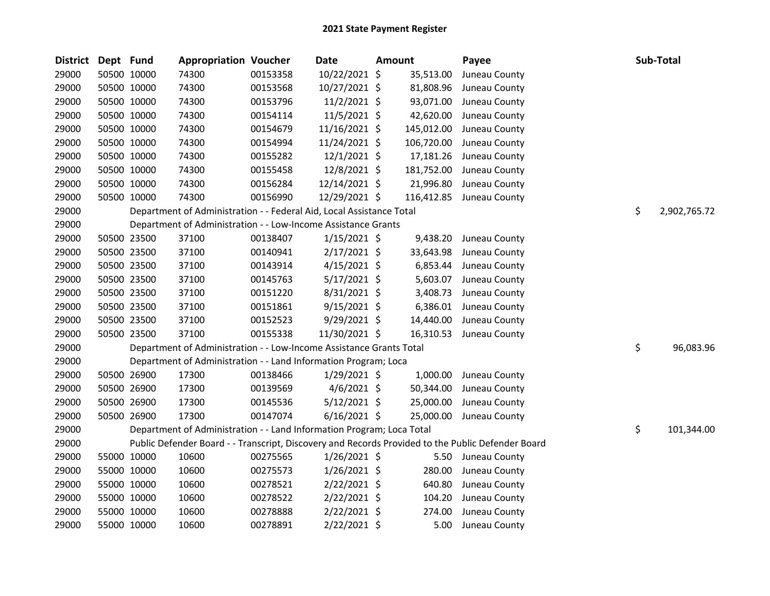## 2021 State Payment Register

| District | Dept | Fund | Appropriation | Voucher | Date | Amount | Payee | Sub-Total |
|---|---|---|---|---|---|---|---|---|
| 29000 | 50500 | 10000 | 74300 | 00153358 | 10/22/2021 | $ 35,513.00 | Juneau County | |
| 29000 | 50500 | 10000 | 74300 | 00153568 | 10/27/2021 | $ 81,808.96 | Juneau County | |
| 29000 | 50500 | 10000 | 74300 | 00153796 | 11/2/2021 | $ 93,071.00 | Juneau County | |
| 29000 | 50500 | 10000 | 74300 | 00154114 | 11/5/2021 | $ 42,620.00 | Juneau County | |
| 29000 | 50500 | 10000 | 74300 | 00154679 | 11/16/2021 | $ 145,012.00 | Juneau County | |
| 29000 | 50500 | 10000 | 74300 | 00154994 | 11/24/2021 | $ 106,720.00 | Juneau County | |
| 29000 | 50500 | 10000 | 74300 | 00155282 | 12/1/2021 | $ 17,181.26 | Juneau County | |
| 29000 | 50500 | 10000 | 74300 | 00155458 | 12/8/2021 | $ 181,752.00 | Juneau County | |
| 29000 | 50500 | 10000 | 74300 | 00156284 | 12/14/2021 | $ 21,996.80 | Juneau County | |
| 29000 | 50500 | 10000 | 74300 | 00156990 | 12/29/2021 | $ 116,412.85 | Juneau County | |
| 29000 | | Department of Administration - - Federal Aid, Local Assistance Total | | | | | | $ 2,902,765.72 |
| 29000 | | Department of Administration - - Low-Income Assistance Grants | | | | | | |
| 29000 | 50500 | 23500 | 37100 | 00138407 | 1/15/2021 | $ 9,438.20 | Juneau County | |
| 29000 | 50500 | 23500 | 37100 | 00140941 | 2/17/2021 | $ 33,643.98 | Juneau County | |
| 29000 | 50500 | 23500 | 37100 | 00143914 | 4/15/2021 | $ 6,853.44 | Juneau County | |
| 29000 | 50500 | 23500 | 37100 | 00145763 | 5/17/2021 | $ 5,603.07 | Juneau County | |
| 29000 | 50500 | 23500 | 37100 | 00151220 | 8/31/2021 | $ 3,408.73 | Juneau County | |
| 29000 | 50500 | 23500 | 37100 | 00151861 | 9/15/2021 | $ 6,386.01 | Juneau County | |
| 29000 | 50500 | 23500 | 37100 | 00152523 | 9/29/2021 | $ 14,440.00 | Juneau County | |
| 29000 | 50500 | 23500 | 37100 | 00155338 | 11/30/2021 | $ 16,310.53 | Juneau County | |
| 29000 | | Department of Administration - - Low-Income Assistance Grants Total | | | | | | $ 96,083.96 |
| 29000 | | Department of Administration - - Land Information Program; Loca | | | | | | |
| 29000 | 50500 | 26900 | 17300 | 00138466 | 1/29/2021 | $ 1,000.00 | Juneau County | |
| 29000 | 50500 | 26900 | 17300 | 00139569 | 4/6/2021 | $ 50,344.00 | Juneau County | |
| 29000 | 50500 | 26900 | 17300 | 00145536 | 5/12/2021 | $ 25,000.00 | Juneau County | |
| 29000 | 50500 | 26900 | 17300 | 00147074 | 6/16/2021 | $ 25,000.00 | Juneau County | |
| 29000 | | Department of Administration - - Land Information Program; Loca Total | | | | | | $ 101,344.00 |
| 29000 | | Public Defender Board - - Transcript, Discovery and Records Provided to the Public Defender Board | | | | | | |
| 29000 | 55000 | 10000 | 10600 | 00275565 | 1/26/2021 | $ 5.50 | Juneau County | |
| 29000 | 55000 | 10000 | 10600 | 00275573 | 1/26/2021 | $ 280.00 | Juneau County | |
| 29000 | 55000 | 10000 | 10600 | 00278521 | 2/22/2021 | $ 640.80 | Juneau County | |
| 29000 | 55000 | 10000 | 10600 | 00278522 | 2/22/2021 | $ 104.20 | Juneau County | |
| 29000 | 55000 | 10000 | 10600 | 00278888 | 2/22/2021 | $ 274.00 | Juneau County | |
| 29000 | 55000 | 10000 | 10600 | 00278891 | 2/22/2021 | $ 5.00 | Juneau County | |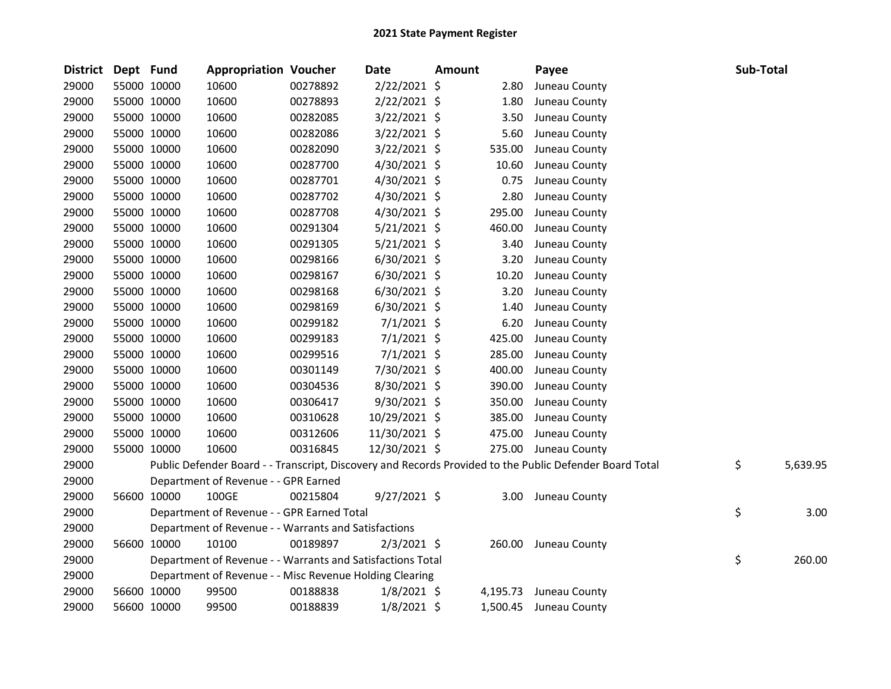# 2021 State Payment Register

| District | Dept | Fund | Appropriation | Voucher | Date | Amount | Payee | Sub-Total |
|---|---|---|---|---|---|---|---|---|
| 29000 | 55000 | 10000 | 10600 | 00278892 | 2/22/2021 | $ 2.80 | Juneau County | |
| 29000 | 55000 | 10000 | 10600 | 00278893 | 2/22/2021 | $ 1.80 | Juneau County | |
| 29000 | 55000 | 10000 | 10600 | 00282085 | 3/22/2021 | $ 3.50 | Juneau County | |
| 29000 | 55000 | 10000 | 10600 | 00282086 | 3/22/2021 | $ 5.60 | Juneau County | |
| 29000 | 55000 | 10000 | 10600 | 00282090 | 3/22/2021 | $ 535.00 | Juneau County | |
| 29000 | 55000 | 10000 | 10600 | 00287700 | 4/30/2021 | $ 10.60 | Juneau County | |
| 29000 | 55000 | 10000 | 10600 | 00287701 | 4/30/2021 | $ 0.75 | Juneau County | |
| 29000 | 55000 | 10000 | 10600 | 00287702 | 4/30/2021 | $ 2.80 | Juneau County | |
| 29000 | 55000 | 10000 | 10600 | 00287708 | 4/30/2021 | $ 295.00 | Juneau County | |
| 29000 | 55000 | 10000 | 10600 | 00291304 | 5/21/2021 | $ 460.00 | Juneau County | |
| 29000 | 55000 | 10000 | 10600 | 00291305 | 5/21/2021 | $ 3.40 | Juneau County | |
| 29000 | 55000 | 10000 | 10600 | 00298166 | 6/30/2021 | $ 3.20 | Juneau County | |
| 29000 | 55000 | 10000 | 10600 | 00298167 | 6/30/2021 | $ 10.20 | Juneau County | |
| 29000 | 55000 | 10000 | 10600 | 00298168 | 6/30/2021 | $ 3.20 | Juneau County | |
| 29000 | 55000 | 10000 | 10600 | 00298169 | 6/30/2021 | $ 1.40 | Juneau County | |
| 29000 | 55000 | 10000 | 10600 | 00299182 | 7/1/2021 | $ 6.20 | Juneau County | |
| 29000 | 55000 | 10000 | 10600 | 00299183 | 7/1/2021 | $ 425.00 | Juneau County | |
| 29000 | 55000 | 10000 | 10600 | 00299516 | 7/1/2021 | $ 285.00 | Juneau County | |
| 29000 | 55000 | 10000 | 10600 | 00301149 | 7/30/2021 | $ 400.00 | Juneau County | |
| 29000 | 55000 | 10000 | 10600 | 00304536 | 8/30/2021 | $ 390.00 | Juneau County | |
| 29000 | 55000 | 10000 | 10600 | 00306417 | 9/30/2021 | $ 350.00 | Juneau County | |
| 29000 | 55000 | 10000 | 10600 | 00310628 | 10/29/2021 | $ 385.00 | Juneau County | |
| 29000 | 55000 | 10000 | 10600 | 00312606 | 11/30/2021 | $ 475.00 | Juneau County | |
| 29000 | 55000 | 10000 | 10600 | 00316845 | 12/30/2021 | $ 275.00 | Juneau County | |
| 29000 | | | Public Defender Board - - Transcript, Discovery and Records Provided to the Public Defender Board Total | | | | | $ 5,639.95 |
| 29000 | | | Department of Revenue - - GPR Earned | | | | | |
| 29000 | 56600 | 10000 | 100GE | 00215804 | 9/27/2021 | $ 3.00 | Juneau County | |
| 29000 | | | Department of Revenue - - GPR Earned Total | | | | | $ 3.00 |
| 29000 | | | Department of Revenue - - Warrants and Satisfactions | | | | | |
| 29000 | 56600 | 10000 | 10100 | 00189897 | 2/3/2021 | $ 260.00 | Juneau County | |
| 29000 | | | Department of Revenue - - Warrants and Satisfactions Total | | | | | $ 260.00 |
| 29000 | | | Department of Revenue - - Misc Revenue Holding Clearing | | | | | |
| 29000 | 56600 | 10000 | 99500 | 00188838 | 1/8/2021 | $ 4,195.73 | Juneau County | |
| 29000 | 56600 | 10000 | 99500 | 00188839 | 1/8/2021 | $ 1,500.45 | Juneau County | |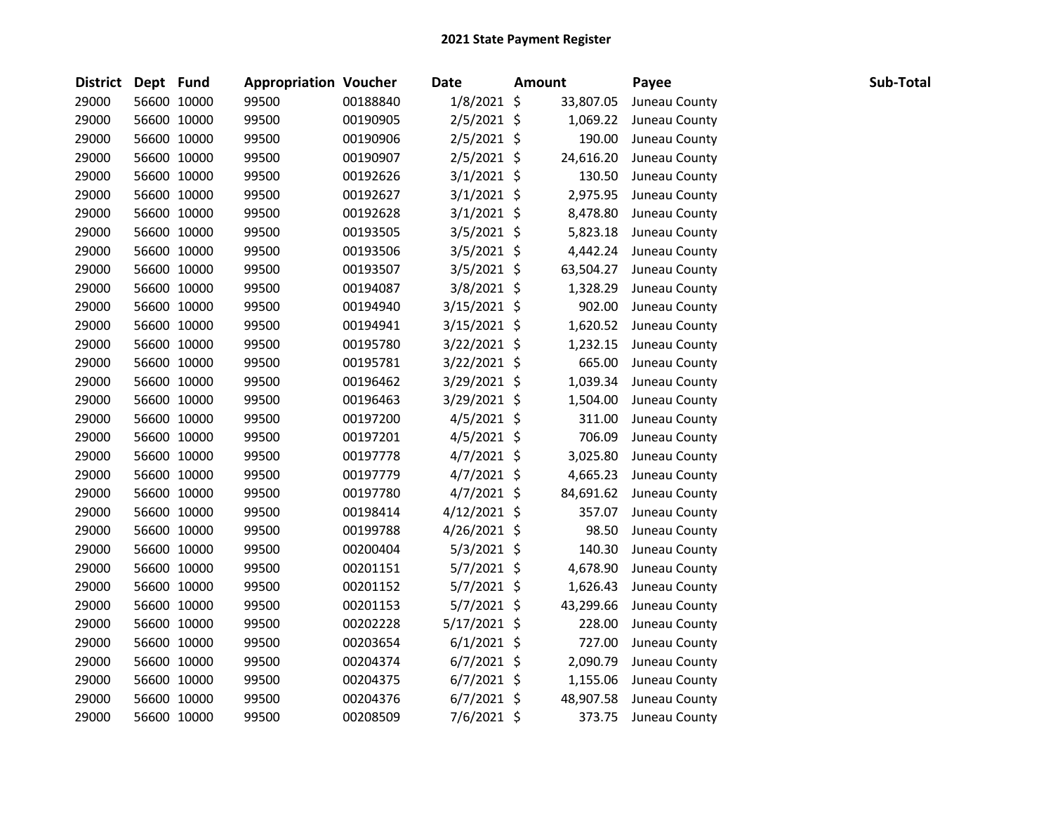# 2021 State Payment Register

| District | Dept | Fund | Appropriation | Voucher | Date | Amount | Payee | Sub-Total |
|---|---|---|---|---|---|---|---|---|
| 29000 | 56600 | 10000 | 99500 | 00188840 | 1/8/2021 | $ 33,807.05 | Juneau County | |
| 29000 | 56600 | 10000 | 99500 | 00190905 | 2/5/2021 | $ 1,069.22 | Juneau County | |
| 29000 | 56600 | 10000 | 99500 | 00190906 | 2/5/2021 | $ 190.00 | Juneau County | |
| 29000 | 56600 | 10000 | 99500 | 00190907 | 2/5/2021 | $ 24,616.20 | Juneau County | |
| 29000 | 56600 | 10000 | 99500 | 00192626 | 3/1/2021 | $ 130.50 | Juneau County | |
| 29000 | 56600 | 10000 | 99500 | 00192627 | 3/1/2021 | $ 2,975.95 | Juneau County | |
| 29000 | 56600 | 10000 | 99500 | 00192628 | 3/1/2021 | $ 8,478.80 | Juneau County | |
| 29000 | 56600 | 10000 | 99500 | 00193505 | 3/5/2021 | $ 5,823.18 | Juneau County | |
| 29000 | 56600 | 10000 | 99500 | 00193506 | 3/5/2021 | $ 4,442.24 | Juneau County | |
| 29000 | 56600 | 10000 | 99500 | 00193507 | 3/5/2021 | $ 63,504.27 | Juneau County | |
| 29000 | 56600 | 10000 | 99500 | 00194087 | 3/8/2021 | $ 1,328.29 | Juneau County | |
| 29000 | 56600 | 10000 | 99500 | 00194940 | 3/15/2021 | $ 902.00 | Juneau County | |
| 29000 | 56600 | 10000 | 99500 | 00194941 | 3/15/2021 | $ 1,620.52 | Juneau County | |
| 29000 | 56600 | 10000 | 99500 | 00195780 | 3/22/2021 | $ 1,232.15 | Juneau County | |
| 29000 | 56600 | 10000 | 99500 | 00195781 | 3/22/2021 | $ 665.00 | Juneau County | |
| 29000 | 56600 | 10000 | 99500 | 00196462 | 3/29/2021 | $ 1,039.34 | Juneau County | |
| 29000 | 56600 | 10000 | 99500 | 00196463 | 3/29/2021 | $ 1,504.00 | Juneau County | |
| 29000 | 56600 | 10000 | 99500 | 00197200 | 4/5/2021 | $ 311.00 | Juneau County | |
| 29000 | 56600 | 10000 | 99500 | 00197201 | 4/5/2021 | $ 706.09 | Juneau County | |
| 29000 | 56600 | 10000 | 99500 | 00197778 | 4/7/2021 | $ 3,025.80 | Juneau County | |
| 29000 | 56600 | 10000 | 99500 | 00197779 | 4/7/2021 | $ 4,665.23 | Juneau County | |
| 29000 | 56600 | 10000 | 99500 | 00197780 | 4/7/2021 | $ 84,691.62 | Juneau County | |
| 29000 | 56600 | 10000 | 99500 | 00198414 | 4/12/2021 | $ 357.07 | Juneau County | |
| 29000 | 56600 | 10000 | 99500 | 00199788 | 4/26/2021 | $ 98.50 | Juneau County | |
| 29000 | 56600 | 10000 | 99500 | 00200404 | 5/3/2021 | $ 140.30 | Juneau County | |
| 29000 | 56600 | 10000 | 99500 | 00201151 | 5/7/2021 | $ 4,678.90 | Juneau County | |
| 29000 | 56600 | 10000 | 99500 | 00201152 | 5/7/2021 | $ 1,626.43 | Juneau County | |
| 29000 | 56600 | 10000 | 99500 | 00201153 | 5/7/2021 | $ 43,299.66 | Juneau County | |
| 29000 | 56600 | 10000 | 99500 | 00202228 | 5/17/2021 | $ 228.00 | Juneau County | |
| 29000 | 56600 | 10000 | 99500 | 00203654 | 6/1/2021 | $ 727.00 | Juneau County | |
| 29000 | 56600 | 10000 | 99500 | 00204374 | 6/7/2021 | $ 2,090.79 | Juneau County | |
| 29000 | 56600 | 10000 | 99500 | 00204375 | 6/7/2021 | $ 1,155.06 | Juneau County | |
| 29000 | 56600 | 10000 | 99500 | 00204376 | 6/7/2021 | $ 48,907.58 | Juneau County | |
| 29000 | 56600 | 10000 | 99500 | 00208509 | 7/6/2021 | $ 373.75 | Juneau County | |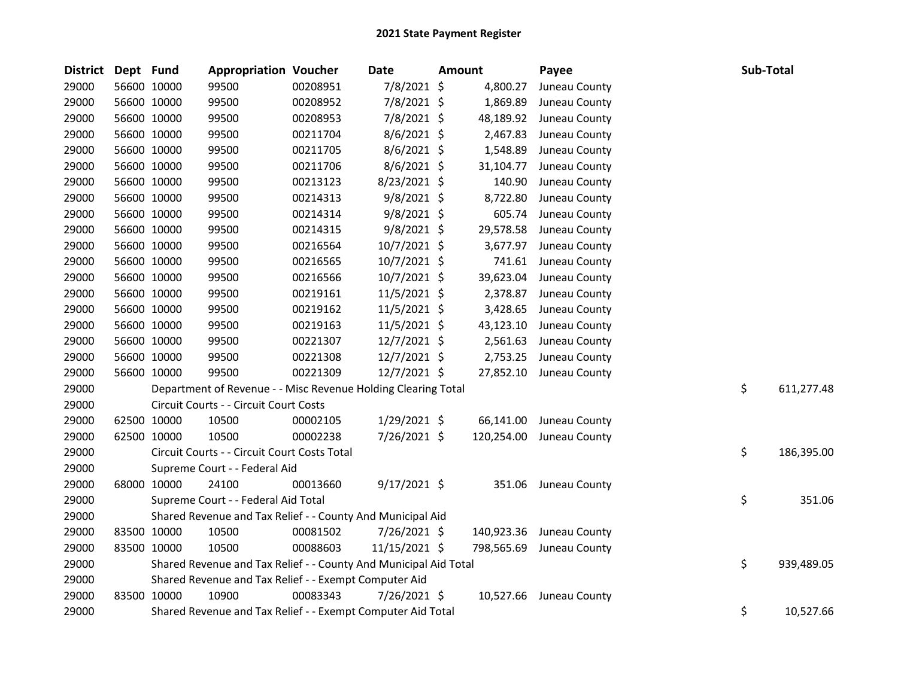# 2021 State Payment Register

| District | Dept | Fund | Appropriation | Voucher | Date | Amount | Payee | Sub-Total |
|---|---|---|---|---|---|---|---|---|
| 29000 | 56600 | 10000 | 99500 | 00208951 | 7/8/2021 | $ 4,800.27 | Juneau County | |
| 29000 | 56600 | 10000 | 99500 | 00208952 | 7/8/2021 | $ 1,869.89 | Juneau County | |
| 29000 | 56600 | 10000 | 99500 | 00208953 | 7/8/2021 | $ 48,189.92 | Juneau County | |
| 29000 | 56600 | 10000 | 99500 | 00211704 | 8/6/2021 | $ 2,467.83 | Juneau County | |
| 29000 | 56600 | 10000 | 99500 | 00211705 | 8/6/2021 | $ 1,548.89 | Juneau County | |
| 29000 | 56600 | 10000 | 99500 | 00211706 | 8/6/2021 | $ 31,104.77 | Juneau County | |
| 29000 | 56600 | 10000 | 99500 | 00213123 | 8/23/2021 | $ 140.90 | Juneau County | |
| 29000 | 56600 | 10000 | 99500 | 00214313 | 9/8/2021 | $ 8,722.80 | Juneau County | |
| 29000 | 56600 | 10000 | 99500 | 00214314 | 9/8/2021 | $ 605.74 | Juneau County | |
| 29000 | 56600 | 10000 | 99500 | 00214315 | 9/8/2021 | $ 29,578.58 | Juneau County | |
| 29000 | 56600 | 10000 | 99500 | 00216564 | 10/7/2021 | $ 3,677.97 | Juneau County | |
| 29000 | 56600 | 10000 | 99500 | 00216565 | 10/7/2021 | $ 741.61 | Juneau County | |
| 29000 | 56600 | 10000 | 99500 | 00216566 | 10/7/2021 | $ 39,623.04 | Juneau County | |
| 29000 | 56600 | 10000 | 99500 | 00219161 | 11/5/2021 | $ 2,378.87 | Juneau County | |
| 29000 | 56600 | 10000 | 99500 | 00219162 | 11/5/2021 | $ 3,428.65 | Juneau County | |
| 29000 | 56600 | 10000 | 99500 | 00219163 | 11/5/2021 | $ 43,123.10 | Juneau County | |
| 29000 | 56600 | 10000 | 99500 | 00221307 | 12/7/2021 | $ 2,561.63 | Juneau County | |
| 29000 | 56600 | 10000 | 99500 | 00221308 | 12/7/2021 | $ 2,753.25 | Juneau County | |
| 29000 | 56600 | 10000 | 99500 | 00221309 | 12/7/2021 | $ 27,852.10 | Juneau County | |
| 29000 | | | Department of Revenue - - Misc Revenue Holding Clearing Total | | | | | $ 611,277.48 |
| 29000 | | | Circuit Courts - - Circuit Court Costs | | | | | |
| 29000 | 62500 | 10000 | 10500 | 00002105 | 1/29/2021 | $ 66,141.00 | Juneau County | |
| 29000 | 62500 | 10000 | 10500 | 00002238 | 7/26/2021 | $ 120,254.00 | Juneau County | |
| 29000 | | | Circuit Courts - - Circuit Court Costs Total | | | | | $ 186,395.00 |
| 29000 | | | Supreme Court - - Federal Aid | | | | | |
| 29000 | 68000 | 10000 | 24100 | 00013660 | 9/17/2021 | $ 351.06 | Juneau County | |
| 29000 | | | Supreme Court - - Federal Aid Total | | | | | $ 351.06 |
| 29000 | | | Shared Revenue and Tax Relief - - County And Municipal Aid | | | | | |
| 29000 | 83500 | 10000 | 10500 | 00081502 | 7/26/2021 | $ 140,923.36 | Juneau County | |
| 29000 | 83500 | 10000 | 10500 | 00088603 | 11/15/2021 | $ 798,565.69 | Juneau County | |
| 29000 | | | Shared Revenue and Tax Relief - - County And Municipal Aid Total | | | | | $ 939,489.05 |
| 29000 | | | Shared Revenue and Tax Relief - - Exempt Computer Aid | | | | | |
| 29000 | 83500 | 10000 | 10900 | 00083343 | 7/26/2021 | $ 10,527.66 | Juneau County | |
| 29000 | | | Shared Revenue and Tax Relief - - Exempt Computer Aid Total | | | | | $ 10,527.66 |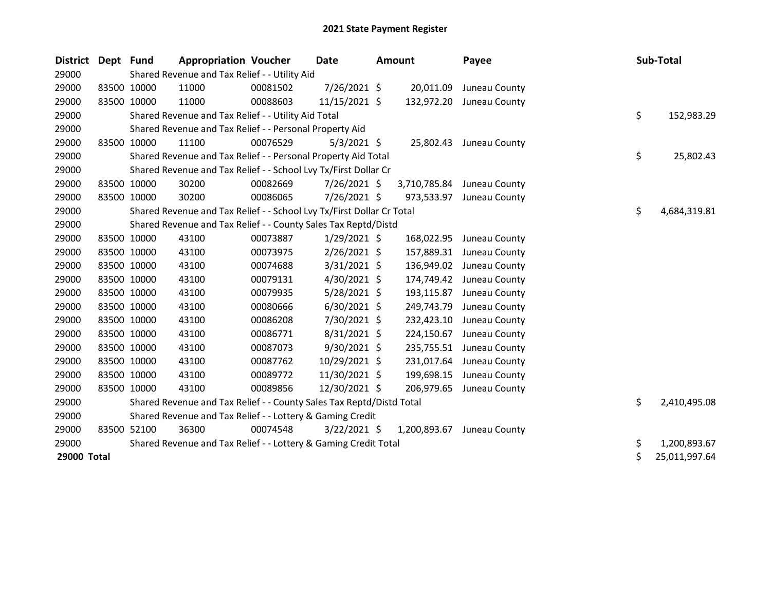# 2021 State Payment Register

| District | Dept | Fund | Appropriation | Voucher | Date | Amount | Payee | Sub-Total |
|---|---|---|---|---|---|---|---|---|
| 29000 | | Shared Revenue and Tax Relief - - Utility Aid | | | | | | |
| 29000 | 83500 | 10000 | 11000 | 00081502 | 7/26/2021 | $ 20,011.09 | Juneau County | |
| 29000 | 83500 | 10000 | 11000 | 00088603 | 11/15/2021 | $ 132,972.20 | Juneau County | |
| 29000 | | Shared Revenue and Tax Relief - - Utility Aid Total | | | | | | $ 152,983.29 |
| 29000 | | Shared Revenue and Tax Relief - - Personal Property Aid | | | | | | |
| 29000 | 83500 | 10000 | 11100 | 00076529 | 5/3/2021 | $ 25,802.43 | Juneau County | |
| 29000 | | Shared Revenue and Tax Relief - - Personal Property Aid Total | | | | | | $ 25,802.43 |
| 29000 | | Shared Revenue and Tax Relief - - School Lvy Tx/First Dollar Cr | | | | | | |
| 29000 | 83500 | 10000 | 30200 | 00082669 | 7/26/2021 | $ 3,710,785.84 | Juneau County | |
| 29000 | 83500 | 10000 | 30200 | 00086065 | 7/26/2021 | $ 973,533.97 | Juneau County | |
| 29000 | | Shared Revenue and Tax Relief - - School Lvy Tx/First Dollar Cr Total | | | | | | $ 4,684,319.81 |
| 29000 | | Shared Revenue and Tax Relief - - County Sales Tax Reptd/Distd | | | | | | |
| 29000 | 83500 | 10000 | 43100 | 00073887 | 1/29/2021 | $ 168,022.95 | Juneau County | |
| 29000 | 83500 | 10000 | 43100 | 00073975 | 2/26/2021 | $ 157,889.31 | Juneau County | |
| 29000 | 83500 | 10000 | 43100 | 00074688 | 3/31/2021 | $ 136,949.02 | Juneau County | |
| 29000 | 83500 | 10000 | 43100 | 00079131 | 4/30/2021 | $ 174,749.42 | Juneau County | |
| 29000 | 83500 | 10000 | 43100 | 00079935 | 5/28/2021 | $ 193,115.87 | Juneau County | |
| 29000 | 83500 | 10000 | 43100 | 00080666 | 6/30/2021 | $ 249,743.79 | Juneau County | |
| 29000 | 83500 | 10000 | 43100 | 00086208 | 7/30/2021 | $ 232,423.10 | Juneau County | |
| 29000 | 83500 | 10000 | 43100 | 00086771 | 8/31/2021 | $ 224,150.67 | Juneau County | |
| 29000 | 83500 | 10000 | 43100 | 00087073 | 9/30/2021 | $ 235,755.51 | Juneau County | |
| 29000 | 83500 | 10000 | 43100 | 00087762 | 10/29/2021 | $ 231,017.64 | Juneau County | |
| 29000 | 83500 | 10000 | 43100 | 00089772 | 11/30/2021 | $ 199,698.15 | Juneau County | |
| 29000 | 83500 | 10000 | 43100 | 00089856 | 12/30/2021 | $ 206,979.65 | Juneau County | |
| 29000 | | Shared Revenue and Tax Relief - - County Sales Tax Reptd/Distd Total | | | | | | $ 2,410,495.08 |
| 29000 | | Shared Revenue and Tax Relief - - Lottery & Gaming Credit | | | | | | |
| 29000 | 83500 | 52100 | 36300 | 00074548 | 3/22/2021 | $ 1,200,893.67 | Juneau County | |
| 29000 | | Shared Revenue and Tax Relief - - Lottery & Gaming Credit Total | | | | | | $ 1,200,893.67 |
| **29000 Total** | | | | | | | | $ 25,011,997.64 |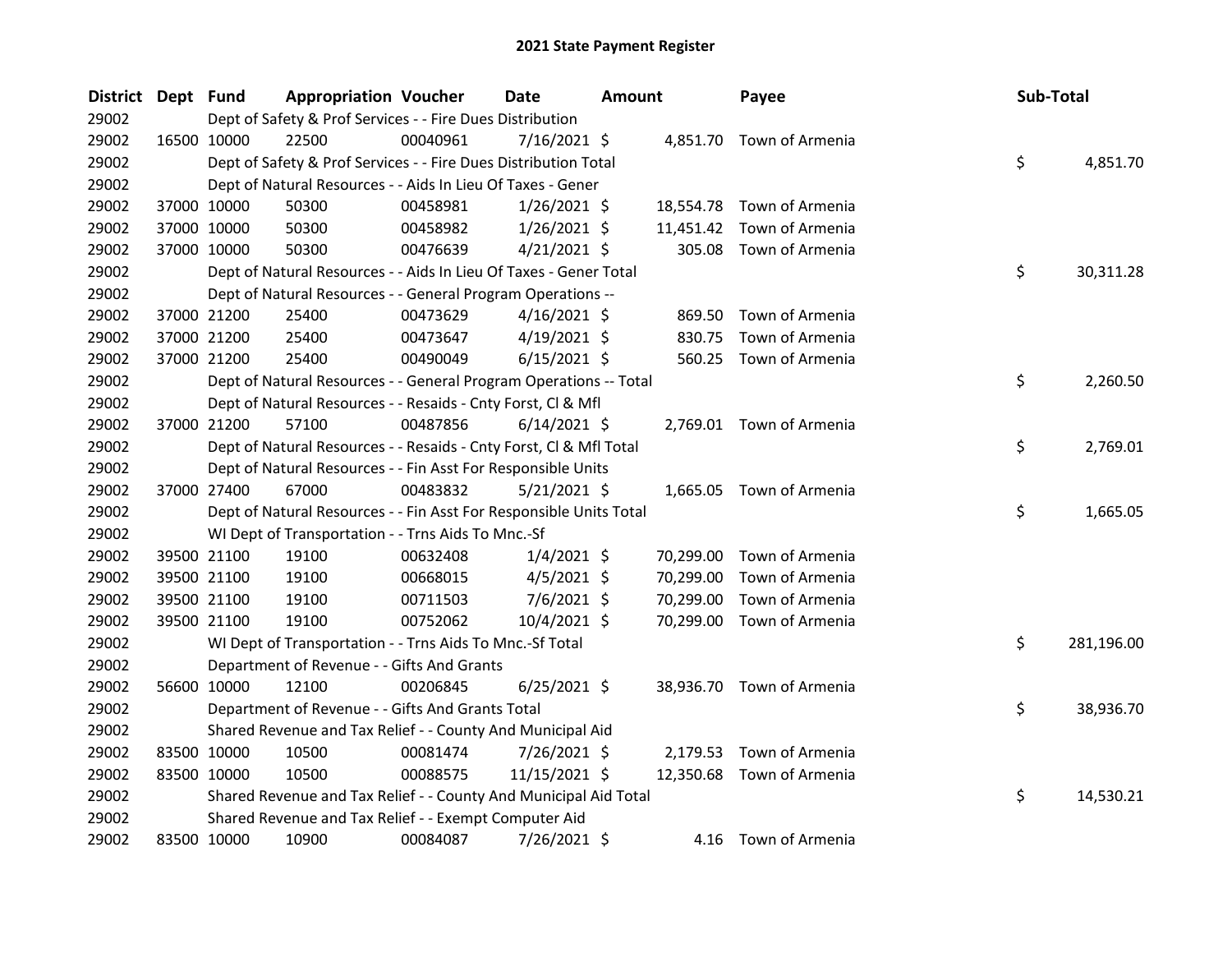# 2021 State Payment Register

| District | Dept | Fund | Appropriation | Voucher | Date | Amount | Payee | Sub-Total |
|---|---|---|---|---|---|---|---|---|
| 29002 | | Dept of Safety & Prof Services - - Fire Dues Distribution | | | | | | |
| 29002 | 16500 | 10000 | 22500 | 00040961 | 7/16/2021 | $ 4,851.70 | Town of Armenia | |
| 29002 | | Dept of Safety & Prof Services - - Fire Dues Distribution Total | | | | | | $ 4,851.70 |
| 29002 | | Dept of Natural Resources - - Aids In Lieu Of Taxes - Gener | | | | | | |
| 29002 | 37000 | 10000 | 50300 | 00458981 | 1/26/2021 | $ 18,554.78 | Town of Armenia | |
| 29002 | 37000 | 10000 | 50300 | 00458982 | 1/26/2021 | $ 11,451.42 | Town of Armenia | |
| 29002 | 37000 | 10000 | 50300 | 00476639 | 4/21/2021 | $ 305.08 | Town of Armenia | |
| 29002 | | Dept of Natural Resources - - Aids In Lieu Of Taxes - Gener Total | | | | | | $ 30,311.28 |
| 29002 | | Dept of Natural Resources - - General Program Operations -- | | | | | | |
| 29002 | 37000 | 21200 | 25400 | 00473629 | 4/16/2021 | $ 869.50 | Town of Armenia | |
| 29002 | 37000 | 21200 | 25400 | 00473647 | 4/19/2021 | $ 830.75 | Town of Armenia | |
| 29002 | 37000 | 21200 | 25400 | 00490049 | 6/15/2021 | $ 560.25 | Town of Armenia | |
| 29002 | | Dept of Natural Resources - - General Program Operations -- Total | | | | | | $ 2,260.50 |
| 29002 | | Dept of Natural Resources - - Resaids - Cnty Forst, Cl & Mfl | | | | | | |
| 29002 | 37000 | 21200 | 57100 | 00487856 | 6/14/2021 | $ 2,769.01 | Town of Armenia | |
| 29002 | | Dept of Natural Resources - - Resaids - Cnty Forst, Cl & Mfl Total | | | | | | $ 2,769.01 |
| 29002 | | Dept of Natural Resources - - Fin Asst For Responsible Units | | | | | | |
| 29002 | 37000 | 27400 | 67000 | 00483832 | 5/21/2021 | $ 1,665.05 | Town of Armenia | |
| 29002 | | Dept of Natural Resources - - Fin Asst For Responsible Units Total | | | | | | $ 1,665.05 |
| 29002 | | WI Dept of Transportation - - Trns Aids To Mnc.-Sf | | | | | | |
| 29002 | 39500 | 21100 | 19100 | 00632408 | 1/4/2021 | $ 70,299.00 | Town of Armenia | |
| 29002 | 39500 | 21100 | 19100 | 00668015 | 4/5/2021 | $ 70,299.00 | Town of Armenia | |
| 29002 | 39500 | 21100 | 19100 | 00711503 | 7/6/2021 | $ 70,299.00 | Town of Armenia | |
| 29002 | 39500 | 21100 | 19100 | 00752062 | 10/4/2021 | $ 70,299.00 | Town of Armenia | |
| 29002 | | WI Dept of Transportation - - Trns Aids To Mnc.-Sf Total | | | | | | $ 281,196.00 |
| 29002 | | Department of Revenue - - Gifts And Grants | | | | | | |
| 29002 | 56600 | 10000 | 12100 | 00206845 | 6/25/2021 | $ 38,936.70 | Town of Armenia | |
| 29002 | | Department of Revenue - - Gifts And Grants Total | | | | | | $ 38,936.70 |
| 29002 | | Shared Revenue and Tax Relief - - County And Municipal Aid | | | | | | |
| 29002 | 83500 | 10000 | 10500 | 00081474 | 7/26/2021 | $ 2,179.53 | Town of Armenia | |
| 29002 | 83500 | 10000 | 10500 | 00088575 | 11/15/2021 | $ 12,350.68 | Town of Armenia | |
| 29002 | | Shared Revenue and Tax Relief - - County And Municipal Aid Total | | | | | | $ 14,530.21 |
| 29002 | | Shared Revenue and Tax Relief - - Exempt Computer Aid | | | | | | |
| 29002 | 83500 | 10000 | 10900 | 00084087 | 7/26/2021 | $ 4.16 | Town of Armenia | |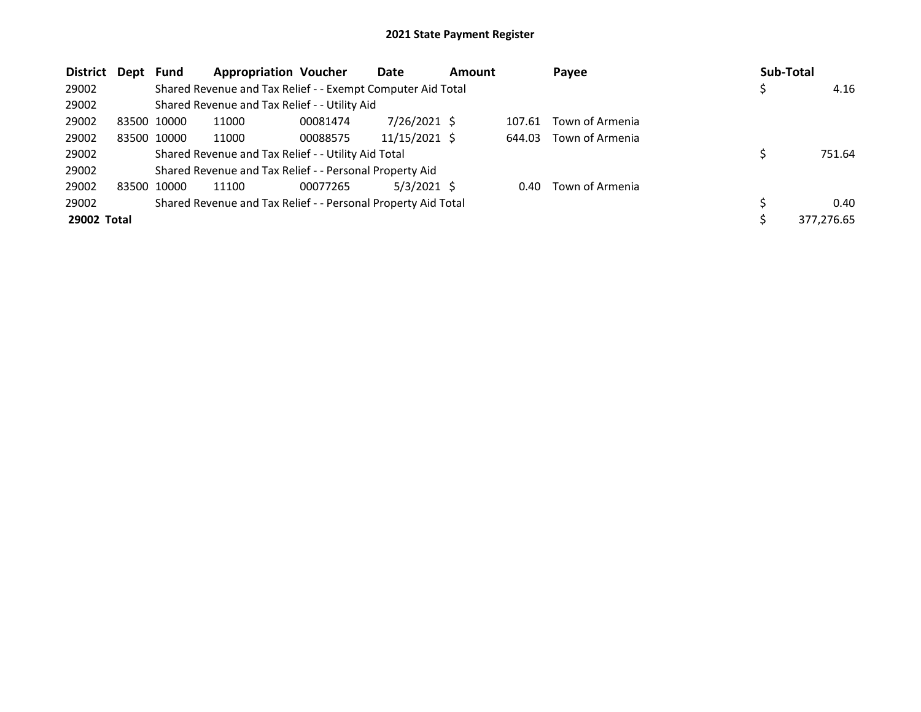## 2021 State Payment Register

| District | Dept | Fund | Appropriation | Voucher | Date | Amount | Payee | Sub-Total |
|---|---|---|---|---|---|---|---|---|
| 29002 | | Shared Revenue and Tax Relief - - Exempt Computer Aid Total | | | | | | $ 4.16 |
| 29002 | | Shared Revenue and Tax Relief - - Utility Aid | | | | | | |
| 29002 | 83500 | 10000 | 11000 | 00081474 | 7/26/2021 | $ 107.61 | Town of Armenia | |
| 29002 | 83500 | 10000 | 11000 | 00088575 | 11/15/2021 | $ 644.03 | Town of Armenia | |
| 29002 | | Shared Revenue and Tax Relief - - Utility Aid Total | | | | | | $ 751.64 |
| 29002 | | Shared Revenue and Tax Relief - - Personal Property Aid | | | | | | |
| 29002 | 83500 | 10000 | 11100 | 00077265 | 5/3/2021 | $ 0.40 | Town of Armenia | |
| 29002 | | Shared Revenue and Tax Relief - - Personal Property Aid Total | | | | | | $ 0.40 |
| **29002 Total** | | | | | | | | $ 377,276.65 |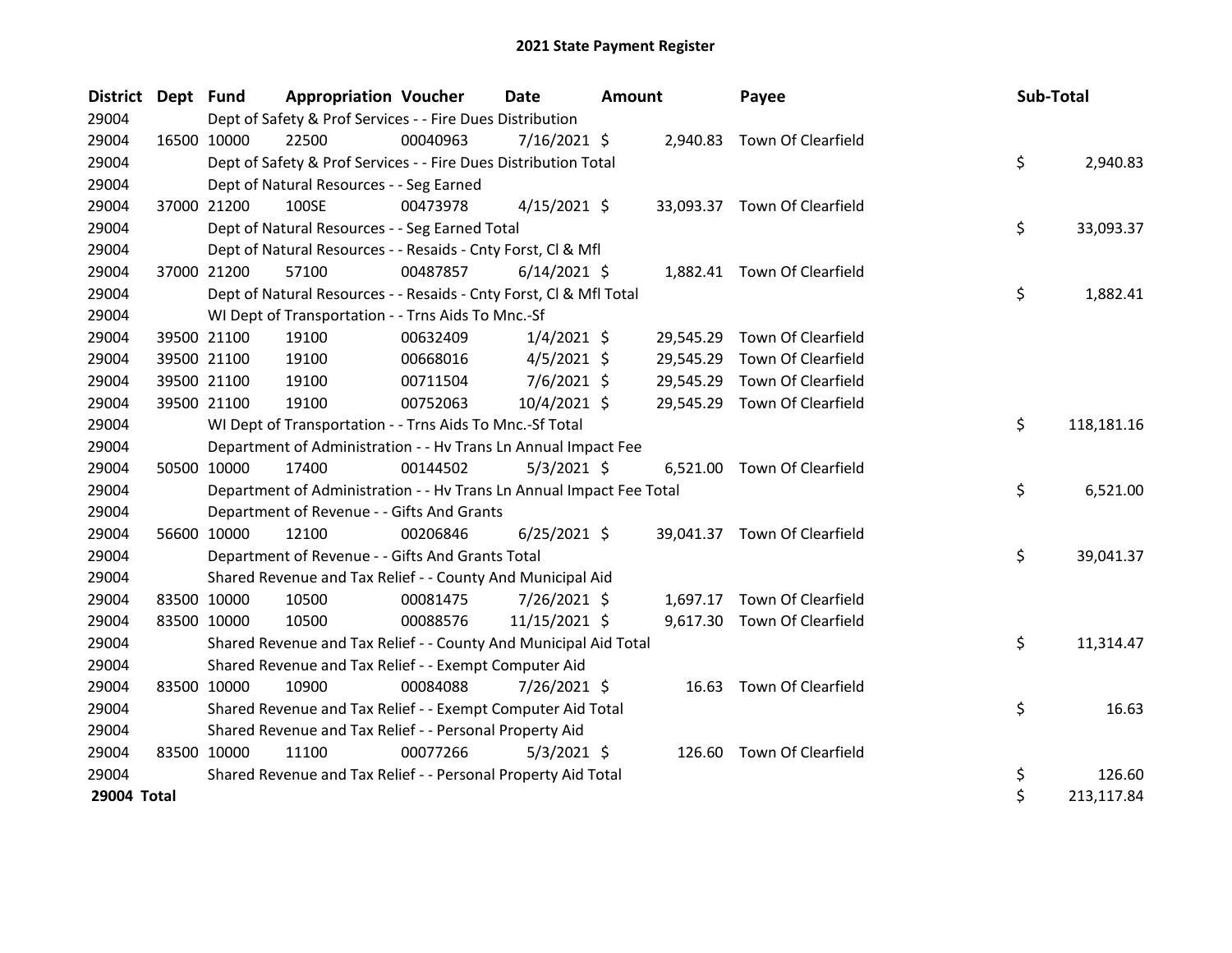# 2021 State Payment Register

| District | Dept | Fund | Appropriation | Voucher | Date | Amount | Payee | Sub-Total |
|---|---|---|---|---|---|---|---|---|
| 29004 | | Dept of Safety & Prof Services - - Fire Dues Distribution | | | | | | |
| 29004 | 16500 | 10000 | 22500 | 00040963 | 7/16/2021 | $ 2,940.83 | Town Of Clearfield | |
| 29004 | | Dept of Safety & Prof Services - - Fire Dues Distribution Total | | | | | | $ 2,940.83 |
| 29004 | | Dept of Natural Resources - - Seg Earned | | | | | | |
| 29004 | 37000 | 21200 | 100SE | 00473978 | 4/15/2021 | $ 33,093.37 | Town Of Clearfield | |
| 29004 | | Dept of Natural Resources - - Seg Earned Total | | | | | | $ 33,093.37 |
| 29004 | | Dept of Natural Resources - - Resaids - Cnty Forst, Cl & Mfl | | | | | | |
| 29004 | 37000 | 21200 | 57100 | 00487857 | 6/14/2021 | $ 1,882.41 | Town Of Clearfield | |
| 29004 | | Dept of Natural Resources - - Resaids - Cnty Forst, Cl & Mfl Total | | | | | | $ 1,882.41 |
| 29004 | | WI Dept of Transportation - - Trns Aids To Mnc.-Sf | | | | | | |
| 29004 | 39500 | 21100 | 19100 | 00632409 | 1/4/2021 | $ 29,545.29 | Town Of Clearfield | |
| 29004 | 39500 | 21100 | 19100 | 00668016 | 4/5/2021 | $ 29,545.29 | Town Of Clearfield | |
| 29004 | 39500 | 21100 | 19100 | 00711504 | 7/6/2021 | $ 29,545.29 | Town Of Clearfield | |
| 29004 | 39500 | 21100 | 19100 | 00752063 | 10/4/2021 | $ 29,545.29 | Town Of Clearfield | |
| 29004 | | WI Dept of Transportation - - Trns Aids To Mnc.-Sf Total | | | | | | $ 118,181.16 |
| 29004 | | Department of Administration - - Hv Trans Ln Annual Impact Fee | | | | | | |
| 29004 | 50500 | 10000 | 17400 | 00144502 | 5/3/2021 | $ 6,521.00 | Town Of Clearfield | |
| 29004 | | Department of Administration - - Hv Trans Ln Annual Impact Fee Total | | | | | | $ 6,521.00 |
| 29004 | | Department of Revenue - - Gifts And Grants | | | | | | |
| 29004 | 56600 | 10000 | 12100 | 00206846 | 6/25/2021 | $ 39,041.37 | Town Of Clearfield | |
| 29004 | | Department of Revenue - - Gifts And Grants Total | | | | | | $ 39,041.37 |
| 29004 | | Shared Revenue and Tax Relief - - County And Municipal Aid | | | | | | |
| 29004 | 83500 | 10000 | 10500 | 00081475 | 7/26/2021 | $ 1,697.17 | Town Of Clearfield | |
| 29004 | 83500 | 10000 | 10500 | 00088576 | 11/15/2021 | $ 9,617.30 | Town Of Clearfield | |
| 29004 | | Shared Revenue and Tax Relief - - County And Municipal Aid Total | | | | | | $ 11,314.47 |
| 29004 | | Shared Revenue and Tax Relief - - Exempt Computer Aid | | | | | | |
| 29004 | 83500 | 10000 | 10900 | 00084088 | 7/26/2021 | $ 16.63 | Town Of Clearfield | |
| 29004 | | Shared Revenue and Tax Relief - - Exempt Computer Aid Total | | | | | | $ 16.63 |
| 29004 | | Shared Revenue and Tax Relief - - Personal Property Aid | | | | | | |
| 29004 | 83500 | 10000 | 11100 | 00077266 | 5/3/2021 | $ 126.60 | Town Of Clearfield | |
| 29004 | | Shared Revenue and Tax Relief - - Personal Property Aid Total | | | | | | $ 126.60 |
| **29004 Total** | | | | | | | | $ 213,117.84 |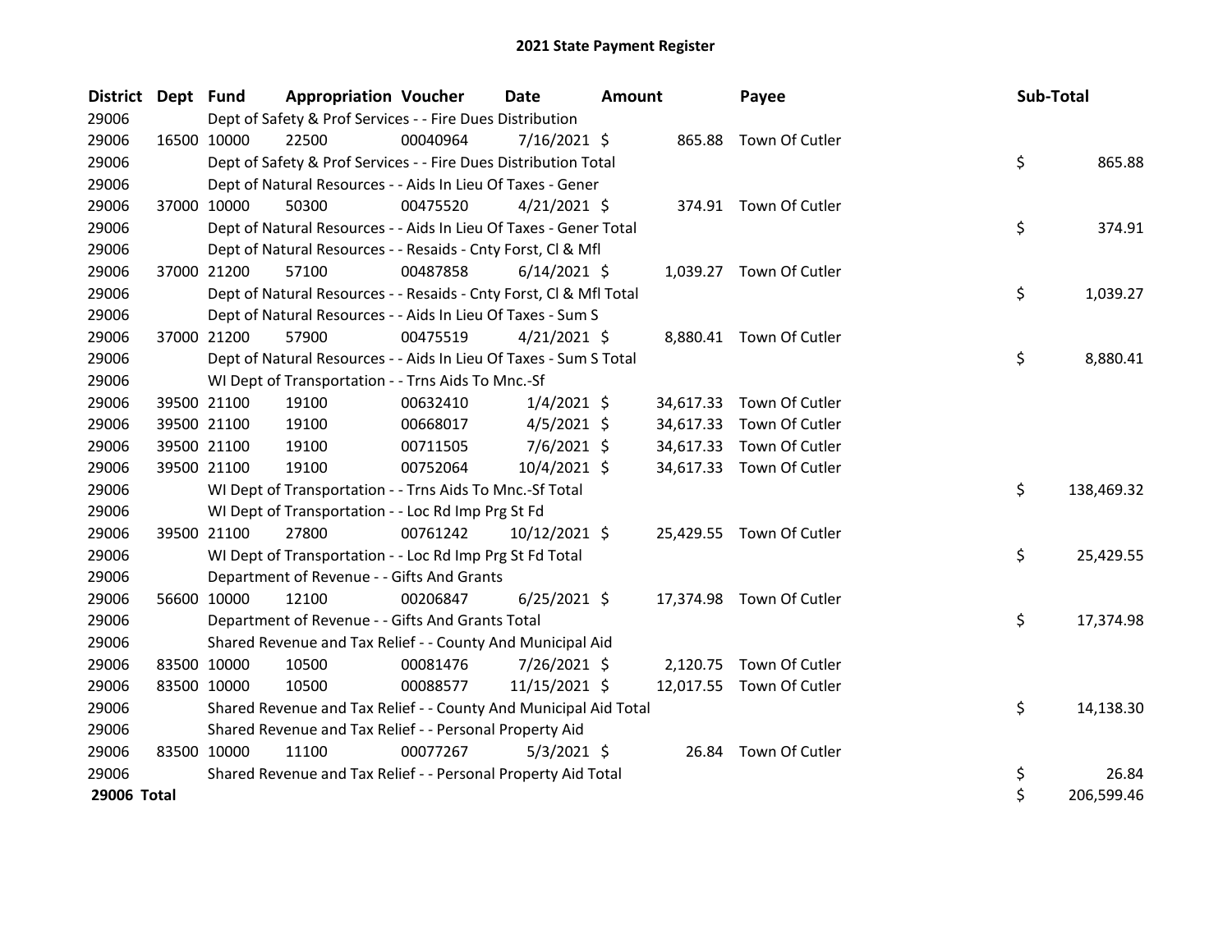# 2021 State Payment Register

| District | Dept | Fund | Appropriation | Voucher | Date | Amount | Payee | Sub-Total |
|---|---|---|---|---|---|---|---|---|
| 29006 | | Dept of Safety & Prof Services - - Fire Dues Distribution | | | | | | |
| 29006 | 16500 | 10000 | 22500 | 00040964 | 7/16/2021 | $ 865.88 | Town Of Cutler | |
| 29006 | | Dept of Safety & Prof Services - - Fire Dues Distribution Total | | | | | | $ 865.88 |
| 29006 | | Dept of Natural Resources - - Aids In Lieu Of Taxes - Gener | | | | | | |
| 29006 | 37000 | 10000 | 50300 | 00475520 | 4/21/2021 | $ 374.91 | Town Of Cutler | |
| 29006 | | Dept of Natural Resources - - Aids In Lieu Of Taxes - Gener Total | | | | | | $ 374.91 |
| 29006 | | Dept of Natural Resources - - Resaids - Cnty Forst, Cl & Mfl | | | | | | |
| 29006 | 37000 | 21200 | 57100 | 00487858 | 6/14/2021 | $ 1,039.27 | Town Of Cutler | |
| 29006 | | Dept of Natural Resources - - Resaids - Cnty Forst, Cl & Mfl Total | | | | | | $ 1,039.27 |
| 29006 | | Dept of Natural Resources - - Aids In Lieu Of Taxes - Sum S | | | | | | |
| 29006 | 37000 | 21200 | 57900 | 00475519 | 4/21/2021 | $ 8,880.41 | Town Of Cutler | |
| 29006 | | Dept of Natural Resources - - Aids In Lieu Of Taxes - Sum S Total | | | | | | $ 8,880.41 |
| 29006 | | WI Dept of Transportation - - Trns Aids To Mnc.-Sf | | | | | | |
| 29006 | 39500 | 21100 | 19100 | 00632410 | 1/4/2021 | $ 34,617.33 | Town Of Cutler | |
| 29006 | 39500 | 21100 | 19100 | 00668017 | 4/5/2021 | $ 34,617.33 | Town Of Cutler | |
| 29006 | 39500 | 21100 | 19100 | 00711505 | 7/6/2021 | $ 34,617.33 | Town Of Cutler | |
| 29006 | 39500 | 21100 | 19100 | 00752064 | 10/4/2021 | $ 34,617.33 | Town Of Cutler | |
| 29006 | | WI Dept of Transportation - - Trns Aids To Mnc.-Sf Total | | | | | | $ 138,469.32 |
| 29006 | | WI Dept of Transportation - - Loc Rd Imp Prg St Fd | | | | | | |
| 29006 | 39500 | 21100 | 27800 | 00761242 | 10/12/2021 | $ 25,429.55 | Town Of Cutler | |
| 29006 | | WI Dept of Transportation - - Loc Rd Imp Prg St Fd Total | | | | | | $ 25,429.55 |
| 29006 | | Department of Revenue - - Gifts And Grants | | | | | | |
| 29006 | 56600 | 10000 | 12100 | 00206847 | 6/25/2021 | $ 17,374.98 | Town Of Cutler | |
| 29006 | | Department of Revenue - - Gifts And Grants Total | | | | | | $ 17,374.98 |
| 29006 | | Shared Revenue and Tax Relief - - County And Municipal Aid | | | | | | |
| 29006 | 83500 | 10000 | 10500 | 00081476 | 7/26/2021 | $ 2,120.75 | Town Of Cutler | |
| 29006 | 83500 | 10000 | 10500 | 00088577 | 11/15/2021 | $ 12,017.55 | Town Of Cutler | |
| 29006 | | Shared Revenue and Tax Relief - - County And Municipal Aid Total | | | | | | $ 14,138.30 |
| 29006 | | Shared Revenue and Tax Relief - - Personal Property Aid | | | | | | |
| 29006 | 83500 | 10000 | 11100 | 00077267 | 5/3/2021 | $ 26.84 | Town Of Cutler | |
| 29006 | | Shared Revenue and Tax Relief - - Personal Property Aid Total | | | | | | $ 26.84 |
| **29006 Total** | | | | | | | | $ 206,599.46 |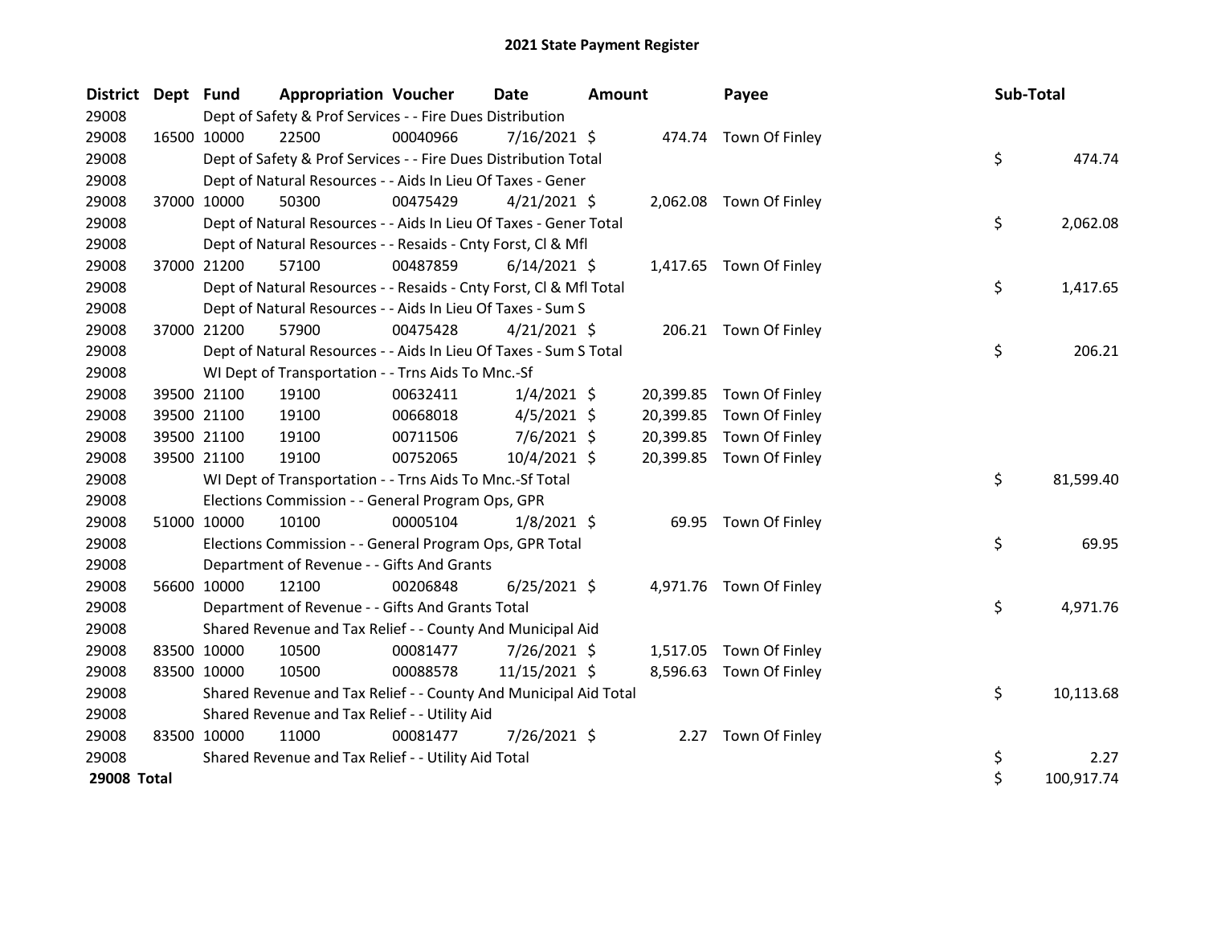# 2021 State Payment Register

| District | Dept | Fund | Appropriation | Voucher | Date | Amount | Payee | Sub-Total |
|---|---|---|---|---|---|---|---|---|
| 29008 | | Dept of Safety & Prof Services - - Fire Dues Distribution | | | | | | |
| 29008 | 16500 | 10000 | 22500 | 00040966 | 7/16/2021 | $ 474.74 | Town Of Finley | |
| 29008 | | Dept of Safety & Prof Services - - Fire Dues Distribution Total | | | | | | $ 474.74 |
| 29008 | | Dept of Natural Resources - - Aids In Lieu Of Taxes - Gener | | | | | | |
| 29008 | 37000 | 10000 | 50300 | 00475429 | 4/21/2021 | $ 2,062.08 | Town Of Finley | |
| 29008 | | Dept of Natural Resources - - Aids In Lieu Of Taxes - Gener Total | | | | | | $ 2,062.08 |
| 29008 | | Dept of Natural Resources - - Resaids - Cnty Forst, Cl & Mfl | | | | | | |
| 29008 | 37000 | 21200 | 57100 | 00487859 | 6/14/2021 | $ 1,417.65 | Town Of Finley | |
| 29008 | | Dept of Natural Resources - - Resaids - Cnty Forst, Cl & Mfl Total | | | | | | $ 1,417.65 |
| 29008 | | Dept of Natural Resources - - Aids In Lieu Of Taxes - Sum S | | | | | | |
| 29008 | 37000 | 21200 | 57900 | 00475428 | 4/21/2021 | $ 206.21 | Town Of Finley | |
| 29008 | | Dept of Natural Resources - - Aids In Lieu Of Taxes - Sum S Total | | | | | | $ 206.21 |
| 29008 | | WI Dept of Transportation - - Trns Aids To Mnc.-Sf | | | | | | |
| 29008 | 39500 | 21100 | 19100 | 00632411 | 1/4/2021 | $ 20,399.85 | Town Of Finley | |
| 29008 | 39500 | 21100 | 19100 | 00668018 | 4/5/2021 | $ 20,399.85 | Town Of Finley | |
| 29008 | 39500 | 21100 | 19100 | 00711506 | 7/6/2021 | $ 20,399.85 | Town Of Finley | |
| 29008 | 39500 | 21100 | 19100 | 00752065 | 10/4/2021 | $ 20,399.85 | Town Of Finley | |
| 29008 | | WI Dept of Transportation - - Trns Aids To Mnc.-Sf Total | | | | | | $ 81,599.40 |
| 29008 | | Elections Commission - - General Program Ops, GPR | | | | | | |
| 29008 | 51000 | 10000 | 10100 | 00005104 | 1/8/2021 | $ 69.95 | Town Of Finley | |
| 29008 | | Elections Commission - - General Program Ops, GPR Total | | | | | | $ 69.95 |
| 29008 | | Department of Revenue - - Gifts And Grants | | | | | | |
| 29008 | 56600 | 10000 | 12100 | 00206848 | 6/25/2021 | $ 4,971.76 | Town Of Finley | |
| 29008 | | Department of Revenue - - Gifts And Grants Total | | | | | | $ 4,971.76 |
| 29008 | | Shared Revenue and Tax Relief - - County And Municipal Aid | | | | | | |
| 29008 | 83500 | 10000 | 10500 | 00081477 | 7/26/2021 | $ 1,517.05 | Town Of Finley | |
| 29008 | 83500 | 10000 | 10500 | 00088578 | 11/15/2021 | $ 8,596.63 | Town Of Finley | |
| 29008 | | Shared Revenue and Tax Relief - - County And Municipal Aid Total | | | | | | $ 10,113.68 |
| 29008 | | Shared Revenue and Tax Relief - - Utility Aid | | | | | | |
| 29008 | 83500 | 10000 | 11000 | 00081477 | 7/26/2021 | $ 2.27 | Town Of Finley | |
| 29008 | | Shared Revenue and Tax Relief - - Utility Aid Total | | | | | | $ 2.27 |
| **29008 Total** | | | | | | | | $ 100,917.74 |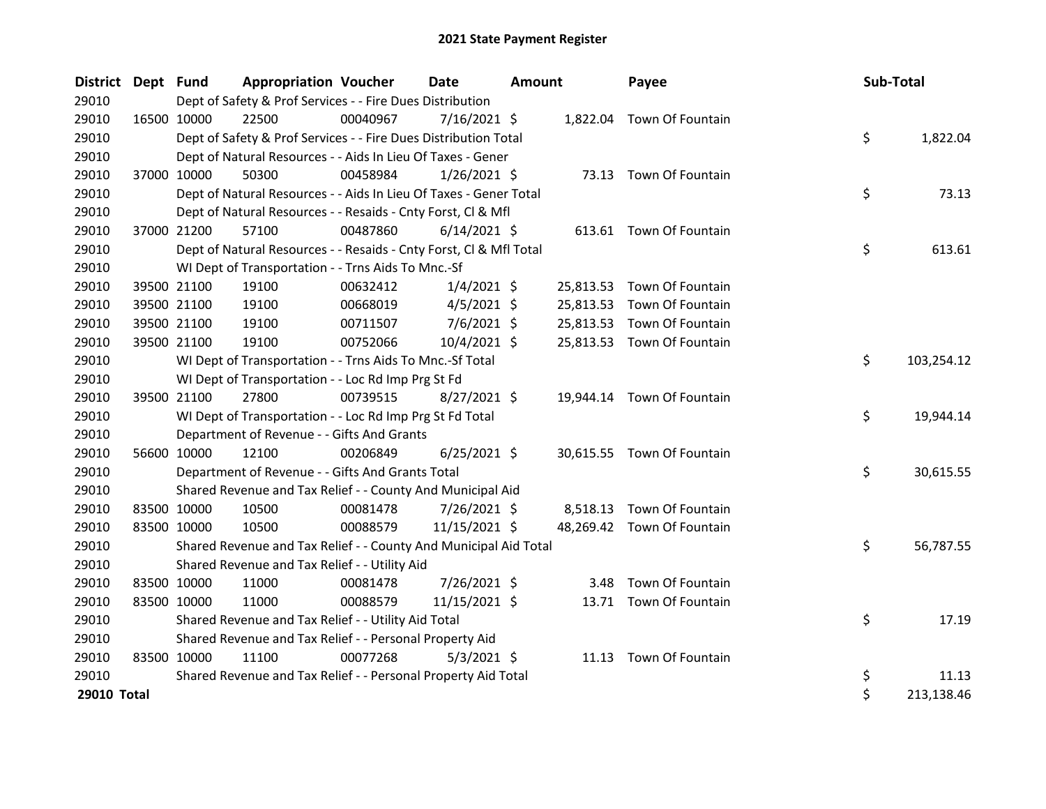# 2021 State Payment Register

| District | Dept | Fund | Appropriation | Voucher | Date | Amount | Payee | Sub-Total |
|---|---|---|---|---|---|---|---|---|
| 29010 | | Dept of Safety & Prof Services - - Fire Dues Distribution | | | | | | |
| 29010 | 16500 | 10000 | 22500 | 00040967 | 7/16/2021 | $ 1,822.04 | Town Of Fountain | |
| 29010 | | Dept of Safety & Prof Services - - Fire Dues Distribution Total | | | | | | $ 1,822.04 |
| 29010 | | Dept of Natural Resources - - Aids In Lieu Of Taxes - Gener | | | | | | |
| 29010 | 37000 | 10000 | 50300 | 00458984 | 1/26/2021 | $ 73.13 | Town Of Fountain | |
| 29010 | | Dept of Natural Resources - - Aids In Lieu Of Taxes - Gener Total | | | | | | $ 73.13 |
| 29010 | | Dept of Natural Resources - - Resaids - Cnty Forst, Cl & Mfl | | | | | | |
| 29010 | 37000 | 21200 | 57100 | 00487860 | 6/14/2021 | $ 613.61 | Town Of Fountain | |
| 29010 | | Dept of Natural Resources - - Resaids - Cnty Forst, Cl & Mfl Total | | | | | | $ 613.61 |
| 29010 | | WI Dept of Transportation - - Trns Aids To Mnc.-Sf | | | | | | |
| 29010 | 39500 | 21100 | 19100 | 00632412 | 1/4/2021 | $ 25,813.53 | Town Of Fountain | |
| 29010 | 39500 | 21100 | 19100 | 00668019 | 4/5/2021 | $ 25,813.53 | Town Of Fountain | |
| 29010 | 39500 | 21100 | 19100 | 00711507 | 7/6/2021 | $ 25,813.53 | Town Of Fountain | |
| 29010 | 39500 | 21100 | 19100 | 00752066 | 10/4/2021 | $ 25,813.53 | Town Of Fountain | |
| 29010 | | WI Dept of Transportation - - Trns Aids To Mnc.-Sf Total | | | | | | $ 103,254.12 |
| 29010 | | WI Dept of Transportation - - Loc Rd Imp Prg St Fd | | | | | | |
| 29010 | 39500 | 21100 | 27800 | 00739515 | 8/27/2021 | $ 19,944.14 | Town Of Fountain | |
| 29010 | | WI Dept of Transportation - - Loc Rd Imp Prg St Fd Total | | | | | | $ 19,944.14 |
| 29010 | | Department of Revenue - - Gifts And Grants | | | | | | |
| 29010 | 56600 | 10000 | 12100 | 00206849 | 6/25/2021 | $ 30,615.55 | Town Of Fountain | |
| 29010 | | Department of Revenue - - Gifts And Grants Total | | | | | | $ 30,615.55 |
| 29010 | | Shared Revenue and Tax Relief - - County And Municipal Aid | | | | | | |
| 29010 | 83500 | 10000 | 10500 | 00081478 | 7/26/2021 | $ 8,518.13 | Town Of Fountain | |
| 29010 | 83500 | 10000 | 10500 | 00088579 | 11/15/2021 | $ 48,269.42 | Town Of Fountain | |
| 29010 | | Shared Revenue and Tax Relief - - County And Municipal Aid Total | | | | | | $ 56,787.55 |
| 29010 | | Shared Revenue and Tax Relief - - Utility Aid | | | | | | |
| 29010 | 83500 | 10000 | 11000 | 00081478 | 7/26/2021 | $ 3.48 | Town Of Fountain | |
| 29010 | 83500 | 10000 | 11000 | 00088579 | 11/15/2021 | $ 13.71 | Town Of Fountain | |
| 29010 | | Shared Revenue and Tax Relief - - Utility Aid Total | | | | | | $ 17.19 |
| 29010 | | Shared Revenue and Tax Relief - - Personal Property Aid | | | | | | |
| 29010 | 83500 | 10000 | 11100 | 00077268 | 5/3/2021 | $ 11.13 | Town Of Fountain | |
| 29010 | | Shared Revenue and Tax Relief - - Personal Property Aid Total | | | | | | $ 11.13 |
| **29010 Total** | | | | | | | | $ 213,138.46 |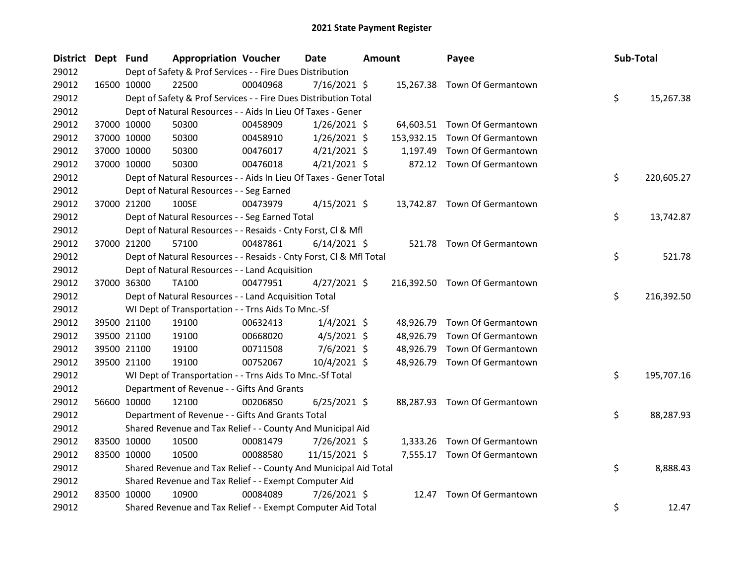# 2021 State Payment Register

| District | Dept | Fund | Appropriation | Voucher | Date | Amount | Payee | Sub-Total |
|---|---|---|---|---|---|---|---|---|
| 29012 | | | Dept of Safety & Prof Services - - Fire Dues Distribution | | | | | |
| 29012 | 16500 | 10000 | 22500 | 00040968 | 7/16/2021 | $ 15,267.38 | Town Of Germantown | |
| 29012 | | | Dept of Safety & Prof Services - - Fire Dues Distribution Total | | | | | $ 15,267.38 |
| 29012 | | | Dept of Natural Resources - - Aids In Lieu Of Taxes - Gener | | | | | |
| 29012 | 37000 | 10000 | 50300 | 00458909 | 1/26/2021 | $ 64,603.51 | Town Of Germantown | |
| 29012 | 37000 | 10000 | 50300 | 00458910 | 1/26/2021 | $ 153,932.15 | Town Of Germantown | |
| 29012 | 37000 | 10000 | 50300 | 00476017 | 4/21/2021 | $ 1,197.49 | Town Of Germantown | |
| 29012 | 37000 | 10000 | 50300 | 00476018 | 4/21/2021 | $ 872.12 | Town Of Germantown | |
| 29012 | | | Dept of Natural Resources - - Aids In Lieu Of Taxes - Gener Total | | | | | $ 220,605.27 |
| 29012 | | | Dept of Natural Resources - - Seg Earned | | | | | |
| 29012 | 37000 | 21200 | 100SE | 00473979 | 4/15/2021 | $ 13,742.87 | Town Of Germantown | |
| 29012 | | | Dept of Natural Resources - - Seg Earned Total | | | | | $ 13,742.87 |
| 29012 | | | Dept of Natural Resources - - Resaids - Cnty Forst, Cl & Mfl | | | | | |
| 29012 | 37000 | 21200 | 57100 | 00487861 | 6/14/2021 | $ 521.78 | Town Of Germantown | |
| 29012 | | | Dept of Natural Resources - - Resaids - Cnty Forst, Cl & Mfl Total | | | | | $ 521.78 |
| 29012 | | | Dept of Natural Resources - - Land Acquisition | | | | | |
| 29012 | 37000 | 36300 | TA100 | 00477951 | 4/27/2021 | $ 216,392.50 | Town Of Germantown | |
| 29012 | | | Dept of Natural Resources - - Land Acquisition Total | | | | | $ 216,392.50 |
| 29012 | | | WI Dept of Transportation - - Trns Aids To Mnc.-Sf | | | | | |
| 29012 | 39500 | 21100 | 19100 | 00632413 | 1/4/2021 | $ 48,926.79 | Town Of Germantown | |
| 29012 | 39500 | 21100 | 19100 | 00668020 | 4/5/2021 | $ 48,926.79 | Town Of Germantown | |
| 29012 | 39500 | 21100 | 19100 | 00711508 | 7/6/2021 | $ 48,926.79 | Town Of Germantown | |
| 29012 | 39500 | 21100 | 19100 | 00752067 | 10/4/2021 | $ 48,926.79 | Town Of Germantown | |
| 29012 | | | WI Dept of Transportation - - Trns Aids To Mnc.-Sf Total | | | | | $ 195,707.16 |
| 29012 | | | Department of Revenue - - Gifts And Grants | | | | | |
| 29012 | 56600 | 10000 | 12100 | 00206850 | 6/25/2021 | $ 88,287.93 | Town Of Germantown | |
| 29012 | | | Department of Revenue - - Gifts And Grants Total | | | | | $ 88,287.93 |
| 29012 | | | Shared Revenue and Tax Relief - - County And Municipal Aid | | | | | |
| 29012 | 83500 | 10000 | 10500 | 00081479 | 7/26/2021 | $ 1,333.26 | Town Of Germantown | |
| 29012 | 83500 | 10000 | 10500 | 00088580 | 11/15/2021 | $ 7,555.17 | Town Of Germantown | |
| 29012 | | | Shared Revenue and Tax Relief - - County And Municipal Aid Total | | | | | $ 8,888.43 |
| 29012 | | | Shared Revenue and Tax Relief - - Exempt Computer Aid | | | | | |
| 29012 | 83500 | 10000 | 10900 | 00084089 | 7/26/2021 | $ 12.47 | Town Of Germantown | |
| 29012 | | | Shared Revenue and Tax Relief - - Exempt Computer Aid Total | | | | | $ 12.47 |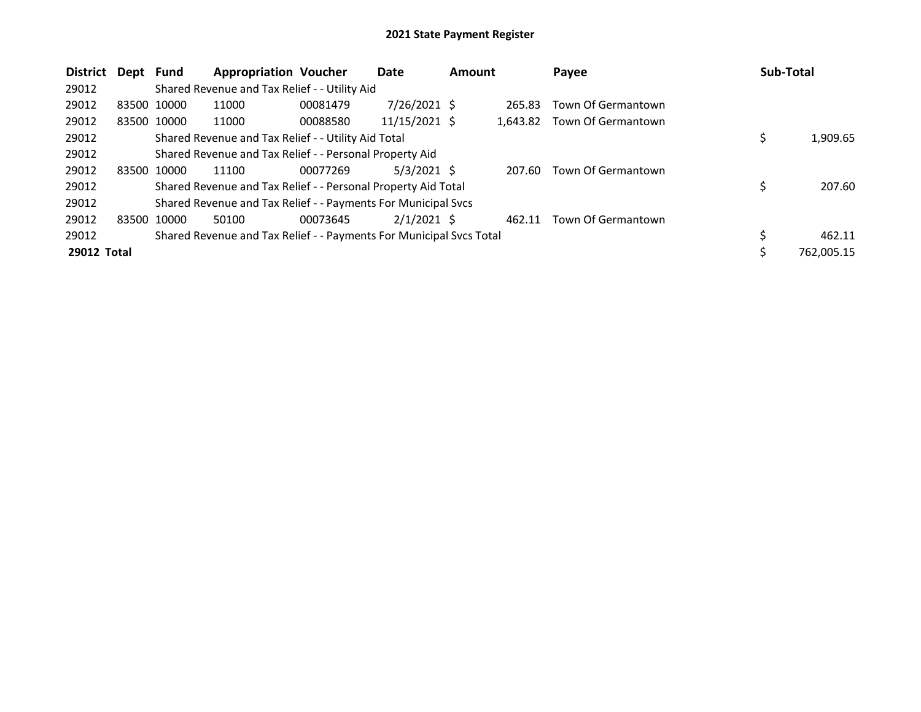# 2021 State Payment Register

| District | Dept | Fund | Appropriation | Voucher | Date | Amount | Payee | Sub-Total |
|---|---|---|---|---|---|---|---|---|
| 29012 | | Shared Revenue and Tax Relief - - Utility Aid | | | | | | |
| 29012 | 83500 | 10000 | 11000 | 00081479 | 7/26/2021 | $ 265.83 | Town Of Germantown | |
| 29012 | 83500 | 10000 | 11000 | 00088580 | 11/15/2021 | $ 1,643.82 | Town Of Germantown | |
| 29012 | | Shared Revenue and Tax Relief - - Utility Aid Total | | | | | | $ 1,909.65 |
| 29012 | | Shared Revenue and Tax Relief - - Personal Property Aid | | | | | | |
| 29012 | 83500 | 10000 | 11100 | 00077269 | 5/3/2021 | $ 207.60 | Town Of Germantown | |
| 29012 | | Shared Revenue and Tax Relief - - Personal Property Aid Total | | | | | | $ 207.60 |
| 29012 | | Shared Revenue and Tax Relief - - Payments For Municipal Svcs | | | | | | |
| 29012 | 83500 | 10000 | 50100 | 00073645 | 2/1/2021 | $ 462.11 | Town Of Germantown | |
| 29012 | | Shared Revenue and Tax Relief - - Payments For Municipal Svcs Total | | | | | | $ 462.11 |
| **29012 Total** | | | | | | | | $ 762,005.15 |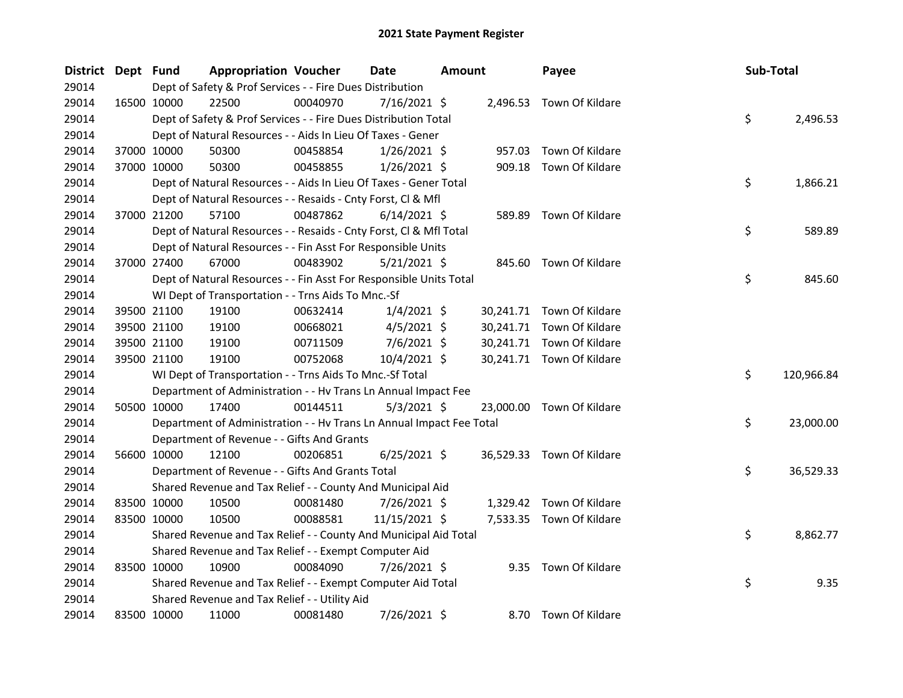# 2021 State Payment Register

| District | Dept | Fund | Appropriation | Voucher | Date | Amount | Payee | Sub-Total |
|---|---|---|---|---|---|---|---|---|
| 29014 | | Dept of Safety & Prof Services - - Fire Dues Distribution | | | | | | |
| 29014 | 16500 | 10000 | 22500 | 00040970 | 7/16/2021 | $ 2,496.53 | Town Of Kildare | |
| 29014 | | Dept of Safety & Prof Services - - Fire Dues Distribution Total | | | | | | $ 2,496.53 |
| 29014 | | Dept of Natural Resources - - Aids In Lieu Of Taxes - Gener | | | | | | |
| 29014 | 37000 | 10000 | 50300 | 00458854 | 1/26/2021 | $ 957.03 | Town Of Kildare | |
| 29014 | 37000 | 10000 | 50300 | 00458855 | 1/26/2021 | $ 909.18 | Town Of Kildare | |
| 29014 | | Dept of Natural Resources - - Aids In Lieu Of Taxes - Gener Total | | | | | | $ 1,866.21 |
| 29014 | | Dept of Natural Resources - - Resaids - Cnty Forst, Cl & Mfl | | | | | | |
| 29014 | 37000 | 21200 | 57100 | 00487862 | 6/14/2021 | $ 589.89 | Town Of Kildare | |
| 29014 | | Dept of Natural Resources - - Resaids - Cnty Forst, Cl & Mfl Total | | | | | | $ 589.89 |
| 29014 | | Dept of Natural Resources - - Fin Asst For Responsible Units | | | | | | |
| 29014 | 37000 | 27400 | 67000 | 00483902 | 5/21/2021 | $ 845.60 | Town Of Kildare | |
| 29014 | | Dept of Natural Resources - - Fin Asst For Responsible Units Total | | | | | | $ 845.60 |
| 29014 | | WI Dept of Transportation - - Trns Aids To Mnc.-Sf | | | | | | |
| 29014 | 39500 | 21100 | 19100 | 00632414 | 1/4/2021 | $ 30,241.71 | Town Of Kildare | |
| 29014 | 39500 | 21100 | 19100 | 00668021 | 4/5/2021 | $ 30,241.71 | Town Of Kildare | |
| 29014 | 39500 | 21100 | 19100 | 00711509 | 7/6/2021 | $ 30,241.71 | Town Of Kildare | |
| 29014 | 39500 | 21100 | 19100 | 00752068 | 10/4/2021 | $ 30,241.71 | Town Of Kildare | |
| 29014 | | WI Dept of Transportation - - Trns Aids To Mnc.-Sf Total | | | | | | $ 120,966.84 |
| 29014 | | Department of Administration - - Hv Trans Ln Annual Impact Fee | | | | | | |
| 29014 | 50500 | 10000 | 17400 | 00144511 | 5/3/2021 | $ 23,000.00 | Town Of Kildare | |
| 29014 | | Department of Administration - - Hv Trans Ln Annual Impact Fee Total | | | | | | $ 23,000.00 |
| 29014 | | Department of Revenue - - Gifts And Grants | | | | | | |
| 29014 | 56600 | 10000 | 12100 | 00206851 | 6/25/2021 | $ 36,529.33 | Town Of Kildare | |
| 29014 | | Department of Revenue - - Gifts And Grants Total | | | | | | $ 36,529.33 |
| 29014 | | Shared Revenue and Tax Relief - - County And Municipal Aid | | | | | | |
| 29014 | 83500 | 10000 | 10500 | 00081480 | 7/26/2021 | $ 1,329.42 | Town Of Kildare | |
| 29014 | 83500 | 10000 | 10500 | 00088581 | 11/15/2021 | $ 7,533.35 | Town Of Kildare | |
| 29014 | | Shared Revenue and Tax Relief - - County And Municipal Aid Total | | | | | | $ 8,862.77 |
| 29014 | | Shared Revenue and Tax Relief - - Exempt Computer Aid | | | | | | |
| 29014 | 83500 | 10000 | 10900 | 00084090 | 7/26/2021 | $ 9.35 | Town Of Kildare | |
| 29014 | | Shared Revenue and Tax Relief - - Exempt Computer Aid Total | | | | | | $ 9.35 |
| 29014 | | Shared Revenue and Tax Relief - - Utility Aid | | | | | | |
| 29014 | 83500 | 10000 | 11000 | 00081480 | 7/26/2021 | $ 8.70 | Town Of Kildare | |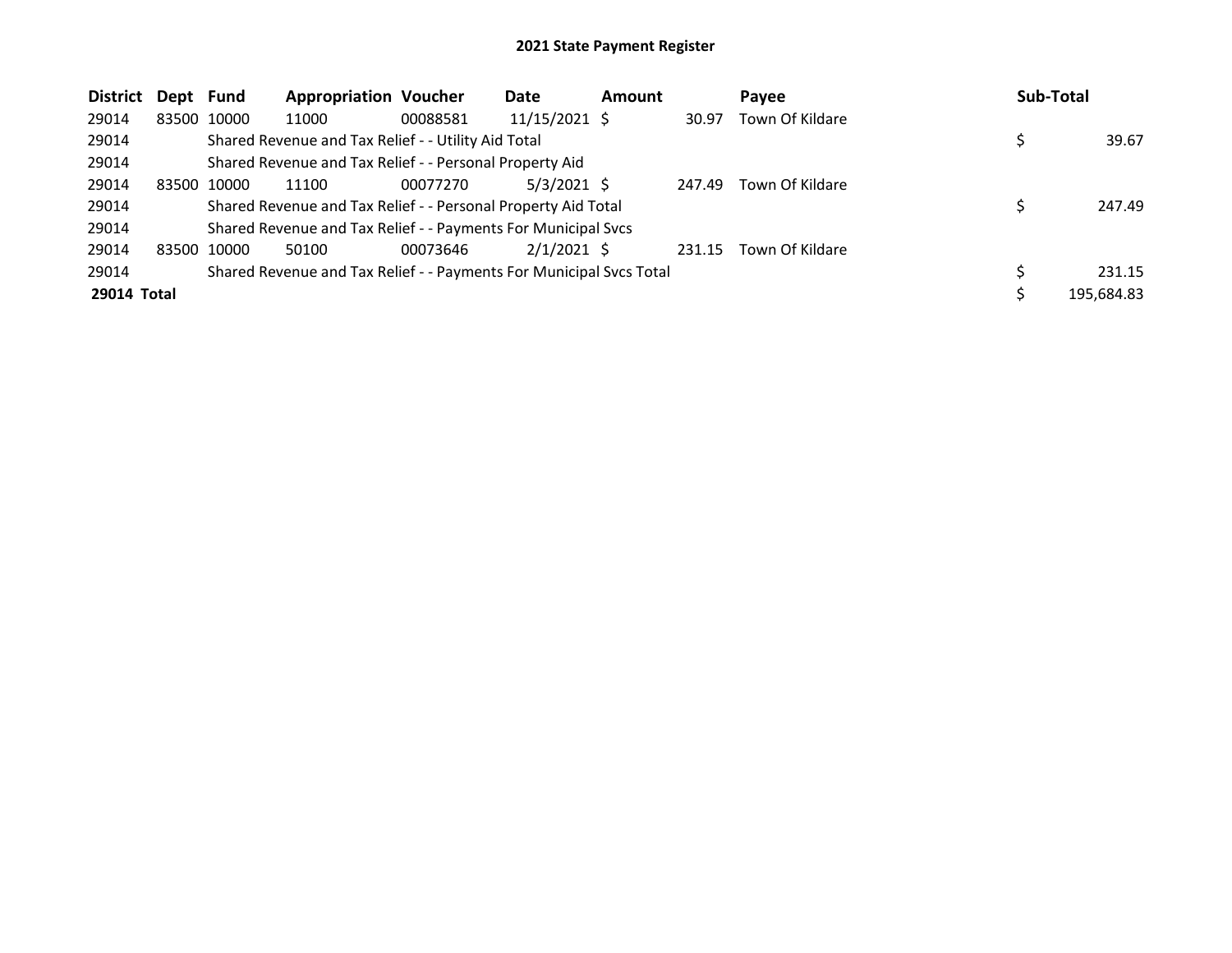# 2021 State Payment Register

| District | Dept | Fund | Appropriation | Voucher | Date | Amount | Payee | Sub-Total |
|---|---|---|---|---|---|---|---|---|
| 29014 | 83500 | 10000 | 11000 | 00088581 | 11/15/2021 | $ 30.97 | Town Of Kildare | |
| 29014 | | Shared Revenue and Tax Relief - - Utility Aid Total | | | | | | $ 39.67 |
| 29014 | | Shared Revenue and Tax Relief - - Personal Property Aid | | | | | | |
| 29014 | 83500 | 10000 | 11100 | 00077270 | 5/3/2021 | $ 247.49 | Town Of Kildare | |
| 29014 | | Shared Revenue and Tax Relief - - Personal Property Aid Total | | | | | | $ 247.49 |
| 29014 | | Shared Revenue and Tax Relief - - Payments For Municipal Svcs | | | | | | |
| 29014 | 83500 | 10000 | 50100 | 00073646 | 2/1/2021 | $ 231.15 | Town Of Kildare | |
| 29014 | | Shared Revenue and Tax Relief - - Payments For Municipal Svcs Total | | | | | | $ 231.15 |
| **29014 Total** | | | | | | | | $ 195,684.83 |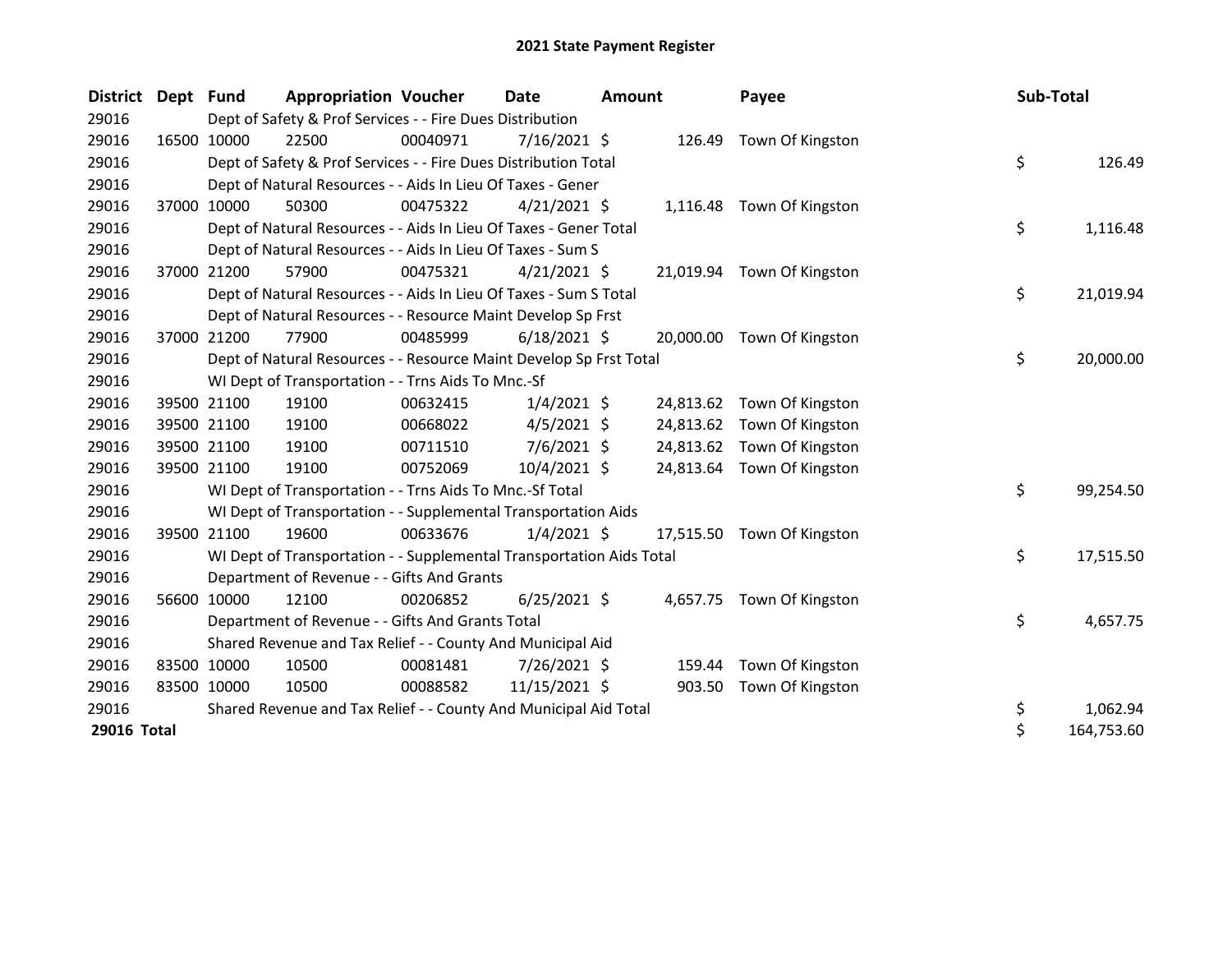# 2021 State Payment Register

| District | Dept | Fund | Appropriation | Voucher | Date | Amount | Payee | Sub-Total |
|---|---|---|---|---|---|---|---|---|
| 29016 | | Dept of Safety & Prof Services - - Fire Dues Distribution | | | | | | |
| 29016 | 16500 | 10000 | 22500 | 00040971 | 7/16/2021 | $ 126.49 | Town Of Kingston | |
| 29016 | | Dept of Safety & Prof Services - - Fire Dues Distribution Total | | | | | | $ 126.49 |
| 29016 | | Dept of Natural Resources - - Aids In Lieu Of Taxes - Gener | | | | | | |
| 29016 | 37000 | 10000 | 50300 | 00475322 | 4/21/2021 | $ 1,116.48 | Town Of Kingston | |
| 29016 | | Dept of Natural Resources - - Aids In Lieu Of Taxes - Gener Total | | | | | | $ 1,116.48 |
| 29016 | | Dept of Natural Resources - - Aids In Lieu Of Taxes - Sum S | | | | | | |
| 29016 | 37000 | 21200 | 57900 | 00475321 | 4/21/2021 | $ 21,019.94 | Town Of Kingston | |
| 29016 | | Dept of Natural Resources - - Aids In Lieu Of Taxes - Sum S Total | | | | | | $ 21,019.94 |
| 29016 | | Dept of Natural Resources - - Resource Maint Develop Sp Frst | | | | | | |
| 29016 | 37000 | 21200 | 77900 | 00485999 | 6/18/2021 | $ 20,000.00 | Town Of Kingston | |
| 29016 | | Dept of Natural Resources - - Resource Maint Develop Sp Frst Total | | | | | | $ 20,000.00 |
| 29016 | | WI Dept of Transportation - - Trns Aids To Mnc.-Sf | | | | | | |
| 29016 | 39500 | 21100 | 19100 | 00632415 | 1/4/2021 | $ 24,813.62 | Town Of Kingston | |
| 29016 | 39500 | 21100 | 19100 | 00668022 | 4/5/2021 | $ 24,813.62 | Town Of Kingston | |
| 29016 | 39500 | 21100 | 19100 | 00711510 | 7/6/2021 | $ 24,813.62 | Town Of Kingston | |
| 29016 | 39500 | 21100 | 19100 | 00752069 | 10/4/2021 | $ 24,813.64 | Town Of Kingston | |
| 29016 | | WI Dept of Transportation - - Trns Aids To Mnc.-Sf Total | | | | | | $ 99,254.50 |
| 29016 | | WI Dept of Transportation - - Supplemental Transportation Aids | | | | | | |
| 29016 | 39500 | 21100 | 19600 | 00633676 | 1/4/2021 | $ 17,515.50 | Town Of Kingston | |
| 29016 | | WI Dept of Transportation - - Supplemental Transportation Aids Total | | | | | | $ 17,515.50 |
| 29016 | | Department of Revenue - - Gifts And Grants | | | | | | |
| 29016 | 56600 | 10000 | 12100 | 00206852 | 6/25/2021 | $ 4,657.75 | Town Of Kingston | |
| 29016 | | Department of Revenue - - Gifts And Grants Total | | | | | | $ 4,657.75 |
| 29016 | | Shared Revenue and Tax Relief - - County And Municipal Aid | | | | | | |
| 29016 | 83500 | 10000 | 10500 | 00081481 | 7/26/2021 | $ 159.44 | Town Of Kingston | |
| 29016 | 83500 | 10000 | 10500 | 00088582 | 11/15/2021 | $ 903.50 | Town Of Kingston | |
| 29016 | | Shared Revenue and Tax Relief - - County And Municipal Aid Total | | | | | | $ 1,062.94 |
| **29016 Total** | | | | | | | | $ 164,753.60 |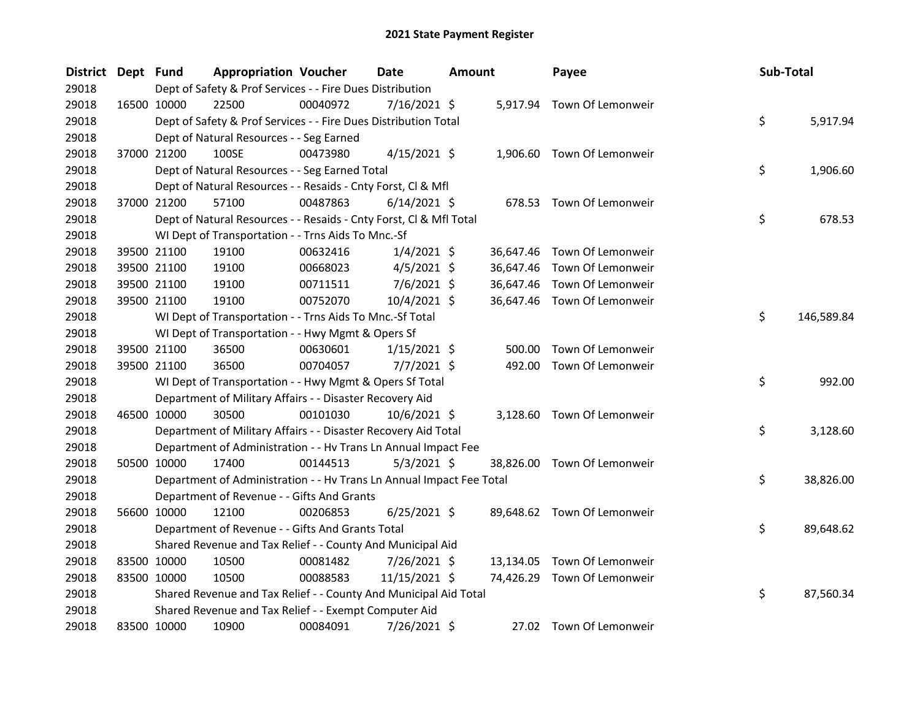# 2021 State Payment Register

| District | Dept | Fund | Appropriation | Voucher | Date | Amount | Payee | Sub-Total |
|---|---|---|---|---|---|---|---|---|
| 29018 | | | Dept of Safety & Prof Services - - Fire Dues Distribution | | | | | |
| 29018 | 16500 | 10000 | 22500 | 00040972 | 7/16/2021 | $ 5,917.94 | Town Of Lemonweir | |
| 29018 | | | Dept of Safety & Prof Services - - Fire Dues Distribution Total | | | | | $ 5,917.94 |
| 29018 | | | Dept of Natural Resources - - Seg Earned | | | | | |
| 29018 | 37000 | 21200 | 100SE | 00473980 | 4/15/2021 | $ 1,906.60 | Town Of Lemonweir | |
| 29018 | | | Dept of Natural Resources - - Seg Earned Total | | | | | $ 1,906.60 |
| 29018 | | | Dept of Natural Resources - - Resaids - Cnty Forst, Cl & Mfl | | | | | |
| 29018 | 37000 | 21200 | 57100 | 00487863 | 6/14/2021 | $ 678.53 | Town Of Lemonweir | |
| 29018 | | | Dept of Natural Resources - - Resaids - Cnty Forst, Cl & Mfl Total | | | | | $ 678.53 |
| 29018 | | | WI Dept of Transportation - - Trns Aids To Mnc.-Sf | | | | | |
| 29018 | 39500 | 21100 | 19100 | 00632416 | 1/4/2021 | $ 36,647.46 | Town Of Lemonweir | |
| 29018 | 39500 | 21100 | 19100 | 00668023 | 4/5/2021 | $ 36,647.46 | Town Of Lemonweir | |
| 29018 | 39500 | 21100 | 19100 | 00711511 | 7/6/2021 | $ 36,647.46 | Town Of Lemonweir | |
| 29018 | 39500 | 21100 | 19100 | 00752070 | 10/4/2021 | $ 36,647.46 | Town Of Lemonweir | |
| 29018 | | | WI Dept of Transportation - - Trns Aids To Mnc.-Sf Total | | | | | $ 146,589.84 |
| 29018 | | | WI Dept of Transportation - - Hwy Mgmt & Opers Sf | | | | | |
| 29018 | 39500 | 21100 | 36500 | 00630601 | 1/15/2021 | $ 500.00 | Town Of Lemonweir | |
| 29018 | 39500 | 21100 | 36500 | 00704057 | 7/7/2021 | $ 492.00 | Town Of Lemonweir | |
| 29018 | | | WI Dept of Transportation - - Hwy Mgmt & Opers Sf Total | | | | | $ 992.00 |
| 29018 | | | Department of Military Affairs - - Disaster Recovery Aid | | | | | |
| 29018 | 46500 | 10000 | 30500 | 00101030 | 10/6/2021 | $ 3,128.60 | Town Of Lemonweir | |
| 29018 | | | Department of Military Affairs - - Disaster Recovery Aid Total | | | | | $ 3,128.60 |
| 29018 | | | Department of Administration - - Hv Trans Ln Annual Impact Fee | | | | | |
| 29018 | 50500 | 10000 | 17400 | 00144513 | 5/3/2021 | $ 38,826.00 | Town Of Lemonweir | |
| 29018 | | | Department of Administration - - Hv Trans Ln Annual Impact Fee Total | | | | | $ 38,826.00 |
| 29018 | | | Department of Revenue - - Gifts And Grants | | | | | |
| 29018 | 56600 | 10000 | 12100 | 00206853 | 6/25/2021 | $ 89,648.62 | Town Of Lemonweir | |
| 29018 | | | Department of Revenue - - Gifts And Grants Total | | | | | $ 89,648.62 |
| 29018 | | | Shared Revenue and Tax Relief - - County And Municipal Aid | | | | | |
| 29018 | 83500 | 10000 | 10500 | 00081482 | 7/26/2021 | $ 13,134.05 | Town Of Lemonweir | |
| 29018 | 83500 | 10000 | 10500 | 00088583 | 11/15/2021 | $ 74,426.29 | Town Of Lemonweir | |
| 29018 | | | Shared Revenue and Tax Relief - - County And Municipal Aid Total | | | | | $ 87,560.34 |
| 29018 | | | Shared Revenue and Tax Relief - - Exempt Computer Aid | | | | | |
| 29018 | 83500 | 10000 | 10900 | 00084091 | 7/26/2021 | $ 27.02 | Town Of Lemonweir | |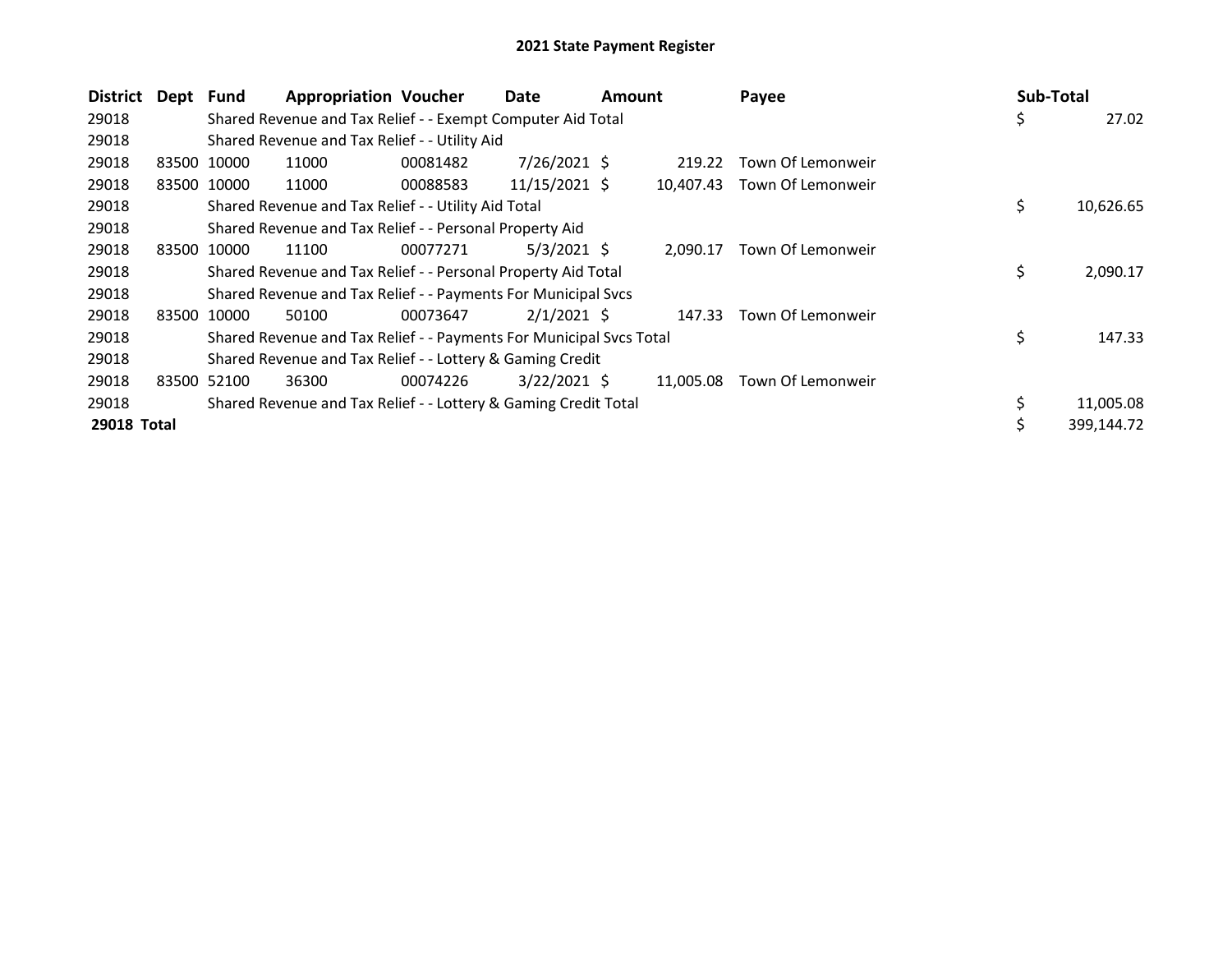## 2021 State Payment Register

| District | Dept | Fund | Appropriation | Voucher | Date | Amount | Payee | Sub-Total |
|---|---|---|---|---|---|---|---|---|
| 29018 | | Shared Revenue and Tax Relief - - Exempt Computer Aid Total | | | | | | $ 27.02 |
| 29018 | | Shared Revenue and Tax Relief - - Utility Aid | | | | | | |
| 29018 | 83500 | 10000 | 11000 | 00081482 | 7/26/2021 | $ 219.22 | Town Of Lemonweir | |
| 29018 | 83500 | 10000 | 11000 | 00088583 | 11/15/2021 | $ 10,407.43 | Town Of Lemonweir | |
| 29018 | | Shared Revenue and Tax Relief - - Utility Aid Total | | | | | | $ 10,626.65 |
| 29018 | | Shared Revenue and Tax Relief - - Personal Property Aid | | | | | | |
| 29018 | 83500 | 10000 | 11100 | 00077271 | 5/3/2021 | $ 2,090.17 | Town Of Lemonweir | |
| 29018 | | Shared Revenue and Tax Relief - - Personal Property Aid Total | | | | | | $ 2,090.17 |
| 29018 | | Shared Revenue and Tax Relief - - Payments For Municipal Svcs | | | | | | |
| 29018 | 83500 | 10000 | 50100 | 00073647 | 2/1/2021 | $ 147.33 | Town Of Lemonweir | |
| 29018 | | Shared Revenue and Tax Relief - - Payments For Municipal Svcs Total | | | | | | $ 147.33 |
| 29018 | | Shared Revenue and Tax Relief - - Lottery & Gaming Credit | | | | | | |
| 29018 | 83500 | 52100 | 36300 | 00074226 | 3/22/2021 | $ 11,005.08 | Town Of Lemonweir | |
| 29018 | | Shared Revenue and Tax Relief - - Lottery & Gaming Credit Total | | | | | | $ 11,005.08 |
| **29018 Total** | | | | | | | | $ 399,144.72 |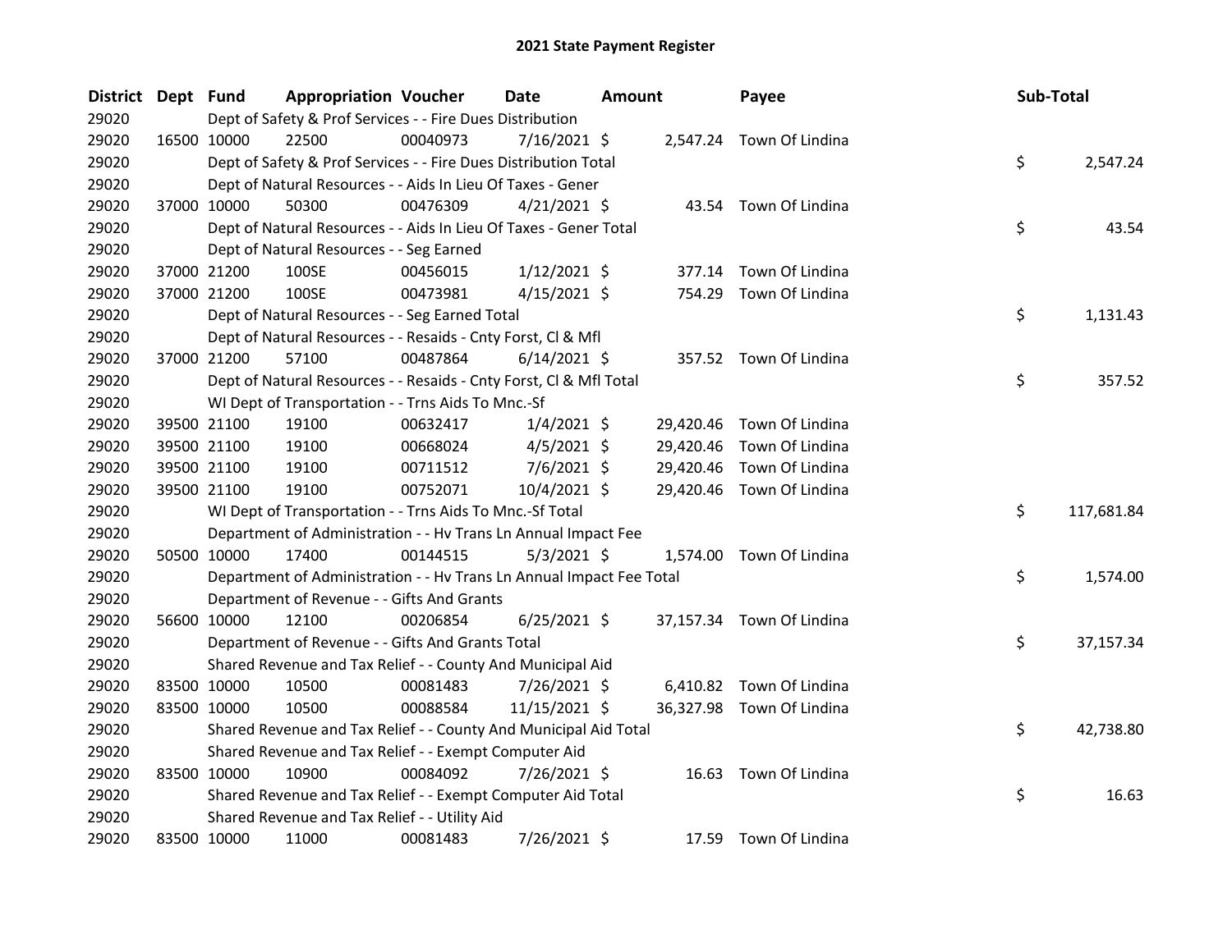# 2021 State Payment Register

| District | Dept | Fund | Appropriation | Voucher | Date | Amount | Payee | Sub-Total |
|---|---|---|---|---|---|---|---|---|
| 29020 | | Dept of Safety & Prof Services - - Fire Dues Distribution | | | | | | |
| 29020 | 16500 | 10000 | 22500 | 00040973 | 7/16/2021 | $ 2,547.24 | Town Of Lindina | |
| 29020 | | Dept of Safety & Prof Services - - Fire Dues Distribution Total | | | | | | $ 2,547.24 |
| 29020 | | Dept of Natural Resources - - Aids In Lieu Of Taxes - Gener | | | | | | |
| 29020 | 37000 | 10000 | 50300 | 00476309 | 4/21/2021 | $ 43.54 | Town Of Lindina | |
| 29020 | | Dept of Natural Resources - - Aids In Lieu Of Taxes - Gener Total | | | | | | $ 43.54 |
| 29020 | | Dept of Natural Resources - - Seg Earned | | | | | | |
| 29020 | 37000 | 21200 | 100SE | 00456015 | 1/12/2021 | $ 377.14 | Town Of Lindina | |
| 29020 | 37000 | 21200 | 100SE | 00473981 | 4/15/2021 | $ 754.29 | Town Of Lindina | |
| 29020 | | Dept of Natural Resources - - Seg Earned Total | | | | | | $ 1,131.43 |
| 29020 | | Dept of Natural Resources - - Resaids - Cnty Forst, Cl & Mfl | | | | | | |
| 29020 | 37000 | 21200 | 57100 | 00487864 | 6/14/2021 | $ 357.52 | Town Of Lindina | |
| 29020 | | Dept of Natural Resources - - Resaids - Cnty Forst, Cl & Mfl Total | | | | | | $ 357.52 |
| 29020 | | WI Dept of Transportation - - Trns Aids To Mnc.-Sf | | | | | | |
| 29020 | 39500 | 21100 | 19100 | 00632417 | 1/4/2021 | $ 29,420.46 | Town Of Lindina | |
| 29020 | 39500 | 21100 | 19100 | 00668024 | 4/5/2021 | $ 29,420.46 | Town Of Lindina | |
| 29020 | 39500 | 21100 | 19100 | 00711512 | 7/6/2021 | $ 29,420.46 | Town Of Lindina | |
| 29020 | 39500 | 21100 | 19100 | 00752071 | 10/4/2021 | $ 29,420.46 | Town Of Lindina | |
| 29020 | | WI Dept of Transportation - - Trns Aids To Mnc.-Sf Total | | | | | | $ 117,681.84 |
| 29020 | | Department of Administration - - Hv Trans Ln Annual Impact Fee | | | | | | |
| 29020 | 50500 | 10000 | 17400 | 00144515 | 5/3/2021 | $ 1,574.00 | Town Of Lindina | |
| 29020 | | Department of Administration - - Hv Trans Ln Annual Impact Fee Total | | | | | | $ 1,574.00 |
| 29020 | | Department of Revenue - - Gifts And Grants | | | | | | |
| 29020 | 56600 | 10000 | 12100 | 00206854 | 6/25/2021 | $ 37,157.34 | Town Of Lindina | |
| 29020 | | Department of Revenue - - Gifts And Grants Total | | | | | | $ 37,157.34 |
| 29020 | | Shared Revenue and Tax Relief - - County And Municipal Aid | | | | | | |
| 29020 | 83500 | 10000 | 10500 | 00081483 | 7/26/2021 | $ 6,410.82 | Town Of Lindina | |
| 29020 | 83500 | 10000 | 10500 | 00088584 | 11/15/2021 | $ 36,327.98 | Town Of Lindina | |
| 29020 | | Shared Revenue and Tax Relief - - County And Municipal Aid Total | | | | | | $ 42,738.80 |
| 29020 | | Shared Revenue and Tax Relief - - Exempt Computer Aid | | | | | | |
| 29020 | 83500 | 10000 | 10900 | 00084092 | 7/26/2021 | $ 16.63 | Town Of Lindina | |
| 29020 | | Shared Revenue and Tax Relief - - Exempt Computer Aid Total | | | | | | $ 16.63 |
| 29020 | | Shared Revenue and Tax Relief - - Utility Aid | | | | | | |
| 29020 | 83500 | 10000 | 11000 | 00081483 | 7/26/2021 | $ 17.59 | Town Of Lindina | |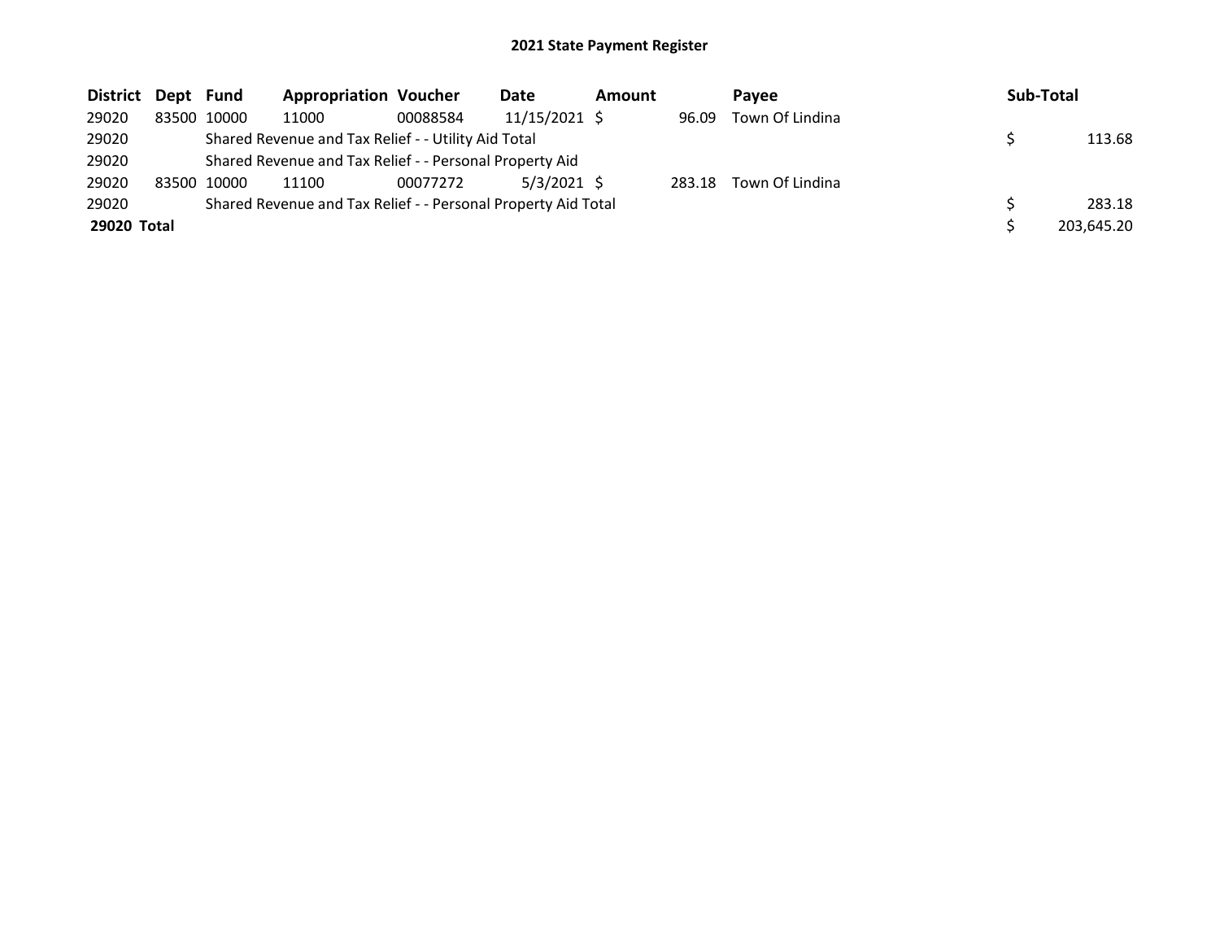# 2021 State Payment Register

| District | Dept | Fund | Appropriation | Voucher | Date | Amount | Payee | Sub-Total |
|---|---|---|---|---|---|---|---|---|
| 29020 | 83500 | 10000 | 11000 | 00088584 | 11/15/2021 | $ 96.09 | Town Of Lindina | |
| 29020 | | Shared Revenue and Tax Relief - - Utility Aid Total | | | | | | $ 113.68 |
| 29020 | | Shared Revenue and Tax Relief - - Personal Property Aid | | | | | | |
| 29020 | 83500 | 10000 | 11100 | 00077272 | 5/3/2021 | $ 283.18 | Town Of Lindina | |
| 29020 | | Shared Revenue and Tax Relief - - Personal Property Aid Total | | | | | | $ 283.18 |
| **29020 Total** | | | | | | | | $ 203,645.20 |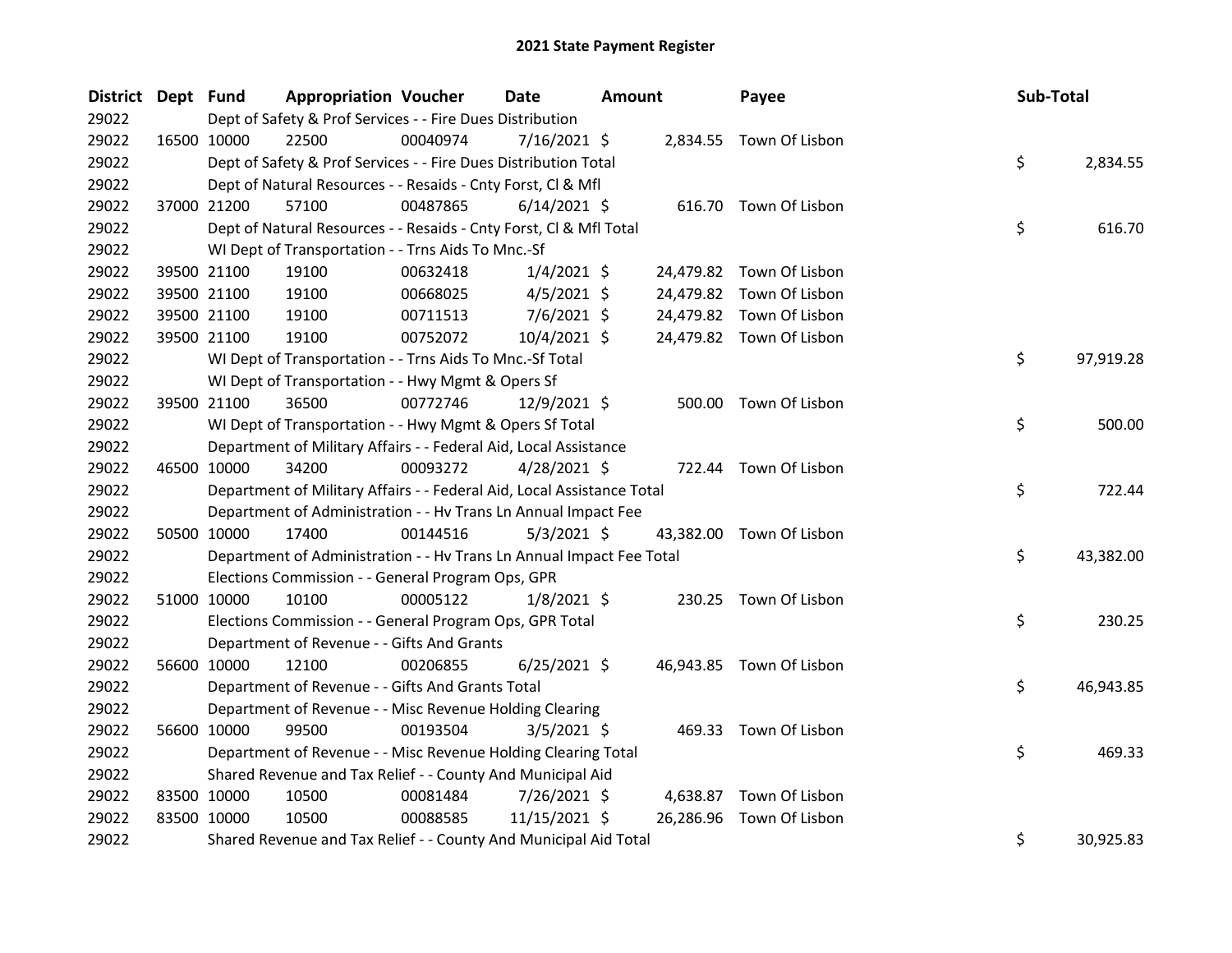# 2021 State Payment Register

| District | Dept | Fund | Appropriation | Voucher | Date | Amount | Payee | Sub-Total |
|---|---|---|---|---|---|---|---|---|
| 29022 | | Dept of Safety & Prof Services - - Fire Dues Distribution | | | | | | |
| 29022 | 16500 | 10000 | 22500 | 00040974 | 7/16/2021 | $ 2,834.55 | Town Of Lisbon | |
| 29022 | | Dept of Safety & Prof Services - - Fire Dues Distribution Total | | | | | | $ 2,834.55 |
| 29022 | | Dept of Natural Resources - - Resaids - Cnty Forst, Cl & Mfl | | | | | | |
| 29022 | 37000 | 21200 | 57100 | 00487865 | 6/14/2021 | $ 616.70 | Town Of Lisbon | |
| 29022 | | Dept of Natural Resources - - Resaids - Cnty Forst, Cl & Mfl Total | | | | | | $ 616.70 |
| 29022 | | WI Dept of Transportation - - Trns Aids To Mnc.-Sf | | | | | | |
| 29022 | 39500 | 21100 | 19100 | 00632418 | 1/4/2021 | $ 24,479.82 | Town Of Lisbon | |
| 29022 | 39500 | 21100 | 19100 | 00668025 | 4/5/2021 | $ 24,479.82 | Town Of Lisbon | |
| 29022 | 39500 | 21100 | 19100 | 00711513 | 7/6/2021 | $ 24,479.82 | Town Of Lisbon | |
| 29022 | 39500 | 21100 | 19100 | 00752072 | 10/4/2021 | $ 24,479.82 | Town Of Lisbon | |
| 29022 | | WI Dept of Transportation - - Trns Aids To Mnc.-Sf Total | | | | | | $ 97,919.28 |
| 29022 | | WI Dept of Transportation - - Hwy Mgmt & Opers Sf | | | | | | |
| 29022 | 39500 | 21100 | 36500 | 00772746 | 12/9/2021 | $ 500.00 | Town Of Lisbon | |
| 29022 | | WI Dept of Transportation - - Hwy Mgmt & Opers Sf Total | | | | | | $ 500.00 |
| 29022 | | Department of Military Affairs - - Federal Aid, Local Assistance | | | | | | |
| 29022 | 46500 | 10000 | 34200 | 00093272 | 4/28/2021 | $ 722.44 | Town Of Lisbon | |
| 29022 | | Department of Military Affairs - - Federal Aid, Local Assistance Total | | | | | | $ 722.44 |
| 29022 | | Department of Administration - - Hv Trans Ln Annual Impact Fee | | | | | | |
| 29022 | 50500 | 10000 | 17400 | 00144516 | 5/3/2021 | $ 43,382.00 | Town Of Lisbon | |
| 29022 | | Department of Administration - - Hv Trans Ln Annual Impact Fee Total | | | | | | $ 43,382.00 |
| 29022 | | Elections Commission - - General Program Ops, GPR | | | | | | |
| 29022 | 51000 | 10000 | 10100 | 00005122 | 1/8/2021 | $ 230.25 | Town Of Lisbon | |
| 29022 | | Elections Commission - - General Program Ops, GPR Total | | | | | | $ 230.25 |
| 29022 | | Department of Revenue - - Gifts And Grants | | | | | | |
| 29022 | 56600 | 10000 | 12100 | 00206855 | 6/25/2021 | $ 46,943.85 | Town Of Lisbon | |
| 29022 | | Department of Revenue - - Gifts And Grants Total | | | | | | $ 46,943.85 |
| 29022 | | Department of Revenue - - Misc Revenue Holding Clearing | | | | | | |
| 29022 | 56600 | 10000 | 99500 | 00193504 | 3/5/2021 | $ 469.33 | Town Of Lisbon | |
| 29022 | | Department of Revenue - - Misc Revenue Holding Clearing Total | | | | | | $ 469.33 |
| 29022 | | Shared Revenue and Tax Relief - - County And Municipal Aid | | | | | | |
| 29022 | 83500 | 10000 | 10500 | 00081484 | 7/26/2021 | $ 4,638.87 | Town Of Lisbon | |
| 29022 | 83500 | 10000 | 10500 | 00088585 | 11/15/2021 | $ 26,286.96 | Town Of Lisbon | |
| 29022 | | Shared Revenue and Tax Relief - - County And Municipal Aid Total | | | | | | $ 30,925.83 |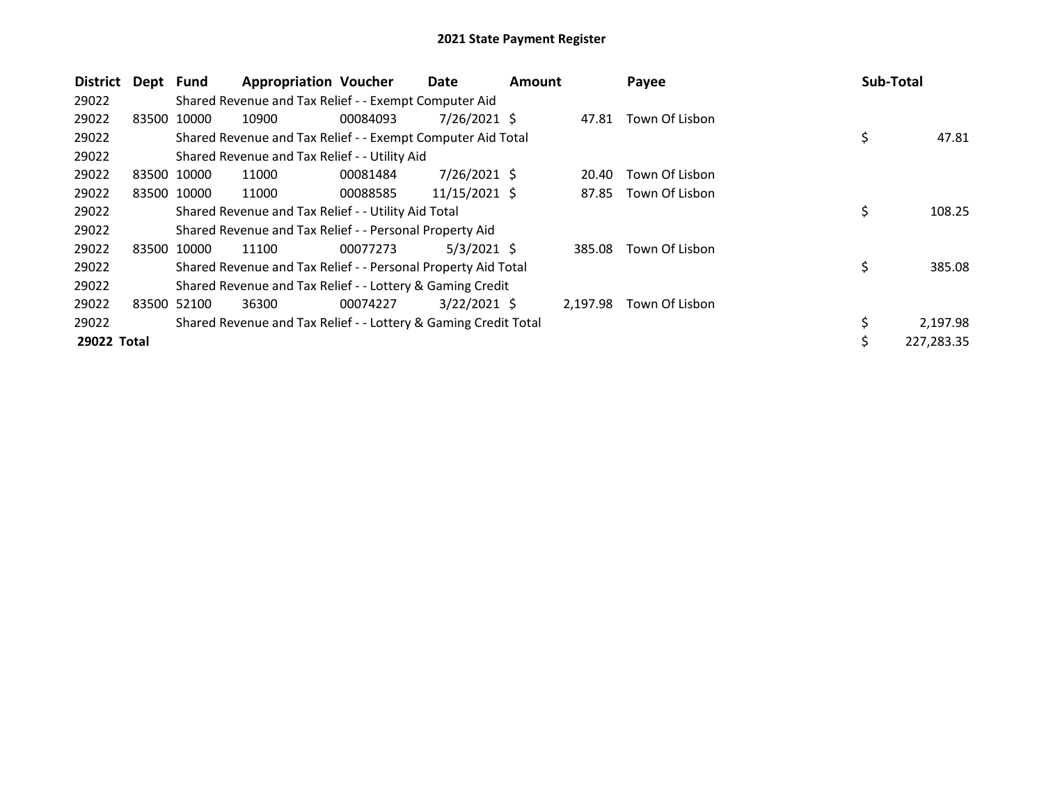# 2021 State Payment Register

| District | Dept | Fund | Appropriation | Voucher | Date | Amount | Payee | Sub-Total |
|---|---|---|---|---|---|---|---|---|
| 29022 | | Shared Revenue and Tax Relief - - Exempt Computer Aid | | | | | | |
| 29022 | 83500 | 10000 | 10900 | 00084093 | 7/26/2021 | $ 47.81 | Town Of Lisbon | |
| 29022 | | Shared Revenue and Tax Relief - - Exempt Computer Aid Total | | | | | | $ 47.81 |
| 29022 | | Shared Revenue and Tax Relief - - Utility Aid | | | | | | |
| 29022 | 83500 | 10000 | 11000 | 00081484 | 7/26/2021 | $ 20.40 | Town Of Lisbon | |
| 29022 | 83500 | 10000 | 11000 | 00088585 | 11/15/2021 | $ 87.85 | Town Of Lisbon | |
| 29022 | | Shared Revenue and Tax Relief - - Utility Aid Total | | | | | | $ 108.25 |
| 29022 | | Shared Revenue and Tax Relief - - Personal Property Aid | | | | | | |
| 29022 | 83500 | 10000 | 11100 | 00077273 | 5/3/2021 | $ 385.08 | Town Of Lisbon | |
| 29022 | | Shared Revenue and Tax Relief - - Personal Property Aid Total | | | | | | $ 385.08 |
| 29022 | | Shared Revenue and Tax Relief - - Lottery & Gaming Credit | | | | | | |
| 29022 | 83500 | 52100 | 36300 | 00074227 | 3/22/2021 | $ 2,197.98 | Town Of Lisbon | |
| 29022 | | Shared Revenue and Tax Relief - - Lottery & Gaming Credit Total | | | | | | $ 2,197.98 |
| **29022 Total** | | | | | | | | $ 227,283.35 |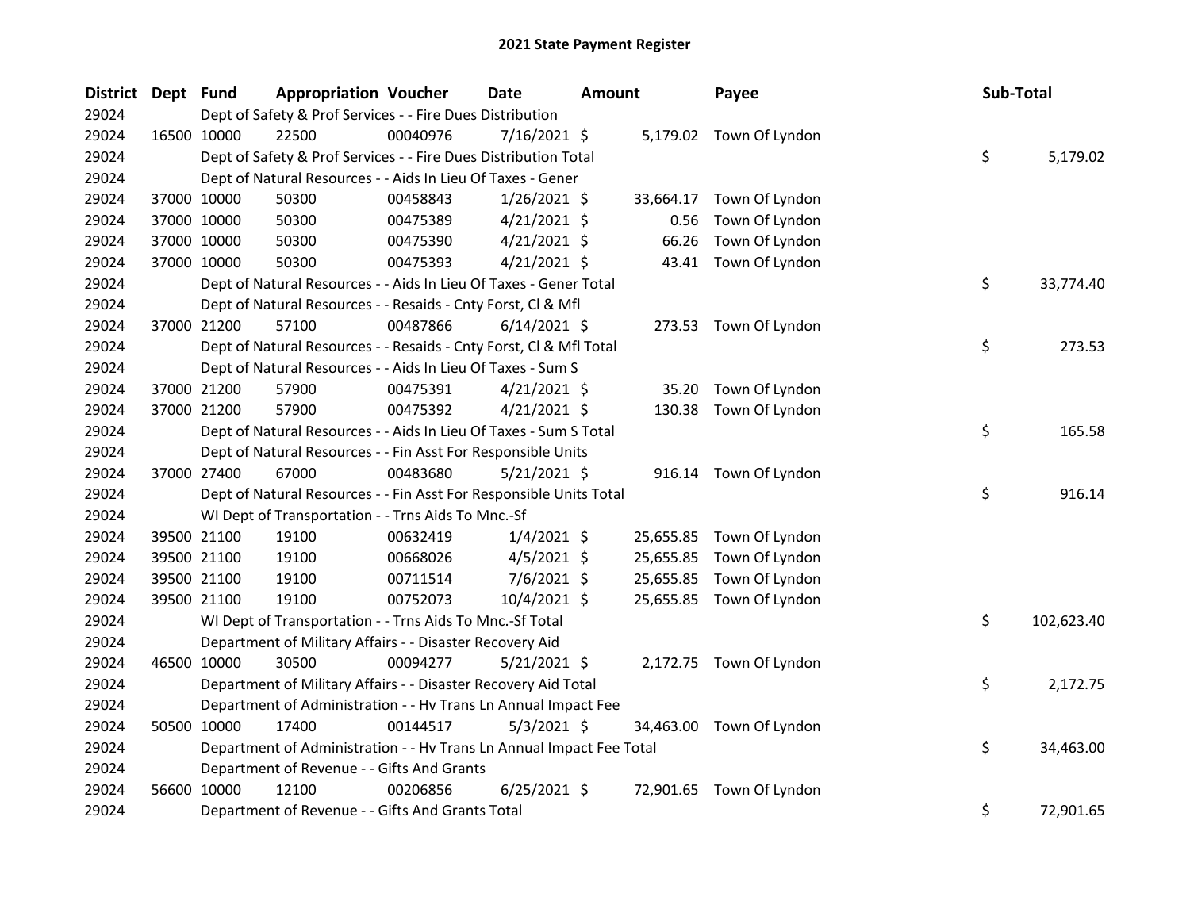# 2021 State Payment Register

| District | Dept | Fund | Appropriation | Voucher | Date | Amount | Payee | Sub-Total |
|---|---|---|---|---|---|---|---|---|
| 29024 | | Dept of Safety & Prof Services - - Fire Dues Distribution | | | | | | |
| 29024 | 16500 | 10000 | 22500 | 00040976 | 7/16/2021 | $ 5,179.02 | Town Of Lyndon | |
| 29024 | | Dept of Safety & Prof Services - - Fire Dues Distribution Total | | | | | | $ 5,179.02 |
| 29024 | | Dept of Natural Resources - - Aids In Lieu Of Taxes - Gener | | | | | | |
| 29024 | 37000 | 10000 | 50300 | 00458843 | 1/26/2021 | $ 33,664.17 | Town Of Lyndon | |
| 29024 | 37000 | 10000 | 50300 | 00475389 | 4/21/2021 | $ 0.56 | Town Of Lyndon | |
| 29024 | 37000 | 10000 | 50300 | 00475390 | 4/21/2021 | $ 66.26 | Town Of Lyndon | |
| 29024 | 37000 | 10000 | 50300 | 00475393 | 4/21/2021 | $ 43.41 | Town Of Lyndon | |
| 29024 | | Dept of Natural Resources - - Aids In Lieu Of Taxes - Gener Total | | | | | | $ 33,774.40 |
| 29024 | | Dept of Natural Resources - - Resaids - Cnty Forst, Cl & Mfl | | | | | | |
| 29024 | 37000 | 21200 | 57100 | 00487866 | 6/14/2021 | $ 273.53 | Town Of Lyndon | |
| 29024 | | Dept of Natural Resources - - Resaids - Cnty Forst, Cl & Mfl Total | | | | | | $ 273.53 |
| 29024 | | Dept of Natural Resources - - Aids In Lieu Of Taxes - Sum S | | | | | | |
| 29024 | 37000 | 21200 | 57900 | 00475391 | 4/21/2021 | $ 35.20 | Town Of Lyndon | |
| 29024 | 37000 | 21200 | 57900 | 00475392 | 4/21/2021 | $ 130.38 | Town Of Lyndon | |
| 29024 | | Dept of Natural Resources - - Aids In Lieu Of Taxes - Sum S Total | | | | | | $ 165.58 |
| 29024 | | Dept of Natural Resources - - Fin Asst For Responsible Units | | | | | | |
| 29024 | 37000 | 27400 | 67000 | 00483680 | 5/21/2021 | $ 916.14 | Town Of Lyndon | |
| 29024 | | Dept of Natural Resources - - Fin Asst For Responsible Units Total | | | | | | $ 916.14 |
| 29024 | | WI Dept of Transportation - - Trns Aids To Mnc.-Sf | | | | | | |
| 29024 | 39500 | 21100 | 19100 | 00632419 | 1/4/2021 | $ 25,655.85 | Town Of Lyndon | |
| 29024 | 39500 | 21100 | 19100 | 00668026 | 4/5/2021 | $ 25,655.85 | Town Of Lyndon | |
| 29024 | 39500 | 21100 | 19100 | 00711514 | 7/6/2021 | $ 25,655.85 | Town Of Lyndon | |
| 29024 | 39500 | 21100 | 19100 | 00752073 | 10/4/2021 | $ 25,655.85 | Town Of Lyndon | |
| 29024 | | WI Dept of Transportation - - Trns Aids To Mnc.-Sf Total | | | | | | $ 102,623.40 |
| 29024 | | Department of Military Affairs - - Disaster Recovery Aid | | | | | | |
| 29024 | 46500 | 10000 | 30500 | 00094277 | 5/21/2021 | $ 2,172.75 | Town Of Lyndon | |
| 29024 | | Department of Military Affairs - - Disaster Recovery Aid Total | | | | | | $ 2,172.75 |
| 29024 | | Department of Administration - - Hv Trans Ln Annual Impact Fee | | | | | | |
| 29024 | 50500 | 10000 | 17400 | 00144517 | 5/3/2021 | $ 34,463.00 | Town Of Lyndon | |
| 29024 | | Department of Administration - - Hv Trans Ln Annual Impact Fee Total | | | | | | $ 34,463.00 |
| 29024 | | Department of Revenue - - Gifts And Grants | | | | | | |
| 29024 | 56600 | 10000 | 12100 | 00206856 | 6/25/2021 | $ 72,901.65 | Town Of Lyndon | |
| 29024 | | Department of Revenue - - Gifts And Grants Total | | | | | | $ 72,901.65 |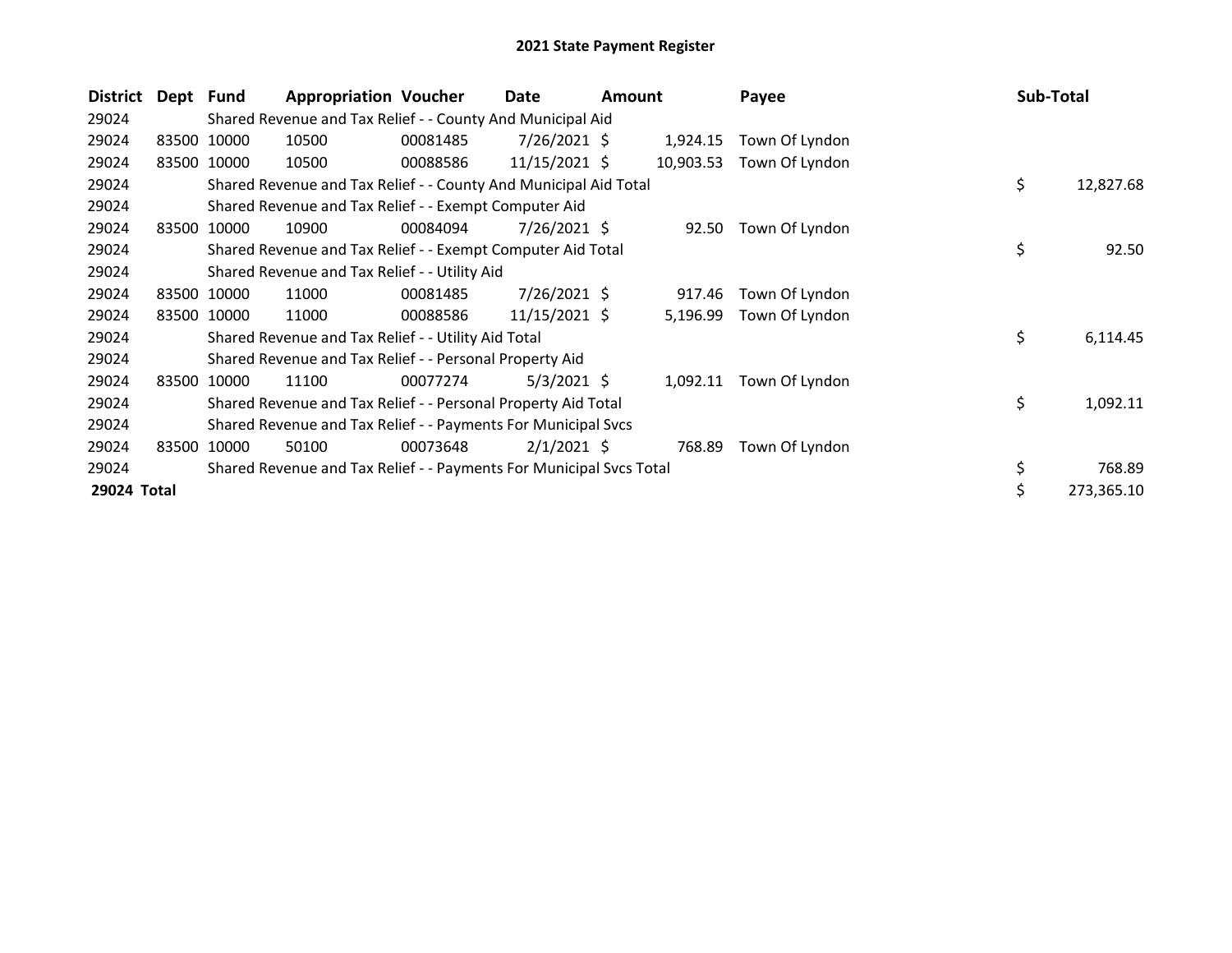# 2021 State Payment Register

| District | Dept | Fund | Appropriation | Voucher | Date | Amount | Payee | Sub-Total |
|---|---|---|---|---|---|---|---|---|
| 29024 | | Shared Revenue and Tax Relief - - County And Municipal Aid | | | | | | |
| 29024 | 83500 | 10000 | 10500 | 00081485 | 7/26/2021 | $ 1,924.15 | Town Of Lyndon | |
| 29024 | 83500 | 10000 | 10500 | 00088586 | 11/15/2021 | $ 10,903.53 | Town Of Lyndon | |
| 29024 | | Shared Revenue and Tax Relief - - County And Municipal Aid Total | | | | | | $ 12,827.68 |
| 29024 | | Shared Revenue and Tax Relief - - Exempt Computer Aid | | | | | | |
| 29024 | 83500 | 10000 | 10900 | 00084094 | 7/26/2021 | $ 92.50 | Town Of Lyndon | |
| 29024 | | Shared Revenue and Tax Relief - - Exempt Computer Aid Total | | | | | | $ 92.50 |
| 29024 | | Shared Revenue and Tax Relief - - Utility Aid | | | | | | |
| 29024 | 83500 | 10000 | 11000 | 00081485 | 7/26/2021 | $ 917.46 | Town Of Lyndon | |
| 29024 | 83500 | 10000 | 11000 | 00088586 | 11/15/2021 | $ 5,196.99 | Town Of Lyndon | |
| 29024 | | Shared Revenue and Tax Relief - - Utility Aid Total | | | | | | $ 6,114.45 |
| 29024 | | Shared Revenue and Tax Relief - - Personal Property Aid | | | | | | |
| 29024 | 83500 | 10000 | 11100 | 00077274 | 5/3/2021 | $ 1,092.11 | Town Of Lyndon | |
| 29024 | | Shared Revenue and Tax Relief - - Personal Property Aid Total | | | | | | $ 1,092.11 |
| 29024 | | Shared Revenue and Tax Relief - - Payments For Municipal Svcs | | | | | | |
| 29024 | 83500 | 10000 | 50100 | 00073648 | 2/1/2021 | $ 768.89 | Town Of Lyndon | |
| 29024 | | Shared Revenue and Tax Relief - - Payments For Municipal Svcs Total | | | | | | $ 768.89 |
| **29024 Total** | | | | | | | | $ 273,365.10 |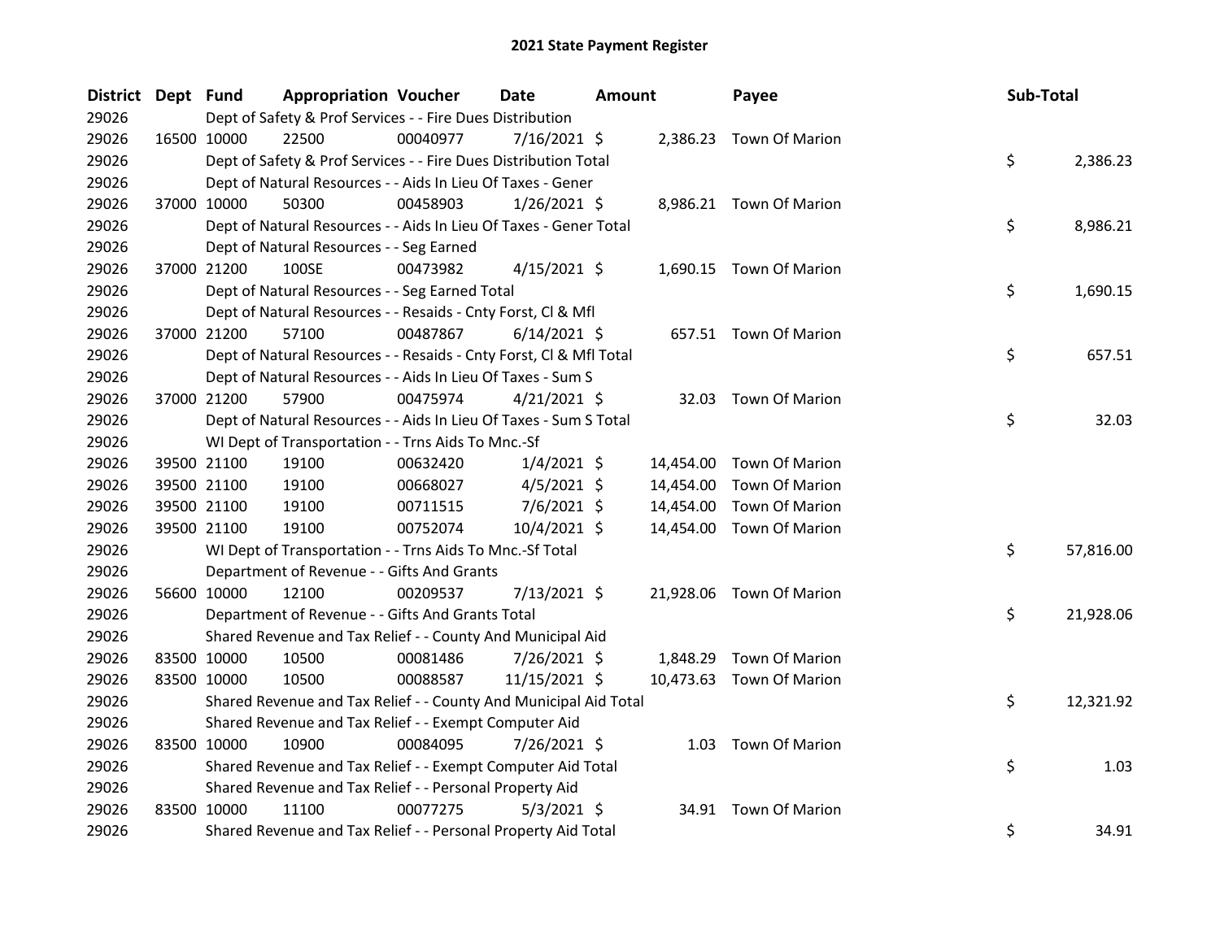# 2021 State Payment Register

| District | Dept | Fund | Appropriation | Voucher | Date | Amount | Payee | Sub-Total |
|---|---|---|---|---|---|---|---|---|
| 29026 | | Dept of Safety & Prof Services - - Fire Dues Distribution | | | | | | |
| 29026 | 16500 | 10000 | 22500 | 00040977 | 7/16/2021 | $ 2,386.23 | Town Of Marion | |
| 29026 | | Dept of Safety & Prof Services - - Fire Dues Distribution Total | | | | | | $ 2,386.23 |
| 29026 | | Dept of Natural Resources - - Aids In Lieu Of Taxes - Gener | | | | | | |
| 29026 | 37000 | 10000 | 50300 | 00458903 | 1/26/2021 | $ 8,986.21 | Town Of Marion | |
| 29026 | | Dept of Natural Resources - - Aids In Lieu Of Taxes - Gener Total | | | | | | $ 8,986.21 |
| 29026 | | Dept of Natural Resources - - Seg Earned | | | | | | |
| 29026 | 37000 | 21200 | 100SE | 00473982 | 4/15/2021 | $ 1,690.15 | Town Of Marion | |
| 29026 | | Dept of Natural Resources - - Seg Earned Total | | | | | | $ 1,690.15 |
| 29026 | | Dept of Natural Resources - - Resaids - Cnty Forst, Cl & Mfl | | | | | | |
| 29026 | 37000 | 21200 | 57100 | 00487867 | 6/14/2021 | $ 657.51 | Town Of Marion | |
| 29026 | | Dept of Natural Resources - - Resaids - Cnty Forst, Cl & Mfl Total | | | | | | $ 657.51 |
| 29026 | | Dept of Natural Resources - - Aids In Lieu Of Taxes - Sum S | | | | | | |
| 29026 | 37000 | 21200 | 57900 | 00475974 | 4/21/2021 | $ 32.03 | Town Of Marion | |
| 29026 | | Dept of Natural Resources - - Aids In Lieu Of Taxes - Sum S Total | | | | | | $ 32.03 |
| 29026 | | WI Dept of Transportation - - Trns Aids To Mnc.-Sf | | | | | | |
| 29026 | 39500 | 21100 | 19100 | 00632420 | 1/4/2021 | $ 14,454.00 | Town Of Marion | |
| 29026 | 39500 | 21100 | 19100 | 00668027 | 4/5/2021 | $ 14,454.00 | Town Of Marion | |
| 29026 | 39500 | 21100 | 19100 | 00711515 | 7/6/2021 | $ 14,454.00 | Town Of Marion | |
| 29026 | 39500 | 21100 | 19100 | 00752074 | 10/4/2021 | $ 14,454.00 | Town Of Marion | |
| 29026 | | WI Dept of Transportation - - Trns Aids To Mnc.-Sf Total | | | | | | $ 57,816.00 |
| 29026 | | Department of Revenue - - Gifts And Grants | | | | | | |
| 29026 | 56600 | 10000 | 12100 | 00209537 | 7/13/2021 | $ 21,928.06 | Town Of Marion | |
| 29026 | | Department of Revenue - - Gifts And Grants Total | | | | | | $ 21,928.06 |
| 29026 | | Shared Revenue and Tax Relief - - County And Municipal Aid | | | | | | |
| 29026 | 83500 | 10000 | 10500 | 00081486 | 7/26/2021 | $ 1,848.29 | Town Of Marion | |
| 29026 | 83500 | 10000 | 10500 | 00088587 | 11/15/2021 | $ 10,473.63 | Town Of Marion | |
| 29026 | | Shared Revenue and Tax Relief - - County And Municipal Aid Total | | | | | | $ 12,321.92 |
| 29026 | | Shared Revenue and Tax Relief - - Exempt Computer Aid | | | | | | |
| 29026 | 83500 | 10000 | 10900 | 00084095 | 7/26/2021 | $ 1.03 | Town Of Marion | |
| 29026 | | Shared Revenue and Tax Relief - - Exempt Computer Aid Total | | | | | | $ 1.03 |
| 29026 | | Shared Revenue and Tax Relief - - Personal Property Aid | | | | | | |
| 29026 | 83500 | 10000 | 11100 | 00077275 | 5/3/2021 | $ 34.91 | Town Of Marion | |
| 29026 | | Shared Revenue and Tax Relief - - Personal Property Aid Total | | | | | | $ 34.91 |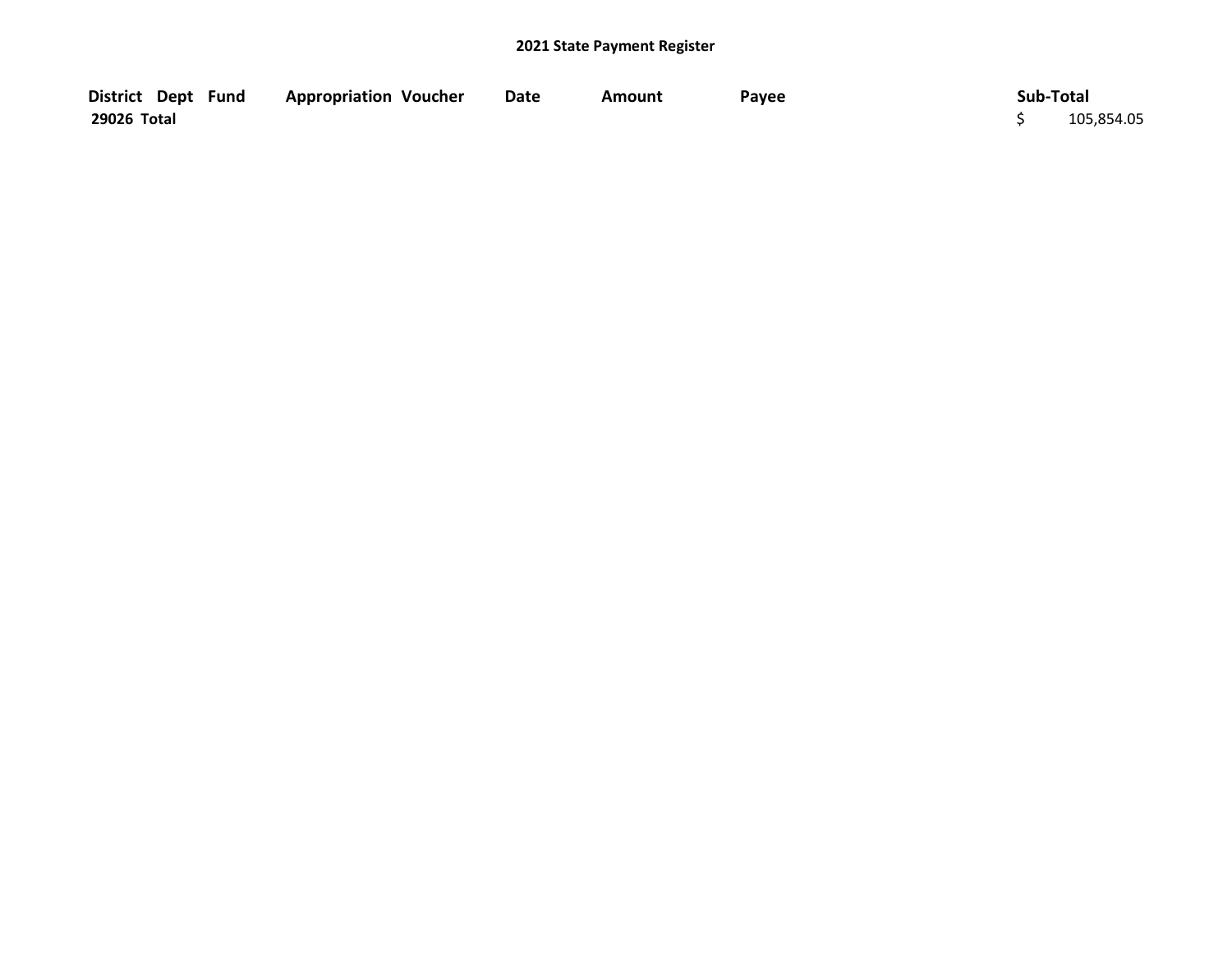## 2021 State Payment Register

| District | Dept | Fund | Appropriation | Voucher | Date | Amount | Payee | Sub-Total |
|---|---|---|---|---|---|---|---|---|
| 29026 Total | | | | | | | | $ 105,854.05 |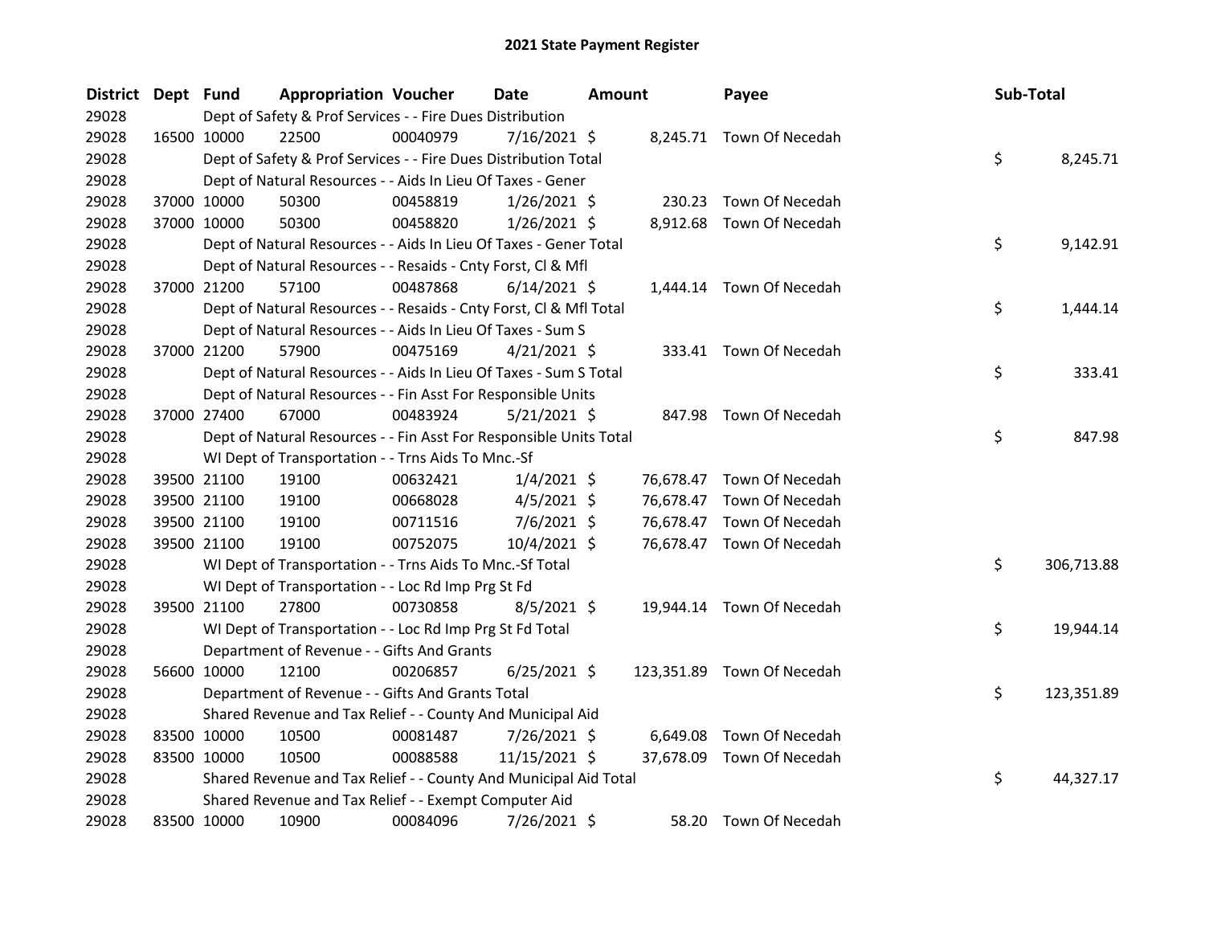# 2021 State Payment Register

| District | Dept | Fund | Appropriation | Voucher | Date | Amount | Payee | Sub-Total |
|---|---|---|---|---|---|---|---|---|
| 29028 | | Dept of Safety & Prof Services - - Fire Dues Distribution | | | | | | |
| 29028 | 16500 | 10000 | 22500 | 00040979 | 7/16/2021 | $ 8,245.71 | Town Of Necedah | |
| 29028 | | Dept of Safety & Prof Services - - Fire Dues Distribution Total | | | | | | $ 8,245.71 |
| 29028 | | Dept of Natural Resources - - Aids In Lieu Of Taxes - Gener | | | | | | |
| 29028 | 37000 | 10000 | 50300 | 00458819 | 1/26/2021 | $ 230.23 | Town Of Necedah | |
| 29028 | 37000 | 10000 | 50300 | 00458820 | 1/26/2021 | $ 8,912.68 | Town Of Necedah | |
| 29028 | | Dept of Natural Resources - - Aids In Lieu Of Taxes - Gener Total | | | | | | $ 9,142.91 |
| 29028 | | Dept of Natural Resources - - Resaids - Cnty Forst, Cl & Mfl | | | | | | |
| 29028 | 37000 | 21200 | 57100 | 00487868 | 6/14/2021 | $ 1,444.14 | Town Of Necedah | |
| 29028 | | Dept of Natural Resources - - Resaids - Cnty Forst, Cl & Mfl Total | | | | | | $ 1,444.14 |
| 29028 | | Dept of Natural Resources - - Aids In Lieu Of Taxes - Sum S | | | | | | |
| 29028 | 37000 | 21200 | 57900 | 00475169 | 4/21/2021 | $ 333.41 | Town Of Necedah | |
| 29028 | | Dept of Natural Resources - - Aids In Lieu Of Taxes - Sum S Total | | | | | | $ 333.41 |
| 29028 | | Dept of Natural Resources - - Fin Asst For Responsible Units | | | | | | |
| 29028 | 37000 | 27400 | 67000 | 00483924 | 5/21/2021 | $ 847.98 | Town Of Necedah | |
| 29028 | | Dept of Natural Resources - - Fin Asst For Responsible Units Total | | | | | | $ 847.98 |
| 29028 | | WI Dept of Transportation - - Trns Aids To Mnc.-Sf | | | | | | |
| 29028 | 39500 | 21100 | 19100 | 00632421 | 1/4/2021 | $ 76,678.47 | Town Of Necedah | |
| 29028 | 39500 | 21100 | 19100 | 00668028 | 4/5/2021 | $ 76,678.47 | Town Of Necedah | |
| 29028 | 39500 | 21100 | 19100 | 00711516 | 7/6/2021 | $ 76,678.47 | Town Of Necedah | |
| 29028 | 39500 | 21100 | 19100 | 00752075 | 10/4/2021 | $ 76,678.47 | Town Of Necedah | |
| 29028 | | WI Dept of Transportation - - Trns Aids To Mnc.-Sf Total | | | | | | $ 306,713.88 |
| 29028 | | WI Dept of Transportation - - Loc Rd Imp Prg St Fd | | | | | | |
| 29028 | 39500 | 21100 | 27800 | 00730858 | 8/5/2021 | $ 19,944.14 | Town Of Necedah | |
| 29028 | | WI Dept of Transportation - - Loc Rd Imp Prg St Fd Total | | | | | | $ 19,944.14 |
| 29028 | | Department of Revenue - - Gifts And Grants | | | | | | |
| 29028 | 56600 | 10000 | 12100 | 00206857 | 6/25/2021 | $ 123,351.89 | Town Of Necedah | |
| 29028 | | Department of Revenue - - Gifts And Grants Total | | | | | | $ 123,351.89 |
| 29028 | | Shared Revenue and Tax Relief - - County And Municipal Aid | | | | | | |
| 29028 | 83500 | 10000 | 10500 | 00081487 | 7/26/2021 | $ 6,649.08 | Town Of Necedah | |
| 29028 | 83500 | 10000 | 10500 | 00088588 | 11/15/2021 | $ 37,678.09 | Town Of Necedah | |
| 29028 | | Shared Revenue and Tax Relief - - County And Municipal Aid Total | | | | | | $ 44,327.17 |
| 29028 | | Shared Revenue and Tax Relief - - Exempt Computer Aid | | | | | | |
| 29028 | 83500 | 10000 | 10900 | 00084096 | 7/26/2021 | $ 58.20 | Town Of Necedah | |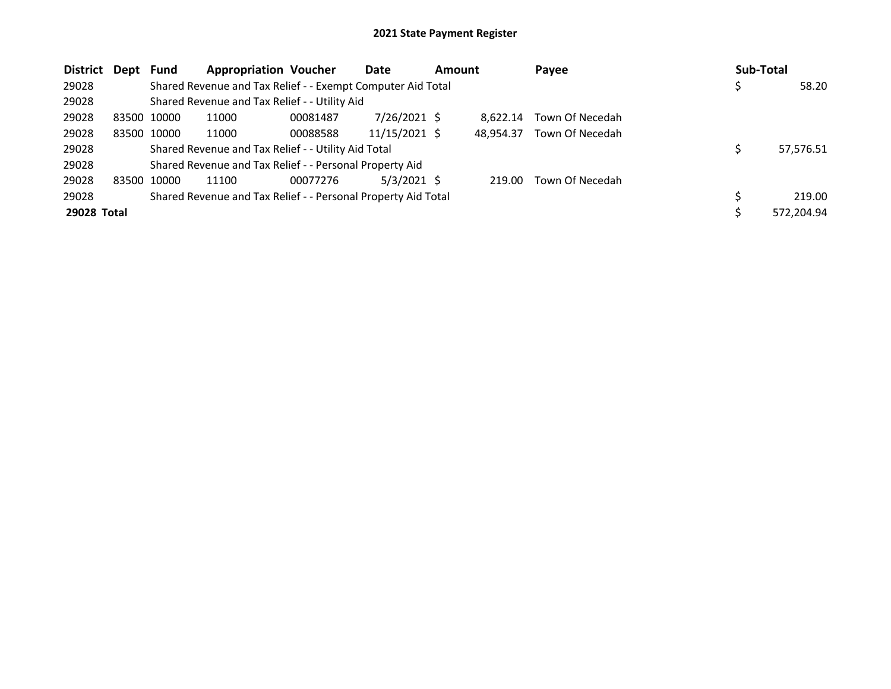# 2021 State Payment Register

| District | Dept | Fund | Appropriation | Voucher | Date | Amount | Payee | Sub-Total |
|---|---|---|---|---|---|---|---|---|
| 29028 | | Shared Revenue and Tax Relief - - Exempt Computer Aid Total | | | | | | $ 58.20 |
| 29028 | | Shared Revenue and Tax Relief - - Utility Aid | | | | | | |
| 29028 | 83500 | 10000 | 11000 | 00081487 | 7/26/2021 | $ 8,622.14 | Town Of Necedah | |
| 29028 | 83500 | 10000 | 11000 | 00088588 | 11/15/2021 | $ 48,954.37 | Town Of Necedah | |
| 29028 | | Shared Revenue and Tax Relief - - Utility Aid Total | | | | | | $ 57,576.51 |
| 29028 | | Shared Revenue and Tax Relief - - Personal Property Aid | | | | | | |
| 29028 | 83500 | 10000 | 11100 | 00077276 | 5/3/2021 | $ 219.00 | Town Of Necedah | |
| 29028 | | Shared Revenue and Tax Relief - - Personal Property Aid Total | | | | | | $ 219.00 |
| **29028 Total** | | | | | | | | $ 572,204.94 |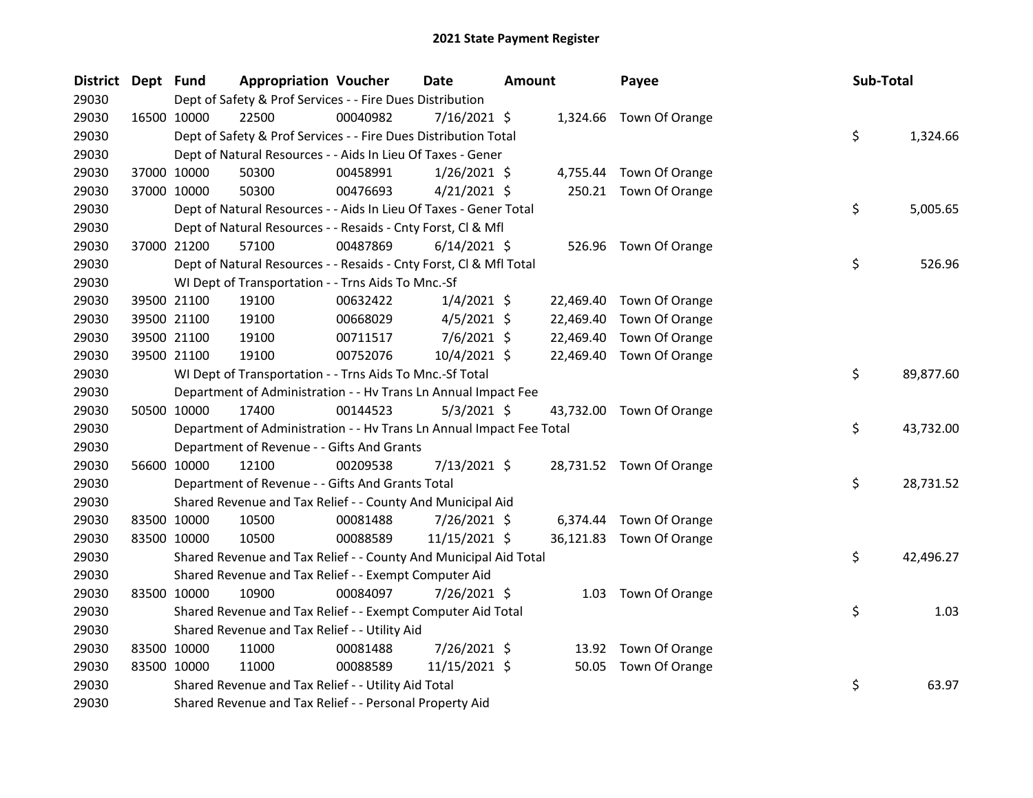# 2021 State Payment Register

| District | Dept | Fund | Appropriation | Voucher | Date | Amount | Payee | Sub-Total |
|---|---|---|---|---|---|---|---|---|
| 29030 | | Dept of Safety & Prof Services - - Fire Dues Distribution | | | | | | |
| 29030 | 16500 | 10000 | 22500 | 00040982 | 7/16/2021 | $ 1,324.66 | Town Of Orange | |
| 29030 | | Dept of Safety & Prof Services - - Fire Dues Distribution Total | | | | | | $ 1,324.66 |
| 29030 | | Dept of Natural Resources - - Aids In Lieu Of Taxes - Gener | | | | | | |
| 29030 | 37000 | 10000 | 50300 | 00458991 | 1/26/2021 | $ 4,755.44 | Town Of Orange | |
| 29030 | 37000 | 10000 | 50300 | 00476693 | 4/21/2021 | $ 250.21 | Town Of Orange | |
| 29030 | | Dept of Natural Resources - - Aids In Lieu Of Taxes - Gener Total | | | | | | $ 5,005.65 |
| 29030 | | Dept of Natural Resources - - Resaids - Cnty Forst, Cl & Mfl | | | | | | |
| 29030 | 37000 | 21200 | 57100 | 00487869 | 6/14/2021 | $ 526.96 | Town Of Orange | |
| 29030 | | Dept of Natural Resources - - Resaids - Cnty Forst, Cl & Mfl Total | | | | | | $ 526.96 |
| 29030 | | WI Dept of Transportation - - Trns Aids To Mnc.-Sf | | | | | | |
| 29030 | 39500 | 21100 | 19100 | 00632422 | 1/4/2021 | $ 22,469.40 | Town Of Orange | |
| 29030 | 39500 | 21100 | 19100 | 00668029 | 4/5/2021 | $ 22,469.40 | Town Of Orange | |
| 29030 | 39500 | 21100 | 19100 | 00711517 | 7/6/2021 | $ 22,469.40 | Town Of Orange | |
| 29030 | 39500 | 21100 | 19100 | 00752076 | 10/4/2021 | $ 22,469.40 | Town Of Orange | |
| 29030 | | WI Dept of Transportation - - Trns Aids To Mnc.-Sf Total | | | | | | $ 89,877.60 |
| 29030 | | Department of Administration - - Hv Trans Ln Annual Impact Fee | | | | | | |
| 29030 | 50500 | 10000 | 17400 | 00144523 | 5/3/2021 | $ 43,732.00 | Town Of Orange | |
| 29030 | | Department of Administration - - Hv Trans Ln Annual Impact Fee Total | | | | | | $ 43,732.00 |
| 29030 | | Department of Revenue - - Gifts And Grants | | | | | | |
| 29030 | 56600 | 10000 | 12100 | 00209538 | 7/13/2021 | $ 28,731.52 | Town Of Orange | |
| 29030 | | Department of Revenue - - Gifts And Grants Total | | | | | | $ 28,731.52 |
| 29030 | | Shared Revenue and Tax Relief - - County And Municipal Aid | | | | | | |
| 29030 | 83500 | 10000 | 10500 | 00081488 | 7/26/2021 | $ 6,374.44 | Town Of Orange | |
| 29030 | 83500 | 10000 | 10500 | 00088589 | 11/15/2021 | $ 36,121.83 | Town Of Orange | |
| 29030 | | Shared Revenue and Tax Relief - - County And Municipal Aid Total | | | | | | $ 42,496.27 |
| 29030 | | Shared Revenue and Tax Relief - - Exempt Computer Aid | | | | | | |
| 29030 | 83500 | 10000 | 10900 | 00084097 | 7/26/2021 | $ 1.03 | Town Of Orange | |
| 29030 | | Shared Revenue and Tax Relief - - Exempt Computer Aid Total | | | | | | $ 1.03 |
| 29030 | | Shared Revenue and Tax Relief - - Utility Aid | | | | | | |
| 29030 | 83500 | 10000 | 11000 | 00081488 | 7/26/2021 | $ 13.92 | Town Of Orange | |
| 29030 | 83500 | 10000 | 11000 | 00088589 | 11/15/2021 | $ 50.05 | Town Of Orange | |
| 29030 | | Shared Revenue and Tax Relief - - Utility Aid Total | | | | | | $ 63.97 |
| 29030 | | Shared Revenue and Tax Relief - - Personal Property Aid | | | | | | |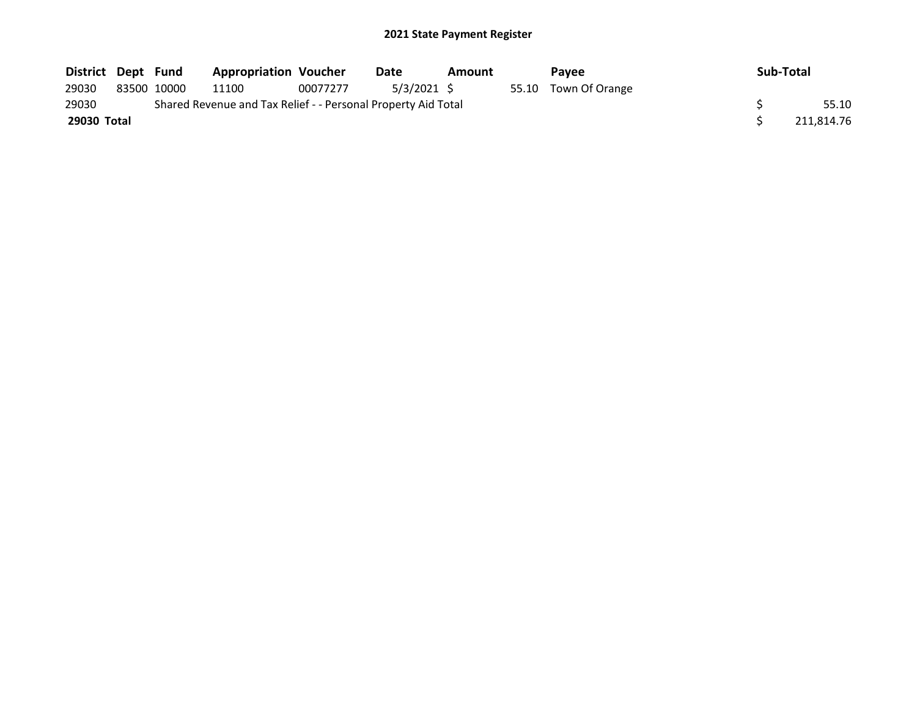# 2021 State Payment Register

| District | Dept | Fund | Appropriation | Voucher | Date | Amount | Payee | Sub-Total |
|---|---|---|---|---|---|---|---|---|
| 29030 | 83500 | 10000 | 11100 | 00077277 | 5/3/2021 | $ 55.10 | Town Of Orange | |
| 29030 | | Shared Revenue and Tax Relief - - Personal Property Aid Total | | | | | | $ 55.10 |
| **29030 Total** | | | | | | | | $ 211,814.76 |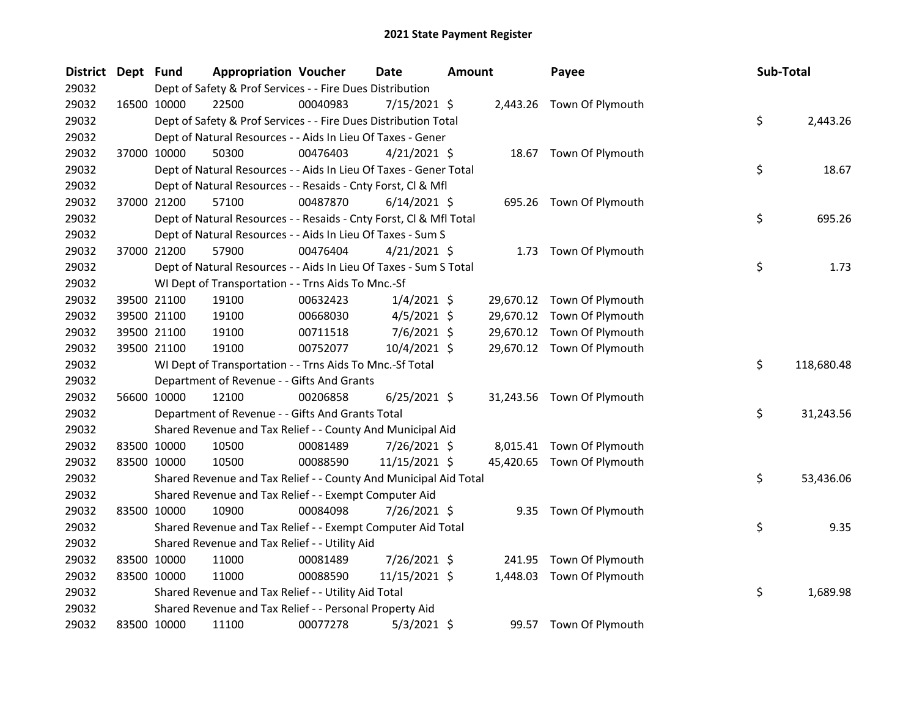## 2021 State Payment Register

| District | Dept | Fund | Appropriation | Voucher | Date | Amount | Payee | Sub-Total |
|---|---|---|---|---|---|---|---|---|
| 29032 | | | Dept of Safety & Prof Services - - Fire Dues Distribution | | | | | |
| 29032 | 16500 | 10000 | 22500 | 00040983 | 7/15/2021 | $ 2,443.26 | Town Of Plymouth | |
| 29032 | | | Dept of Safety & Prof Services - - Fire Dues Distribution Total | | | | | $ 2,443.26 |
| 29032 | | | Dept of Natural Resources - - Aids In Lieu Of Taxes - Gener | | | | | |
| 29032 | 37000 | 10000 | 50300 | 00476403 | 4/21/2021 | $ 18.67 | Town Of Plymouth | |
| 29032 | | | Dept of Natural Resources - - Aids In Lieu Of Taxes - Gener Total | | | | | $ 18.67 |
| 29032 | | | Dept of Natural Resources - - Resaids - Cnty Forst, Cl & Mfl | | | | | |
| 29032 | 37000 | 21200 | 57100 | 00487870 | 6/14/2021 | $ 695.26 | Town Of Plymouth | |
| 29032 | | | Dept of Natural Resources - - Resaids - Cnty Forst, Cl & Mfl Total | | | | | $ 695.26 |
| 29032 | | | Dept of Natural Resources - - Aids In Lieu Of Taxes - Sum S | | | | | |
| 29032 | 37000 | 21200 | 57900 | 00476404 | 4/21/2021 | $ 1.73 | Town Of Plymouth | |
| 29032 | | | Dept of Natural Resources - - Aids In Lieu Of Taxes - Sum S Total | | | | | $ 1.73 |
| 29032 | | | WI Dept of Transportation - - Trns Aids To Mnc.-Sf | | | | | |
| 29032 | 39500 | 21100 | 19100 | 00632423 | 1/4/2021 | $ 29,670.12 | Town Of Plymouth | |
| 29032 | 39500 | 21100 | 19100 | 00668030 | 4/5/2021 | $ 29,670.12 | Town Of Plymouth | |
| 29032 | 39500 | 21100 | 19100 | 00711518 | 7/6/2021 | $ 29,670.12 | Town Of Plymouth | |
| 29032 | 39500 | 21100 | 19100 | 00752077 | 10/4/2021 | $ 29,670.12 | Town Of Plymouth | |
| 29032 | | | WI Dept of Transportation - - Trns Aids To Mnc.-Sf Total | | | | | $ 118,680.48 |
| 29032 | | | Department of Revenue - - Gifts And Grants | | | | | |
| 29032 | 56600 | 10000 | 12100 | 00206858 | 6/25/2021 | $ 31,243.56 | Town Of Plymouth | |
| 29032 | | | Department of Revenue - - Gifts And Grants Total | | | | | $ 31,243.56 |
| 29032 | | | Shared Revenue and Tax Relief - - County And Municipal Aid | | | | | |
| 29032 | 83500 | 10000 | 10500 | 00081489 | 7/26/2021 | $ 8,015.41 | Town Of Plymouth | |
| 29032 | 83500 | 10000 | 10500 | 00088590 | 11/15/2021 | $ 45,420.65 | Town Of Plymouth | |
| 29032 | | | Shared Revenue and Tax Relief - - County And Municipal Aid Total | | | | | $ 53,436.06 |
| 29032 | | | Shared Revenue and Tax Relief - - Exempt Computer Aid | | | | | |
| 29032 | 83500 | 10000 | 10900 | 00084098 | 7/26/2021 | $ 9.35 | Town Of Plymouth | |
| 29032 | | | Shared Revenue and Tax Relief - - Exempt Computer Aid Total | | | | | $ 9.35 |
| 29032 | | | Shared Revenue and Tax Relief - - Utility Aid | | | | | |
| 29032 | 83500 | 10000 | 11000 | 00081489 | 7/26/2021 | $ 241.95 | Town Of Plymouth | |
| 29032 | 83500 | 10000 | 11000 | 00088590 | 11/15/2021 | $ 1,448.03 | Town Of Plymouth | |
| 29032 | | | Shared Revenue and Tax Relief - - Utility Aid Total | | | | | $ 1,689.98 |
| 29032 | | | Shared Revenue and Tax Relief - - Personal Property Aid | | | | | |
| 29032 | 83500 | 10000 | 11100 | 00077278 | 5/3/2021 | $ 99.57 | Town Of Plymouth | |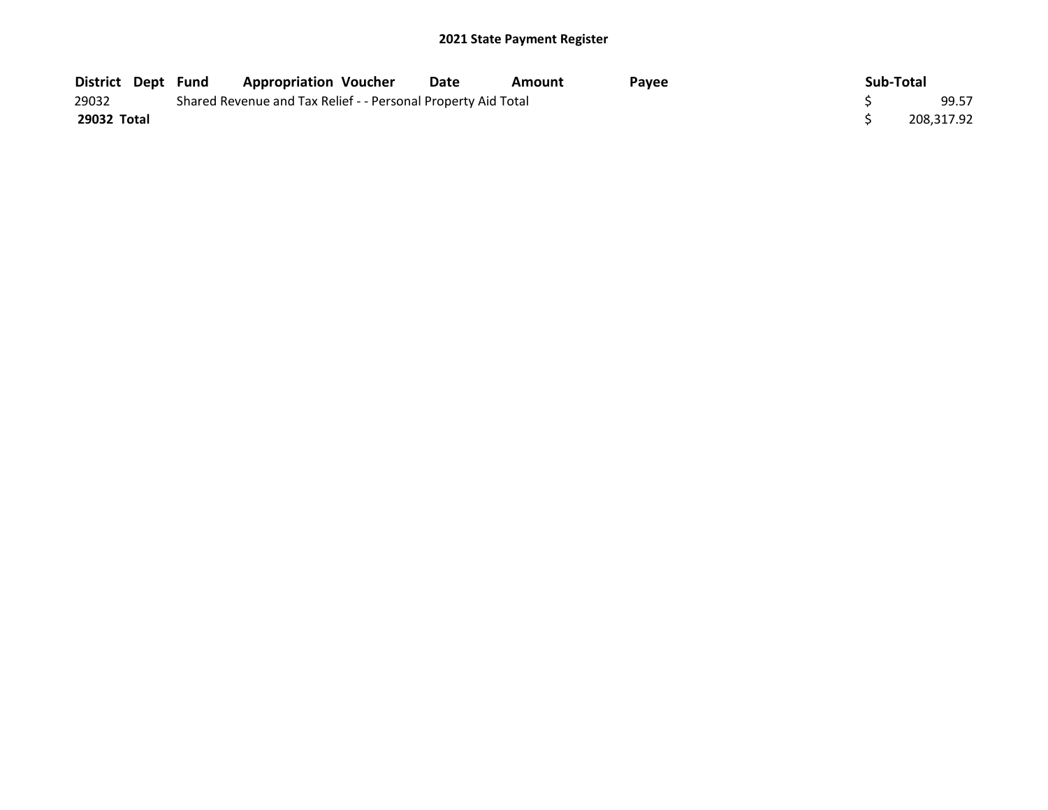## 2021 State Payment Register

| District | Dept | Fund | Appropriation | Voucher | Date | Amount | Payee | Sub-Total |
|---|---|---|---|---|---|---|---|---|
| 29032 | | Shared Revenue and Tax Relief - - Personal Property Aid Total | | | | | | $ 99.57 |
| **29032 Total** | | | | | | | | $ 208,317.92 |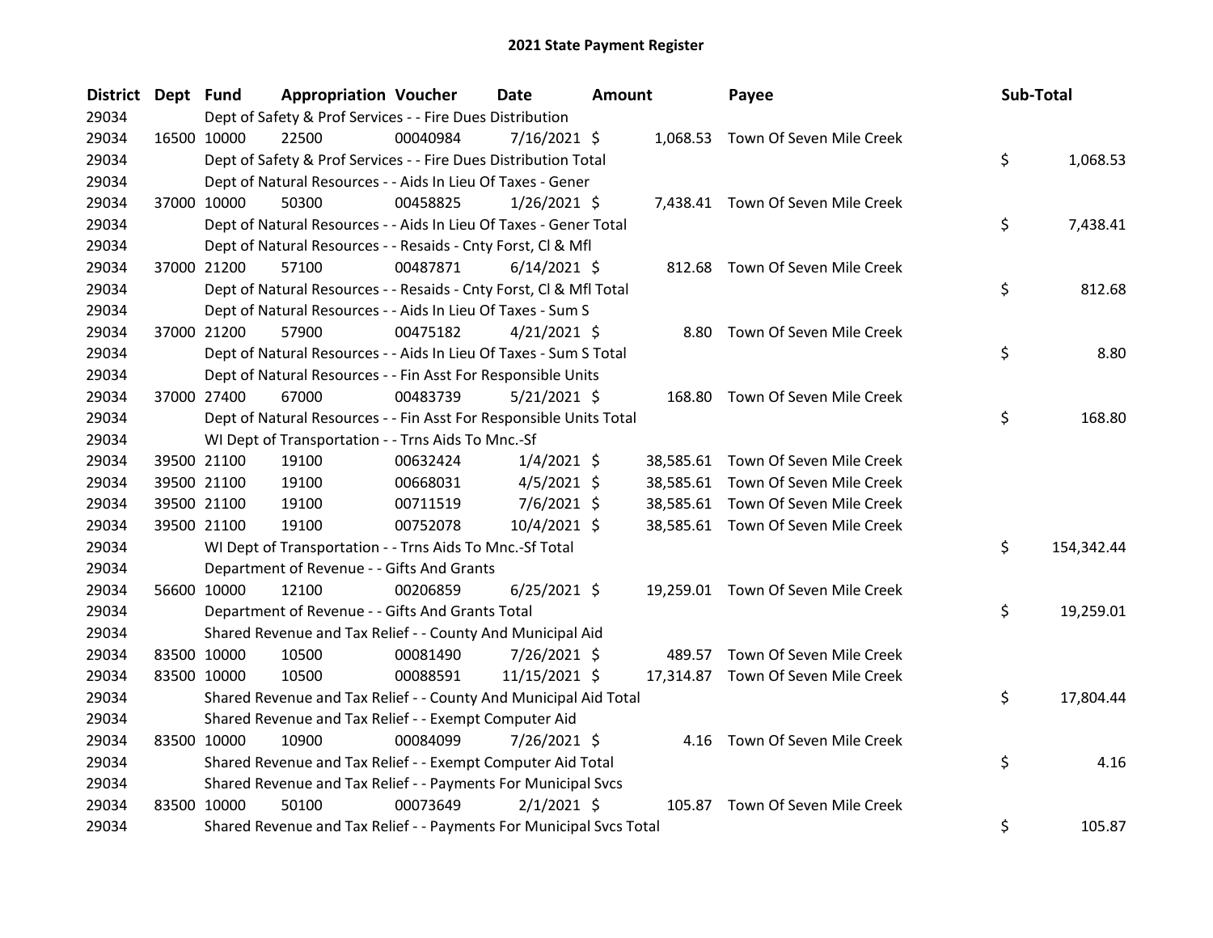# 2021 State Payment Register

| District | Dept | Fund | Appropriation | Voucher | Date | Amount | Payee | Sub-Total |
|---|---|---|---|---|---|---|---|---|
| 29034 | | | Dept of Safety & Prof Services - - Fire Dues Distribution | | | | | |
| 29034 | 16500 | 10000 | 22500 | 00040984 | 7/16/2021 | $ 1,068.53 | Town Of Seven Mile Creek | |
| 29034 | | | Dept of Safety & Prof Services - - Fire Dues Distribution Total | | | | | $ 1,068.53 |
| 29034 | | | Dept of Natural Resources - - Aids In Lieu Of Taxes - Gener | | | | | |
| 29034 | 37000 | 10000 | 50300 | 00458825 | 1/26/2021 | $ 7,438.41 | Town Of Seven Mile Creek | |
| 29034 | | | Dept of Natural Resources - - Aids In Lieu Of Taxes - Gener Total | | | | | $ 7,438.41 |
| 29034 | | | Dept of Natural Resources - - Resaids - Cnty Forst, Cl & Mfl | | | | | |
| 29034 | 37000 | 21200 | 57100 | 00487871 | 6/14/2021 | $ 812.68 | Town Of Seven Mile Creek | |
| 29034 | | | Dept of Natural Resources - - Resaids - Cnty Forst, Cl & Mfl Total | | | | | $ 812.68 |
| 29034 | | | Dept of Natural Resources - - Aids In Lieu Of Taxes - Sum S | | | | | |
| 29034 | 37000 | 21200 | 57900 | 00475182 | 4/21/2021 | $ 8.80 | Town Of Seven Mile Creek | |
| 29034 | | | Dept of Natural Resources - - Aids In Lieu Of Taxes - Sum S Total | | | | | $ 8.80 |
| 29034 | | | Dept of Natural Resources - - Fin Asst For Responsible Units | | | | | |
| 29034 | 37000 | 27400 | 67000 | 00483739 | 5/21/2021 | $ 168.80 | Town Of Seven Mile Creek | |
| 29034 | | | Dept of Natural Resources - - Fin Asst For Responsible Units Total | | | | | $ 168.80 |
| 29034 | | | WI Dept of Transportation - - Trns Aids To Mnc.-Sf | | | | | |
| 29034 | 39500 | 21100 | 19100 | 00632424 | 1/4/2021 | $ 38,585.61 | Town Of Seven Mile Creek | |
| 29034 | 39500 | 21100 | 19100 | 00668031 | 4/5/2021 | $ 38,585.61 | Town Of Seven Mile Creek | |
| 29034 | 39500 | 21100 | 19100 | 00711519 | 7/6/2021 | $ 38,585.61 | Town Of Seven Mile Creek | |
| 29034 | 39500 | 21100 | 19100 | 00752078 | 10/4/2021 | $ 38,585.61 | Town Of Seven Mile Creek | |
| 29034 | | | WI Dept of Transportation - - Trns Aids To Mnc.-Sf Total | | | | | $ 154,342.44 |
| 29034 | | | Department of Revenue - - Gifts And Grants | | | | | |
| 29034 | 56600 | 10000 | 12100 | 00206859 | 6/25/2021 | $ 19,259.01 | Town Of Seven Mile Creek | |
| 29034 | | | Department of Revenue - - Gifts And Grants Total | | | | | $ 19,259.01 |
| 29034 | | | Shared Revenue and Tax Relief - - County And Municipal Aid | | | | | |
| 29034 | 83500 | 10000 | 10500 | 00081490 | 7/26/2021 | $ 489.57 | Town Of Seven Mile Creek | |
| 29034 | 83500 | 10000 | 10500 | 00088591 | 11/15/2021 | $ 17,314.87 | Town Of Seven Mile Creek | |
| 29034 | | | Shared Revenue and Tax Relief - - County And Municipal Aid Total | | | | | $ 17,804.44 |
| 29034 | | | Shared Revenue and Tax Relief - - Exempt Computer Aid | | | | | |
| 29034 | 83500 | 10000 | 10900 | 00084099 | 7/26/2021 | $ 4.16 | Town Of Seven Mile Creek | |
| 29034 | | | Shared Revenue and Tax Relief - - Exempt Computer Aid Total | | | | | $ 4.16 |
| 29034 | | | Shared Revenue and Tax Relief - - Payments For Municipal Svcs | | | | | |
| 29034 | 83500 | 10000 | 50100 | 00073649 | 2/1/2021 | $ 105.87 | Town Of Seven Mile Creek | |
| 29034 | | | Shared Revenue and Tax Relief - - Payments For Municipal Svcs Total | | | | | $ 105.87 |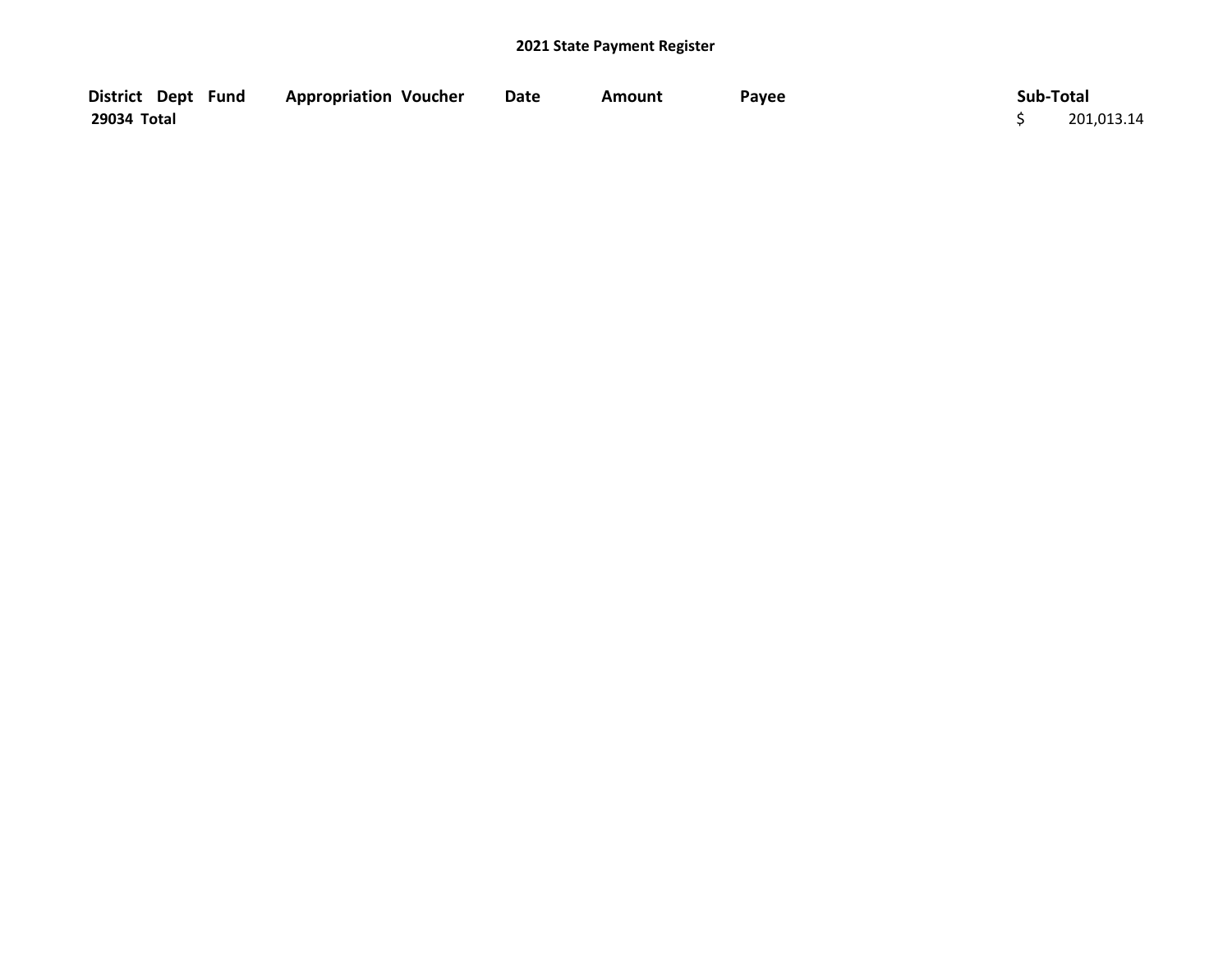**2021 State Payment Register**

| District | Dept | Fund | Appropriation | Voucher | Date | Amount | Payee | Sub-Total |
|---|---|---|---|---|---|---|---|---|
| 29034 Total | | | | | | | | $ 201,013.14 |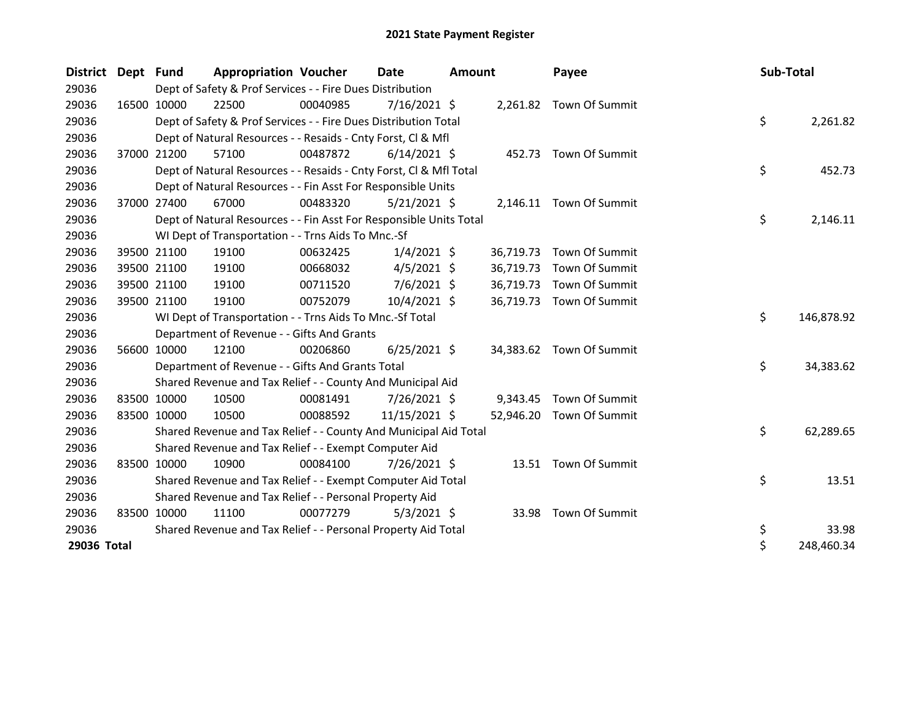# 2021 State Payment Register

| District | Dept | Fund | Appropriation | Voucher | Date | Amount | Payee | Sub-Total |
|---|---|---|---|---|---|---|---|---|
| 29036 | | Dept of Safety & Prof Services - - Fire Dues Distribution | | | | | | |
| 29036 | 16500 | 10000 | 22500 | 00040985 | 7/16/2021 | $ 2,261.82 | Town Of Summit | |
| 29036 | | Dept of Safety & Prof Services - - Fire Dues Distribution Total | | | | | | $ 2,261.82 |
| 29036 | | Dept of Natural Resources - - Resaids - Cnty Forst, Cl & Mfl | | | | | | |
| 29036 | 37000 | 21200 | 57100 | 00487872 | 6/14/2021 | $ 452.73 | Town Of Summit | |
| 29036 | | Dept of Natural Resources - - Resaids - Cnty Forst, Cl & Mfl Total | | | | | | $ 452.73 |
| 29036 | | Dept of Natural Resources - - Fin Asst For Responsible Units | | | | | | |
| 29036 | 37000 | 27400 | 67000 | 00483320 | 5/21/2021 | $ 2,146.11 | Town Of Summit | |
| 29036 | | Dept of Natural Resources - - Fin Asst For Responsible Units Total | | | | | | $ 2,146.11 |
| 29036 | | WI Dept of Transportation - - Trns Aids To Mnc.-Sf | | | | | | |
| 29036 | 39500 | 21100 | 19100 | 00632425 | 1/4/2021 | $ 36,719.73 | Town Of Summit | |
| 29036 | 39500 | 21100 | 19100 | 00668032 | 4/5/2021 | $ 36,719.73 | Town Of Summit | |
| 29036 | 39500 | 21100 | 19100 | 00711520 | 7/6/2021 | $ 36,719.73 | Town Of Summit | |
| 29036 | 39500 | 21100 | 19100 | 00752079 | 10/4/2021 | $ 36,719.73 | Town Of Summit | |
| 29036 | | WI Dept of Transportation - - Trns Aids To Mnc.-Sf Total | | | | | | $ 146,878.92 |
| 29036 | | Department of Revenue - - Gifts And Grants | | | | | | |
| 29036 | 56600 | 10000 | 12100 | 00206860 | 6/25/2021 | $ 34,383.62 | Town Of Summit | |
| 29036 | | Department of Revenue - - Gifts And Grants Total | | | | | | $ 34,383.62 |
| 29036 | | Shared Revenue and Tax Relief - - County And Municipal Aid | | | | | | |
| 29036 | 83500 | 10000 | 10500 | 00081491 | 7/26/2021 | $ 9,343.45 | Town Of Summit | |
| 29036 | 83500 | 10000 | 10500 | 00088592 | 11/15/2021 | $ 52,946.20 | Town Of Summit | |
| 29036 | | Shared Revenue and Tax Relief - - County And Municipal Aid Total | | | | | | $ 62,289.65 |
| 29036 | | Shared Revenue and Tax Relief - - Exempt Computer Aid | | | | | | |
| 29036 | 83500 | 10000 | 10900 | 00084100 | 7/26/2021 | $ 13.51 | Town Of Summit | |
| 29036 | | Shared Revenue and Tax Relief - - Exempt Computer Aid Total | | | | | | $ 13.51 |
| 29036 | | Shared Revenue and Tax Relief - - Personal Property Aid | | | | | | |
| 29036 | 83500 | 10000 | 11100 | 00077279 | 5/3/2021 | $ 33.98 | Town Of Summit | |
| 29036 | | Shared Revenue and Tax Relief - - Personal Property Aid Total | | | | | | $ 33.98 |
| **29036 Total** | | | | | | | | $ 248,460.34 |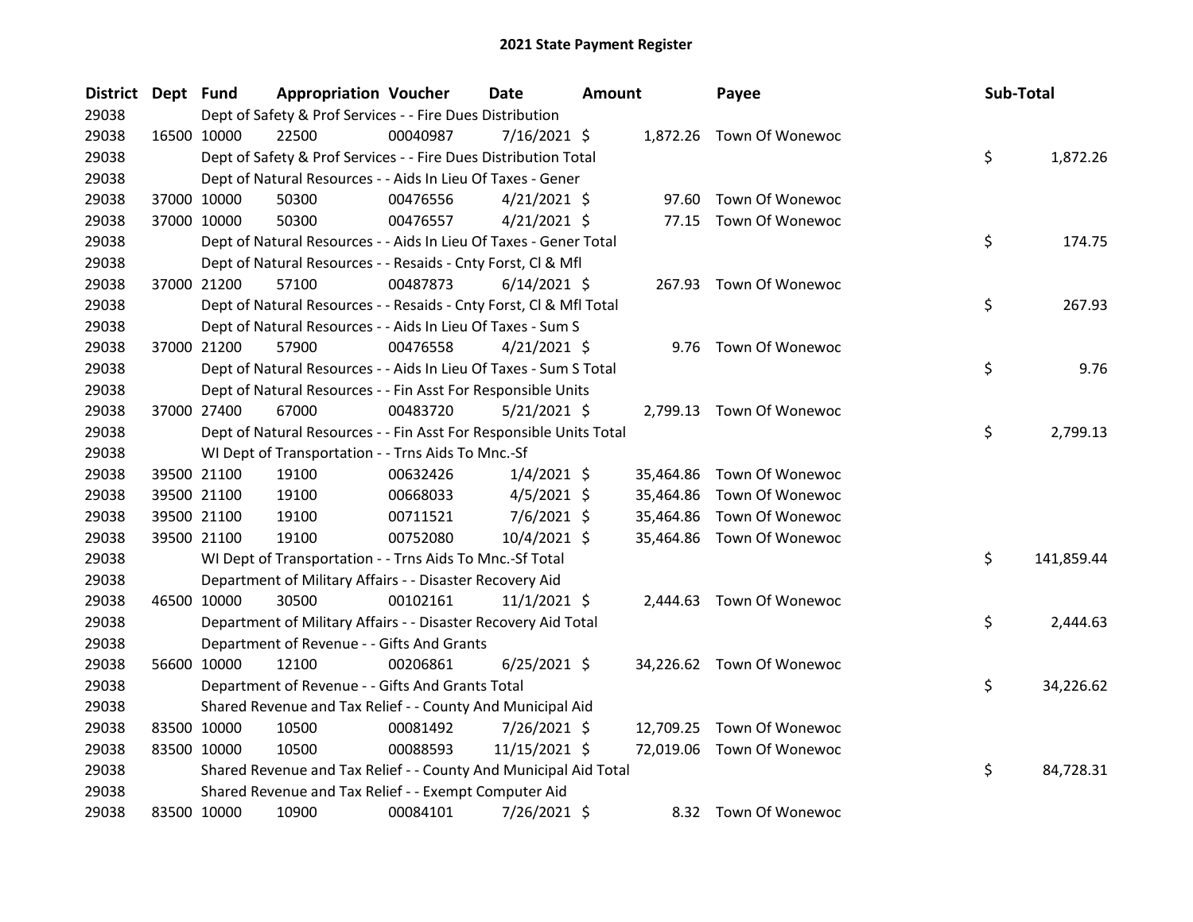# 2021 State Payment Register

| District | Dept | Fund | Appropriation | Voucher | Date | Amount | Payee | Sub-Total |
|---|---|---|---|---|---|---|---|---|
| 29038 | | Dept of Safety & Prof Services - - Fire Dues Distribution | | | | | | |
| 29038 | 16500 | 10000 | 22500 | 00040987 | 7/16/2021 | $ 1,872.26 | Town Of Wonewoc | |
| 29038 | | Dept of Safety & Prof Services - - Fire Dues Distribution Total | | | | | | $ 1,872.26 |
| 29038 | | Dept of Natural Resources - - Aids In Lieu Of Taxes - Gener | | | | | | |
| 29038 | 37000 | 10000 | 50300 | 00476556 | 4/21/2021 | $ 97.60 | Town Of Wonewoc | |
| 29038 | 37000 | 10000 | 50300 | 00476557 | 4/21/2021 | $ 77.15 | Town Of Wonewoc | |
| 29038 | | Dept of Natural Resources - - Aids In Lieu Of Taxes - Gener Total | | | | | | $ 174.75 |
| 29038 | | Dept of Natural Resources - - Resaids - Cnty Forst, Cl & Mfl | | | | | | |
| 29038 | 37000 | 21200 | 57100 | 00487873 | 6/14/2021 | $ 267.93 | Town Of Wonewoc | |
| 29038 | | Dept of Natural Resources - - Resaids - Cnty Forst, Cl & Mfl Total | | | | | | $ 267.93 |
| 29038 | | Dept of Natural Resources - - Aids In Lieu Of Taxes - Sum S | | | | | | |
| 29038 | 37000 | 21200 | 57900 | 00476558 | 4/21/2021 | $ 9.76 | Town Of Wonewoc | |
| 29038 | | Dept of Natural Resources - - Aids In Lieu Of Taxes - Sum S Total | | | | | | $ 9.76 |
| 29038 | | Dept of Natural Resources - - Fin Asst For Responsible Units | | | | | | |
| 29038 | 37000 | 27400 | 67000 | 00483720 | 5/21/2021 | $ 2,799.13 | Town Of Wonewoc | |
| 29038 | | Dept of Natural Resources - - Fin Asst For Responsible Units Total | | | | | | $ 2,799.13 |
| 29038 | | WI Dept of Transportation - - Trns Aids To Mnc.-Sf | | | | | | |
| 29038 | 39500 | 21100 | 19100 | 00632426 | 1/4/2021 | $ 35,464.86 | Town Of Wonewoc | |
| 29038 | 39500 | 21100 | 19100 | 00668033 | 4/5/2021 | $ 35,464.86 | Town Of Wonewoc | |
| 29038 | 39500 | 21100 | 19100 | 00711521 | 7/6/2021 | $ 35,464.86 | Town Of Wonewoc | |
| 29038 | 39500 | 21100 | 19100 | 00752080 | 10/4/2021 | $ 35,464.86 | Town Of Wonewoc | |
| 29038 | | WI Dept of Transportation - - Trns Aids To Mnc.-Sf Total | | | | | | $ 141,859.44 |
| 29038 | | Department of Military Affairs - - Disaster Recovery Aid | | | | | | |
| 29038 | 46500 | 10000 | 30500 | 00102161 | 11/1/2021 | $ 2,444.63 | Town Of Wonewoc | |
| 29038 | | Department of Military Affairs - - Disaster Recovery Aid Total | | | | | | $ 2,444.63 |
| 29038 | | Department of Revenue - - Gifts And Grants | | | | | | |
| 29038 | 56600 | 10000 | 12100 | 00206861 | 6/25/2021 | $ 34,226.62 | Town Of Wonewoc | |
| 29038 | | Department of Revenue - - Gifts And Grants Total | | | | | | $ 34,226.62 |
| 29038 | | Shared Revenue and Tax Relief - - County And Municipal Aid | | | | | | |
| 29038 | 83500 | 10000 | 10500 | 00081492 | 7/26/2021 | $ 12,709.25 | Town Of Wonewoc | |
| 29038 | 83500 | 10000 | 10500 | 00088593 | 11/15/2021 | $ 72,019.06 | Town Of Wonewoc | |
| 29038 | | Shared Revenue and Tax Relief - - County And Municipal Aid Total | | | | | | $ 84,728.31 |
| 29038 | | Shared Revenue and Tax Relief - - Exempt Computer Aid | | | | | | |
| 29038 | 83500 | 10000 | 10900 | 00084101 | 7/26/2021 | $ 8.32 | Town Of Wonewoc | |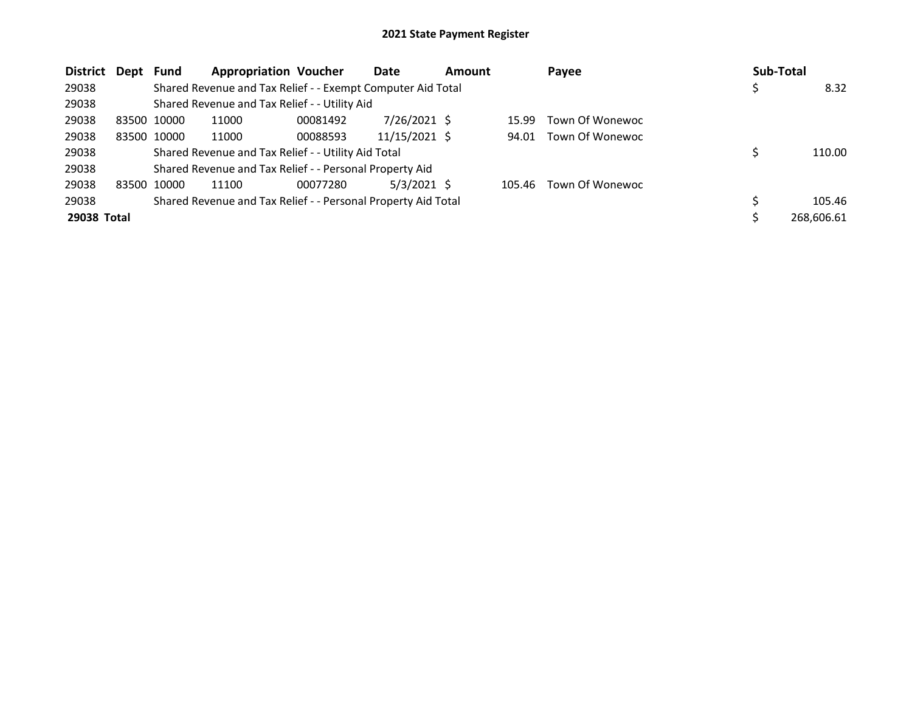# 2021 State Payment Register

| District | Dept | Fund | Appropriation | Voucher | Date | Amount | Payee | Sub-Total |
|---|---|---|---|---|---|---|---|---|
| 29038 | | Shared Revenue and Tax Relief - - Exempt Computer Aid Total | | | | | | $ 8.32 |
| 29038 | | Shared Revenue and Tax Relief - - Utility Aid | | | | | | |
| 29038 | 83500 | 10000 | 11000 | 00081492 | 7/26/2021 | $ 15.99 | Town Of Wonewoc | |
| 29038 | 83500 | 10000 | 11000 | 00088593 | 11/15/2021 | $ 94.01 | Town Of Wonewoc | |
| 29038 | | Shared Revenue and Tax Relief - - Utility Aid Total | | | | | | $ 110.00 |
| 29038 | | Shared Revenue and Tax Relief - - Personal Property Aid | | | | | | |
| 29038 | 83500 | 10000 | 11100 | 00077280 | 5/3/2021 | $ 105.46 | Town Of Wonewoc | |
| 29038 | | Shared Revenue and Tax Relief - - Personal Property Aid Total | | | | | | $ 105.46 |
| **29038 Total** | | | | | | | | $ 268,606.61 |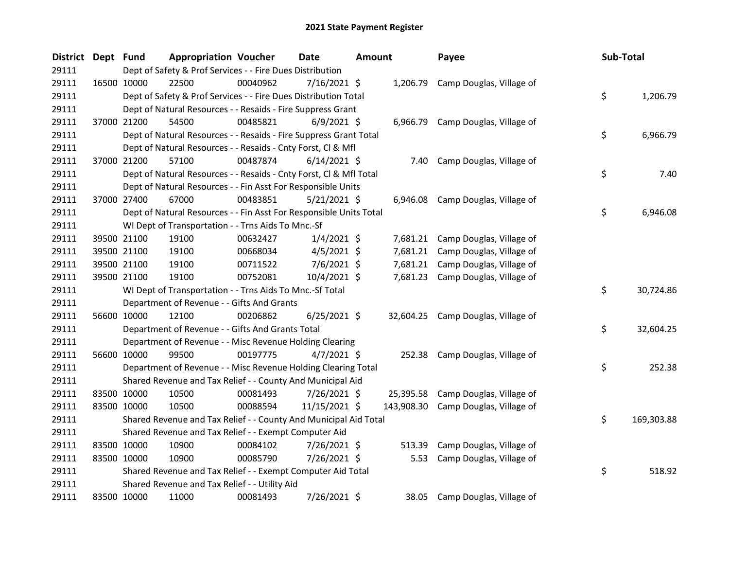# 2021 State Payment Register

| District | Dept | Fund | Appropriation | Voucher | Date | Amount | Payee | Sub-Total |
|---|---|---|---|---|---|---|---|---|
| 29111 | | Dept of Safety & Prof Services - - Fire Dues Distribution | | | | | | |
| 29111 | 16500 | 10000 | 22500 | 00040962 | 7/16/2021 | $ 1,206.79 | Camp Douglas, Village of | |
| 29111 | | Dept of Safety & Prof Services - - Fire Dues Distribution Total | | | | | | $ 1,206.79 |
| 29111 | | Dept of Natural Resources - - Resaids - Fire Suppress Grant | | | | | | |
| 29111 | 37000 | 21200 | 54500 | 00485821 | 6/9/2021 | $ 6,966.79 | Camp Douglas, Village of | |
| 29111 | | Dept of Natural Resources - - Resaids - Fire Suppress Grant Total | | | | | | $ 6,966.79 |
| 29111 | | Dept of Natural Resources - - Resaids - Cnty Forst, Cl & Mfl | | | | | | |
| 29111 | 37000 | 21200 | 57100 | 00487874 | 6/14/2021 | $ 7.40 | Camp Douglas, Village of | |
| 29111 | | Dept of Natural Resources - - Resaids - Cnty Forst, Cl & Mfl Total | | | | | | $ 7.40 |
| 29111 | | Dept of Natural Resources - - Fin Asst For Responsible Units | | | | | | |
| 29111 | 37000 | 27400 | 67000 | 00483851 | 5/21/2021 | $ 6,946.08 | Camp Douglas, Village of | |
| 29111 | | Dept of Natural Resources - - Fin Asst For Responsible Units Total | | | | | | $ 6,946.08 |
| 29111 | | WI Dept of Transportation - - Trns Aids To Mnc.-Sf | | | | | | |
| 29111 | 39500 | 21100 | 19100 | 00632427 | 1/4/2021 | $ 7,681.21 | Camp Douglas, Village of | |
| 29111 | 39500 | 21100 | 19100 | 00668034 | 4/5/2021 | $ 7,681.21 | Camp Douglas, Village of | |
| 29111 | 39500 | 21100 | 19100 | 00711522 | 7/6/2021 | $ 7,681.21 | Camp Douglas, Village of | |
| 29111 | 39500 | 21100 | 19100 | 00752081 | 10/4/2021 | $ 7,681.23 | Camp Douglas, Village of | |
| 29111 | | WI Dept of Transportation - - Trns Aids To Mnc.-Sf Total | | | | | | $ 30,724.86 |
| 29111 | | Department of Revenue - - Gifts And Grants | | | | | | |
| 29111 | 56600 | 10000 | 12100 | 00206862 | 6/25/2021 | $ 32,604.25 | Camp Douglas, Village of | |
| 29111 | | Department of Revenue - - Gifts And Grants Total | | | | | | $ 32,604.25 |
| 29111 | | Department of Revenue - - Misc Revenue Holding Clearing | | | | | | |
| 29111 | 56600 | 10000 | 99500 | 00197775 | 4/7/2021 | $ 252.38 | Camp Douglas, Village of | |
| 29111 | | Department of Revenue - - Misc Revenue Holding Clearing Total | | | | | | $ 252.38 |
| 29111 | | Shared Revenue and Tax Relief - - County And Municipal Aid | | | | | | |
| 29111 | 83500 | 10000 | 10500 | 00081493 | 7/26/2021 | $ 25,395.58 | Camp Douglas, Village of | |
| 29111 | 83500 | 10000 | 10500 | 00088594 | 11/15/2021 | $ 143,908.30 | Camp Douglas, Village of | |
| 29111 | | Shared Revenue and Tax Relief - - County And Municipal Aid Total | | | | | | $ 169,303.88 |
| 29111 | | Shared Revenue and Tax Relief - - Exempt Computer Aid | | | | | | |
| 29111 | 83500 | 10000 | 10900 | 00084102 | 7/26/2021 | $ 513.39 | Camp Douglas, Village of | |
| 29111 | 83500 | 10000 | 10900 | 00085790 | 7/26/2021 | $ 5.53 | Camp Douglas, Village of | |
| 29111 | | Shared Revenue and Tax Relief - - Exempt Computer Aid Total | | | | | | $ 518.92 |
| 29111 | | Shared Revenue and Tax Relief - - Utility Aid | | | | | | |
| 29111 | 83500 | 10000 | 11000 | 00081493 | 7/26/2021 | $ 38.05 | Camp Douglas, Village of | |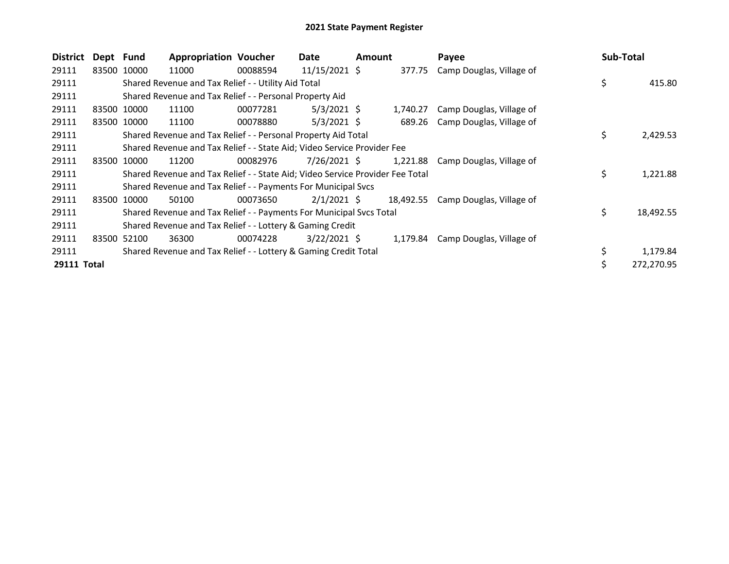## 2021 State Payment Register

| District | Dept | Fund | Appropriation | Voucher | Date | Amount | Payee | Sub-Total |
|---|---|---|---|---|---|---|---|---|
| 29111 | 83500 | 10000 | 11000 | 00088594 | 11/15/2021 | $ 377.75 | Camp Douglas, Village of | |
| 29111 | | Shared Revenue and Tax Relief - - Utility Aid Total | | | | | | $ 415.80 |
| 29111 | | Shared Revenue and Tax Relief - - Personal Property Aid | | | | | | |
| 29111 | 83500 | 10000 | 11100 | 00077281 | 5/3/2021 | $ 1,740.27 | Camp Douglas, Village of | |
| 29111 | 83500 | 10000 | 11100 | 00078880 | 5/3/2021 | $ 689.26 | Camp Douglas, Village of | |
| 29111 | | Shared Revenue and Tax Relief - - Personal Property Aid Total | | | | | | $ 2,429.53 |
| 29111 | | Shared Revenue and Tax Relief - - State Aid; Video Service Provider Fee | | | | | | |
| 29111 | 83500 | 10000 | 11200 | 00082976 | 7/26/2021 | $ 1,221.88 | Camp Douglas, Village of | |
| 29111 | | Shared Revenue and Tax Relief - - State Aid; Video Service Provider Fee Total | | | | | | $ 1,221.88 |
| 29111 | | Shared Revenue and Tax Relief - - Payments For Municipal Svcs | | | | | | |
| 29111 | 83500 | 10000 | 50100 | 00073650 | 2/1/2021 | $ 18,492.55 | Camp Douglas, Village of | |
| 29111 | | Shared Revenue and Tax Relief - - Payments For Municipal Svcs Total | | | | | | $ 18,492.55 |
| 29111 | | Shared Revenue and Tax Relief - - Lottery & Gaming Credit | | | | | | |
| 29111 | 83500 | 52100 | 36300 | 00074228 | 3/22/2021 | $ 1,179.84 | Camp Douglas, Village of | |
| 29111 | | Shared Revenue and Tax Relief - - Lottery & Gaming Credit Total | | | | | | $ 1,179.84 |
| **29111 Total** | | | | | | | | $ 272,270.95 |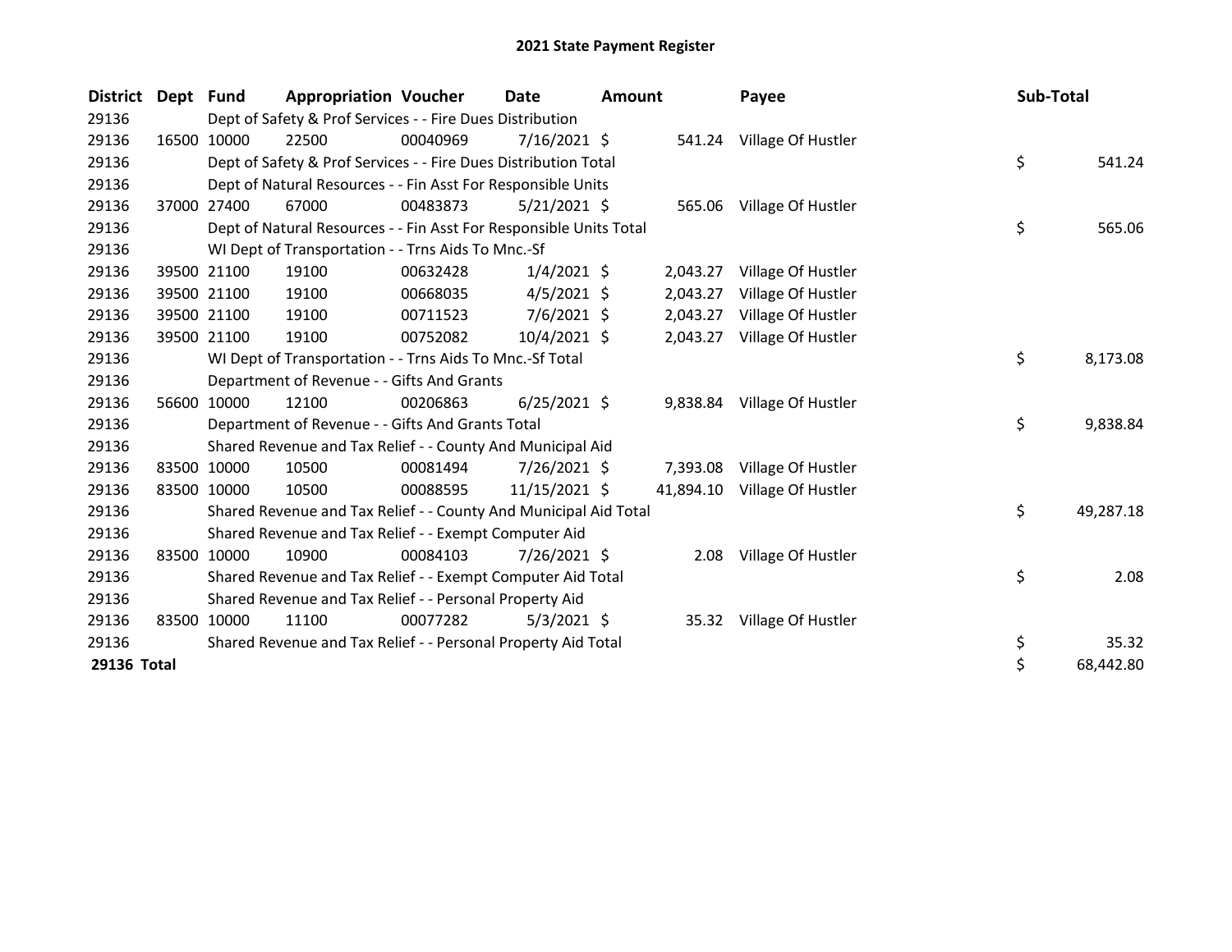# 2021 State Payment Register

| District | Dept | Fund | Appropriation | Voucher | Date | Amount | Payee | Sub-Total |
|---|---|---|---|---|---|---|---|---|
| 29136 | | Dept of Safety & Prof Services - - Fire Dues Distribution | | | | | | |
| 29136 | 16500 | 10000 | 22500 | 00040969 | 7/16/2021 | $ 541.24 | Village Of Hustler | |
| 29136 | | Dept of Safety & Prof Services - - Fire Dues Distribution Total | | | | | | $ 541.24 |
| 29136 | | Dept of Natural Resources - - Fin Asst For Responsible Units | | | | | | |
| 29136 | 37000 | 27400 | 67000 | 00483873 | 5/21/2021 | $ 565.06 | Village Of Hustler | |
| 29136 | | Dept of Natural Resources - - Fin Asst For Responsible Units Total | | | | | | $ 565.06 |
| 29136 | | WI Dept of Transportation - - Trns Aids To Mnc.-Sf | | | | | | |
| 29136 | 39500 | 21100 | 19100 | 00632428 | 1/4/2021 | $ 2,043.27 | Village Of Hustler | |
| 29136 | 39500 | 21100 | 19100 | 00668035 | 4/5/2021 | $ 2,043.27 | Village Of Hustler | |
| 29136 | 39500 | 21100 | 19100 | 00711523 | 7/6/2021 | $ 2,043.27 | Village Of Hustler | |
| 29136 | 39500 | 21100 | 19100 | 00752082 | 10/4/2021 | $ 2,043.27 | Village Of Hustler | |
| 29136 | | WI Dept of Transportation - - Trns Aids To Mnc.-Sf Total | | | | | | $ 8,173.08 |
| 29136 | | Department of Revenue - - Gifts And Grants | | | | | | |
| 29136 | 56600 | 10000 | 12100 | 00206863 | 6/25/2021 | $ 9,838.84 | Village Of Hustler | |
| 29136 | | Department of Revenue - - Gifts And Grants Total | | | | | | $ 9,838.84 |
| 29136 | | Shared Revenue and Tax Relief - - County And Municipal Aid | | | | | | |
| 29136 | 83500 | 10000 | 10500 | 00081494 | 7/26/2021 | $ 7,393.08 | Village Of Hustler | |
| 29136 | 83500 | 10000 | 10500 | 00088595 | 11/15/2021 | $ 41,894.10 | Village Of Hustler | |
| 29136 | | Shared Revenue and Tax Relief - - County And Municipal Aid Total | | | | | | $ 49,287.18 |
| 29136 | | Shared Revenue and Tax Relief - - Exempt Computer Aid | | | | | | |
| 29136 | 83500 | 10000 | 10900 | 00084103 | 7/26/2021 | $ 2.08 | Village Of Hustler | |
| 29136 | | Shared Revenue and Tax Relief - - Exempt Computer Aid Total | | | | | | $ 2.08 |
| 29136 | | Shared Revenue and Tax Relief - - Personal Property Aid | | | | | | |
| 29136 | 83500 | 10000 | 11100 | 00077282 | 5/3/2021 | $ 35.32 | Village Of Hustler | |
| 29136 | | Shared Revenue and Tax Relief - - Personal Property Aid Total | | | | | | $ 35.32 |
| **29136 Total** | | | | | | | | $ 68,442.80 |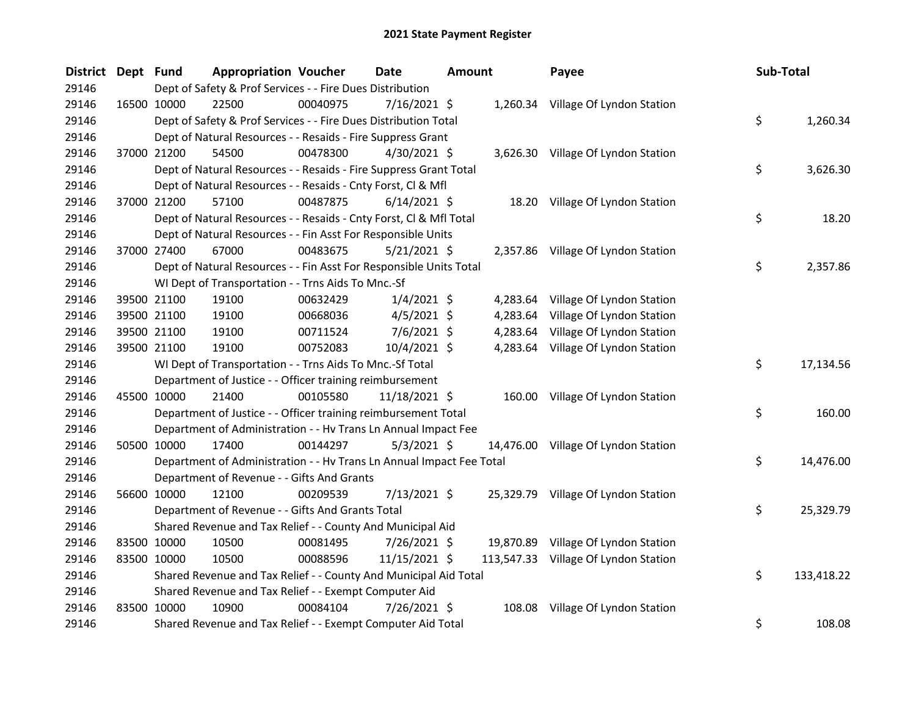# 2021 State Payment Register

| District | Dept | Fund | Appropriation | Voucher | Date | Amount | Payee | Sub-Total |
|---|---|---|---|---|---|---|---|---|
| 29146 | | Dept of Safety & Prof Services - - Fire Dues Distribution | | | | | | |
| 29146 | 16500 | 10000 | 22500 | 00040975 | 7/16/2021 | $ 1,260.34 | Village Of Lyndon Station | |
| 29146 | | Dept of Safety & Prof Services - - Fire Dues Distribution Total | | | | | | $ 1,260.34 |
| 29146 | | Dept of Natural Resources - - Resaids - Fire Suppress Grant | | | | | | |
| 29146 | 37000 | 21200 | 54500 | 00478300 | 4/30/2021 | $ 3,626.30 | Village Of Lyndon Station | |
| 29146 | | Dept of Natural Resources - - Resaids - Fire Suppress Grant Total | | | | | | $ 3,626.30 |
| 29146 | | Dept of Natural Resources - - Resaids - Cnty Forst, Cl & Mfl | | | | | | |
| 29146 | 37000 | 21200 | 57100 | 00487875 | 6/14/2021 | $ 18.20 | Village Of Lyndon Station | |
| 29146 | | Dept of Natural Resources - - Resaids - Cnty Forst, Cl & Mfl Total | | | | | | $ 18.20 |
| 29146 | | Dept of Natural Resources - - Fin Asst For Responsible Units | | | | | | |
| 29146 | 37000 | 27400 | 67000 | 00483675 | 5/21/2021 | $ 2,357.86 | Village Of Lyndon Station | |
| 29146 | | Dept of Natural Resources - - Fin Asst For Responsible Units Total | | | | | | $ 2,357.86 |
| 29146 | | WI Dept of Transportation - - Trns Aids To Mnc.-Sf | | | | | | |
| 29146 | 39500 | 21100 | 19100 | 00632429 | 1/4/2021 | $ 4,283.64 | Village Of Lyndon Station | |
| 29146 | 39500 | 21100 | 19100 | 00668036 | 4/5/2021 | $ 4,283.64 | Village Of Lyndon Station | |
| 29146 | 39500 | 21100 | 19100 | 00711524 | 7/6/2021 | $ 4,283.64 | Village Of Lyndon Station | |
| 29146 | 39500 | 21100 | 19100 | 00752083 | 10/4/2021 | $ 4,283.64 | Village Of Lyndon Station | |
| 29146 | | WI Dept of Transportation - - Trns Aids To Mnc.-Sf Total | | | | | | $ 17,134.56 |
| 29146 | | Department of Justice - - Officer training reimbursement | | | | | | |
| 29146 | 45500 | 10000 | 21400 | 00105580 | 11/18/2021 | $ 160.00 | Village Of Lyndon Station | |
| 29146 | | Department of Justice - - Officer training reimbursement Total | | | | | | $ 160.00 |
| 29146 | | Department of Administration - - Hv Trans Ln Annual Impact Fee | | | | | | |
| 29146 | 50500 | 10000 | 17400 | 00144297 | 5/3/2021 | $ 14,476.00 | Village Of Lyndon Station | |
| 29146 | | Department of Administration - - Hv Trans Ln Annual Impact Fee Total | | | | | | $ 14,476.00 |
| 29146 | | Department of Revenue - - Gifts And Grants | | | | | | |
| 29146 | 56600 | 10000 | 12100 | 00209539 | 7/13/2021 | $ 25,329.79 | Village Of Lyndon Station | |
| 29146 | | Department of Revenue - - Gifts And Grants Total | | | | | | $ 25,329.79 |
| 29146 | | Shared Revenue and Tax Relief - - County And Municipal Aid | | | | | | |
| 29146 | 83500 | 10000 | 10500 | 00081495 | 7/26/2021 | $ 19,870.89 | Village Of Lyndon Station | |
| 29146 | 83500 | 10000 | 10500 | 00088596 | 11/15/2021 | $ 113,547.33 | Village Of Lyndon Station | |
| 29146 | | Shared Revenue and Tax Relief - - County And Municipal Aid Total | | | | | | $ 133,418.22 |
| 29146 | | Shared Revenue and Tax Relief - - Exempt Computer Aid | | | | | | |
| 29146 | 83500 | 10000 | 10900 | 00084104 | 7/26/2021 | $ 108.08 | Village Of Lyndon Station | |
| 29146 | | Shared Revenue and Tax Relief - - Exempt Computer Aid Total | | | | | | $ 108.08 |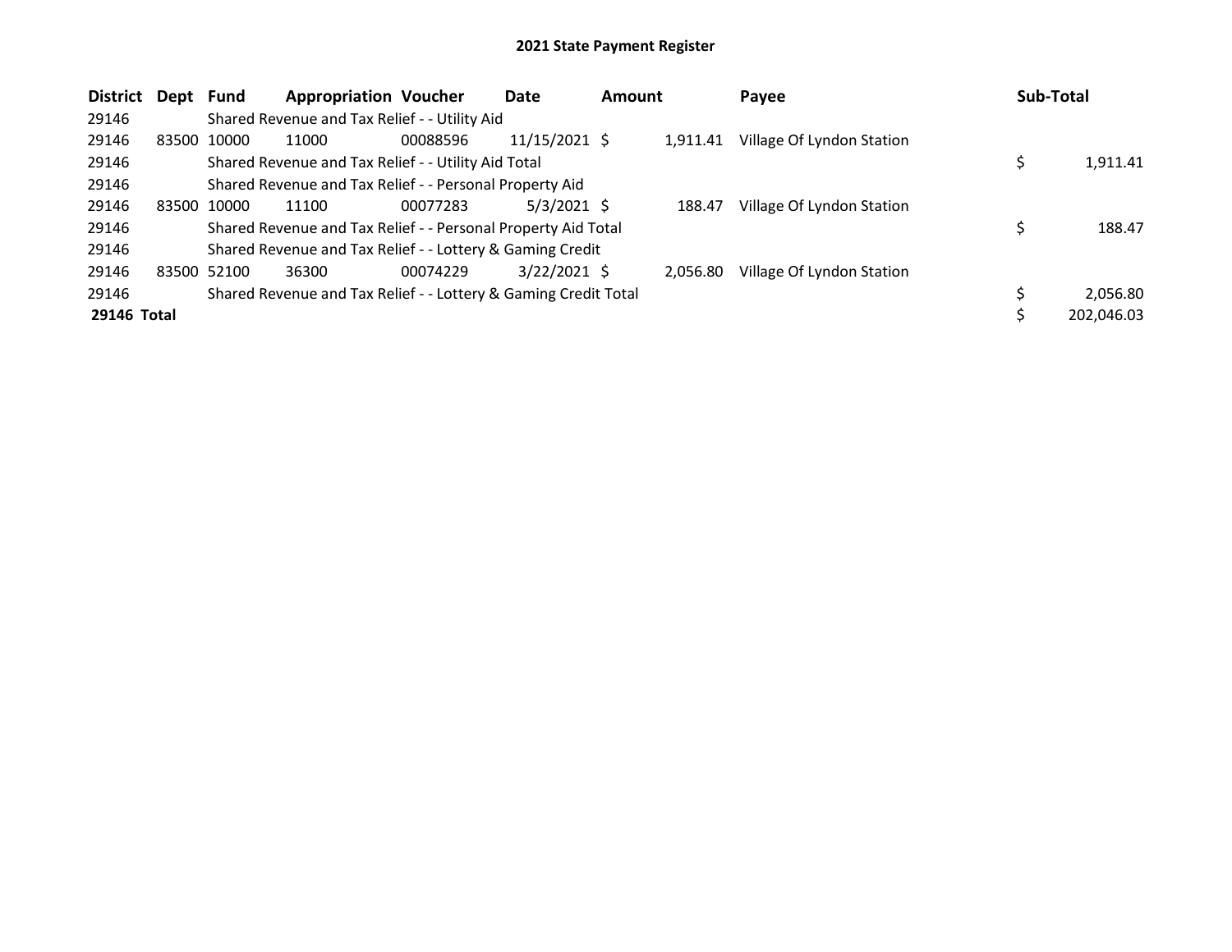# 2021 State Payment Register

| District | Dept | Fund | Appropriation | Voucher | Date | Amount | Payee | Sub-Total |
|---|---|---|---|---|---|---|---|---|
| 29146 | | Shared Revenue and Tax Relief - - Utility Aid | | | | | | |
| 29146 | 83500 | 10000 | 11000 | 00088596 | 11/15/2021 | $ 1,911.41 | Village Of Lyndon Station | |
| 29146 | | Shared Revenue and Tax Relief - - Utility Aid Total | | | | | | $ 1,911.41 |
| 29146 | | Shared Revenue and Tax Relief - - Personal Property Aid | | | | | | |
| 29146 | 83500 | 10000 | 11100 | 00077283 | 5/3/2021 | $ 188.47 | Village Of Lyndon Station | |
| 29146 | | Shared Revenue and Tax Relief - - Personal Property Aid Total | | | | | | $ 188.47 |
| 29146 | | Shared Revenue and Tax Relief - - Lottery & Gaming Credit | | | | | | |
| 29146 | 83500 | 52100 | 36300 | 00074229 | 3/22/2021 | $ 2,056.80 | Village Of Lyndon Station | |
| 29146 | | Shared Revenue and Tax Relief - - Lottery & Gaming Credit Total | | | | | | $ 2,056.80 |
| **29146 Total** | | | | | | | | $ 202,046.03 |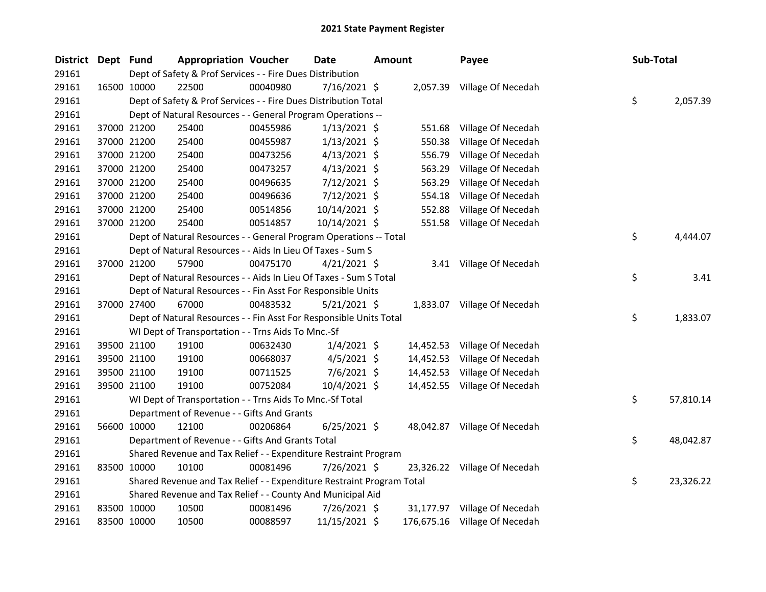# 2021 State Payment Register

| District | Dept | Fund | Appropriation | Voucher | Date | Amount | Payee | Sub-Total |
|---|---|---|---|---|---|---|---|---|
| 29161 | | | Dept of Safety & Prof Services - - Fire Dues Distribution | | | | | |
| 29161 | 16500 | 10000 | 22500 | 00040980 | 7/16/2021 | $ 2,057.39 | Village Of Necedah | |
| 29161 | | | Dept of Safety & Prof Services - - Fire Dues Distribution Total | | | | | $ 2,057.39 |
| 29161 | | | Dept of Natural Resources - - General Program Operations -- | | | | | |
| 29161 | 37000 | 21200 | 25400 | 00455986 | 1/13/2021 | $ 551.68 | Village Of Necedah | |
| 29161 | 37000 | 21200 | 25400 | 00455987 | 1/13/2021 | $ 550.38 | Village Of Necedah | |
| 29161 | 37000 | 21200 | 25400 | 00473256 | 4/13/2021 | $ 556.79 | Village Of Necedah | |
| 29161 | 37000 | 21200 | 25400 | 00473257 | 4/13/2021 | $ 563.29 | Village Of Necedah | |
| 29161 | 37000 | 21200 | 25400 | 00496635 | 7/12/2021 | $ 563.29 | Village Of Necedah | |
| 29161 | 37000 | 21200 | 25400 | 00496636 | 7/12/2021 | $ 554.18 | Village Of Necedah | |
| 29161 | 37000 | 21200 | 25400 | 00514856 | 10/14/2021 | $ 552.88 | Village Of Necedah | |
| 29161 | 37000 | 21200 | 25400 | 00514857 | 10/14/2021 | $ 551.58 | Village Of Necedah | |
| 29161 | | | Dept of Natural Resources - - General Program Operations -- Total | | | | | $ 4,444.07 |
| 29161 | | | Dept of Natural Resources - - Aids In Lieu Of Taxes - Sum S | | | | | |
| 29161 | 37000 | 21200 | 57900 | 00475170 | 4/21/2021 | $ 3.41 | Village Of Necedah | |
| 29161 | | | Dept of Natural Resources - - Aids In Lieu Of Taxes - Sum S Total | | | | | $ 3.41 |
| 29161 | | | Dept of Natural Resources - - Fin Asst For Responsible Units | | | | | |
| 29161 | 37000 | 27400 | 67000 | 00483532 | 5/21/2021 | $ 1,833.07 | Village Of Necedah | |
| 29161 | | | Dept of Natural Resources - - Fin Asst For Responsible Units Total | | | | | $ 1,833.07 |
| 29161 | | | WI Dept of Transportation - - Trns Aids To Mnc.-Sf | | | | | |
| 29161 | 39500 | 21100 | 19100 | 00632430 | 1/4/2021 | $ 14,452.53 | Village Of Necedah | |
| 29161 | 39500 | 21100 | 19100 | 00668037 | 4/5/2021 | $ 14,452.53 | Village Of Necedah | |
| 29161 | 39500 | 21100 | 19100 | 00711525 | 7/6/2021 | $ 14,452.53 | Village Of Necedah | |
| 29161 | 39500 | 21100 | 19100 | 00752084 | 10/4/2021 | $ 14,452.55 | Village Of Necedah | |
| 29161 | | | WI Dept of Transportation - - Trns Aids To Mnc.-Sf Total | | | | | $ 57,810.14 |
| 29161 | | | Department of Revenue - - Gifts And Grants | | | | | |
| 29161 | 56600 | 10000 | 12100 | 00206864 | 6/25/2021 | $ 48,042.87 | Village Of Necedah | |
| 29161 | | | Department of Revenue - - Gifts And Grants Total | | | | | $ 48,042.87 |
| 29161 | | | Shared Revenue and Tax Relief - - Expenditure Restraint Program | | | | | |
| 29161 | 83500 | 10000 | 10100 | 00081496 | 7/26/2021 | $ 23,326.22 | Village Of Necedah | |
| 29161 | | | Shared Revenue and Tax Relief - - Expenditure Restraint Program Total | | | | | $ 23,326.22 |
| 29161 | | | Shared Revenue and Tax Relief - - County And Municipal Aid | | | | | |
| 29161 | 83500 | 10000 | 10500 | 00081496 | 7/26/2021 | $ 31,177.97 | Village Of Necedah | |
| 29161 | 83500 | 10000 | 10500 | 00088597 | 11/15/2021 | $ 176,675.16 | Village Of Necedah | |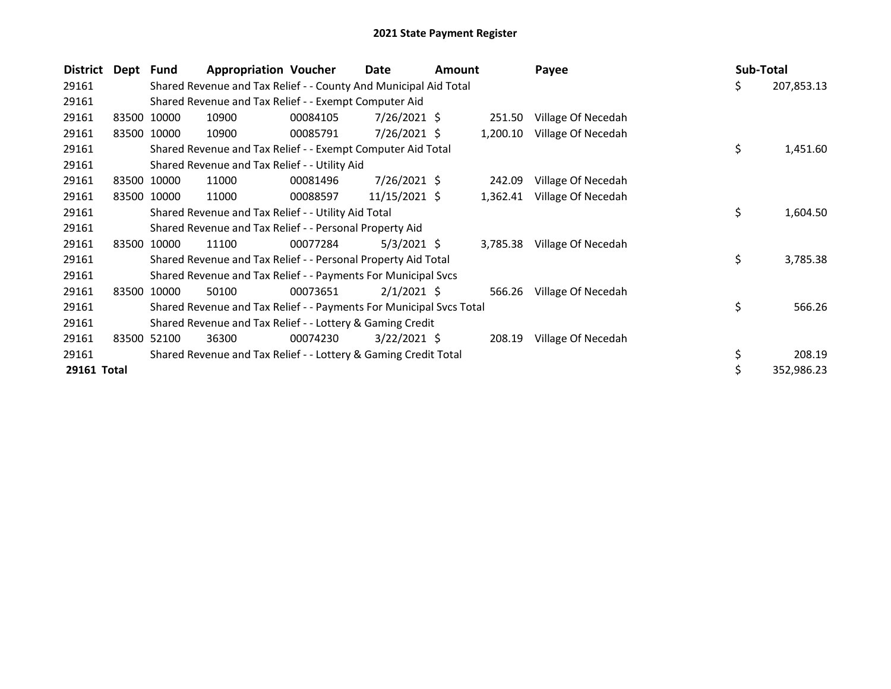# 2021 State Payment Register

| District | Dept | Fund | Appropriation | Voucher | Date | Amount | Payee | Sub-Total |
|---|---|---|---|---|---|---|---|---|
| 29161 | | Shared Revenue and Tax Relief - - County And Municipal Aid Total | | | | | | $ 207,853.13 |
| 29161 | | Shared Revenue and Tax Relief - - Exempt Computer Aid | | | | | | |
| 29161 | 83500 | 10000 | 10900 | 00084105 | 7/26/2021 | $ 251.50 | Village Of Necedah | |
| 29161 | 83500 | 10000 | 10900 | 00085791 | 7/26/2021 | $ 1,200.10 | Village Of Necedah | |
| 29161 | | Shared Revenue and Tax Relief - - Exempt Computer Aid Total | | | | | | $ 1,451.60 |
| 29161 | | Shared Revenue and Tax Relief - - Utility Aid | | | | | | |
| 29161 | 83500 | 10000 | 11000 | 00081496 | 7/26/2021 | $ 242.09 | Village Of Necedah | |
| 29161 | 83500 | 10000 | 11000 | 00088597 | 11/15/2021 | $ 1,362.41 | Village Of Necedah | |
| 29161 | | Shared Revenue and Tax Relief - - Utility Aid Total | | | | | | $ 1,604.50 |
| 29161 | | Shared Revenue and Tax Relief - - Personal Property Aid | | | | | | |
| 29161 | 83500 | 10000 | 11100 | 00077284 | 5/3/2021 | $ 3,785.38 | Village Of Necedah | |
| 29161 | | Shared Revenue and Tax Relief - - Personal Property Aid Total | | | | | | $ 3,785.38 |
| 29161 | | Shared Revenue and Tax Relief - - Payments For Municipal Svcs | | | | | | |
| 29161 | 83500 | 10000 | 50100 | 00073651 | 2/1/2021 | $ 566.26 | Village Of Necedah | |
| 29161 | | Shared Revenue and Tax Relief - - Payments For Municipal Svcs Total | | | | | | $ 566.26 |
| 29161 | | Shared Revenue and Tax Relief - - Lottery & Gaming Credit | | | | | | |
| 29161 | 83500 | 52100 | 36300 | 00074230 | 3/22/2021 | $ 208.19 | Village Of Necedah | |
| 29161 | | Shared Revenue and Tax Relief - - Lottery & Gaming Credit Total | | | | | | $ 208.19 |
| **29161 Total** | | | | | | | | $ 352,986.23 |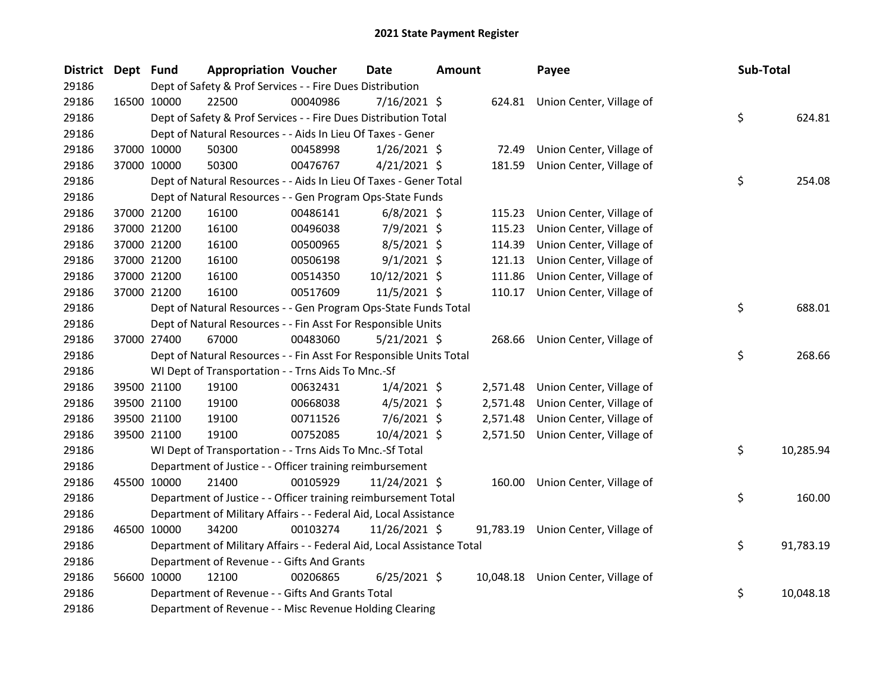## 2021 State Payment Register

| District | Dept | Fund | Appropriation | Voucher | Date | Amount | Payee | Sub-Total |
|---|---|---|---|---|---|---|---|---|
| 29186 | | | Dept of Safety & Prof Services - - Fire Dues Distribution | | | | | |
| 29186 | 16500 | 10000 | 22500 | 00040986 | 7/16/2021 | $ 624.81 | Union Center, Village of | |
| 29186 | | | Dept of Safety & Prof Services - - Fire Dues Distribution Total | | | | | $ 624.81 |
| 29186 | | | Dept of Natural Resources - - Aids In Lieu Of Taxes - Gener | | | | | |
| 29186 | 37000 | 10000 | 50300 | 00458998 | 1/26/2021 | $ 72.49 | Union Center, Village of | |
| 29186 | 37000 | 10000 | 50300 | 00476767 | 4/21/2021 | $ 181.59 | Union Center, Village of | |
| 29186 | | | Dept of Natural Resources - - Aids In Lieu Of Taxes - Gener Total | | | | | $ 254.08 |
| 29186 | | | Dept of Natural Resources - - Gen Program Ops-State Funds | | | | | |
| 29186 | 37000 | 21200 | 16100 | 00486141 | 6/8/2021 | $ 115.23 | Union Center, Village of | |
| 29186 | 37000 | 21200 | 16100 | 00496038 | 7/9/2021 | $ 115.23 | Union Center, Village of | |
| 29186 | 37000 | 21200 | 16100 | 00500965 | 8/5/2021 | $ 114.39 | Union Center, Village of | |
| 29186 | 37000 | 21200 | 16100 | 00506198 | 9/1/2021 | $ 121.13 | Union Center, Village of | |
| 29186 | 37000 | 21200 | 16100 | 00514350 | 10/12/2021 | $ 111.86 | Union Center, Village of | |
| 29186 | 37000 | 21200 | 16100 | 00517609 | 11/5/2021 | $ 110.17 | Union Center, Village of | |
| 29186 | | | Dept of Natural Resources - - Gen Program Ops-State Funds Total | | | | | $ 688.01 |
| 29186 | | | Dept of Natural Resources - - Fin Asst For Responsible Units | | | | | |
| 29186 | 37000 | 27400 | 67000 | 00483060 | 5/21/2021 | $ 268.66 | Union Center, Village of | |
| 29186 | | | Dept of Natural Resources - - Fin Asst For Responsible Units Total | | | | | $ 268.66 |
| 29186 | | | WI Dept of Transportation - - Trns Aids To Mnc.-Sf | | | | | |
| 29186 | 39500 | 21100 | 19100 | 00632431 | 1/4/2021 | $ 2,571.48 | Union Center, Village of | |
| 29186 | 39500 | 21100 | 19100 | 00668038 | 4/5/2021 | $ 2,571.48 | Union Center, Village of | |
| 29186 | 39500 | 21100 | 19100 | 00711526 | 7/6/2021 | $ 2,571.48 | Union Center, Village of | |
| 29186 | 39500 | 21100 | 19100 | 00752085 | 10/4/2021 | $ 2,571.50 | Union Center, Village of | |
| 29186 | | | WI Dept of Transportation - - Trns Aids To Mnc.-Sf Total | | | | | $ 10,285.94 |
| 29186 | | | Department of Justice - - Officer training reimbursement | | | | | |
| 29186 | 45500 | 10000 | 21400 | 00105929 | 11/24/2021 | $ 160.00 | Union Center, Village of | |
| 29186 | | | Department of Justice - - Officer training reimbursement Total | | | | | $ 160.00 |
| 29186 | | | Department of Military Affairs - - Federal Aid, Local Assistance | | | | | |
| 29186 | 46500 | 10000 | 34200 | 00103274 | 11/26/2021 | $ 91,783.19 | Union Center, Village of | |
| 29186 | | | Department of Military Affairs - - Federal Aid, Local Assistance Total | | | | | $ 91,783.19 |
| 29186 | | | Department of Revenue - - Gifts And Grants | | | | | |
| 29186 | 56600 | 10000 | 12100 | 00206865 | 6/25/2021 | $ 10,048.18 | Union Center, Village of | |
| 29186 | | | Department of Revenue - - Gifts And Grants Total | | | | | $ 10,048.18 |
| 29186 | | | Department of Revenue - - Misc Revenue Holding Clearing | | | | | |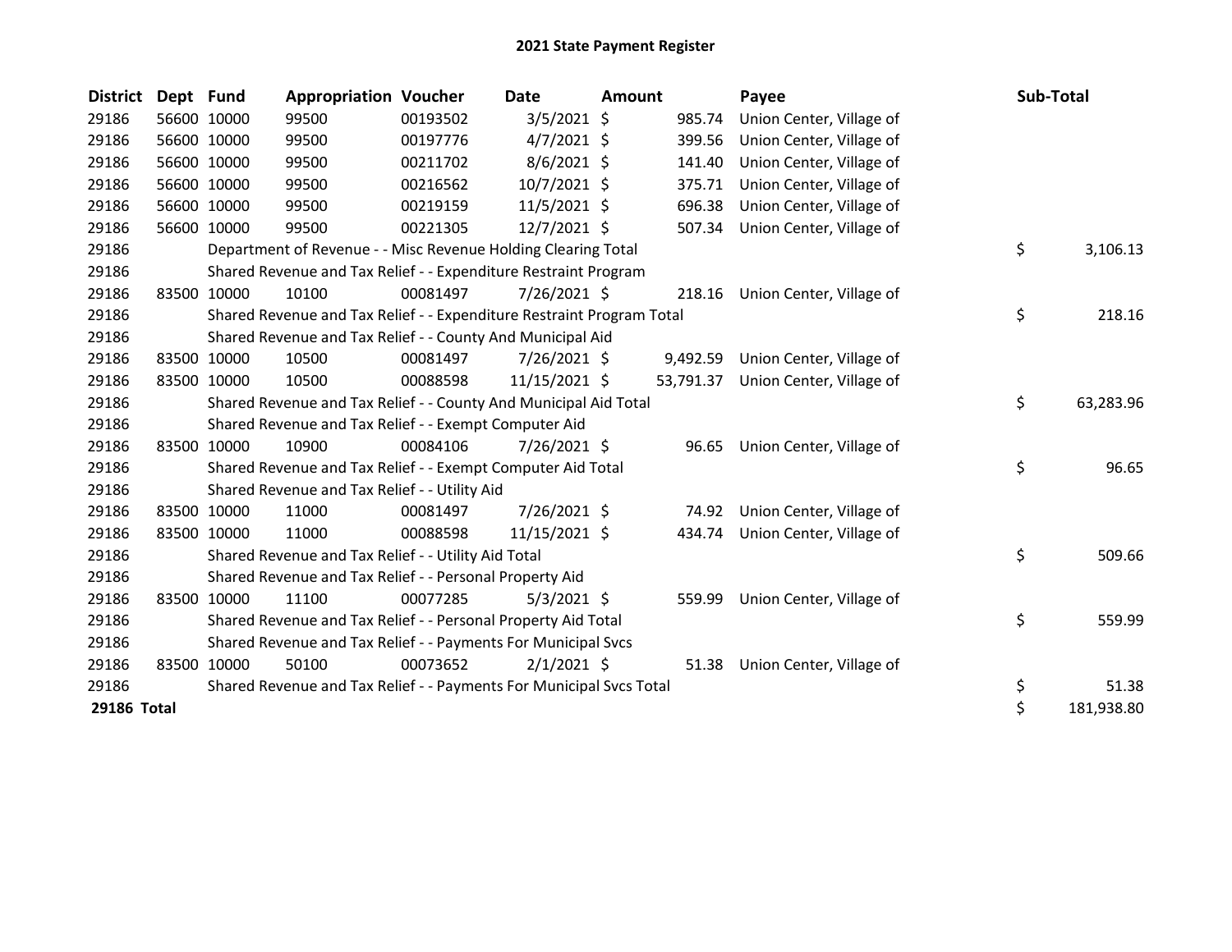# 2021 State Payment Register

| District | Dept | Fund | Appropriation | Voucher | Date | Amount | Payee | Sub-Total |
|---|---|---|---|---|---|---|---|---|
| 29186 | 56600 | 10000 | 99500 | 00193502 | 3/5/2021 | $ 985.74 | Union Center, Village of | |
| 29186 | 56600 | 10000 | 99500 | 00197776 | 4/7/2021 | $ 399.56 | Union Center, Village of | |
| 29186 | 56600 | 10000 | 99500 | 00211702 | 8/6/2021 | $ 141.40 | Union Center, Village of | |
| 29186 | 56600 | 10000 | 99500 | 00216562 | 10/7/2021 | $ 375.71 | Union Center, Village of | |
| 29186 | 56600 | 10000 | 99500 | 00219159 | 11/5/2021 | $ 696.38 | Union Center, Village of | |
| 29186 | 56600 | 10000 | 99500 | 00221305 | 12/7/2021 | $ 507.34 | Union Center, Village of | |
| 29186 | | Department of Revenue - - Misc Revenue Holding Clearing Total | | | | | | $ 3,106.13 |
| 29186 | | Shared Revenue and Tax Relief - - Expenditure Restraint Program | | | | | | |
| 29186 | 83500 | 10000 | 10100 | 00081497 | 7/26/2021 | $ 218.16 | Union Center, Village of | |
| 29186 | | Shared Revenue and Tax Relief - - Expenditure Restraint Program Total | | | | | | $ 218.16 |
| 29186 | | Shared Revenue and Tax Relief - - County And Municipal Aid | | | | | | |
| 29186 | 83500 | 10000 | 10500 | 00081497 | 7/26/2021 | $ 9,492.59 | Union Center, Village of | |
| 29186 | 83500 | 10000 | 10500 | 00088598 | 11/15/2021 | $ 53,791.37 | Union Center, Village of | |
| 29186 | | Shared Revenue and Tax Relief - - County And Municipal Aid Total | | | | | | $ 63,283.96 |
| 29186 | | Shared Revenue and Tax Relief - - Exempt Computer Aid | | | | | | |
| 29186 | 83500 | 10000 | 10900 | 00084106 | 7/26/2021 | $ 96.65 | Union Center, Village of | |
| 29186 | | Shared Revenue and Tax Relief - - Exempt Computer Aid Total | | | | | | $ 96.65 |
| 29186 | | Shared Revenue and Tax Relief - - Utility Aid | | | | | | |
| 29186 | 83500 | 10000 | 11000 | 00081497 | 7/26/2021 | $ 74.92 | Union Center, Village of | |
| 29186 | 83500 | 10000 | 11000 | 00088598 | 11/15/2021 | $ 434.74 | Union Center, Village of | |
| 29186 | | Shared Revenue and Tax Relief - - Utility Aid Total | | | | | | $ 509.66 |
| 29186 | | Shared Revenue and Tax Relief - - Personal Property Aid | | | | | | |
| 29186 | 83500 | 10000 | 11100 | 00077285 | 5/3/2021 | $ 559.99 | Union Center, Village of | |
| 29186 | | Shared Revenue and Tax Relief - - Personal Property Aid Total | | | | | | $ 559.99 |
| 29186 | | Shared Revenue and Tax Relief - - Payments For Municipal Svcs | | | | | | |
| 29186 | 83500 | 10000 | 50100 | 00073652 | 2/1/2021 | $ 51.38 | Union Center, Village of | |
| 29186 | | Shared Revenue and Tax Relief - - Payments For Municipal Svcs Total | | | | | | $ 51.38 |
| **29186 Total** | | | | | | | | $ 181,938.80 |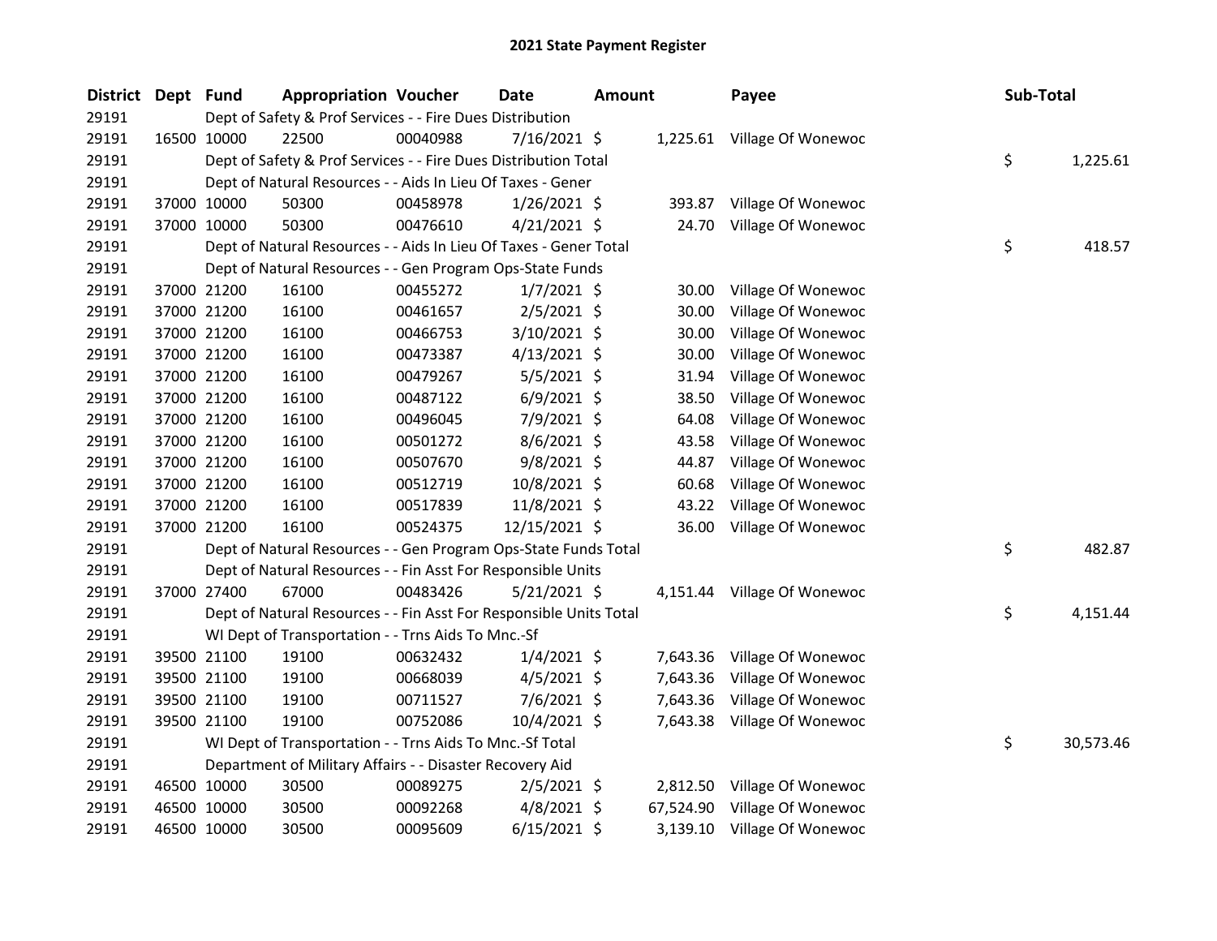# 2021 State Payment Register

| District | Dept | Fund | Appropriation | Voucher | Date | Amount | Payee | Sub-Total |
|---|---|---|---|---|---|---|---|---|
| 29191 | | Dept of Safety & Prof Services - - Fire Dues Distribution | | | | | | |
| 29191 | 16500 | 10000 | 22500 | 00040988 | 7/16/2021 | $ 1,225.61 | Village Of Wonewoc | |
| 29191 | | Dept of Safety & Prof Services - - Fire Dues Distribution Total | | | | | | $ 1,225.61 |
| 29191 | | Dept of Natural Resources - - Aids In Lieu Of Taxes - Gener | | | | | | |
| 29191 | 37000 | 10000 | 50300 | 00458978 | 1/26/2021 | $ 393.87 | Village Of Wonewoc | |
| 29191 | 37000 | 10000 | 50300 | 00476610 | 4/21/2021 | $ 24.70 | Village Of Wonewoc | |
| 29191 | | Dept of Natural Resources - - Aids In Lieu Of Taxes - Gener Total | | | | | | $ 418.57 |
| 29191 | | Dept of Natural Resources - - Gen Program Ops-State Funds | | | | | | |
| 29191 | 37000 | 21200 | 16100 | 00455272 | 1/7/2021 | $ 30.00 | Village Of Wonewoc | |
| 29191 | 37000 | 21200 | 16100 | 00461657 | 2/5/2021 | $ 30.00 | Village Of Wonewoc | |
| 29191 | 37000 | 21200 | 16100 | 00466753 | 3/10/2021 | $ 30.00 | Village Of Wonewoc | |
| 29191 | 37000 | 21200 | 16100 | 00473387 | 4/13/2021 | $ 30.00 | Village Of Wonewoc | |
| 29191 | 37000 | 21200 | 16100 | 00479267 | 5/5/2021 | $ 31.94 | Village Of Wonewoc | |
| 29191 | 37000 | 21200 | 16100 | 00487122 | 6/9/2021 | $ 38.50 | Village Of Wonewoc | |
| 29191 | 37000 | 21200 | 16100 | 00496045 | 7/9/2021 | $ 64.08 | Village Of Wonewoc | |
| 29191 | 37000 | 21200 | 16100 | 00501272 | 8/6/2021 | $ 43.58 | Village Of Wonewoc | |
| 29191 | 37000 | 21200 | 16100 | 00507670 | 9/8/2021 | $ 44.87 | Village Of Wonewoc | |
| 29191 | 37000 | 21200 | 16100 | 00512719 | 10/8/2021 | $ 60.68 | Village Of Wonewoc | |
| 29191 | 37000 | 21200 | 16100 | 00517839 | 11/8/2021 | $ 43.22 | Village Of Wonewoc | |
| 29191 | 37000 | 21200 | 16100 | 00524375 | 12/15/2021 | $ 36.00 | Village Of Wonewoc | |
| 29191 | | Dept of Natural Resources - - Gen Program Ops-State Funds Total | | | | | | $ 482.87 |
| 29191 | | Dept of Natural Resources - - Fin Asst For Responsible Units | | | | | | |
| 29191 | 37000 | 27400 | 67000 | 00483426 | 5/21/2021 | $ 4,151.44 | Village Of Wonewoc | |
| 29191 | | Dept of Natural Resources - - Fin Asst For Responsible Units Total | | | | | | $ 4,151.44 |
| 29191 | | WI Dept of Transportation - - Trns Aids To Mnc.-Sf | | | | | | |
| 29191 | 39500 | 21100 | 19100 | 00632432 | 1/4/2021 | $ 7,643.36 | Village Of Wonewoc | |
| 29191 | 39500 | 21100 | 19100 | 00668039 | 4/5/2021 | $ 7,643.36 | Village Of Wonewoc | |
| 29191 | 39500 | 21100 | 19100 | 00711527 | 7/6/2021 | $ 7,643.36 | Village Of Wonewoc | |
| 29191 | 39500 | 21100 | 19100 | 00752086 | 10/4/2021 | $ 7,643.38 | Village Of Wonewoc | |
| 29191 | | WI Dept of Transportation - - Trns Aids To Mnc.-Sf Total | | | | | | $ 30,573.46 |
| 29191 | | Department of Military Affairs - - Disaster Recovery Aid | | | | | | |
| 29191 | 46500 | 10000 | 30500 | 00089275 | 2/5/2021 | $ 2,812.50 | Village Of Wonewoc | |
| 29191 | 46500 | 10000 | 30500 | 00092268 | 4/8/2021 | $ 67,524.90 | Village Of Wonewoc | |
| 29191 | 46500 | 10000 | 30500 | 00095609 | 6/15/2021 | $ 3,139.10 | Village Of Wonewoc | |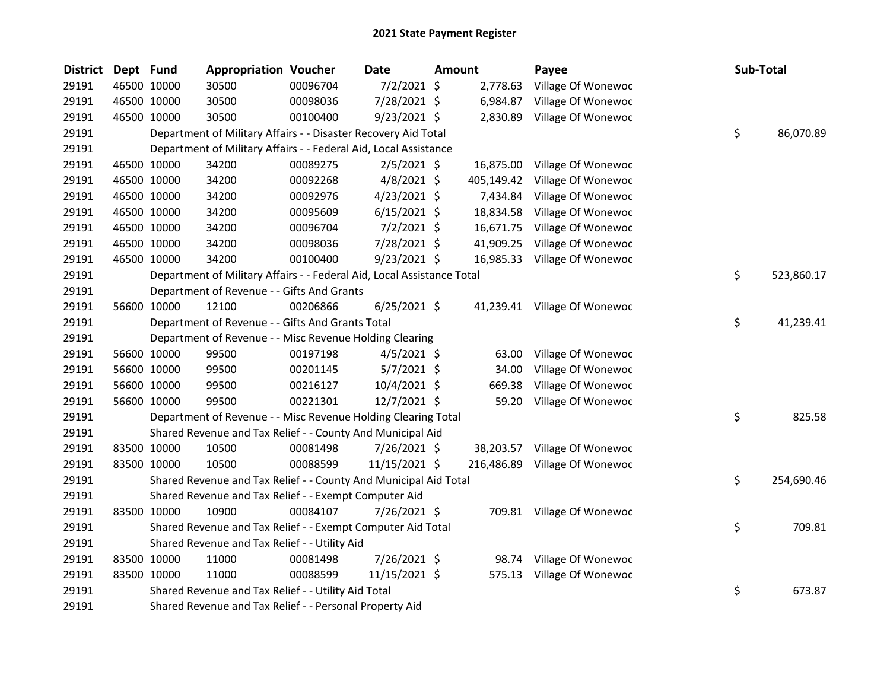# 2021 State Payment Register

| District | Dept | Fund | Appropriation | Voucher | Date | Amount | Payee | Sub-Total |
|---|---|---|---|---|---|---|---|---|
| 29191 | 46500 | 10000 | 30500 | 00096704 | 7/2/2021 | $ 2,778.63 | Village Of Wonewoc | |
| 29191 | 46500 | 10000 | 30500 | 00098036 | 7/28/2021 | $ 6,984.87 | Village Of Wonewoc | |
| 29191 | 46500 | 10000 | 30500 | 00100400 | 9/23/2021 | $ 2,830.89 | Village Of Wonewoc | |
| 29191 | | | Department of Military Affairs - - Disaster Recovery Aid Total | | | | | $ 86,070.89 |
| 29191 | | | Department of Military Affairs - - Federal Aid, Local Assistance | | | | | |
| 29191 | 46500 | 10000 | 34200 | 00089275 | 2/5/2021 | $ 16,875.00 | Village Of Wonewoc | |
| 29191 | 46500 | 10000 | 34200 | 00092268 | 4/8/2021 | $ 405,149.42 | Village Of Wonewoc | |
| 29191 | 46500 | 10000 | 34200 | 00092976 | 4/23/2021 | $ 7,434.84 | Village Of Wonewoc | |
| 29191 | 46500 | 10000 | 34200 | 00095609 | 6/15/2021 | $ 18,834.58 | Village Of Wonewoc | |
| 29191 | 46500 | 10000 | 34200 | 00096704 | 7/2/2021 | $ 16,671.75 | Village Of Wonewoc | |
| 29191 | 46500 | 10000 | 34200 | 00098036 | 7/28/2021 | $ 41,909.25 | Village Of Wonewoc | |
| 29191 | 46500 | 10000 | 34200 | 00100400 | 9/23/2021 | $ 16,985.33 | Village Of Wonewoc | |
| 29191 | | | Department of Military Affairs - - Federal Aid, Local Assistance Total | | | | | $ 523,860.17 |
| 29191 | | | Department of Revenue - - Gifts And Grants | | | | | |
| 29191 | 56600 | 10000 | 12100 | 00206866 | 6/25/2021 | $ 41,239.41 | Village Of Wonewoc | |
| 29191 | | | Department of Revenue - - Gifts And Grants Total | | | | | $ 41,239.41 |
| 29191 | | | Department of Revenue - - Misc Revenue Holding Clearing | | | | | |
| 29191 | 56600 | 10000 | 99500 | 00197198 | 4/5/2021 | $ 63.00 | Village Of Wonewoc | |
| 29191 | 56600 | 10000 | 99500 | 00201145 | 5/7/2021 | $ 34.00 | Village Of Wonewoc | |
| 29191 | 56600 | 10000 | 99500 | 00216127 | 10/4/2021 | $ 669.38 | Village Of Wonewoc | |
| 29191 | 56600 | 10000 | 99500 | 00221301 | 12/7/2021 | $ 59.20 | Village Of Wonewoc | |
| 29191 | | | Department of Revenue - - Misc Revenue Holding Clearing Total | | | | | $ 825.58 |
| 29191 | | | Shared Revenue and Tax Relief - - County And Municipal Aid | | | | | |
| 29191 | 83500 | 10000 | 10500 | 00081498 | 7/26/2021 | $ 38,203.57 | Village Of Wonewoc | |
| 29191 | 83500 | 10000 | 10500 | 00088599 | 11/15/2021 | $ 216,486.89 | Village Of Wonewoc | |
| 29191 | | | Shared Revenue and Tax Relief - - County And Municipal Aid Total | | | | | $ 254,690.46 |
| 29191 | | | Shared Revenue and Tax Relief - - Exempt Computer Aid | | | | | |
| 29191 | 83500 | 10000 | 10900 | 00084107 | 7/26/2021 | $ 709.81 | Village Of Wonewoc | |
| 29191 | | | Shared Revenue and Tax Relief - - Exempt Computer Aid Total | | | | | $ 709.81 |
| 29191 | | | Shared Revenue and Tax Relief - - Utility Aid | | | | | |
| 29191 | 83500 | 10000 | 11000 | 00081498 | 7/26/2021 | $ 98.74 | Village Of Wonewoc | |
| 29191 | 83500 | 10000 | 11000 | 00088599 | 11/15/2021 | $ 575.13 | Village Of Wonewoc | |
| 29191 | | | Shared Revenue and Tax Relief - - Utility Aid Total | | | | | $ 673.87 |
| 29191 | | | Shared Revenue and Tax Relief - - Personal Property Aid | | | | | |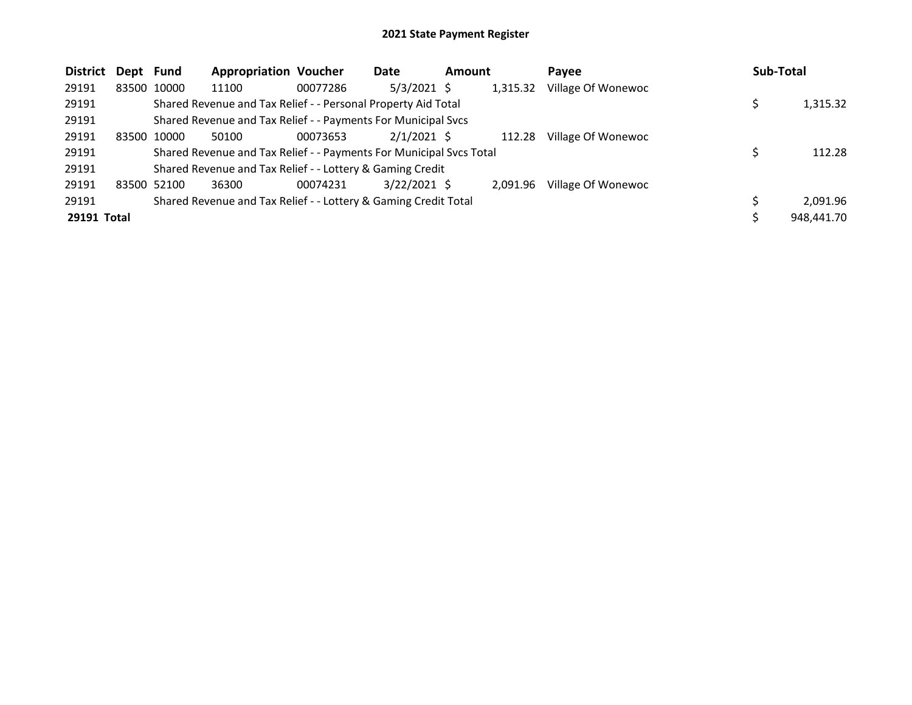# 2021 State Payment Register

| District | Dept | Fund | Appropriation | Voucher | Date | Amount | Payee | Sub-Total |
|---|---|---|---|---|---|---|---|---|
| 29191 | 83500 | 10000 | 11100 | 00077286 | 5/3/2021 | $ 1,315.32 | Village Of Wonewoc | |
| 29191 | | Shared Revenue and Tax Relief - - Personal Property Aid Total | | | | | | $ 1,315.32 |
| 29191 | | Shared Revenue and Tax Relief - - Payments For Municipal Svcs | | | | | | |
| 29191 | 83500 | 10000 | 50100 | 00073653 | 2/1/2021 | $ 112.28 | Village Of Wonewoc | |
| 29191 | | Shared Revenue and Tax Relief - - Payments For Municipal Svcs Total | | | | | | $ 112.28 |
| 29191 | | Shared Revenue and Tax Relief - - Lottery & Gaming Credit | | | | | | |
| 29191 | 83500 | 52100 | 36300 | 00074231 | 3/22/2021 | $ 2,091.96 | Village Of Wonewoc | |
| 29191 | | Shared Revenue and Tax Relief - - Lottery & Gaming Credit Total | | | | | | $ 2,091.96 |
| **29191 Total** | | | | | | | | $ 948,441.70 |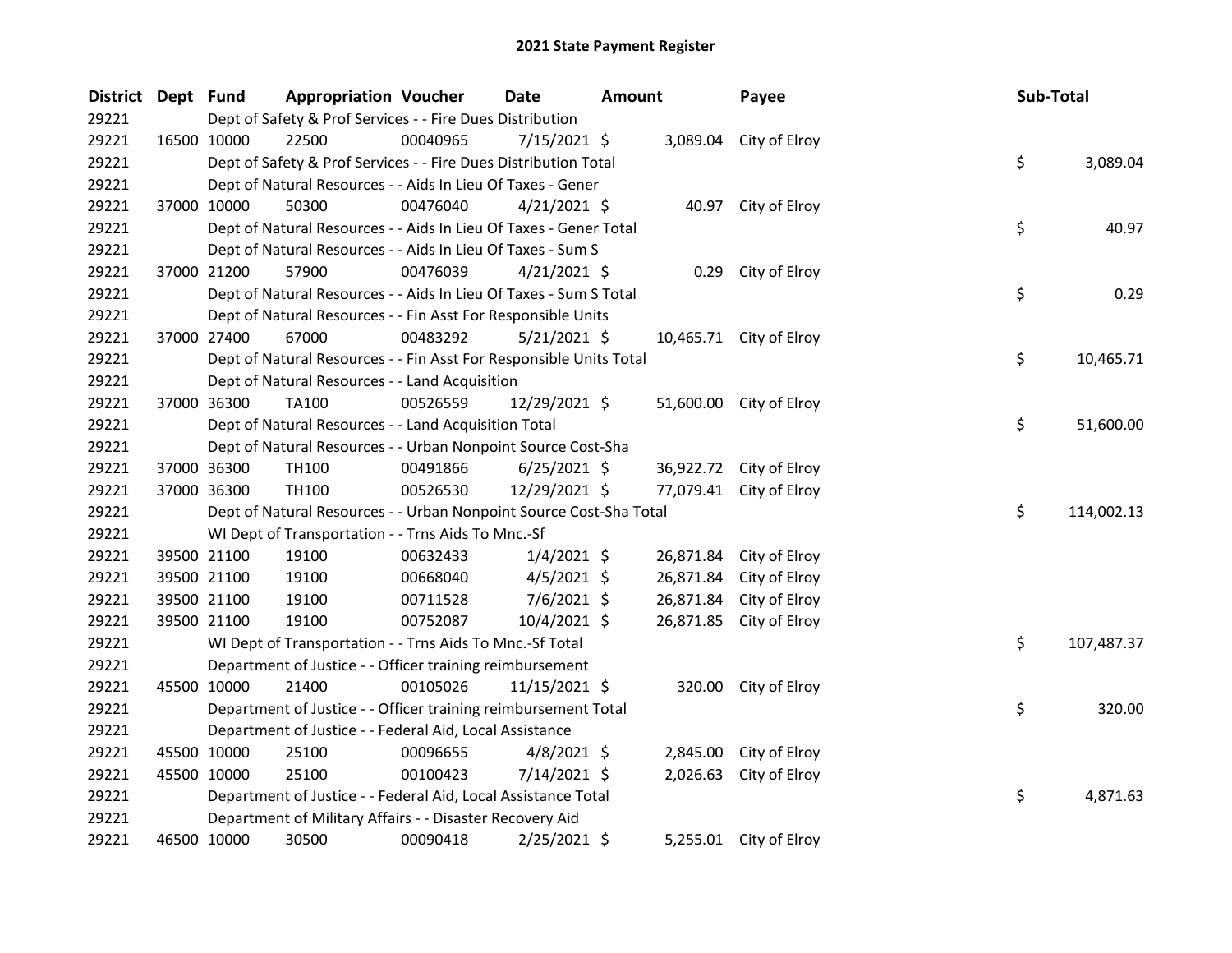# 2021 State Payment Register

| District | Dept | Fund | Appropriation | Voucher | Date | Amount | Payee | Sub-Total |
|---|---|---|---|---|---|---|---|---|
| 29221 | | Dept of Safety & Prof Services - - Fire Dues Distribution | | | | | | |
| 29221 | 16500 | 10000 | 22500 | 00040965 | 7/15/2021 | $ 3,089.04 | City of Elroy | |
| 29221 | | Dept of Safety & Prof Services - - Fire Dues Distribution Total | | | | | | $ 3,089.04 |
| 29221 | | Dept of Natural Resources - - Aids In Lieu Of Taxes - Gener | | | | | | |
| 29221 | 37000 | 10000 | 50300 | 00476040 | 4/21/2021 | $ 40.97 | City of Elroy | |
| 29221 | | Dept of Natural Resources - - Aids In Lieu Of Taxes - Gener Total | | | | | | $ 40.97 |
| 29221 | | Dept of Natural Resources - - Aids In Lieu Of Taxes - Sum S | | | | | | |
| 29221 | 37000 | 21200 | 57900 | 00476039 | 4/21/2021 | $ 0.29 | City of Elroy | |
| 29221 | | Dept of Natural Resources - - Aids In Lieu Of Taxes - Sum S Total | | | | | | $ 0.29 |
| 29221 | | Dept of Natural Resources - - Fin Asst For Responsible Units | | | | | | |
| 29221 | 37000 | 27400 | 67000 | 00483292 | 5/21/2021 | $ 10,465.71 | City of Elroy | |
| 29221 | | Dept of Natural Resources - - Fin Asst For Responsible Units Total | | | | | | $ 10,465.71 |
| 29221 | | Dept of Natural Resources - - Land Acquisition | | | | | | |
| 29221 | 37000 | 36300 | TA100 | 00526559 | 12/29/2021 | $ 51,600.00 | City of Elroy | |
| 29221 | | Dept of Natural Resources - - Land Acquisition Total | | | | | | $ 51,600.00 |
| 29221 | | Dept of Natural Resources - - Urban Nonpoint Source Cost-Sha | | | | | | |
| 29221 | 37000 | 36300 | TH100 | 00491866 | 6/25/2021 | $ 36,922.72 | City of Elroy | |
| 29221 | 37000 | 36300 | TH100 | 00526530 | 12/29/2021 | $ 77,079.41 | City of Elroy | |
| 29221 | | Dept of Natural Resources - - Urban Nonpoint Source Cost-Sha Total | | | | | | $ 114,002.13 |
| 29221 | | WI Dept of Transportation - - Trns Aids To Mnc.-Sf | | | | | | |
| 29221 | 39500 | 21100 | 19100 | 00632433 | 1/4/2021 | $ 26,871.84 | City of Elroy | |
| 29221 | 39500 | 21100 | 19100 | 00668040 | 4/5/2021 | $ 26,871.84 | City of Elroy | |
| 29221 | 39500 | 21100 | 19100 | 00711528 | 7/6/2021 | $ 26,871.84 | City of Elroy | |
| 29221 | 39500 | 21100 | 19100 | 00752087 | 10/4/2021 | $ 26,871.85 | City of Elroy | |
| 29221 | | WI Dept of Transportation - - Trns Aids To Mnc.-Sf Total | | | | | | $ 107,487.37 |
| 29221 | | Department of Justice - - Officer training reimbursement | | | | | | |
| 29221 | 45500 | 10000 | 21400 | 00105026 | 11/15/2021 | $ 320.00 | City of Elroy | |
| 29221 | | Department of Justice - - Officer training reimbursement Total | | | | | | $ 320.00 |
| 29221 | | Department of Justice - - Federal Aid, Local Assistance | | | | | | |
| 29221 | 45500 | 10000 | 25100 | 00096655 | 4/8/2021 | $ 2,845.00 | City of Elroy | |
| 29221 | 45500 | 10000 | 25100 | 00100423 | 7/14/2021 | $ 2,026.63 | City of Elroy | |
| 29221 | | Department of Justice - - Federal Aid, Local Assistance Total | | | | | | $ 4,871.63 |
| 29221 | | Department of Military Affairs - - Disaster Recovery Aid | | | | | | |
| 29221 | 46500 | 10000 | 30500 | 00090418 | 2/25/2021 | $ 5,255.01 | City of Elroy | |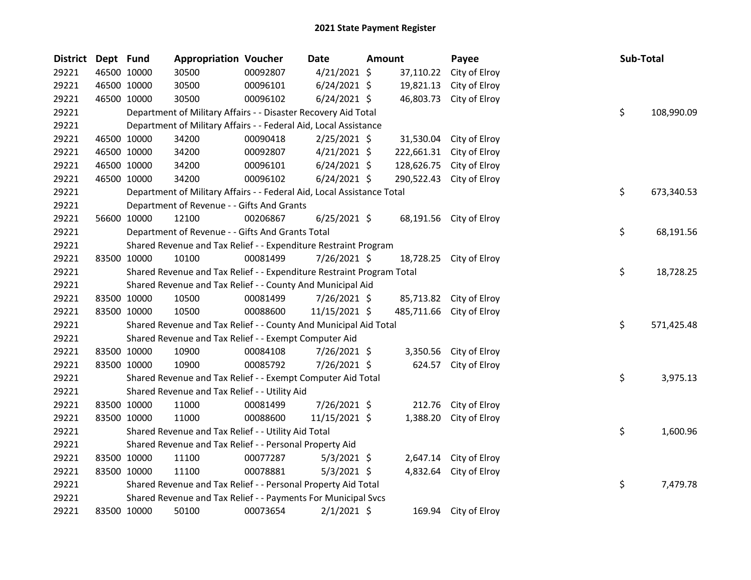# 2021 State Payment Register

| District | Dept | Fund | Appropriation | Voucher | Date | Amount | Payee | Sub-Total |
|---|---|---|---|---|---|---|---|---|
| 29221 | 46500 | 10000 | 30500 | 00092807 | 4/21/2021 | $ 37,110.22 | City of Elroy | |
| 29221 | 46500 | 10000 | 30500 | 00096101 | 6/24/2021 | $ 19,821.13 | City of Elroy | |
| 29221 | 46500 | 10000 | 30500 | 00096102 | 6/24/2021 | $ 46,803.73 | City of Elroy | |
| 29221 | | | Department of Military Affairs - - Disaster Recovery Aid Total | | | | | $ 108,990.09 |
| 29221 | | | Department of Military Affairs - - Federal Aid, Local Assistance | | | | | |
| 29221 | 46500 | 10000 | 34200 | 00090418 | 2/25/2021 | $ 31,530.04 | City of Elroy | |
| 29221 | 46500 | 10000 | 34200 | 00092807 | 4/21/2021 | $ 222,661.31 | City of Elroy | |
| 29221 | 46500 | 10000 | 34200 | 00096101 | 6/24/2021 | $ 128,626.75 | City of Elroy | |
| 29221 | 46500 | 10000 | 34200 | 00096102 | 6/24/2021 | $ 290,522.43 | City of Elroy | |
| 29221 | | | Department of Military Affairs - - Federal Aid, Local Assistance Total | | | | | $ 673,340.53 |
| 29221 | | | Department of Revenue - - Gifts And Grants | | | | | |
| 29221 | 56600 | 10000 | 12100 | 00206867 | 6/25/2021 | $ 68,191.56 | City of Elroy | |
| 29221 | | | Department of Revenue - - Gifts And Grants Total | | | | | $ 68,191.56 |
| 29221 | | | Shared Revenue and Tax Relief - - Expenditure Restraint Program | | | | | |
| 29221 | 83500 | 10000 | 10100 | 00081499 | 7/26/2021 | $ 18,728.25 | City of Elroy | |
| 29221 | | | Shared Revenue and Tax Relief - - Expenditure Restraint Program Total | | | | | $ 18,728.25 |
| 29221 | | | Shared Revenue and Tax Relief - - County And Municipal Aid | | | | | |
| 29221 | 83500 | 10000 | 10500 | 00081499 | 7/26/2021 | $ 85,713.82 | City of Elroy | |
| 29221 | 83500 | 10000 | 10500 | 00088600 | 11/15/2021 | $ 485,711.66 | City of Elroy | |
| 29221 | | | Shared Revenue and Tax Relief - - County And Municipal Aid Total | | | | | $ 571,425.48 |
| 29221 | | | Shared Revenue and Tax Relief - - Exempt Computer Aid | | | | | |
| 29221 | 83500 | 10000 | 10900 | 00084108 | 7/26/2021 | $ 3,350.56 | City of Elroy | |
| 29221 | 83500 | 10000 | 10900 | 00085792 | 7/26/2021 | $ 624.57 | City of Elroy | |
| 29221 | | | Shared Revenue and Tax Relief - - Exempt Computer Aid Total | | | | | $ 3,975.13 |
| 29221 | | | Shared Revenue and Tax Relief - - Utility Aid | | | | | |
| 29221 | 83500 | 10000 | 11000 | 00081499 | 7/26/2021 | $ 212.76 | City of Elroy | |
| 29221 | 83500 | 10000 | 11000 | 00088600 | 11/15/2021 | $ 1,388.20 | City of Elroy | |
| 29221 | | | Shared Revenue and Tax Relief - - Utility Aid Total | | | | | $ 1,600.96 |
| 29221 | | | Shared Revenue and Tax Relief - - Personal Property Aid | | | | | |
| 29221 | 83500 | 10000 | 11100 | 00077287 | 5/3/2021 | $ 2,647.14 | City of Elroy | |
| 29221 | 83500 | 10000 | 11100 | 00078881 | 5/3/2021 | $ 4,832.64 | City of Elroy | |
| 29221 | | | Shared Revenue and Tax Relief - - Personal Property Aid Total | | | | | $ 7,479.78 |
| 29221 | | | Shared Revenue and Tax Relief - - Payments For Municipal Svcs | | | | | |
| 29221 | 83500 | 10000 | 50100 | 00073654 | 2/1/2021 | $ 169.94 | City of Elroy | |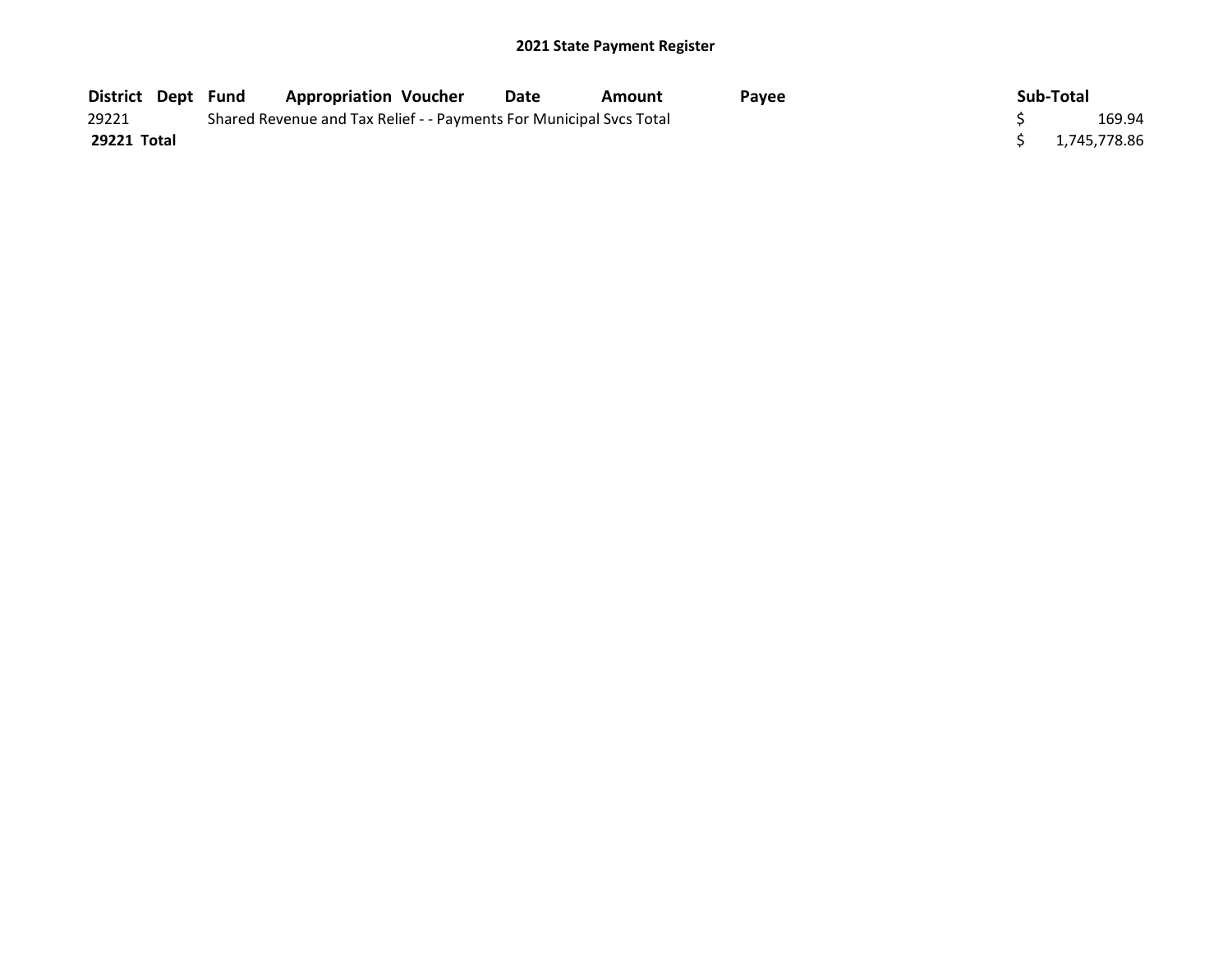## 2021 State Payment Register

| District | Dept | Fund | Appropriation | Voucher | Date | Amount | Payee | Sub-Total |
|---|---|---|---|---|---|---|---|---|
| 29221 | | Shared Revenue and Tax Relief - - Payments For Municipal Svcs Total | | | | | | $ 169.94 |
| **29221 Total** | | | | | | | | $ 1,745,778.86 |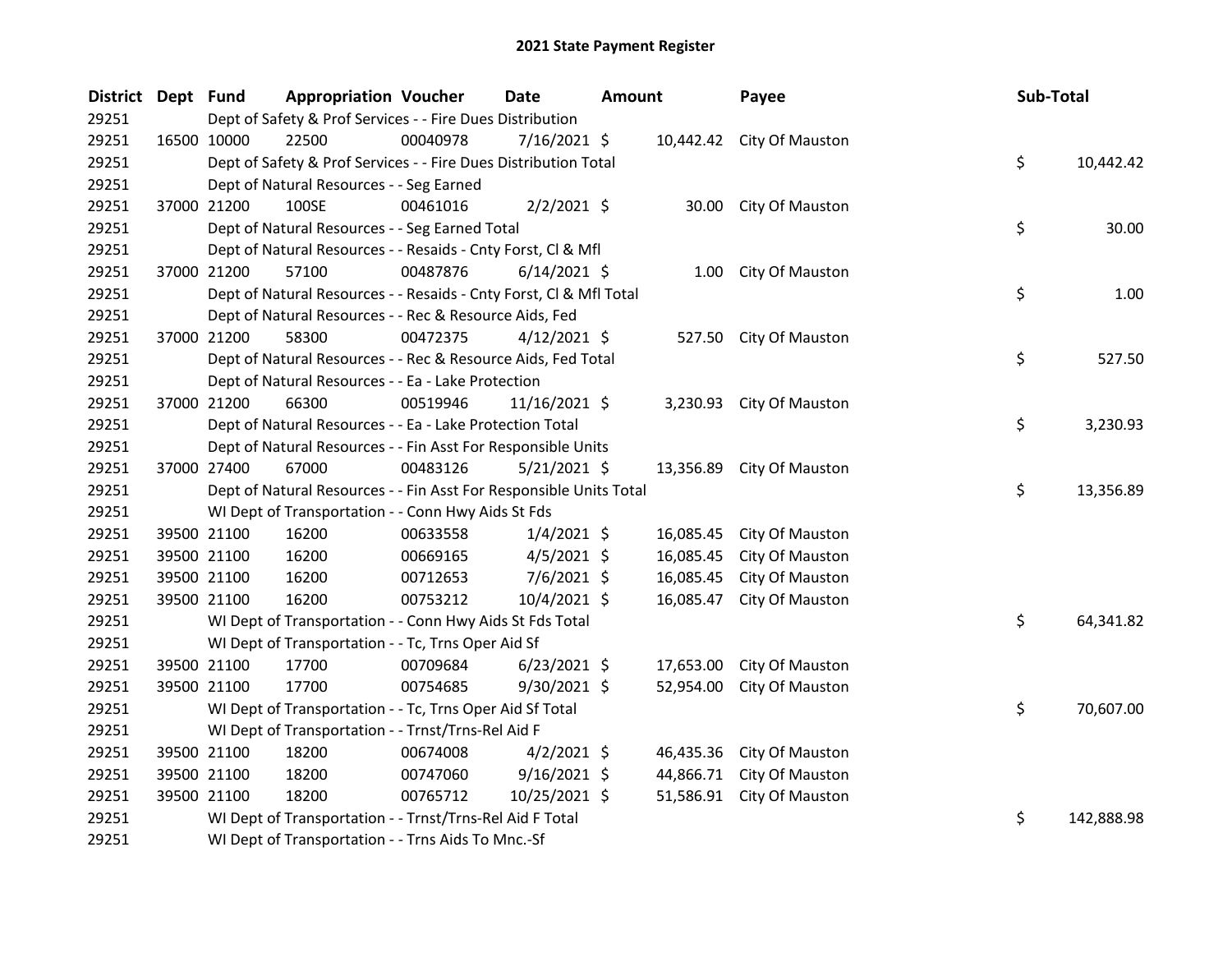# 2021 State Payment Register

| District | Dept | Fund | Appropriation | Voucher | Date | Amount | Payee | Sub-Total |
|---|---|---|---|---|---|---|---|---|
| 29251 | | Dept of Safety & Prof Services - - Fire Dues Distribution | | | | | | |
| 29251 | 16500 | 10000 | 22500 | 00040978 | 7/16/2021 | $ 10,442.42 | City Of Mauston | |
| 29251 | | Dept of Safety & Prof Services - - Fire Dues Distribution Total | | | | | | $ 10,442.42 |
| 29251 | | Dept of Natural Resources - - Seg Earned | | | | | | |
| 29251 | 37000 | 21200 | 100SE | 00461016 | 2/2/2021 | $ 30.00 | City Of Mauston | |
| 29251 | | Dept of Natural Resources - - Seg Earned Total | | | | | | $ 30.00 |
| 29251 | | Dept of Natural Resources - - Resaids - Cnty Forst, Cl & Mfl | | | | | | |
| 29251 | 37000 | 21200 | 57100 | 00487876 | 6/14/2021 | $ 1.00 | City Of Mauston | |
| 29251 | | Dept of Natural Resources - - Resaids - Cnty Forst, Cl & Mfl Total | | | | | | $ 1.00 |
| 29251 | | Dept of Natural Resources - - Rec & Resource Aids, Fed | | | | | | |
| 29251 | 37000 | 21200 | 58300 | 00472375 | 4/12/2021 | $ 527.50 | City Of Mauston | |
| 29251 | | Dept of Natural Resources - - Rec & Resource Aids, Fed Total | | | | | | $ 527.50 |
| 29251 | | Dept of Natural Resources - - Ea - Lake Protection | | | | | | |
| 29251 | 37000 | 21200 | 66300 | 00519946 | 11/16/2021 | $ 3,230.93 | City Of Mauston | |
| 29251 | | Dept of Natural Resources - - Ea - Lake Protection Total | | | | | | $ 3,230.93 |
| 29251 | | Dept of Natural Resources - - Fin Asst For Responsible Units | | | | | | |
| 29251 | 37000 | 27400 | 67000 | 00483126 | 5/21/2021 | $ 13,356.89 | City Of Mauston | |
| 29251 | | Dept of Natural Resources - - Fin Asst For Responsible Units Total | | | | | | $ 13,356.89 |
| 29251 | | WI Dept of Transportation - - Conn Hwy Aids St Fds | | | | | | |
| 29251 | 39500 | 21100 | 16200 | 00633558 | 1/4/2021 | $ 16,085.45 | City Of Mauston | |
| 29251 | 39500 | 21100 | 16200 | 00669165 | 4/5/2021 | $ 16,085.45 | City Of Mauston | |
| 29251 | 39500 | 21100 | 16200 | 00712653 | 7/6/2021 | $ 16,085.45 | City Of Mauston | |
| 29251 | 39500 | 21100 | 16200 | 00753212 | 10/4/2021 | $ 16,085.47 | City Of Mauston | |
| 29251 | | WI Dept of Transportation - - Conn Hwy Aids St Fds Total | | | | | | $ 64,341.82 |
| 29251 | | WI Dept of Transportation - - Tc, Trns Oper Aid Sf | | | | | | |
| 29251 | 39500 | 21100 | 17700 | 00709684 | 6/23/2021 | $ 17,653.00 | City Of Mauston | |
| 29251 | 39500 | 21100 | 17700 | 00754685 | 9/30/2021 | $ 52,954.00 | City Of Mauston | |
| 29251 | | WI Dept of Transportation - - Tc, Trns Oper Aid Sf Total | | | | | | $ 70,607.00 |
| 29251 | | WI Dept of Transportation - - Trnst/Trns-Rel Aid F | | | | | | |
| 29251 | 39500 | 21100 | 18200 | 00674008 | 4/2/2021 | $ 46,435.36 | City Of Mauston | |
| 29251 | 39500 | 21100 | 18200 | 00747060 | 9/16/2021 | $ 44,866.71 | City Of Mauston | |
| 29251 | 39500 | 21100 | 18200 | 00765712 | 10/25/2021 | $ 51,586.91 | City Of Mauston | |
| 29251 | | WI Dept of Transportation - - Trnst/Trns-Rel Aid F Total | | | | | | $ 142,888.98 |
| 29251 | | WI Dept of Transportation - - Trns Aids To Mnc.-Sf | | | | | | |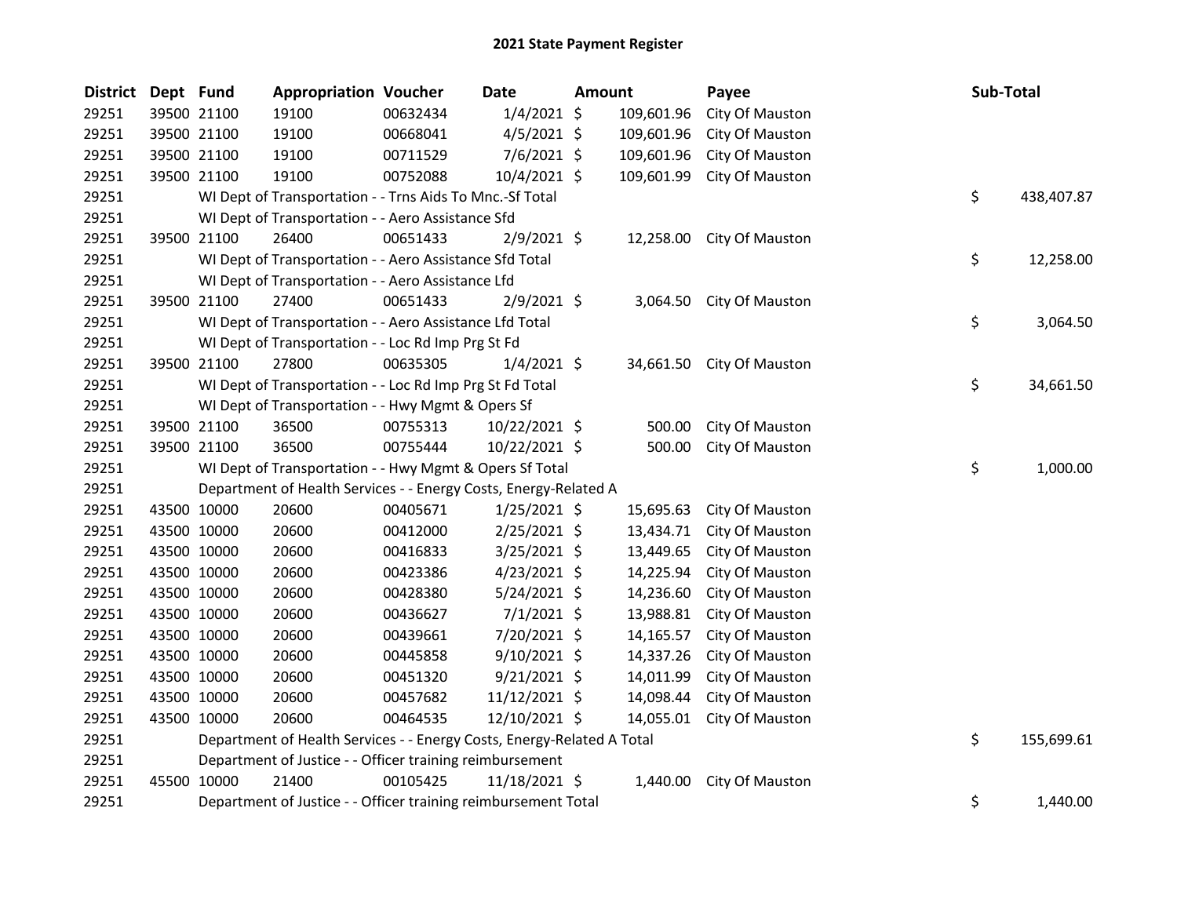# 2021 State Payment Register

| District | Dept | Fund | Appropriation | Voucher | Date | Amount | Payee | Sub-Total |
|---|---|---|---|---|---|---|---|---|
| 29251 | 39500 | 21100 | 19100 | 00632434 | 1/4/2021 | $ 109,601.96 | City Of Mauston | |
| 29251 | 39500 | 21100 | 19100 | 00668041 | 4/5/2021 | $ 109,601.96 | City Of Mauston | |
| 29251 | 39500 | 21100 | 19100 | 00711529 | 7/6/2021 | $ 109,601.96 | City Of Mauston | |
| 29251 | 39500 | 21100 | 19100 | 00752088 | 10/4/2021 | $ 109,601.99 | City Of Mauston | |
| 29251 | | | WI Dept of Transportation - - Trns Aids To Mnc.-Sf Total | | | | | $ 438,407.87 |
| 29251 | | | WI Dept of Transportation - - Aero Assistance Sfd | | | | | |
| 29251 | 39500 | 21100 | 26400 | 00651433 | 2/9/2021 | $ 12,258.00 | City Of Mauston | |
| 29251 | | | WI Dept of Transportation - - Aero Assistance Sfd Total | | | | | $ 12,258.00 |
| 29251 | | | WI Dept of Transportation - - Aero Assistance Lfd | | | | | |
| 29251 | 39500 | 21100 | 27400 | 00651433 | 2/9/2021 | $ 3,064.50 | City Of Mauston | |
| 29251 | | | WI Dept of Transportation - - Aero Assistance Lfd Total | | | | | $ 3,064.50 |
| 29251 | | | WI Dept of Transportation - - Loc Rd Imp Prg St Fd | | | | | |
| 29251 | 39500 | 21100 | 27800 | 00635305 | 1/4/2021 | $ 34,661.50 | City Of Mauston | |
| 29251 | | | WI Dept of Transportation - - Loc Rd Imp Prg St Fd Total | | | | | $ 34,661.50 |
| 29251 | | | WI Dept of Transportation - - Hwy Mgmt & Opers Sf | | | | | |
| 29251 | 39500 | 21100 | 36500 | 00755313 | 10/22/2021 | $ 500.00 | City Of Mauston | |
| 29251 | 39500 | 21100 | 36500 | 00755444 | 10/22/2021 | $ 500.00 | City Of Mauston | |
| 29251 | | | WI Dept of Transportation - - Hwy Mgmt & Opers Sf Total | | | | | $ 1,000.00 |
| 29251 | | | Department of Health Services - - Energy Costs, Energy-Related A | | | | | |
| 29251 | 43500 | 10000 | 20600 | 00405671 | 1/25/2021 | $ 15,695.63 | City Of Mauston | |
| 29251 | 43500 | 10000 | 20600 | 00412000 | 2/25/2021 | $ 13,434.71 | City Of Mauston | |
| 29251 | 43500 | 10000 | 20600 | 00416833 | 3/25/2021 | $ 13,449.65 | City Of Mauston | |
| 29251 | 43500 | 10000 | 20600 | 00423386 | 4/23/2021 | $ 14,225.94 | City Of Mauston | |
| 29251 | 43500 | 10000 | 20600 | 00428380 | 5/24/2021 | $ 14,236.60 | City Of Mauston | |
| 29251 | 43500 | 10000 | 20600 | 00436627 | 7/1/2021 | $ 13,988.81 | City Of Mauston | |
| 29251 | 43500 | 10000 | 20600 | 00439661 | 7/20/2021 | $ 14,165.57 | City Of Mauston | |
| 29251 | 43500 | 10000 | 20600 | 00445858 | 9/10/2021 | $ 14,337.26 | City Of Mauston | |
| 29251 | 43500 | 10000 | 20600 | 00451320 | 9/21/2021 | $ 14,011.99 | City Of Mauston | |
| 29251 | 43500 | 10000 | 20600 | 00457682 | 11/12/2021 | $ 14,098.44 | City Of Mauston | |
| 29251 | 43500 | 10000 | 20600 | 00464535 | 12/10/2021 | $ 14,055.01 | City Of Mauston | |
| 29251 | | | Department of Health Services - - Energy Costs, Energy-Related A Total | | | | | $ 155,699.61 |
| 29251 | | | Department of Justice - - Officer training reimbursement | | | | | |
| 29251 | 45500 | 10000 | 21400 | 00105425 | 11/18/2021 | $ 1,440.00 | City Of Mauston | |
| 29251 | | | Department of Justice - - Officer training reimbursement Total | | | | | $ 1,440.00 |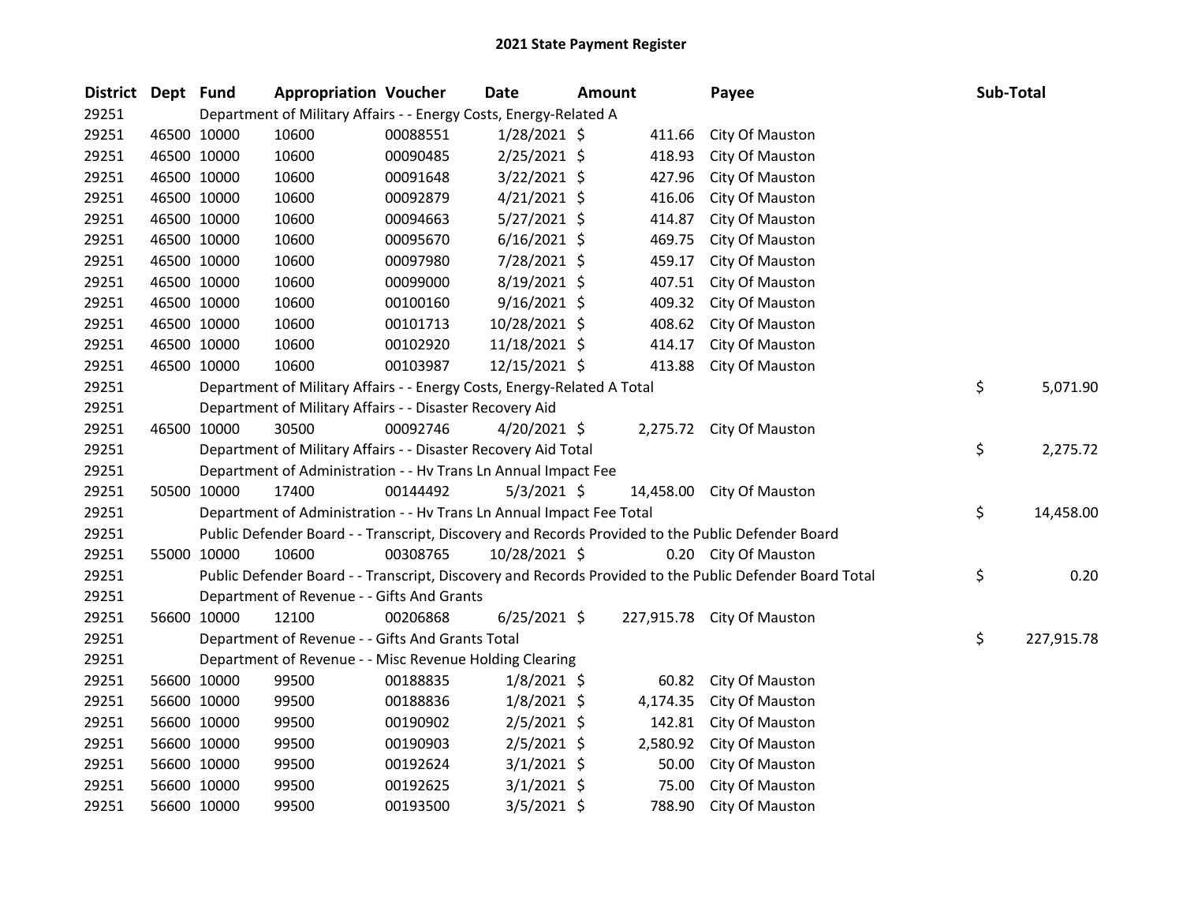# 2021 State Payment Register

| District | Dept | Fund | Appropriation | Voucher | Date | Amount | Payee | Sub-Total |
|---|---|---|---|---|---|---|---|---|
| 29251 | | | Department of Military Affairs - - Energy Costs, Energy-Related A | | | | | |
| 29251 | 46500 | 10000 | 10600 | 00088551 | 1/28/2021 | $ 411.66 | City Of Mauston | |
| 29251 | 46500 | 10000 | 10600 | 00090485 | 2/25/2021 | $ 418.93 | City Of Mauston | |
| 29251 | 46500 | 10000 | 10600 | 00091648 | 3/22/2021 | $ 427.96 | City Of Mauston | |
| 29251 | 46500 | 10000 | 10600 | 00092879 | 4/21/2021 | $ 416.06 | City Of Mauston | |
| 29251 | 46500 | 10000 | 10600 | 00094663 | 5/27/2021 | $ 414.87 | City Of Mauston | |
| 29251 | 46500 | 10000 | 10600 | 00095670 | 6/16/2021 | $ 469.75 | City Of Mauston | |
| 29251 | 46500 | 10000 | 10600 | 00097980 | 7/28/2021 | $ 459.17 | City Of Mauston | |
| 29251 | 46500 | 10000 | 10600 | 00099000 | 8/19/2021 | $ 407.51 | City Of Mauston | |
| 29251 | 46500 | 10000 | 10600 | 00100160 | 9/16/2021 | $ 409.32 | City Of Mauston | |
| 29251 | 46500 | 10000 | 10600 | 00101713 | 10/28/2021 | $ 408.62 | City Of Mauston | |
| 29251 | 46500 | 10000 | 10600 | 00102920 | 11/18/2021 | $ 414.17 | City Of Mauston | |
| 29251 | 46500 | 10000 | 10600 | 00103987 | 12/15/2021 | $ 413.88 | City Of Mauston | |
| 29251 | | | Department of Military Affairs - - Energy Costs, Energy-Related A Total | | | | | $ 5,071.90 |
| 29251 | | | Department of Military Affairs - - Disaster Recovery Aid | | | | | |
| 29251 | 46500 | 10000 | 30500 | 00092746 | 4/20/2021 | $ 2,275.72 | City Of Mauston | |
| 29251 | | | Department of Military Affairs - - Disaster Recovery Aid Total | | | | | $ 2,275.72 |
| 29251 | | | Department of Administration - - Hv Trans Ln Annual Impact Fee | | | | | |
| 29251 | 50500 | 10000 | 17400 | 00144492 | 5/3/2021 | $ 14,458.00 | City Of Mauston | |
| 29251 | | | Department of Administration - - Hv Trans Ln Annual Impact Fee Total | | | | | $ 14,458.00 |
| 29251 | | | Public Defender Board - - Transcript, Discovery and Records Provided to the Public Defender Board | | | | | |
| 29251 | 55000 | 10000 | 10600 | 00308765 | 10/28/2021 | $ 0.20 | City Of Mauston | |
| 29251 | | | Public Defender Board - - Transcript, Discovery and Records Provided to the Public Defender Board Total | | | | | $ 0.20 |
| 29251 | | | Department of Revenue - - Gifts And Grants | | | | | |
| 29251 | 56600 | 10000 | 12100 | 00206868 | 6/25/2021 | $ 227,915.78 | City Of Mauston | |
| 29251 | | | Department of Revenue - - Gifts And Grants Total | | | | | $ 227,915.78 |
| 29251 | | | Department of Revenue - - Misc Revenue Holding Clearing | | | | | |
| 29251 | 56600 | 10000 | 99500 | 00188835 | 1/8/2021 | $ 60.82 | City Of Mauston | |
| 29251 | 56600 | 10000 | 99500 | 00188836 | 1/8/2021 | $ 4,174.35 | City Of Mauston | |
| 29251 | 56600 | 10000 | 99500 | 00190902 | 2/5/2021 | $ 142.81 | City Of Mauston | |
| 29251 | 56600 | 10000 | 99500 | 00190903 | 2/5/2021 | $ 2,580.92 | City Of Mauston | |
| 29251 | 56600 | 10000 | 99500 | 00192624 | 3/1/2021 | $ 50.00 | City Of Mauston | |
| 29251 | 56600 | 10000 | 99500 | 00192625 | 3/1/2021 | $ 75.00 | City Of Mauston | |
| 29251 | 56600 | 10000 | 99500 | 00193500 | 3/5/2021 | $ 788.90 | City Of Mauston | |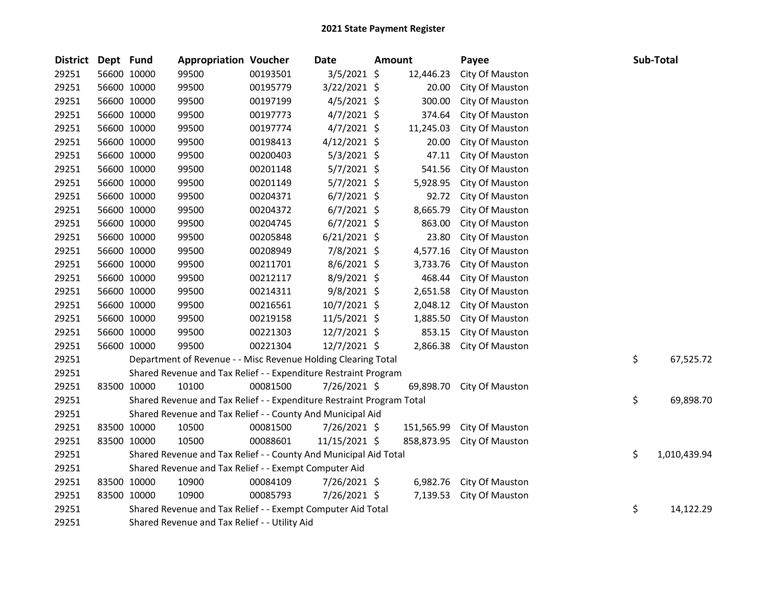# 2021 State Payment Register

| District | Dept | Fund | Appropriation | Voucher | Date | Amount | Payee | Sub-Total |
|---|---|---|---|---|---|---|---|---|
| 29251 | 56600 | 10000 | 99500 | 00193501 | 3/5/2021 | $ 12,446.23 | City Of Mauston | |
| 29251 | 56600 | 10000 | 99500 | 00195779 | 3/22/2021 | $ 20.00 | City Of Mauston | |
| 29251 | 56600 | 10000 | 99500 | 00197199 | 4/5/2021 | $ 300.00 | City Of Mauston | |
| 29251 | 56600 | 10000 | 99500 | 00197773 | 4/7/2021 | $ 374.64 | City Of Mauston | |
| 29251 | 56600 | 10000 | 99500 | 00197774 | 4/7/2021 | $ 11,245.03 | City Of Mauston | |
| 29251 | 56600 | 10000 | 99500 | 00198413 | 4/12/2021 | $ 20.00 | City Of Mauston | |
| 29251 | 56600 | 10000 | 99500 | 00200403 | 5/3/2021 | $ 47.11 | City Of Mauston | |
| 29251 | 56600 | 10000 | 99500 | 00201148 | 5/7/2021 | $ 541.56 | City Of Mauston | |
| 29251 | 56600 | 10000 | 99500 | 00201149 | 5/7/2021 | $ 5,928.95 | City Of Mauston | |
| 29251 | 56600 | 10000 | 99500 | 00204371 | 6/7/2021 | $ 92.72 | City Of Mauston | |
| 29251 | 56600 | 10000 | 99500 | 00204372 | 6/7/2021 | $ 8,665.79 | City Of Mauston | |
| 29251 | 56600 | 10000 | 99500 | 00204745 | 6/7/2021 | $ 863.00 | City Of Mauston | |
| 29251 | 56600 | 10000 | 99500 | 00205848 | 6/21/2021 | $ 23.80 | City Of Mauston | |
| 29251 | 56600 | 10000 | 99500 | 00208949 | 7/8/2021 | $ 4,577.16 | City Of Mauston | |
| 29251 | 56600 | 10000 | 99500 | 00211701 | 8/6/2021 | $ 3,733.76 | City Of Mauston | |
| 29251 | 56600 | 10000 | 99500 | 00212117 | 8/9/2021 | $ 468.44 | City Of Mauston | |
| 29251 | 56600 | 10000 | 99500 | 00214311 | 9/8/2021 | $ 2,651.58 | City Of Mauston | |
| 29251 | 56600 | 10000 | 99500 | 00216561 | 10/7/2021 | $ 2,048.12 | City Of Mauston | |
| 29251 | 56600 | 10000 | 99500 | 00219158 | 11/5/2021 | $ 1,885.50 | City Of Mauston | |
| 29251 | 56600 | 10000 | 99500 | 00221303 | 12/7/2021 | $ 853.15 | City Of Mauston | |
| 29251 | 56600 | 10000 | 99500 | 00221304 | 12/7/2021 | $ 2,866.38 | City Of Mauston | |
| 29251 | | Department of Revenue - - Misc Revenue Holding Clearing Total | | | | | | $ 67,525.72 |
| 29251 | | Shared Revenue and Tax Relief - - Expenditure Restraint Program | | | | | | |
| 29251 | 83500 | 10000 | 10100 | 00081500 | 7/26/2021 | $ 69,898.70 | City Of Mauston | |
| 29251 | | Shared Revenue and Tax Relief - - Expenditure Restraint Program Total | | | | | | $ 69,898.70 |
| 29251 | | Shared Revenue and Tax Relief - - County And Municipal Aid | | | | | | |
| 29251 | 83500 | 10000 | 10500 | 00081500 | 7/26/2021 | $ 151,565.99 | City Of Mauston | |
| 29251 | 83500 | 10000 | 10500 | 00088601 | 11/15/2021 | $ 858,873.95 | City Of Mauston | |
| 29251 | | Shared Revenue and Tax Relief - - County And Municipal Aid Total | | | | | | $ 1,010,439.94 |
| 29251 | | Shared Revenue and Tax Relief - - Exempt Computer Aid | | | | | | |
| 29251 | 83500 | 10000 | 10900 | 00084109 | 7/26/2021 | $ 6,982.76 | City Of Mauston | |
| 29251 | 83500 | 10000 | 10900 | 00085793 | 7/26/2021 | $ 7,139.53 | City Of Mauston | |
| 29251 | | Shared Revenue and Tax Relief - - Exempt Computer Aid Total | | | | | | $ 14,122.29 |
| 29251 | | Shared Revenue and Tax Relief - - Utility Aid | | | | | | |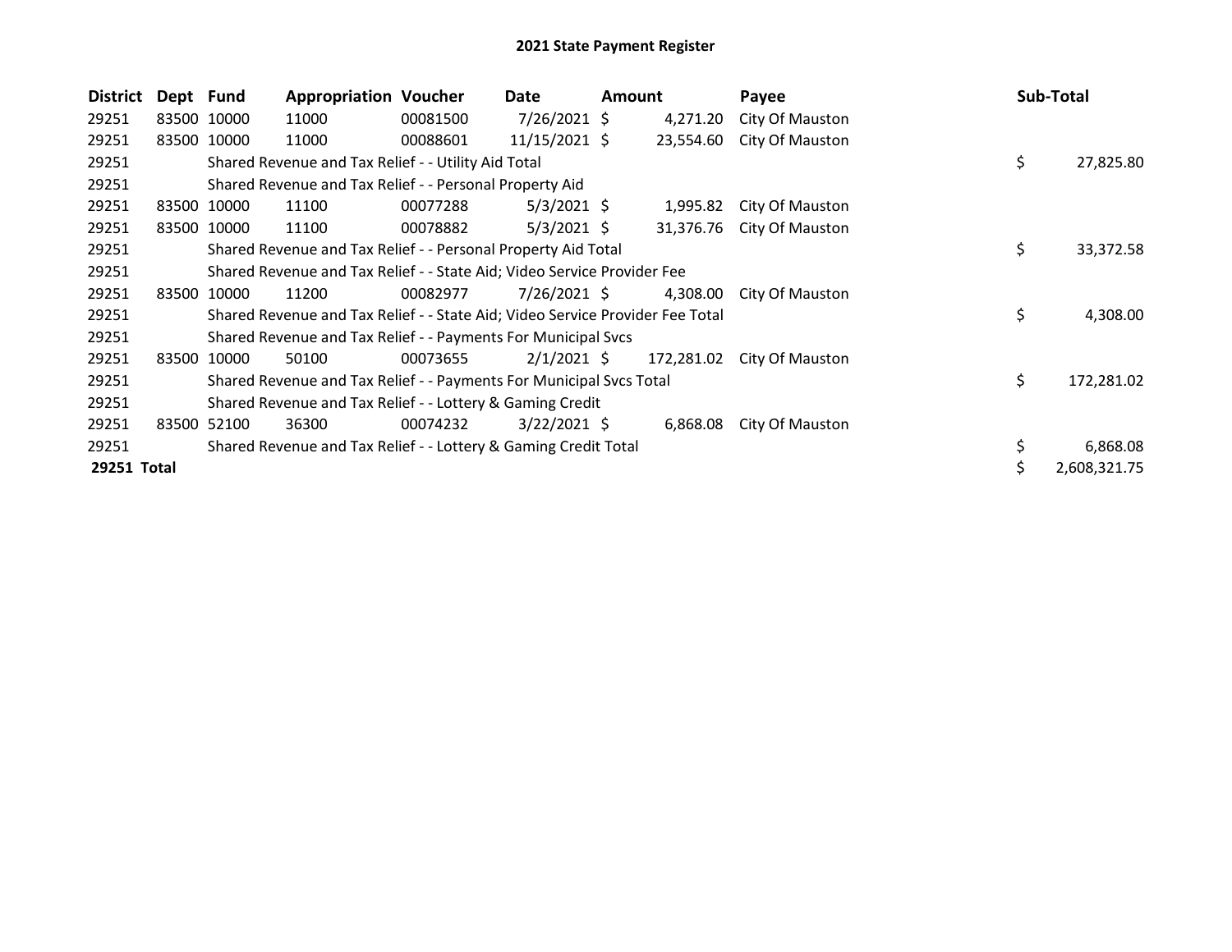# 2021 State Payment Register

| District | Dept | Fund | Appropriation | Voucher | Date | Amount | Payee | Sub-Total |
|---|---|---|---|---|---|---|---|---|
| 29251 | 83500 | 10000 | 11000 | 00081500 | 7/26/2021 | $ 4,271.20 | City Of Mauston | |
| 29251 | 83500 | 10000 | 11000 | 00088601 | 11/15/2021 | $ 23,554.60 | City Of Mauston | |
| 29251 | Shared Revenue and Tax Relief - - Utility Aid Total | | | | | | | $ 27,825.80 |
| 29251 | Shared Revenue and Tax Relief - - Personal Property Aid | | | | | | | |
| 29251 | 83500 | 10000 | 11100 | 00077288 | 5/3/2021 | $ 1,995.82 | City Of Mauston | |
| 29251 | 83500 | 10000 | 11100 | 00078882 | 5/3/2021 | $ 31,376.76 | City Of Mauston | |
| 29251 | Shared Revenue and Tax Relief - - Personal Property Aid Total | | | | | | | $ 33,372.58 |
| 29251 | Shared Revenue and Tax Relief - - State Aid; Video Service Provider Fee | | | | | | | |
| 29251 | 83500 | 10000 | 11200 | 00082977 | 7/26/2021 | $ 4,308.00 | City Of Mauston | |
| 29251 | Shared Revenue and Tax Relief - - State Aid; Video Service Provider Fee Total | | | | | | | $ 4,308.00 |
| 29251 | Shared Revenue and Tax Relief - - Payments For Municipal Svcs | | | | | | | |
| 29251 | 83500 | 10000 | 50100 | 00073655 | 2/1/2021 | $ 172,281.02 | City Of Mauston | |
| 29251 | Shared Revenue and Tax Relief - - Payments For Municipal Svcs Total | | | | | | | $ 172,281.02 |
| 29251 | Shared Revenue and Tax Relief - - Lottery & Gaming Credit | | | | | | | |
| 29251 | 83500 | 52100 | 36300 | 00074232 | 3/22/2021 | $ 6,868.08 | City Of Mauston | |
| 29251 | Shared Revenue and Tax Relief - - Lottery & Gaming Credit Total | | | | | | | $ 6,868.08 |
| **29251 Total** | | | | | | | | $ 2,608,321.75 |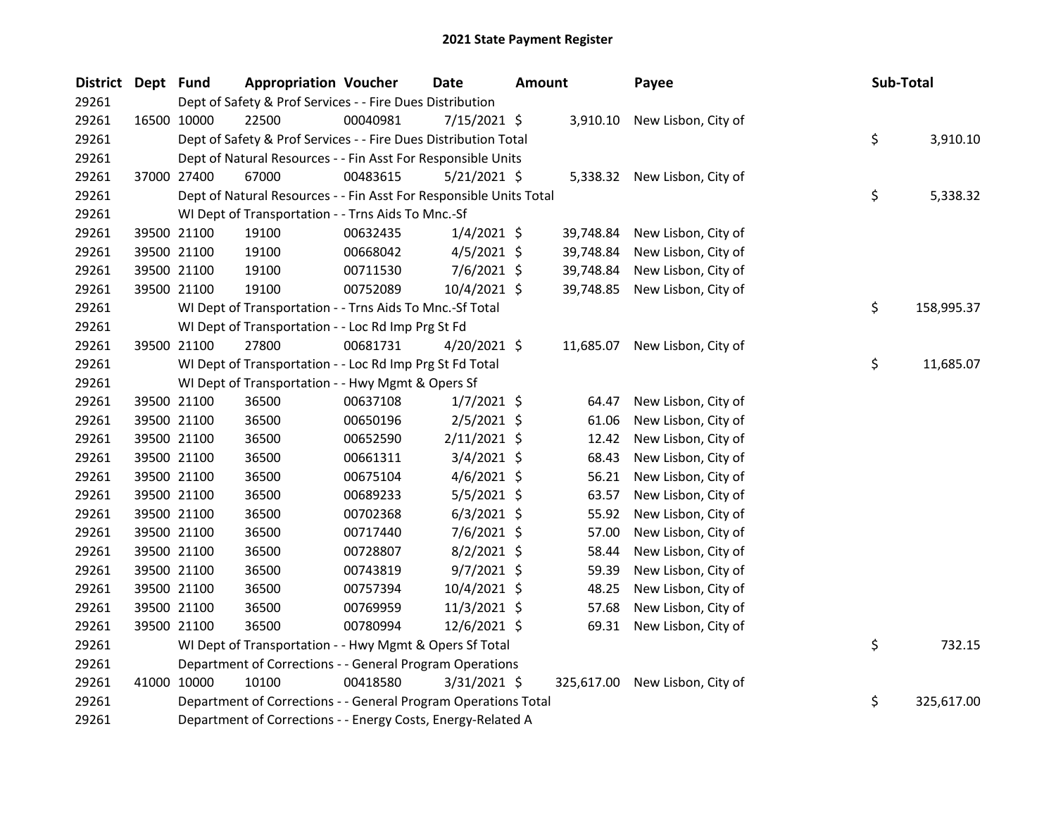# 2021 State Payment Register

| District | Dept | Fund | Appropriation | Voucher | Date | Amount | Payee | Sub-Total |
|---|---|---|---|---|---|---|---|---|
| 29261 | | Dept of Safety & Prof Services - - Fire Dues Distribution | | | | | | |
| 29261 | 16500 | 10000 | 22500 | 00040981 | 7/15/2021 | $ 3,910.10 | New Lisbon, City of | |
| 29261 | | Dept of Safety & Prof Services - - Fire Dues Distribution Total | | | | | | $ 3,910.10 |
| 29261 | | Dept of Natural Resources - - Fin Asst For Responsible Units | | | | | | |
| 29261 | 37000 | 27400 | 67000 | 00483615 | 5/21/2021 | $ 5,338.32 | New Lisbon, City of | |
| 29261 | | Dept of Natural Resources - - Fin Asst For Responsible Units Total | | | | | | $ 5,338.32 |
| 29261 | | WI Dept of Transportation - - Trns Aids To Mnc.-Sf | | | | | | |
| 29261 | 39500 | 21100 | 19100 | 00632435 | 1/4/2021 | $ 39,748.84 | New Lisbon, City of | |
| 29261 | 39500 | 21100 | 19100 | 00668042 | 4/5/2021 | $ 39,748.84 | New Lisbon, City of | |
| 29261 | 39500 | 21100 | 19100 | 00711530 | 7/6/2021 | $ 39,748.84 | New Lisbon, City of | |
| 29261 | 39500 | 21100 | 19100 | 00752089 | 10/4/2021 | $ 39,748.85 | New Lisbon, City of | |
| 29261 | | WI Dept of Transportation - - Trns Aids To Mnc.-Sf Total | | | | | | $ 158,995.37 |
| 29261 | | WI Dept of Transportation - - Loc Rd Imp Prg St Fd | | | | | | |
| 29261 | 39500 | 21100 | 27800 | 00681731 | 4/20/2021 | $ 11,685.07 | New Lisbon, City of | |
| 29261 | | WI Dept of Transportation - - Loc Rd Imp Prg St Fd Total | | | | | | $ 11,685.07 |
| 29261 | | WI Dept of Transportation - - Hwy Mgmt & Opers Sf | | | | | | |
| 29261 | 39500 | 21100 | 36500 | 00637108 | 1/7/2021 | $ 64.47 | New Lisbon, City of | |
| 29261 | 39500 | 21100 | 36500 | 00650196 | 2/5/2021 | $ 61.06 | New Lisbon, City of | |
| 29261 | 39500 | 21100 | 36500 | 00652590 | 2/11/2021 | $ 12.42 | New Lisbon, City of | |
| 29261 | 39500 | 21100 | 36500 | 00661311 | 3/4/2021 | $ 68.43 | New Lisbon, City of | |
| 29261 | 39500 | 21100 | 36500 | 00675104 | 4/6/2021 | $ 56.21 | New Lisbon, City of | |
| 29261 | 39500 | 21100 | 36500 | 00689233 | 5/5/2021 | $ 63.57 | New Lisbon, City of | |
| 29261 | 39500 | 21100 | 36500 | 00702368 | 6/3/2021 | $ 55.92 | New Lisbon, City of | |
| 29261 | 39500 | 21100 | 36500 | 00717440 | 7/6/2021 | $ 57.00 | New Lisbon, City of | |
| 29261 | 39500 | 21100 | 36500 | 00728807 | 8/2/2021 | $ 58.44 | New Lisbon, City of | |
| 29261 | 39500 | 21100 | 36500 | 00743819 | 9/7/2021 | $ 59.39 | New Lisbon, City of | |
| 29261 | 39500 | 21100 | 36500 | 00757394 | 10/4/2021 | $ 48.25 | New Lisbon, City of | |
| 29261 | 39500 | 21100 | 36500 | 00769959 | 11/3/2021 | $ 57.68 | New Lisbon, City of | |
| 29261 | 39500 | 21100 | 36500 | 00780994 | 12/6/2021 | $ 69.31 | New Lisbon, City of | |
| 29261 | | WI Dept of Transportation - - Hwy Mgmt & Opers Sf Total | | | | | | $ 732.15 |
| 29261 | | Department of Corrections - - General Program Operations | | | | | | |
| 29261 | 41000 | 10000 | 10100 | 00418580 | 3/31/2021 | $ 325,617.00 | New Lisbon, City of | |
| 29261 | | Department of Corrections - - General Program Operations Total | | | | | | $ 325,617.00 |
| 29261 | | Department of Corrections - - Energy Costs, Energy-Related A | | | | | | |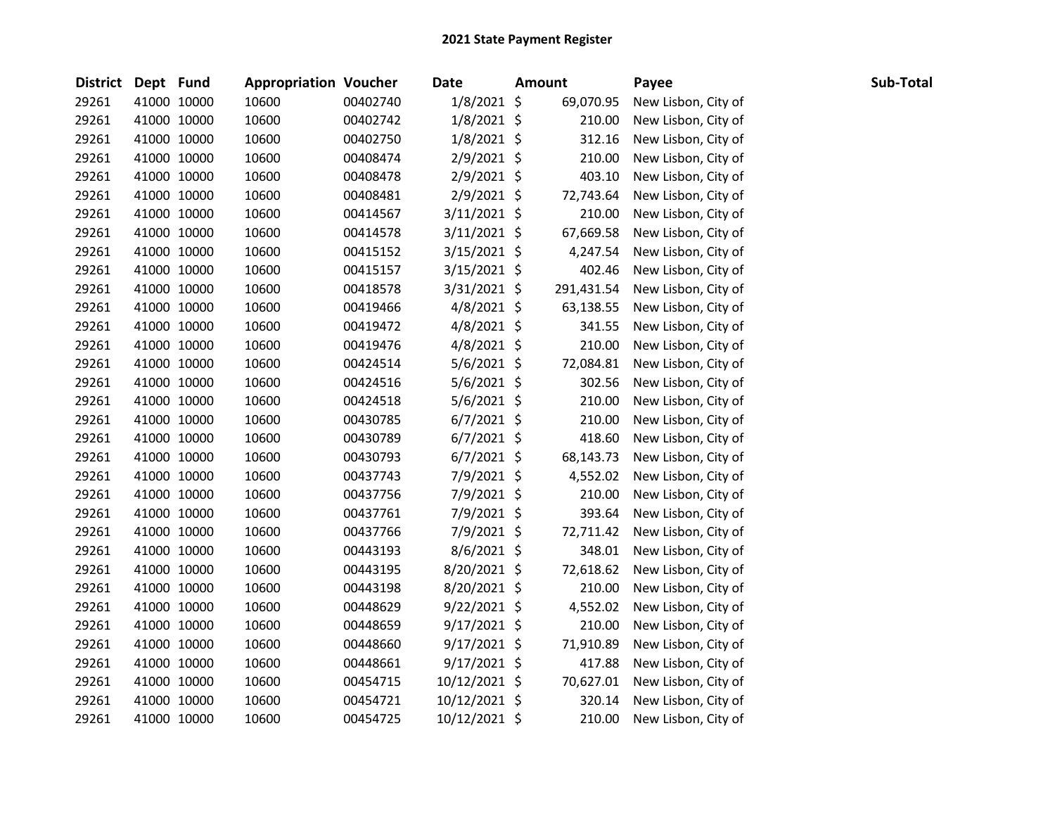# 2021 State Payment Register

| District | Dept | Fund | Appropriation | Voucher | Date | Amount | Payee | Sub-Total |
|---|---|---|---|---|---|---|---|---|
| 29261 | 41000 | 10000 | 10600 | 00402740 | 1/8/2021 | $ 69,070.95 | New Lisbon, City of | |
| 29261 | 41000 | 10000 | 10600 | 00402742 | 1/8/2021 | $ 210.00 | New Lisbon, City of | |
| 29261 | 41000 | 10000 | 10600 | 00402750 | 1/8/2021 | $ 312.16 | New Lisbon, City of | |
| 29261 | 41000 | 10000 | 10600 | 00408474 | 2/9/2021 | $ 210.00 | New Lisbon, City of | |
| 29261 | 41000 | 10000 | 10600 | 00408478 | 2/9/2021 | $ 403.10 | New Lisbon, City of | |
| 29261 | 41000 | 10000 | 10600 | 00408481 | 2/9/2021 | $ 72,743.64 | New Lisbon, City of | |
| 29261 | 41000 | 10000 | 10600 | 00414567 | 3/11/2021 | $ 210.00 | New Lisbon, City of | |
| 29261 | 41000 | 10000 | 10600 | 00414578 | 3/11/2021 | $ 67,669.58 | New Lisbon, City of | |
| 29261 | 41000 | 10000 | 10600 | 00415152 | 3/15/2021 | $ 4,247.54 | New Lisbon, City of | |
| 29261 | 41000 | 10000 | 10600 | 00415157 | 3/15/2021 | $ 402.46 | New Lisbon, City of | |
| 29261 | 41000 | 10000 | 10600 | 00418578 | 3/31/2021 | $ 291,431.54 | New Lisbon, City of | |
| 29261 | 41000 | 10000 | 10600 | 00419466 | 4/8/2021 | $ 63,138.55 | New Lisbon, City of | |
| 29261 | 41000 | 10000 | 10600 | 00419472 | 4/8/2021 | $ 341.55 | New Lisbon, City of | |
| 29261 | 41000 | 10000 | 10600 | 00419476 | 4/8/2021 | $ 210.00 | New Lisbon, City of | |
| 29261 | 41000 | 10000 | 10600 | 00424514 | 5/6/2021 | $ 72,084.81 | New Lisbon, City of | |
| 29261 | 41000 | 10000 | 10600 | 00424516 | 5/6/2021 | $ 302.56 | New Lisbon, City of | |
| 29261 | 41000 | 10000 | 10600 | 00424518 | 5/6/2021 | $ 210.00 | New Lisbon, City of | |
| 29261 | 41000 | 10000 | 10600 | 00430785 | 6/7/2021 | $ 210.00 | New Lisbon, City of | |
| 29261 | 41000 | 10000 | 10600 | 00430789 | 6/7/2021 | $ 418.60 | New Lisbon, City of | |
| 29261 | 41000 | 10000 | 10600 | 00430793 | 6/7/2021 | $ 68,143.73 | New Lisbon, City of | |
| 29261 | 41000 | 10000 | 10600 | 00437743 | 7/9/2021 | $ 4,552.02 | New Lisbon, City of | |
| 29261 | 41000 | 10000 | 10600 | 00437756 | 7/9/2021 | $ 210.00 | New Lisbon, City of | |
| 29261 | 41000 | 10000 | 10600 | 00437761 | 7/9/2021 | $ 393.64 | New Lisbon, City of | |
| 29261 | 41000 | 10000 | 10600 | 00437766 | 7/9/2021 | $ 72,711.42 | New Lisbon, City of | |
| 29261 | 41000 | 10000 | 10600 | 00443193 | 8/6/2021 | $ 348.01 | New Lisbon, City of | |
| 29261 | 41000 | 10000 | 10600 | 00443195 | 8/20/2021 | $ 72,618.62 | New Lisbon, City of | |
| 29261 | 41000 | 10000 | 10600 | 00443198 | 8/20/2021 | $ 210.00 | New Lisbon, City of | |
| 29261 | 41000 | 10000 | 10600 | 00448629 | 9/22/2021 | $ 4,552.02 | New Lisbon, City of | |
| 29261 | 41000 | 10000 | 10600 | 00448659 | 9/17/2021 | $ 210.00 | New Lisbon, City of | |
| 29261 | 41000 | 10000 | 10600 | 00448660 | 9/17/2021 | $ 71,910.89 | New Lisbon, City of | |
| 29261 | 41000 | 10000 | 10600 | 00448661 | 9/17/2021 | $ 417.88 | New Lisbon, City of | |
| 29261 | 41000 | 10000 | 10600 | 00454715 | 10/12/2021 | $ 70,627.01 | New Lisbon, City of | |
| 29261 | 41000 | 10000 | 10600 | 00454721 | 10/12/2021 | $ 320.14 | New Lisbon, City of | |
| 29261 | 41000 | 10000 | 10600 | 00454725 | 10/12/2021 | $ 210.00 | New Lisbon, City of | |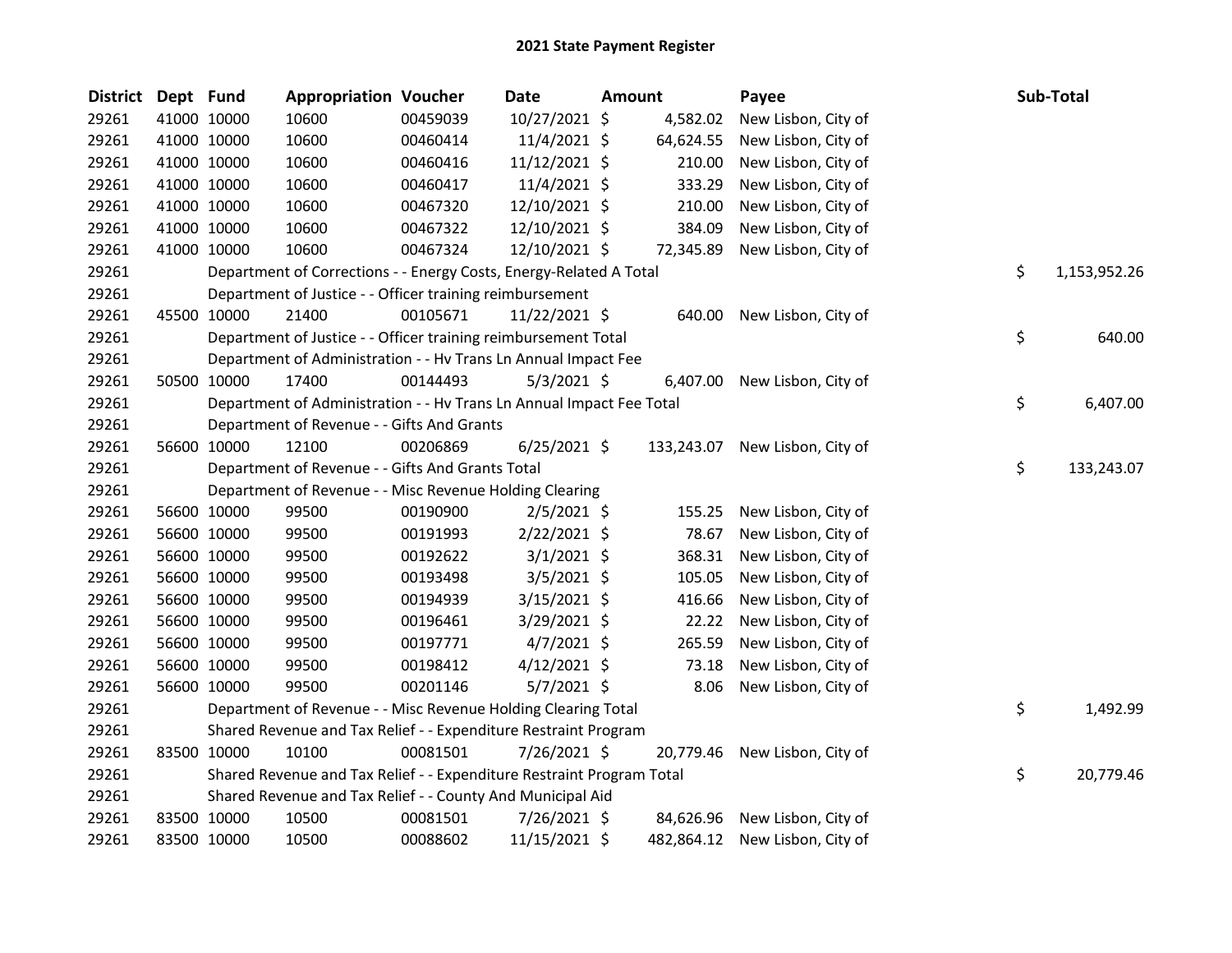# 2021 State Payment Register

| District | Dept | Fund | Appropriation | Voucher | Date | Amount | Payee | Sub-Total |
|---|---|---|---|---|---|---|---|---|
| 29261 | 41000 | 10000 | 10600 | 00459039 | 10/27/2021 | $ 4,582.02 | New Lisbon, City of | |
| 29261 | 41000 | 10000 | 10600 | 00460414 | 11/4/2021 | $ 64,624.55 | New Lisbon, City of | |
| 29261 | 41000 | 10000 | 10600 | 00460416 | 11/12/2021 | $ 210.00 | New Lisbon, City of | |
| 29261 | 41000 | 10000 | 10600 | 00460417 | 11/4/2021 | $ 333.29 | New Lisbon, City of | |
| 29261 | 41000 | 10000 | 10600 | 00467320 | 12/10/2021 | $ 210.00 | New Lisbon, City of | |
| 29261 | 41000 | 10000 | 10600 | 00467322 | 12/10/2021 | $ 384.09 | New Lisbon, City of | |
| 29261 | 41000 | 10000 | 10600 | 00467324 | 12/10/2021 | $ 72,345.89 | New Lisbon, City of | |
| 29261 | | Department of Corrections - - Energy Costs, Energy-Related A Total | | | | | | $ 1,153,952.26 |
| 29261 | | Department of Justice - - Officer training reimbursement | | | | | | |
| 29261 | 45500 | 10000 | 21400 | 00105671 | 11/22/2021 | $ 640.00 | New Lisbon, City of | |
| 29261 | | Department of Justice - - Officer training reimbursement Total | | | | | | $ 640.00 |
| 29261 | | Department of Administration - - Hv Trans Ln Annual Impact Fee | | | | | | |
| 29261 | 50500 | 10000 | 17400 | 00144493 | 5/3/2021 | $ 6,407.00 | New Lisbon, City of | |
| 29261 | | Department of Administration - - Hv Trans Ln Annual Impact Fee Total | | | | | | $ 6,407.00 |
| 29261 | | Department of Revenue - - Gifts And Grants | | | | | | |
| 29261 | 56600 | 10000 | 12100 | 00206869 | 6/25/2021 | $ 133,243.07 | New Lisbon, City of | |
| 29261 | | Department of Revenue - - Gifts And Grants Total | | | | | | $ 133,243.07 |
| 29261 | | Department of Revenue - - Misc Revenue Holding Clearing | | | | | | |
| 29261 | 56600 | 10000 | 99500 | 00190900 | 2/5/2021 | $ 155.25 | New Lisbon, City of | |
| 29261 | 56600 | 10000 | 99500 | 00191993 | 2/22/2021 | $ 78.67 | New Lisbon, City of | |
| 29261 | 56600 | 10000 | 99500 | 00192622 | 3/1/2021 | $ 368.31 | New Lisbon, City of | |
| 29261 | 56600 | 10000 | 99500 | 00193498 | 3/5/2021 | $ 105.05 | New Lisbon, City of | |
| 29261 | 56600 | 10000 | 99500 | 00194939 | 3/15/2021 | $ 416.66 | New Lisbon, City of | |
| 29261 | 56600 | 10000 | 99500 | 00196461 | 3/29/2021 | $ 22.22 | New Lisbon, City of | |
| 29261 | 56600 | 10000 | 99500 | 00197771 | 4/7/2021 | $ 265.59 | New Lisbon, City of | |
| 29261 | 56600 | 10000 | 99500 | 00198412 | 4/12/2021 | $ 73.18 | New Lisbon, City of | |
| 29261 | 56600 | 10000 | 99500 | 00201146 | 5/7/2021 | $ 8.06 | New Lisbon, City of | |
| 29261 | | Department of Revenue - - Misc Revenue Holding Clearing Total | | | | | | $ 1,492.99 |
| 29261 | | Shared Revenue and Tax Relief - - Expenditure Restraint Program | | | | | | |
| 29261 | 83500 | 10000 | 10100 | 00081501 | 7/26/2021 | $ 20,779.46 | New Lisbon, City of | |
| 29261 | | Shared Revenue and Tax Relief - - Expenditure Restraint Program Total | | | | | | $ 20,779.46 |
| 29261 | | Shared Revenue and Tax Relief - - County And Municipal Aid | | | | | | |
| 29261 | 83500 | 10000 | 10500 | 00081501 | 7/26/2021 | $ 84,626.96 | New Lisbon, City of | |
| 29261 | 83500 | 10000 | 10500 | 00088602 | 11/15/2021 | $ 482,864.12 | New Lisbon, City of | |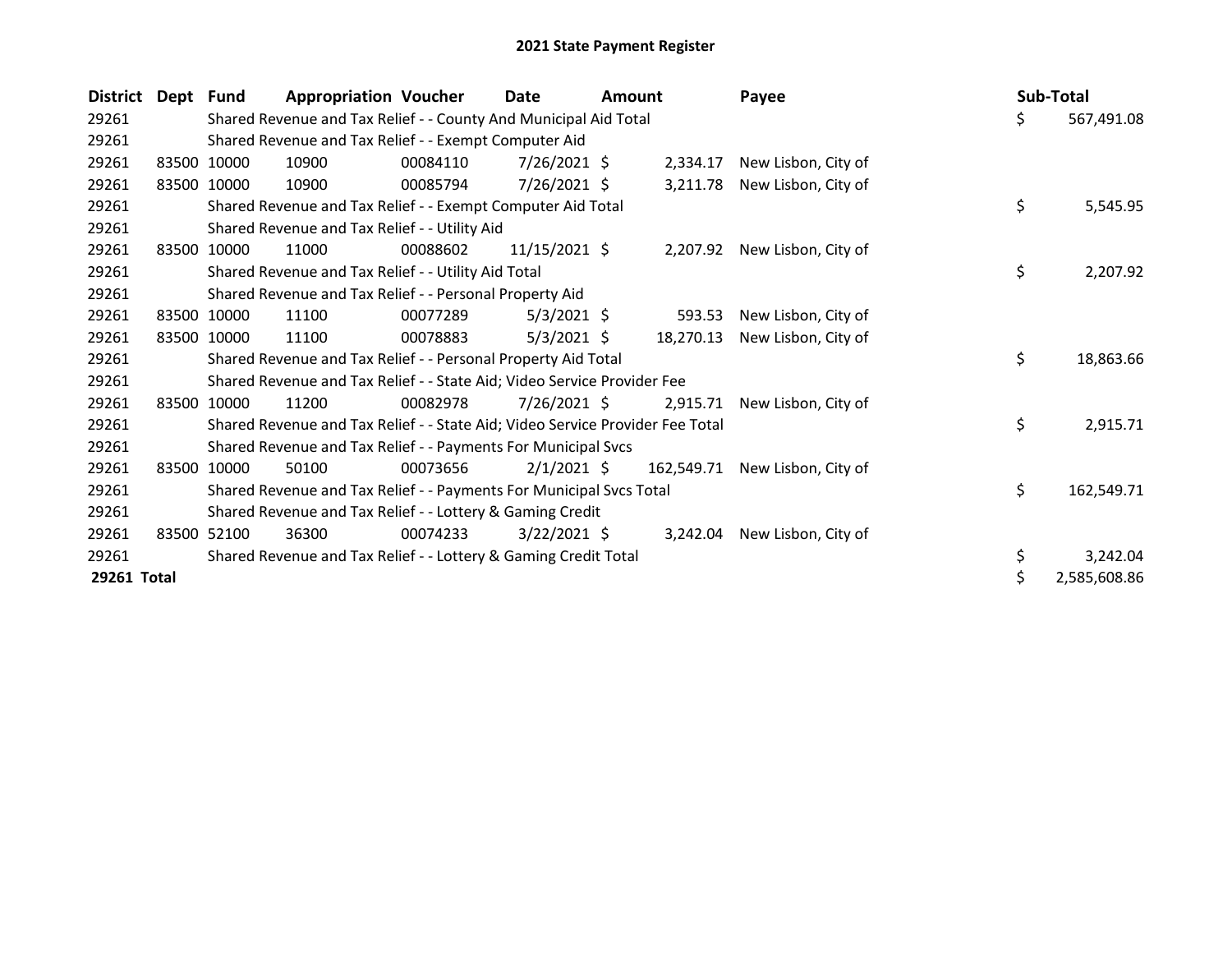# 2021 State Payment Register

| District | Dept | Fund | Appropriation | Voucher | Date | Amount | Payee | Sub-Total |
|---|---|---|---|---|---|---|---|---|
| 29261 | | Shared Revenue and Tax Relief - - County And Municipal Aid Total | | | | | | $ 567,491.08 |
| 29261 | | Shared Revenue and Tax Relief - - Exempt Computer Aid | | | | | | |
| 29261 | 83500 | 10000 | 10900 | 00084110 | 7/26/2021 | $ 2,334.17 | New Lisbon, City of | |
| 29261 | 83500 | 10000 | 10900 | 00085794 | 7/26/2021 | $ 3,211.78 | New Lisbon, City of | |
| 29261 | | Shared Revenue and Tax Relief - - Exempt Computer Aid Total | | | | | | $ 5,545.95 |
| 29261 | | Shared Revenue and Tax Relief - - Utility Aid | | | | | | |
| 29261 | 83500 | 10000 | 11000 | 00088602 | 11/15/2021 | $ 2,207.92 | New Lisbon, City of | |
| 29261 | | Shared Revenue and Tax Relief - - Utility Aid Total | | | | | | $ 2,207.92 |
| 29261 | | Shared Revenue and Tax Relief - - Personal Property Aid | | | | | | |
| 29261 | 83500 | 10000 | 11100 | 00077289 | 5/3/2021 | $ 593.53 | New Lisbon, City of | |
| 29261 | 83500 | 10000 | 11100 | 00078883 | 5/3/2021 | $ 18,270.13 | New Lisbon, City of | |
| 29261 | | Shared Revenue and Tax Relief - - Personal Property Aid Total | | | | | | $ 18,863.66 |
| 29261 | | Shared Revenue and Tax Relief - - State Aid; Video Service Provider Fee | | | | | | |
| 29261 | 83500 | 10000 | 11200 | 00082978 | 7/26/2021 | $ 2,915.71 | New Lisbon, City of | |
| 29261 | | Shared Revenue and Tax Relief - - State Aid; Video Service Provider Fee Total | | | | | | $ 2,915.71 |
| 29261 | | Shared Revenue and Tax Relief - - Payments For Municipal Svcs | | | | | | |
| 29261 | 83500 | 10000 | 50100 | 00073656 | 2/1/2021 | $ 162,549.71 | New Lisbon, City of | |
| 29261 | | Shared Revenue and Tax Relief - - Payments For Municipal Svcs Total | | | | | | $ 162,549.71 |
| 29261 | | Shared Revenue and Tax Relief - - Lottery & Gaming Credit | | | | | | |
| 29261 | 83500 | 52100 | 36300 | 00074233 | 3/22/2021 | $ 3,242.04 | New Lisbon, City of | |
| 29261 | | Shared Revenue and Tax Relief - - Lottery & Gaming Credit Total | | | | | | $ 3,242.04 |
| **29261 Total** | | | | | | | | $ 2,585,608.86 |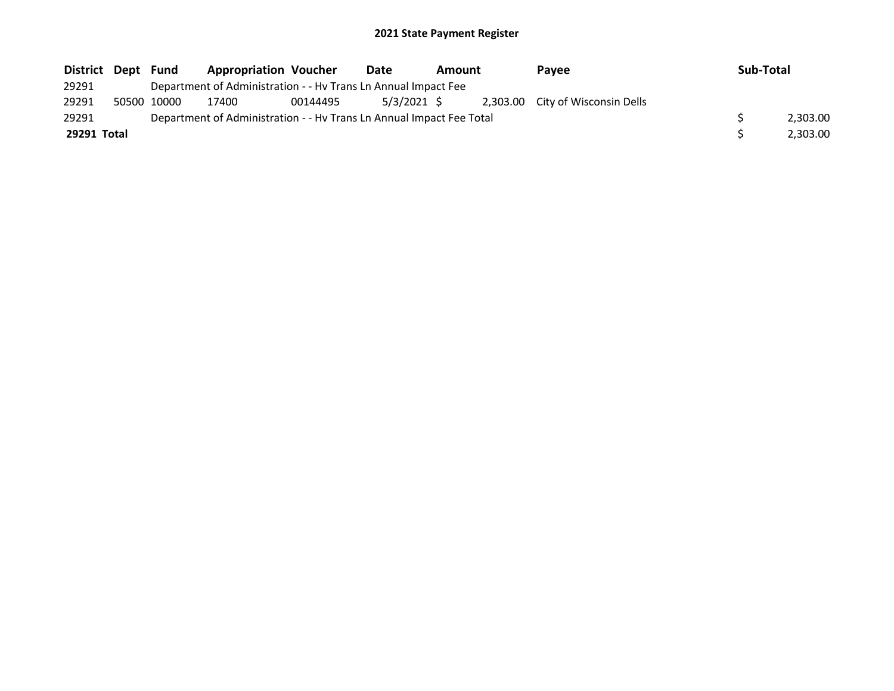# 2021 State Payment Register

| District | Dept | Fund | Appropriation | Voucher | Date | Amount | Payee | Sub-Total |
|---|---|---|---|---|---|---|---|---|
| 29291 | | Department of Administration - - Hv Trans Ln Annual Impact Fee | | | | | | |
| 29291 | 50500 | 10000 | 17400 | 00144495 | 5/3/2021 | $ 2,303.00 | City of Wisconsin Dells | |
| 29291 | | Department of Administration - - Hv Trans Ln Annual Impact Fee Total | | | | | | $ 2,303.00 |
| **29291 Total** | | | | | | | | $ 2,303.00 |